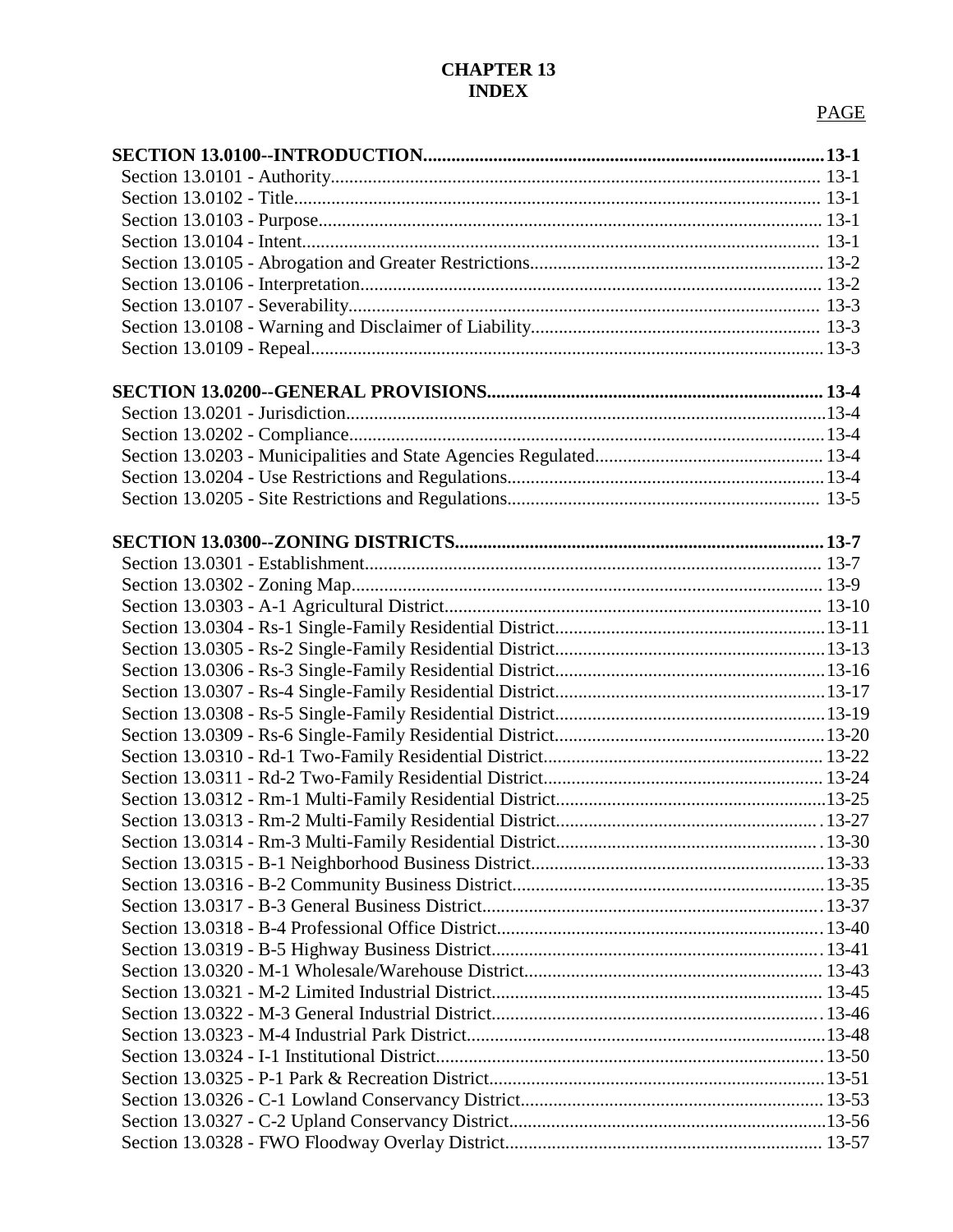# CHAPTER 13
# INDEX

| | PAGE |
|---|---|
| **SECTION 13.0100--INTRODUCTION** | **13-1** |
| Section 13.0101 - Authority | 13-1 |
| Section 13.0102 - Title | 13-1 |
| Section 13.0103 - Purpose | 13-1 |
| Section 13.0104 - Intent | 13-1 |
| Section 13.0105 - Abrogation and Greater Restrictions | 13-2 |
| Section 13.0106 - Interpretation | 13-2 |
| Section 13.0107 - Severability | 13-3 |
| Section 13.0108 - Warning and Disclaimer of Liability | 13-3 |
| Section 13.0109 - Repeal | 13-3 |
| | |
| **SECTION 13.0200--GENERAL PROVISIONS** | **13-4** |
| Section 13.0201 - Jurisdiction | 13-4 |
| Section 13.0202 - Compliance | 13-4 |
| Section 13.0203 - Municipalities and State Agencies Regulated | 13-4 |
| Section 13.0204 - Use Restrictions and Regulations | 13-4 |
| Section 13.0205 - Site Restrictions and Regulations | 13-5 |
| | |
| **SECTION 13.0300--ZONING DISTRICTS** | **13-7** |
| Section 13.0301 - Establishment | 13-7 |
| Section 13.0302 - Zoning Map | 13-9 |
| Section 13.0303 - A-1 Agricultural District | 13-10 |
| Section 13.0304 - Rs-1 Single-Family Residential District | 13-11 |
| Section 13.0305 - Rs-2 Single-Family Residential District | 13-13 |
| Section 13.0306 - Rs-3 Single-Family Residential District | 13-16 |
| Section 13.0307 - Rs-4 Single-Family Residential District | 13-17 |
| Section 13.0308 - Rs-5 Single-Family Residential District | 13-19 |
| Section 13.0309 - Rs-6 Single-Family Residential District | 13-20 |
| Section 13.0310 - Rd-1 Two-Family Residential District | 13-22 |
| Section 13.0311 - Rd-2 Two-Family Residential District | 13-24 |
| Section 13.0312 - Rm-1 Multi-Family Residential District | 13-25 |
| Section 13.0313 - Rm-2 Multi-Family Residential District | 13-27 |
| Section 13.0314 - Rm-3 Multi-Family Residential District | 13-30 |
| Section 13.0315 - B-1 Neighborhood Business District | 13-33 |
| Section 13.0316 - B-2 Community Business District | 13-35 |
| Section 13.0317 - B-3 General Business District | 13-37 |
| Section 13.0318 - B-4 Professional Office District | 13-40 |
| Section 13.0319 - B-5 Highway Business District | 13-41 |
| Section 13.0320 - M-1 Wholesale/Warehouse District | 13-43 |
| Section 13.0321 - M-2 Limited Industrial District | 13-45 |
| Section 13.0322 - M-3 General Industrial District | 13-46 |
| Section 13.0323 - M-4 Industrial Park District | 13-48 |
| Section 13.0324 - I-1 Institutional District | 13-50 |
| Section 13.0325 - P-1 Park & Recreation District | 13-51 |
| Section 13.0326 - C-1 Lowland Conservancy District | 13-53 |
| Section 13.0327 - C-2 Upland Conservancy District | 13-56 |
| Section 13.0328 - FWO Floodway Overlay District | 13-57 |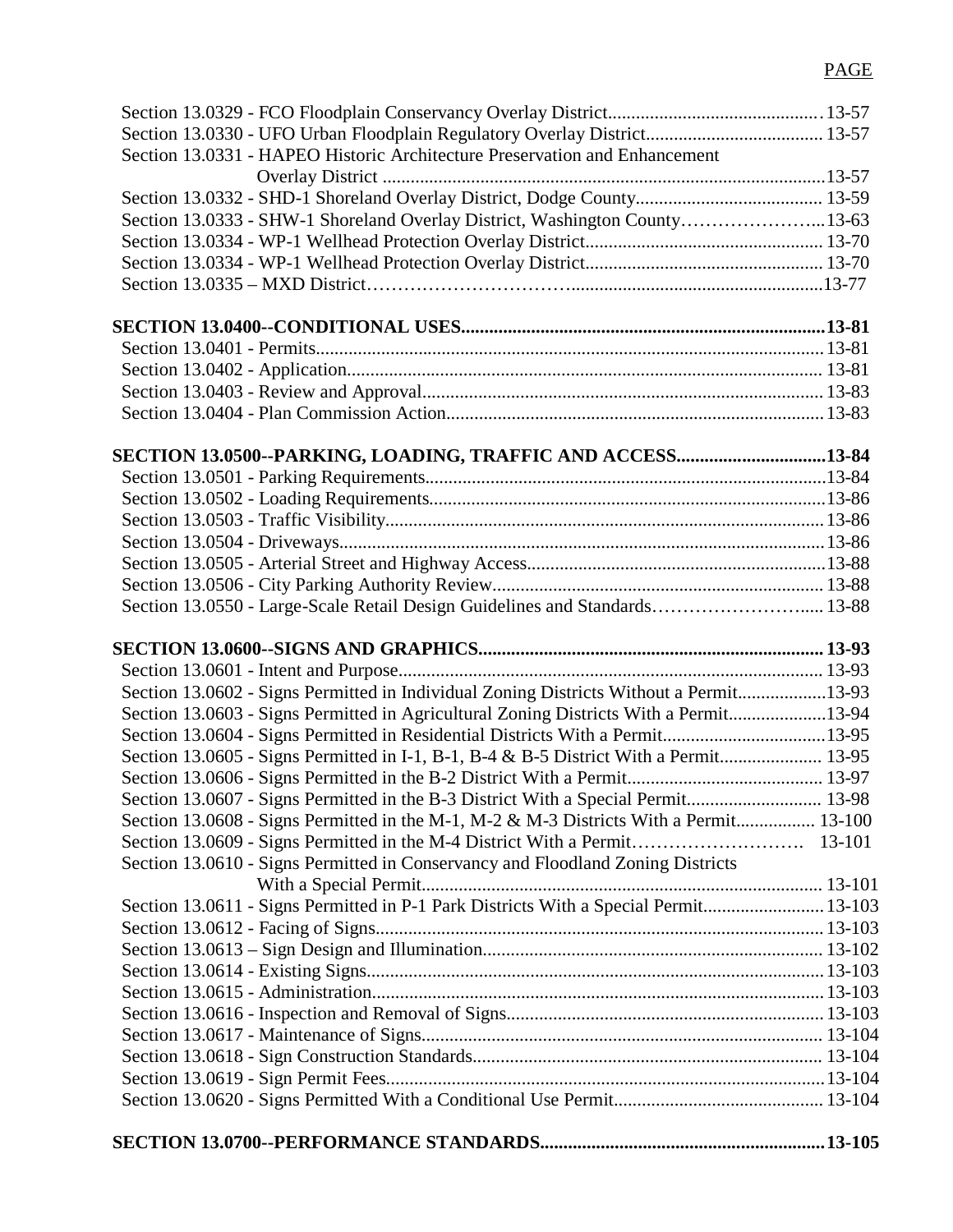PAGE

Section 13.0329 - FCO Floodplain Conservancy Overlay District............................................. 13-57
Section 13.0330 - UFO Urban Floodplain Regulatory Overlay District...................................... 13-57
Section 13.0331 - HAPEO Historic Architecture Preservation and Enhancement Overlay District ...............................................................................................13-57
Section 13.0332 - SHD-1 Shoreland Overlay District, Dodge County........................................ 13-59
Section 13.0333 - SHW-1 Shoreland Overlay District, Washington County…………………...13-63
Section 13.0334 - WP-1 Wellhead Protection Overlay District................................................... 13-70
Section 13.0334 - WP-1 Wellhead Protection Overlay District................................................... 13-70
Section 13.0335 – MXD District………………………….....................................................13-77

**SECTION 13.0400--CONDITIONAL USES..............................................................................13-81**
Section 13.0401 - Permits............................................................................................................. 13-81
Section 13.0402 - Application..................................................................................................... 13-81
Section 13.0403 - Review and Approval..................................................................................... 13-83
Section 13.0404 - Plan Commission Action................................................................................. 13-83

**SECTION 13.0500--PARKING, LOADING, TRAFFIC AND ACCESS................................13-84**
Section 13.0501 - Parking Requirements.....................................................................................13-84
Section 13.0502 - Loading Requirements.....................................................................................13-86
Section 13.0503 - Traffic Visibility.............................................................................................. 13-86
Section 13.0504 - Driveways........................................................................................................ 13-86
Section 13.0505 - Arterial Street and Highway Access................................................................13-88
Section 13.0506 - City Parking Authority Review....................................................................... 13-88
Section 13.0550 - Large-Scale Retail Design Guidelines and Standards……………………..... 13-88

**SECTION 13.0600--SIGNS AND GRAPHICS......................................................................... 13-93**
Section 13.0601 - Intent and Purpose........................................................................................... 13-93
Section 13.0602 - Signs Permitted in Individual Zoning Districts Without a Permit...................13-93
Section 13.0603 - Signs Permitted in Agricultural Zoning Districts With a Permit.....................13-94
Section 13.0604 - Signs Permitted in Residential Districts With a Permit...................................13-95
Section 13.0605 - Signs Permitted in I-1, B-1, B-4 & B-5 District With a Permit...................... 13-95
Section 13.0606 - Signs Permitted in the B-2 District With a Permit.......................................... 13-97
Section 13.0607 - Signs Permitted in the B-3 District With a Special Permit............................. 13-98
Section 13.0608 - Signs Permitted in the M-1, M-2 & M-3 Districts With a Permit................. 13-100
Section 13.0609 - Signs Permitted in the M-4 District With a Permit……………………… 13-101
Section 13.0610 - Signs Permitted in Conservancy and Floodland Zoning Districts With a Special Permit..................................................................................... 13-101
Section 13.0611 - Signs Permitted in P-1 Park Districts With a Special Permit......................... 13-103
Section 13.0612 - Facing of Signs................................................................................................ 13-103
Section 13.0613 – Sign Design and Illumination......................................................................... 13-102
Section 13.0614 - Existing Signs.................................................................................................. 13-103
Section 13.0615 - Administration................................................................................................. 13-103
Section 13.0616 - Inspection and Removal of Signs.................................................................... 13-103
Section 13.0617 - Maintenance of Signs...................................................................................... 13-104
Section 13.0618 - Sign Construction Standards........................................................................... 13-104
Section 13.0619 - Sign Permit Fees............................................................................................. 13-104
Section 13.0620 - Signs Permitted With a Conditional Use Permit............................................ 13-104

**SECTION 13.0700--PERFORMANCE STANDARDS.............................................................13-105**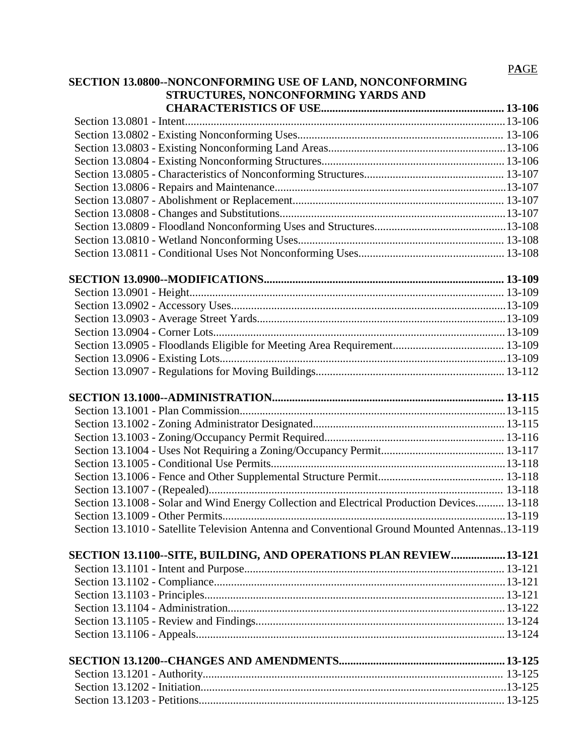| | PAGE |
|---|---|
| **SECTION 13.0800--NONCONFORMING USE OF LAND, NONCONFORMING STRUCTURES, NONCONFORMING YARDS AND CHARACTERISTICS OF USE** | **13-106** |
| Section 13.0801 - Intent | 13-106 |
| Section 13.0802 - Existing Nonconforming Uses | 13-106 |
| Section 13.0803 - Existing Nonconforming Land Areas | 13-106 |
| Section 13.0804 - Existing Nonconforming Structures | 13-106 |
| Section 13.0805 - Characteristics of Nonconforming Structures | 13-107 |
| Section 13.0806 - Repairs and Maintenance | 13-107 |
| Section 13.0807 - Abolishment or Replacement | 13-107 |
| Section 13.0808 - Changes and Substitutions | 13-107 |
| Section 13.0809 - Floodland Nonconforming Uses and Structures | 13-108 |
| Section 13.0810 - Wetland Nonconforming Uses | 13-108 |
| Section 13.0811 - Conditional Uses Not Nonconforming Uses | 13-108 |
| **SECTION 13.0900--MODIFICATIONS** | **13-109** |
| Section 13.0901 - Height | 13-109 |
| Section 13.0902 - Accessory Uses | 13-109 |
| Section 13.0903 - Average Street Yards | 13-109 |
| Section 13.0904 - Corner Lots | 13-109 |
| Section 13.0905 - Floodlands Eligible for Meeting Area Requirement | 13-109 |
| Section 13.0906 - Existing Lots | 13-109 |
| Section 13.0907 - Regulations for Moving Buildings | 13-112 |
| **SECTION 13.1000--ADMINISTRATION** | **13-115** |
| Section 13.1001 - Plan Commission | 13-115 |
| Section 13.1002 - Zoning Administrator Designated | 13-115 |
| Section 13.1003 - Zoning/Occupancy Permit Required | 13-116 |
| Section 13.1004 - Uses Not Requiring a Zoning/Occupancy Permit | 13-117 |
| Section 13.1005 - Conditional Use Permits | 13-118 |
| Section 13.1006 - Fence and Other Supplemental Structure Permit | 13-118 |
| Section 13.1007 - (Repealed) | 13-118 |
| Section 13.1008 - Solar and Wind Energy Collection and Electrical Production Devices | 13-118 |
| Section 13.1009 - Other Permits | 13-119 |
| Section 13.1010 - Satellite Television Antenna and Conventional Ground Mounted Antennas | 13-119 |
| **SECTION 13.1100--SITE, BUILDING, AND OPERATIONS PLAN REVIEW** | **13-121** |
| Section 13.1101 - Intent and Purpose | 13-121 |
| Section 13.1102 - Compliance | 13-121 |
| Section 13.1103 - Principles | 13-121 |
| Section 13.1104 - Administration | 13-122 |
| Section 13.1105 - Review and Findings | 13-124 |
| Section 13.1106 - Appeals | 13-124 |
| **SECTION 13.1200--CHANGES AND AMENDMENTS** | **13-125** |
| Section 13.1201 - Authority | 13-125 |
| Section 13.1202 - Initiation | 13-125 |
| Section 13.1203 - Petitions | 13-125 |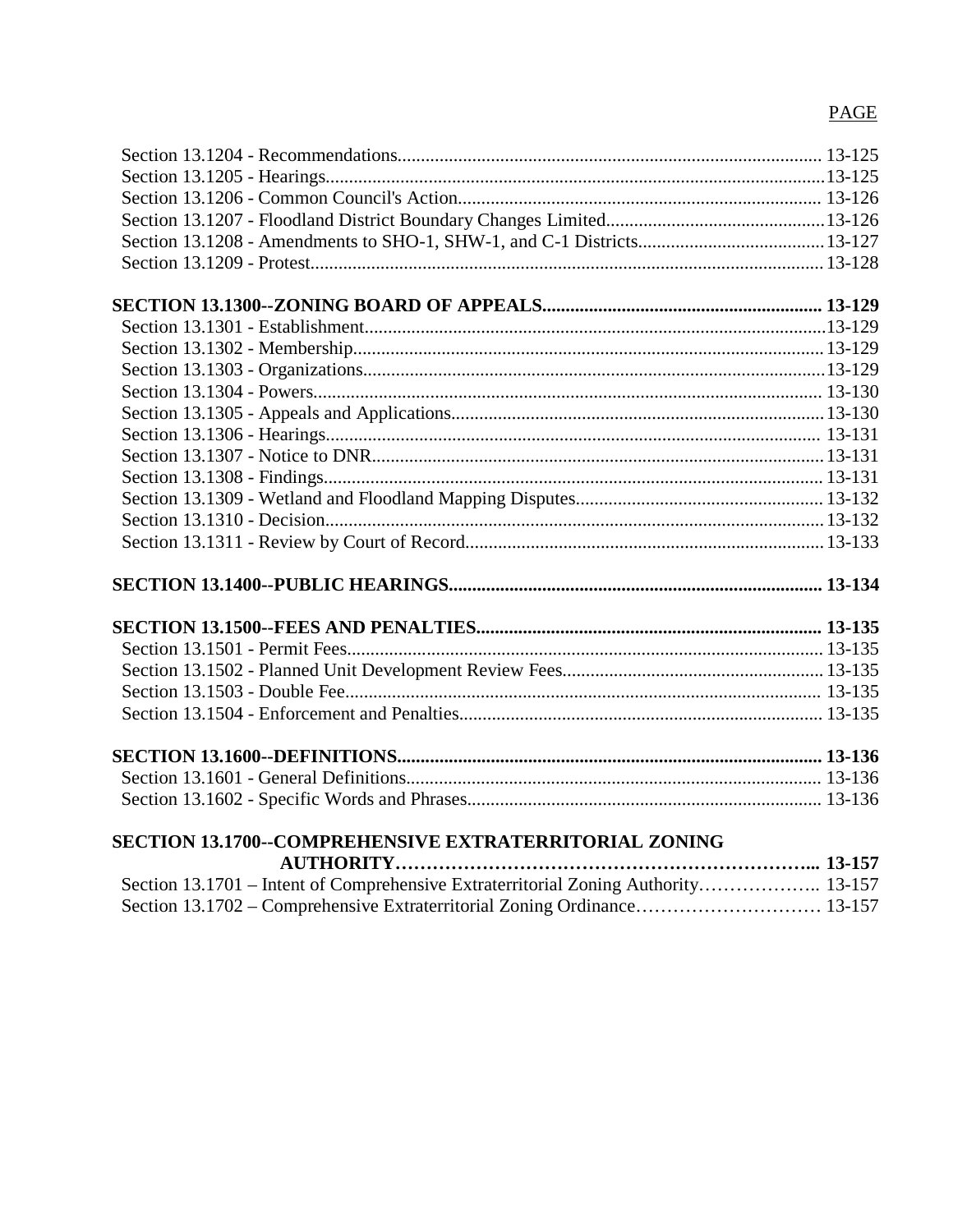PAGE

Section 13.1204 - Recommendations.......................................................................................... 13-125
Section 13.1205 - Hearings.......................................................................................................... 13-125
Section 13.1206 - Common Council's Action............................................................................. 13-126
Section 13.1207 - Floodland District Boundary Changes Limited............................................... 13-126
Section 13.1208 - Amendments to SHO-1, SHW-1, and C-1 Districts........................................ 13-127
Section 13.1209 - Protest............................................................................................................. 13-128

**SECTION 13.1300--ZONING BOARD OF APPEALS............................................................ 13-129**
Section 13.1301 - Establishment.................................................................................................. 13-129
Section 13.1302 - Membership..................................................................................................... 13-129
Section 13.1303 - Organizations.................................................................................................. 13-129
Section 13.1304 - Powers............................................................................................................. 13-130
Section 13.1305 - Appeals and Applications............................................................................... 13-130
Section 13.1306 - Hearings.......................................................................................................... 13-131
Section 13.1307 - Notice to DNR................................................................................................. 13-131
Section 13.1308 - Findings........................................................................................................... 13-131
Section 13.1309 - Wetland and Floodland Mapping Disputes..................................................... 13-132
Section 13.1310 - Decision........................................................................................................... 13-132
Section 13.1311 - Review by Court of Record............................................................................. 13-133

**SECTION 13.1400--PUBLIC HEARINGS................................................................................ 13-134**

**SECTION 13.1500--FEES AND PENALTIES.......................................................................... 13-135**
Section 13.1501 - Permit Fees...................................................................................................... 13-135
Section 13.1502 - Planned Unit Development Review Fees........................................................ 13-135
Section 13.1503 - Double Fee...................................................................................................... 13-135
Section 13.1504 - Enforcement and Penalties............................................................................. 13-135

**SECTION 13.1600--DEFINITIONS........................................................................................... 13-136**
Section 13.1601 - General Definitions......................................................................................... 13-136
Section 13.1602 - Specific Words and Phrases............................................................................ 13-136

**SECTION 13.1700--COMPREHENSIVE EXTRATERRITORIAL ZONING AUTHORITY……………………………………………………….... 13-157**
Section 13.1701 – Intent of Comprehensive Extraterritorial Zoning Authority……………….. 13-157
Section 13.1702 – Comprehensive Extraterritorial Zoning Ordinance………………………… 13-157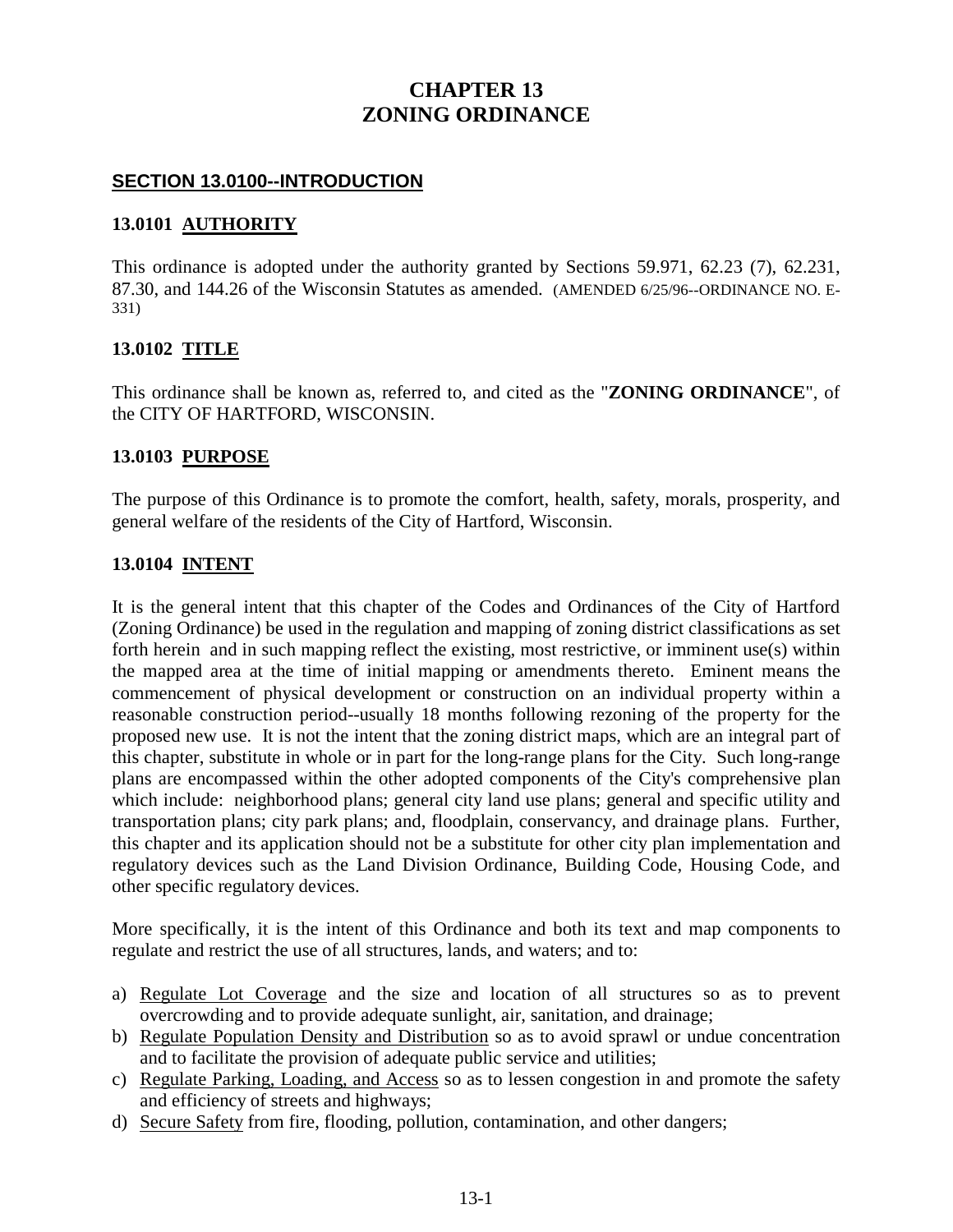# CHAPTER 13
# ZONING ORDINANCE

## SECTION 13.0100--INTRODUCTION

### 13.0101 AUTHORITY

This ordinance is adopted under the authority granted by Sections 59.971, 62.23 (7), 62.231, 87.30, and 144.26 of the Wisconsin Statutes as amended. (AMENDED 6/25/96--ORDINANCE NO. E-331)

### 13.0102 TITLE

This ordinance shall be known as, referred to, and cited as the "**ZONING ORDINANCE**", of the CITY OF HARTFORD, WISCONSIN.

### 13.0103 PURPOSE

The purpose of this Ordinance is to promote the comfort, health, safety, morals, prosperity, and general welfare of the residents of the City of Hartford, Wisconsin.

### 13.0104 INTENT

It is the general intent that this chapter of the Codes and Ordinances of the City of Hartford (Zoning Ordinance) be used in the regulation and mapping of zoning district classifications as set forth herein and in such mapping reflect the existing, most restrictive, or imminent use(s) within the mapped area at the time of initial mapping or amendments thereto. Eminent means the commencement of physical development or construction on an individual property within a reasonable construction period--usually 18 months following rezoning of the property for the proposed new use. It is not the intent that the zoning district maps, which are an integral part of this chapter, substitute in whole or in part for the long-range plans for the City. Such long-range plans are encompassed within the other adopted components of the City's comprehensive plan which include: neighborhood plans; general city land use plans; general and specific utility and transportation plans; city park plans; and, floodplain, conservancy, and drainage plans. Further, this chapter and its application should not be a substitute for other city plan implementation and regulatory devices such as the Land Division Ordinance, Building Code, Housing Code, and other specific regulatory devices.

More specifically, it is the intent of this Ordinance and both its text and map components to regulate and restrict the use of all structures, lands, and waters; and to:

a) Regulate Lot Coverage and the size and location of all structures so as to prevent overcrowding and to provide adequate sunlight, air, sanitation, and drainage;
b) Regulate Population Density and Distribution so as to avoid sprawl or undue concentration and to facilitate the provision of adequate public service and utilities;
c) Regulate Parking, Loading, and Access so as to lessen congestion in and promote the safety and efficiency of streets and highways;
d) Secure Safety from fire, flooding, pollution, contamination, and other dangers;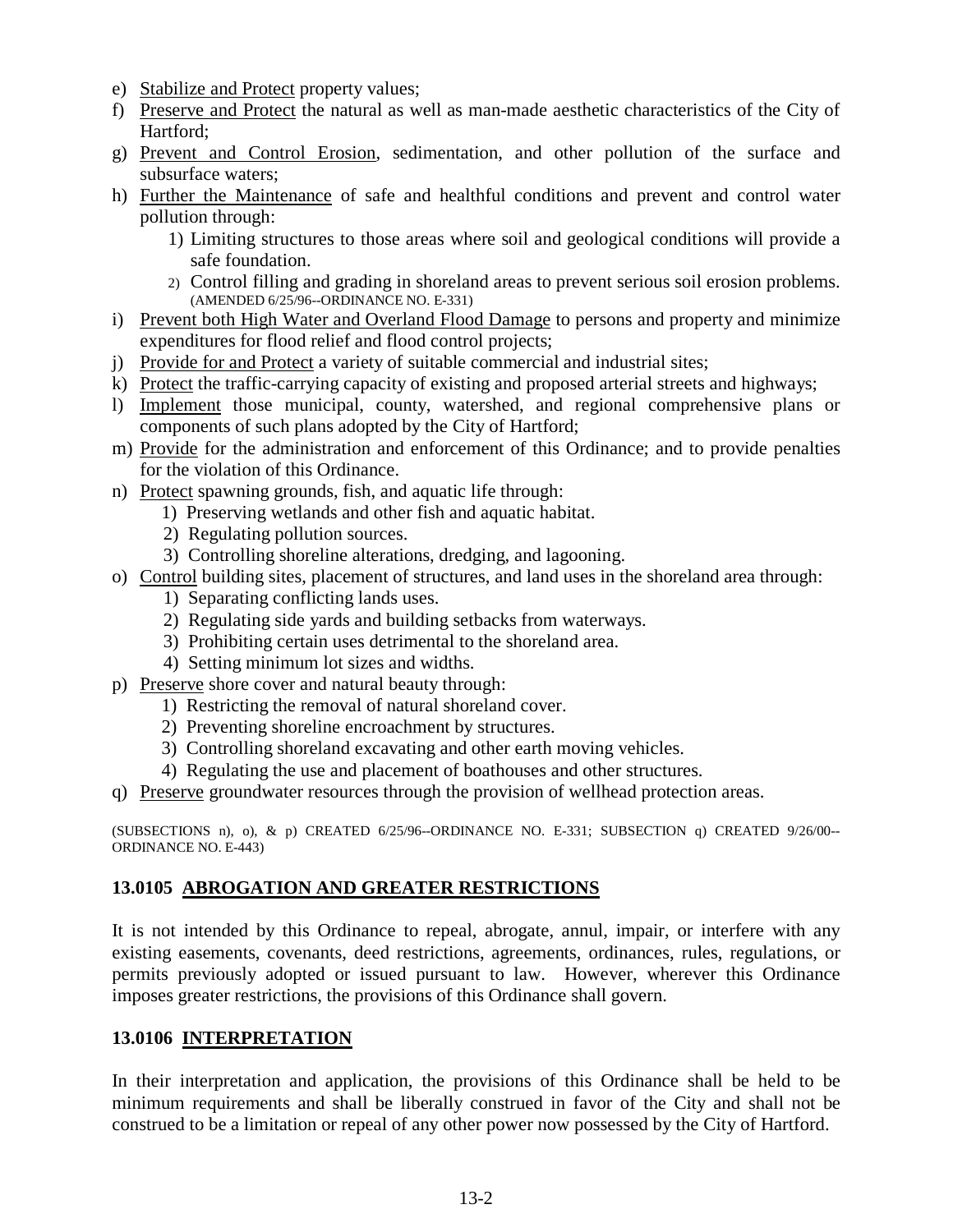e) Stabilize and Protect property values;
f) Preserve and Protect the natural as well as man-made aesthetic characteristics of the City of Hartford;
g) Prevent and Control Erosion, sedimentation, and other pollution of the surface and subsurface waters;
h) Further the Maintenance of safe and healthful conditions and prevent and control water pollution through:
    1) Limiting structures to those areas where soil and geological conditions will provide a safe foundation.
    2) Control filling and grading in shoreland areas to prevent serious soil erosion problems. (AMENDED 6/25/96--ORDINANCE NO. E-331)
i) Prevent both High Water and Overland Flood Damage to persons and property and minimize expenditures for flood relief and flood control projects;
j) Provide for and Protect a variety of suitable commercial and industrial sites;
k) Protect the traffic-carrying capacity of existing and proposed arterial streets and highways;
l) Implement those municipal, county, watershed, and regional comprehensive plans or components of such plans adopted by the City of Hartford;
m) Provide for the administration and enforcement of this Ordinance; and to provide penalties for the violation of this Ordinance.
n) Protect spawning grounds, fish, and aquatic life through:
    1) Preserving wetlands and other fish and aquatic habitat.
    2) Regulating pollution sources.
    3) Controlling shoreline alterations, dredging, and lagooning.
o) Control building sites, placement of structures, and land uses in the shoreland area through:
    1) Separating conflicting lands uses.
    2) Regulating side yards and building setbacks from waterways.
    3) Prohibiting certain uses detrimental to the shoreland area.
    4) Setting minimum lot sizes and widths.
p) Preserve shore cover and natural beauty through:
    1) Restricting the removal of natural shoreland cover.
    2) Preventing shoreline encroachment by structures.
    3) Controlling shoreland excavating and other earth moving vehicles.
    4) Regulating the use and placement of boathouses and other structures.
q) Preserve groundwater resources through the provision of wellhead protection areas.

(SUBSECTIONS n), o), & p) CREATED 6/25/96--ORDINANCE NO. E-331; SUBSECTION q) CREATED 9/26/00--ORDINANCE NO. E-443)

## 13.0105 ABROGATION AND GREATER RESTRICTIONS

It is not intended by this Ordinance to repeal, abrogate, annul, impair, or interfere with any existing easements, covenants, deed restrictions, agreements, ordinances, rules, regulations, or permits previously adopted or issued pursuant to law. However, wherever this Ordinance imposes greater restrictions, the provisions of this Ordinance shall govern.

## 13.0106 INTERPRETATION

In their interpretation and application, the provisions of this Ordinance shall be held to be minimum requirements and shall be liberally construed in favor of the City and shall not be construed to be a limitation or repeal of any other power now possessed by the City of Hartford.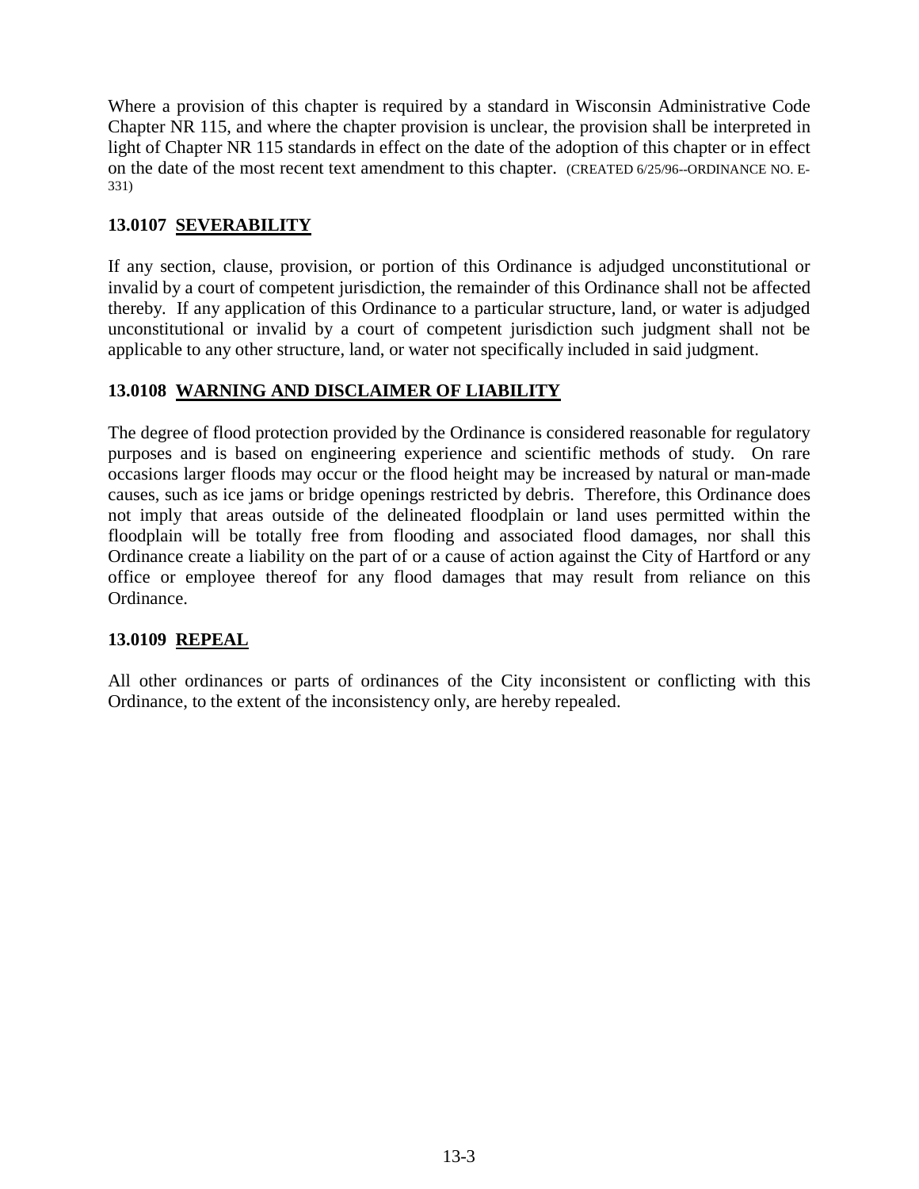Where a provision of this chapter is required by a standard in Wisconsin Administrative Code Chapter NR 115, and where the chapter provision is unclear, the provision shall be interpreted in light of Chapter NR 115 standards in effect on the date of the adoption of this chapter or in effect on the date of the most recent text amendment to this chapter. (CREATED 6/25/96--ORDINANCE NO. E-331)

### 13.0107 SEVERABILITY

If any section, clause, provision, or portion of this Ordinance is adjudged unconstitutional or invalid by a court of competent jurisdiction, the remainder of this Ordinance shall not be affected thereby. If any application of this Ordinance to a particular structure, land, or water is adjudged unconstitutional or invalid by a court of competent jurisdiction such judgment shall not be applicable to any other structure, land, or water not specifically included in said judgment.

### 13.0108 WARNING AND DISCLAIMER OF LIABILITY

The degree of flood protection provided by the Ordinance is considered reasonable for regulatory purposes and is based on engineering experience and scientific methods of study. On rare occasions larger floods may occur or the flood height may be increased by natural or man-made causes, such as ice jams or bridge openings restricted by debris. Therefore, this Ordinance does not imply that areas outside of the delineated floodplain or land uses permitted within the floodplain will be totally free from flooding and associated flood damages, nor shall this Ordinance create a liability on the part of or a cause of action against the City of Hartford or any office or employee thereof for any flood damages that may result from reliance on this Ordinance.

### 13.0109 REPEAL

All other ordinances or parts of ordinances of the City inconsistent or conflicting with this Ordinance, to the extent of the inconsistency only, are hereby repealed.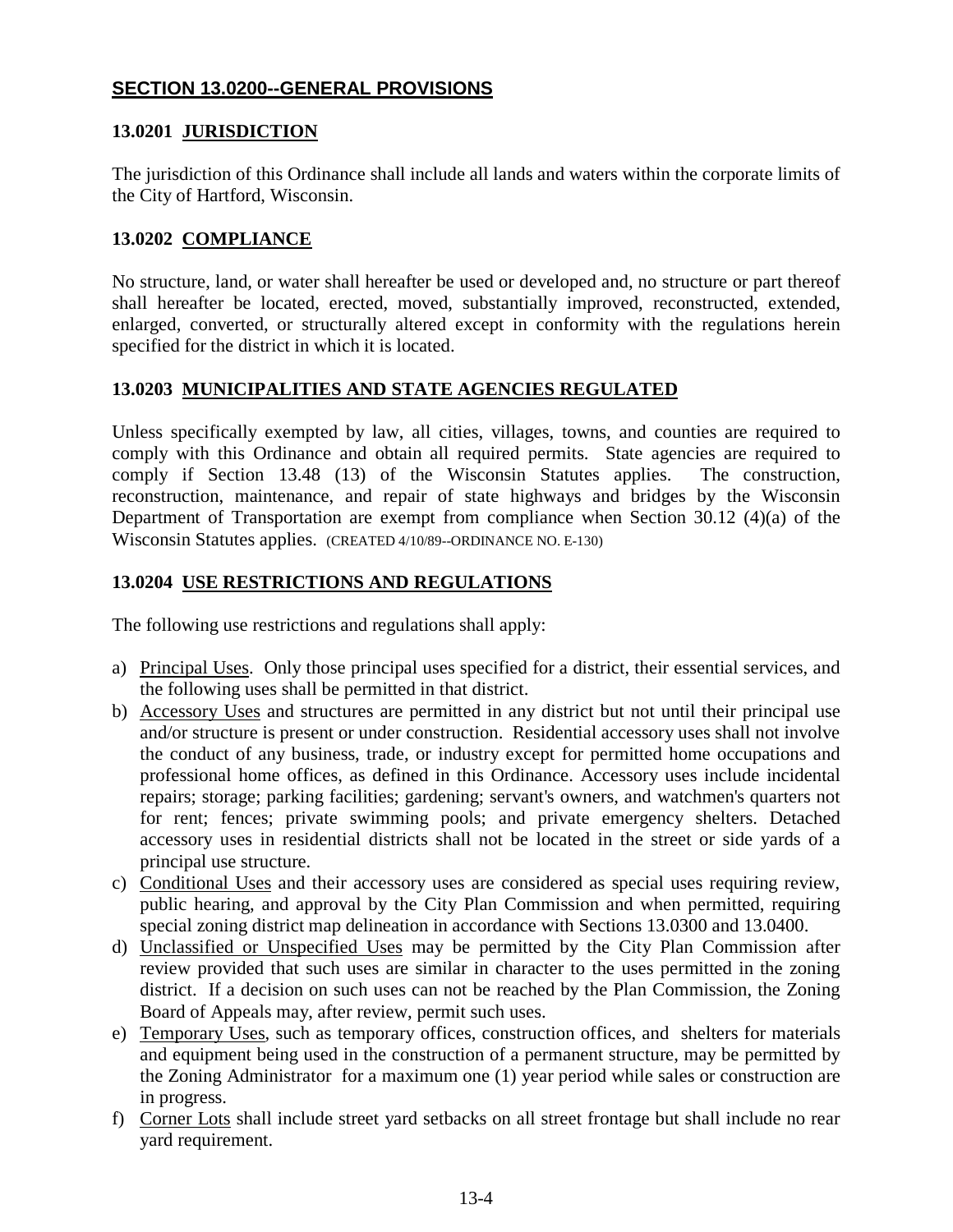## SECTION 13.0200--GENERAL PROVISIONS

### 13.0201 JURISDICTION

The jurisdiction of this Ordinance shall include all lands and waters within the corporate limits of the City of Hartford, Wisconsin.

### 13.0202 COMPLIANCE

No structure, land, or water shall hereafter be used or developed and, no structure or part thereof shall hereafter be located, erected, moved, substantially improved, reconstructed, extended, enlarged, converted, or structurally altered except in conformity with the regulations herein specified for the district in which it is located.

### 13.0203 MUNICIPALITIES AND STATE AGENCIES REGULATED

Unless specifically exempted by law, all cities, villages, towns, and counties are required to comply with this Ordinance and obtain all required permits. State agencies are required to comply if Section 13.48 (13) of the Wisconsin Statutes applies. The construction, reconstruction, maintenance, and repair of state highways and bridges by the Wisconsin Department of Transportation are exempt from compliance when Section 30.12 (4)(a) of the Wisconsin Statutes applies. (CREATED 4/10/89--ORDINANCE NO. E-130)

### 13.0204 USE RESTRICTIONS AND REGULATIONS

The following use restrictions and regulations shall apply:

a) Principal Uses. Only those principal uses specified for a district, their essential services, and the following uses shall be permitted in that district.
b) Accessory Uses and structures are permitted in any district but not until their principal use and/or structure is present or under construction. Residential accessory uses shall not involve the conduct of any business, trade, or industry except for permitted home occupations and professional home offices, as defined in this Ordinance. Accessory uses include incidental repairs; storage; parking facilities; gardening; servant's owners, and watchmen's quarters not for rent; fences; private swimming pools; and private emergency shelters. Detached accessory uses in residential districts shall not be located in the street or side yards of a principal use structure.
c) Conditional Uses and their accessory uses are considered as special uses requiring review, public hearing, and approval by the City Plan Commission and when permitted, requiring special zoning district map delineation in accordance with Sections 13.0300 and 13.0400.
d) Unclassified or Unspecified Uses may be permitted by the City Plan Commission after review provided that such uses are similar in character to the uses permitted in the zoning district. If a decision on such uses can not be reached by the Plan Commission, the Zoning Board of Appeals may, after review, permit such uses.
e) Temporary Uses, such as temporary offices, construction offices, and shelters for materials and equipment being used in the construction of a permanent structure, may be permitted by the Zoning Administrator for a maximum one (1) year period while sales or construction are in progress.
f) Corner Lots shall include street yard setbacks on all street frontage but shall include no rear yard requirement.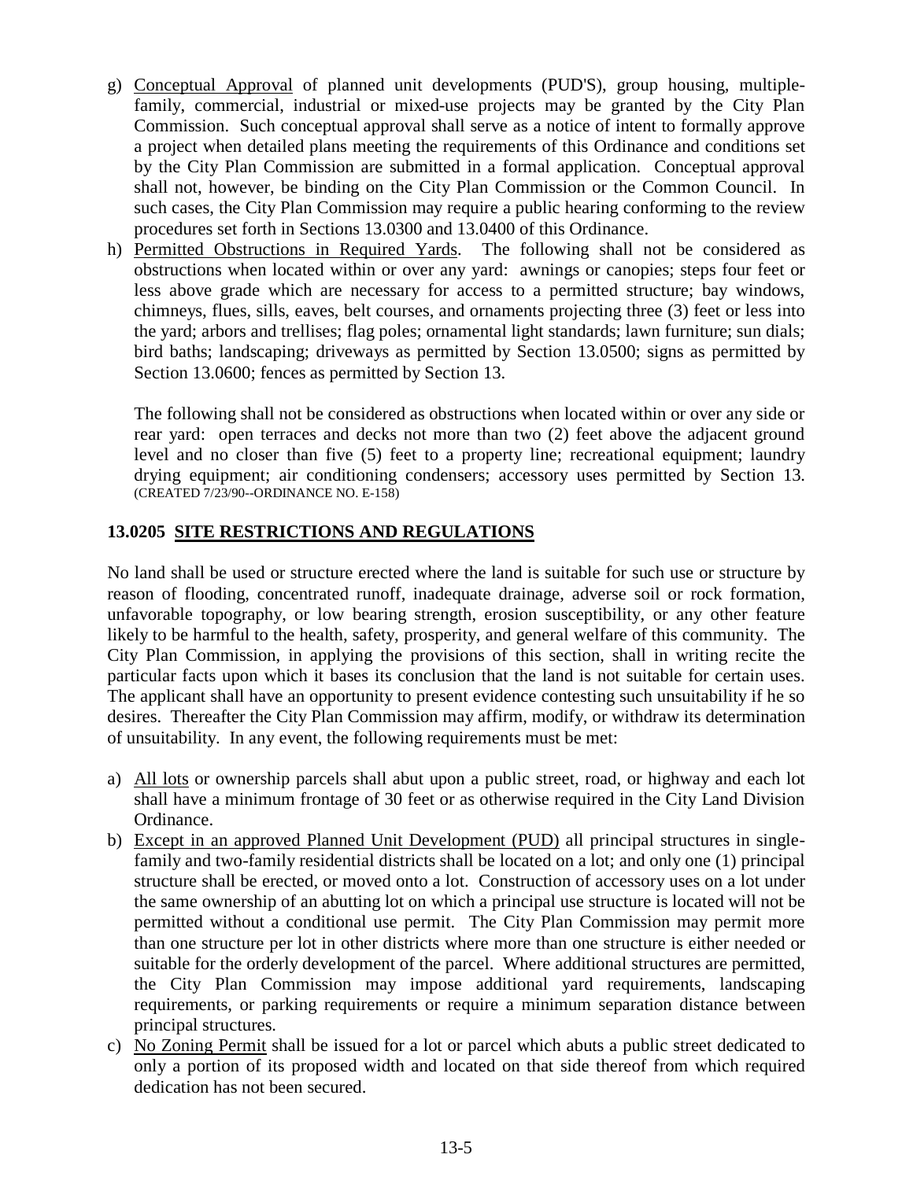g) Conceptual Approval of planned unit developments (PUD'S), group housing, multiple-family, commercial, industrial or mixed-use projects may be granted by the City Plan Commission. Such conceptual approval shall serve as a notice of intent to formally approve a project when detailed plans meeting the requirements of this Ordinance and conditions set by the City Plan Commission are submitted in a formal application. Conceptual approval shall not, however, be binding on the City Plan Commission or the Common Council. In such cases, the City Plan Commission may require a public hearing conforming to the review procedures set forth in Sections 13.0300 and 13.0400 of this Ordinance.

h) Permitted Obstructions in Required Yards. The following shall not be considered as obstructions when located within or over any yard: awnings or canopies; steps four feet or less above grade which are necessary for access to a permitted structure; bay windows, chimneys, flues, sills, eaves, belt courses, and ornaments projecting three (3) feet or less into the yard; arbors and trellises; flag poles; ornamental light standards; lawn furniture; sun dials; bird baths; landscaping; driveways as permitted by Section 13.0500; signs as permitted by Section 13.0600; fences as permitted by Section 13.

   The following shall not be considered as obstructions when located within or over any side or rear yard: open terraces and decks not more than two (2) feet above the adjacent ground level and no closer than five (5) feet to a property line; recreational equipment; laundry drying equipment; air conditioning condensers; accessory uses permitted by Section 13. (CREATED 7/23/90--ORDINANCE NO. E-158)

### 13.0205 SITE RESTRICTIONS AND REGULATIONS

No land shall be used or structure erected where the land is suitable for such use or structure by reason of flooding, concentrated runoff, inadequate drainage, adverse soil or rock formation, unfavorable topography, or low bearing strength, erosion susceptibility, or any other feature likely to be harmful to the health, safety, prosperity, and general welfare of this community. The City Plan Commission, in applying the provisions of this section, shall in writing recite the particular facts upon which it bases its conclusion that the land is not suitable for certain uses. The applicant shall have an opportunity to present evidence contesting such unsuitability if he so desires. Thereafter the City Plan Commission may affirm, modify, or withdraw its determination of unsuitability. In any event, the following requirements must be met:

a) All lots or ownership parcels shall abut upon a public street, road, or highway and each lot shall have a minimum frontage of 30 feet or as otherwise required in the City Land Division Ordinance.

b) Except in an approved Planned Unit Development (PUD) all principal structures in single-family and two-family residential districts shall be located on a lot; and only one (1) principal structure shall be erected, or moved onto a lot. Construction of accessory uses on a lot under the same ownership of an abutting lot on which a principal use structure is located will not be permitted without a conditional use permit. The City Plan Commission may permit more than one structure per lot in other districts where more than one structure is either needed or suitable for the orderly development of the parcel. Where additional structures are permitted, the City Plan Commission may impose additional yard requirements, landscaping requirements, or parking requirements or require a minimum separation distance between principal structures.

c) No Zoning Permit shall be issued for a lot or parcel which abuts a public street dedicated to only a portion of its proposed width and located on that side thereof from which required dedication has not been secured.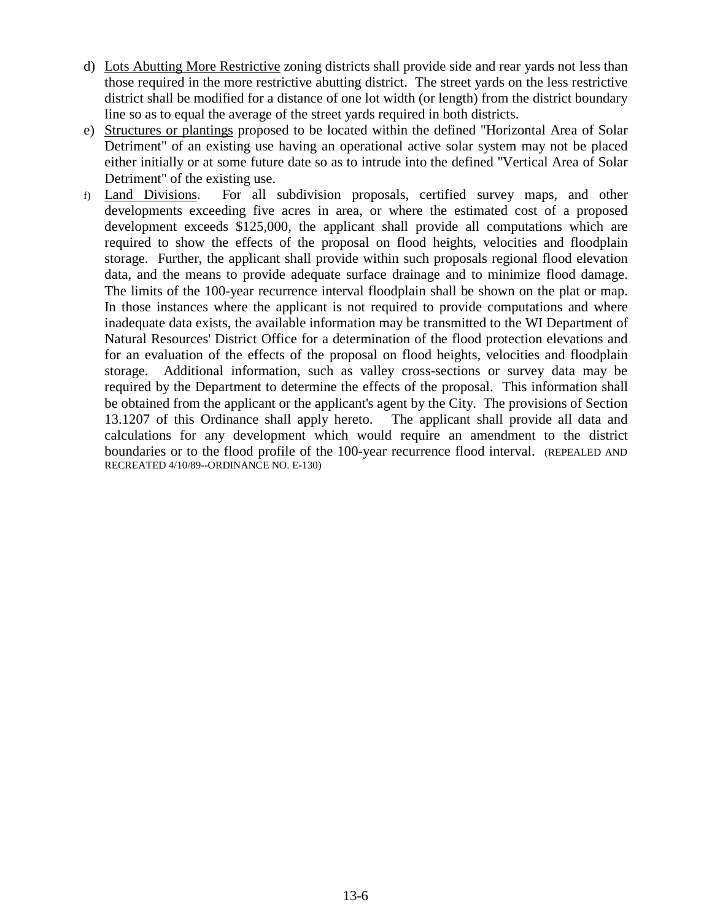d) Lots Abutting More Restrictive zoning districts shall provide side and rear yards not less than those required in the more restrictive abutting district. The street yards on the less restrictive district shall be modified for a distance of one lot width (or length) from the district boundary line so as to equal the average of the street yards required in both districts.

e) Structures or plantings proposed to be located within the defined "Horizontal Area of Solar Detriment" of an existing use having an operational active solar system may not be placed either initially or at some future date so as to intrude into the defined "Vertical Area of Solar Detriment" of the existing use.

f) Land Divisions. For all subdivision proposals, certified survey maps, and other developments exceeding five acres in area, or where the estimated cost of a proposed development exceeds $125,000, the applicant shall provide all computations which are required to show the effects of the proposal on flood heights, velocities and floodplain storage. Further, the applicant shall provide within such proposals regional flood elevation data, and the means to provide adequate surface drainage and to minimize flood damage. The limits of the 100-year recurrence interval floodplain shall be shown on the plat or map. In those instances where the applicant is not required to provide computations and where inadequate data exists, the available information may be transmitted to the WI Department of Natural Resources' District Office for a determination of the flood protection elevations and for an evaluation of the effects of the proposal on flood heights, velocities and floodplain storage. Additional information, such as valley cross-sections or survey data may be required by the Department to determine the effects of the proposal. This information shall be obtained from the applicant or the applicant's agent by the City. The provisions of Section 13.1207 of this Ordinance shall apply hereto. The applicant shall provide all data and calculations for any development which would require an amendment to the district boundaries or to the flood profile of the 100-year recurrence flood interval. (REPEALED AND RECREATED 4/10/89--ORDINANCE NO. E-130)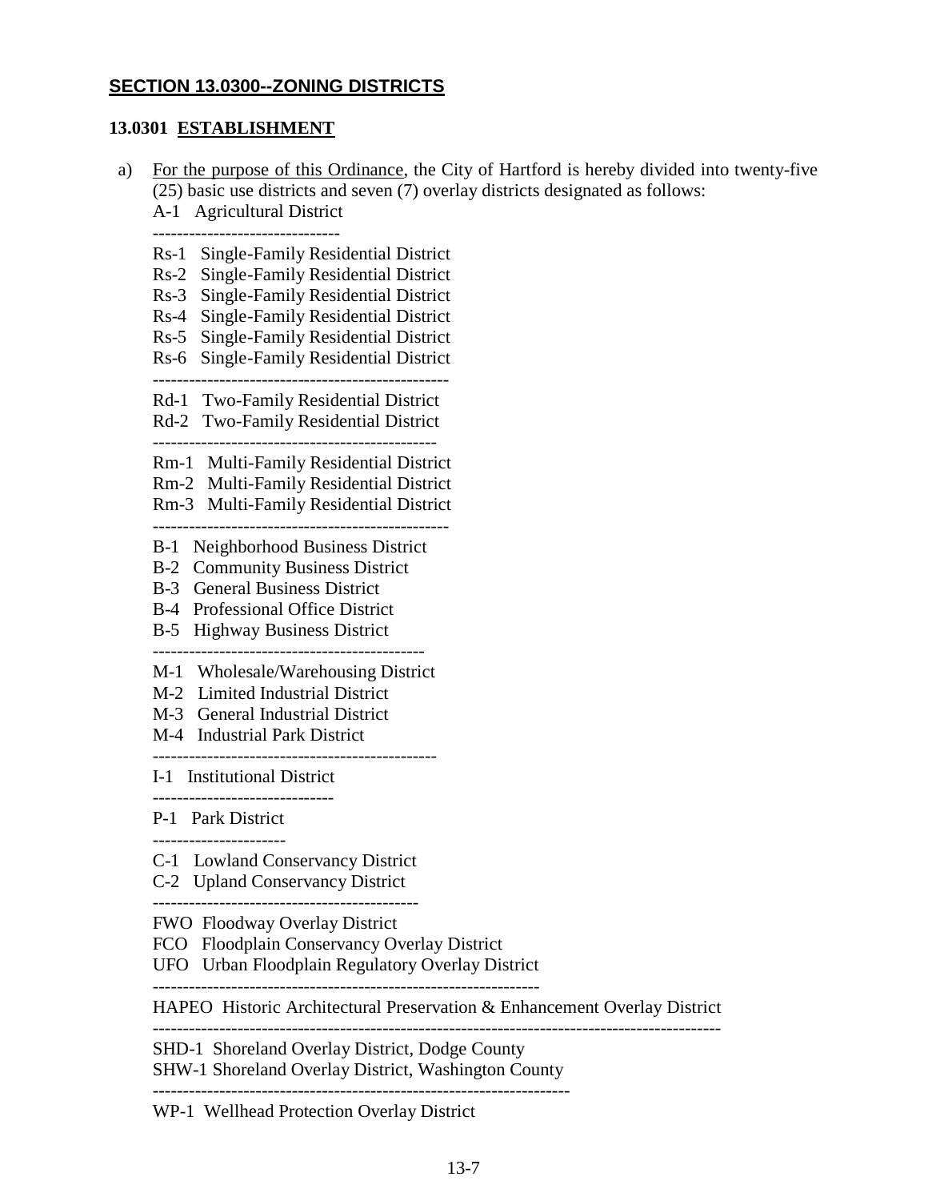## SECTION 13.0300--ZONING DISTRICTS

### 13.0301 ESTABLISHMENT

a) For the purpose of this Ordinance, the City of Hartford is hereby divided into twenty-five (25) basic use districts and seven (7) overlay districts designated as follows:

A-1 Agricultural District

---

Rs-1 Single-Family Residential District
Rs-2 Single-Family Residential District
Rs-3 Single-Family Residential District
Rs-4 Single-Family Residential District
Rs-5 Single-Family Residential District
Rs-6 Single-Family Residential District

---

Rd-1 Two-Family Residential District
Rd-2 Two-Family Residential District

---

Rm-1 Multi-Family Residential District
Rm-2 Multi-Family Residential District
Rm-3 Multi-Family Residential District

---

B-1 Neighborhood Business District
B-2 Community Business District
B-3 General Business District
B-4 Professional Office District
B-5 Highway Business District

---

M-1 Wholesale/Warehousing District
M-2 Limited Industrial District
M-3 General Industrial District
M-4 Industrial Park District

---

I-1 Institutional District

---

P-1 Park District

---

C-1 Lowland Conservancy District
C-2 Upland Conservancy District

---

FWO Floodway Overlay District
FCO Floodplain Conservancy Overlay District
UFO Urban Floodplain Regulatory Overlay District

---

HAPEO Historic Architectural Preservation & Enhancement Overlay District

---

SHD-1 Shoreland Overlay District, Dodge County
SHW-1 Shoreland Overlay District, Washington County

---

WP-1 Wellhead Protection Overlay District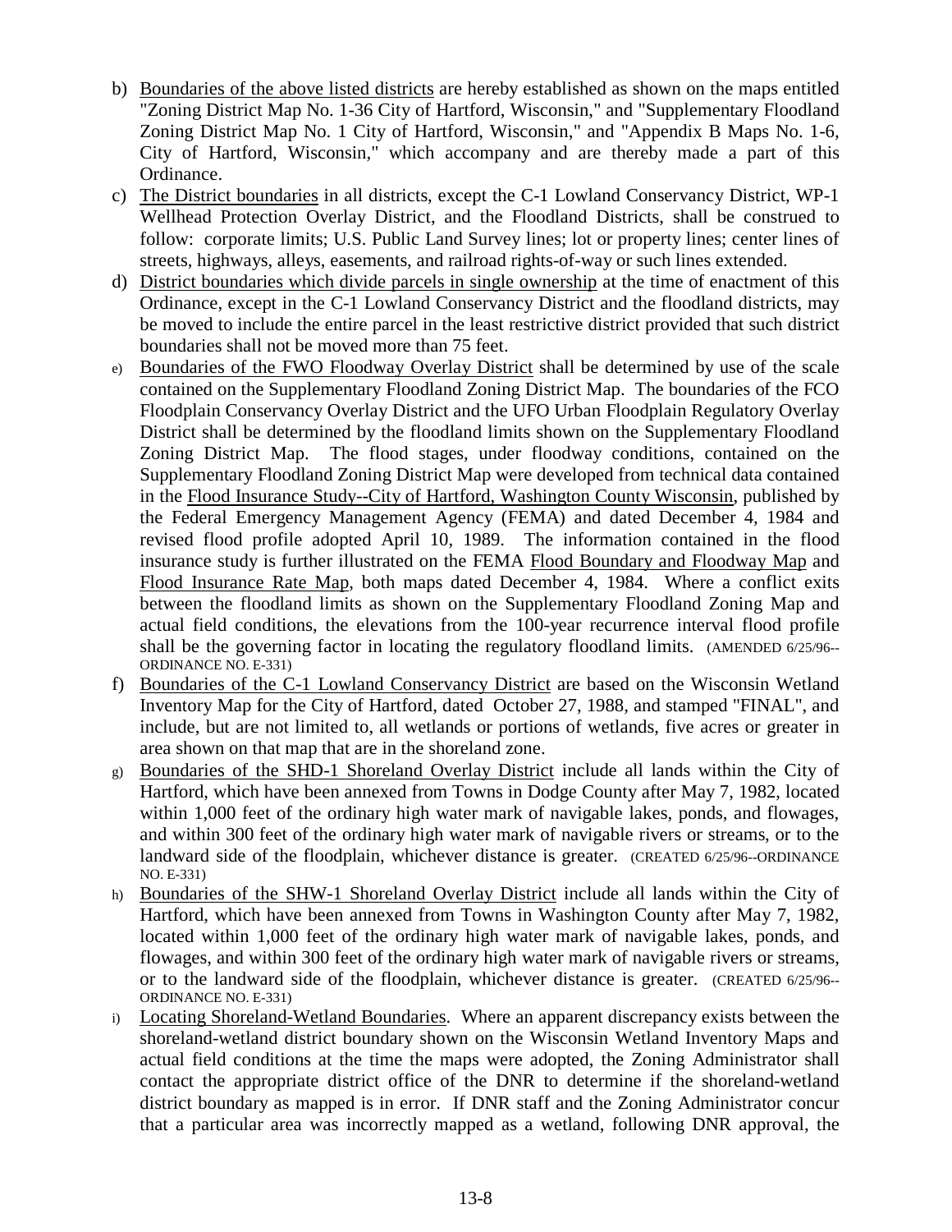b) Boundaries of the above listed districts are hereby established as shown on the maps entitled "Zoning District Map No. 1-36 City of Hartford, Wisconsin," and "Supplementary Floodland Zoning District Map No. 1 City of Hartford, Wisconsin," and "Appendix B Maps No. 1-6, City of Hartford, Wisconsin," which accompany and are thereby made a part of this Ordinance.

c) The District boundaries in all districts, except the C-1 Lowland Conservancy District, WP-1 Wellhead Protection Overlay District, and the Floodland Districts, shall be construed to follow: corporate limits; U.S. Public Land Survey lines; lot or property lines; center lines of streets, highways, alleys, easements, and railroad rights-of-way or such lines extended.

d) District boundaries which divide parcels in single ownership at the time of enactment of this Ordinance, except in the C-1 Lowland Conservancy District and the floodland districts, may be moved to include the entire parcel in the least restrictive district provided that such district boundaries shall not be moved more than 75 feet.

e) Boundaries of the FWO Floodway Overlay District shall be determined by use of the scale contained on the Supplementary Floodland Zoning District Map. The boundaries of the FCO Floodplain Conservancy Overlay District and the UFO Urban Floodplain Regulatory Overlay District shall be determined by the floodland limits shown on the Supplementary Floodland Zoning District Map. The flood stages, under floodway conditions, contained on the Supplementary Floodland Zoning District Map were developed from technical data contained in the Flood Insurance Study--City of Hartford, Washington County Wisconsin, published by the Federal Emergency Management Agency (FEMA) and dated December 4, 1984 and revised flood profile adopted April 10, 1989. The information contained in the flood insurance study is further illustrated on the FEMA Flood Boundary and Floodway Map and Flood Insurance Rate Map, both maps dated December 4, 1984. Where a conflict exits between the floodland limits as shown on the Supplementary Floodland Zoning Map and actual field conditions, the elevations from the 100-year recurrence interval flood profile shall be the governing factor in locating the regulatory floodland limits. (AMENDED 6/25/96--ORDINANCE NO. E-331)

f) Boundaries of the C-1 Lowland Conservancy District are based on the Wisconsin Wetland Inventory Map for the City of Hartford, dated October 27, 1988, and stamped "FINAL", and include, but are not limited to, all wetlands or portions of wetlands, five acres or greater in area shown on that map that are in the shoreland zone.

g) Boundaries of the SHD-1 Shoreland Overlay District include all lands within the City of Hartford, which have been annexed from Towns in Dodge County after May 7, 1982, located within 1,000 feet of the ordinary high water mark of navigable lakes, ponds, and flowages, and within 300 feet of the ordinary high water mark of navigable rivers or streams, or to the landward side of the floodplain, whichever distance is greater. (CREATED 6/25/96--ORDINANCE NO. E-331)

h) Boundaries of the SHW-1 Shoreland Overlay District include all lands within the City of Hartford, which have been annexed from Towns in Washington County after May 7, 1982, located within 1,000 feet of the ordinary high water mark of navigable lakes, ponds, and flowages, and within 300 feet of the ordinary high water mark of navigable rivers or streams, or to the landward side of the floodplain, whichever distance is greater. (CREATED 6/25/96--ORDINANCE NO. E-331)

i) Locating Shoreland-Wetland Boundaries. Where an apparent discrepancy exists between the shoreland-wetland district boundary shown on the Wisconsin Wetland Inventory Maps and actual field conditions at the time the maps were adopted, the Zoning Administrator shall contact the appropriate district office of the DNR to determine if the shoreland-wetland district boundary as mapped is in error. If DNR staff and the Zoning Administrator concur that a particular area was incorrectly mapped as a wetland, following DNR approval, the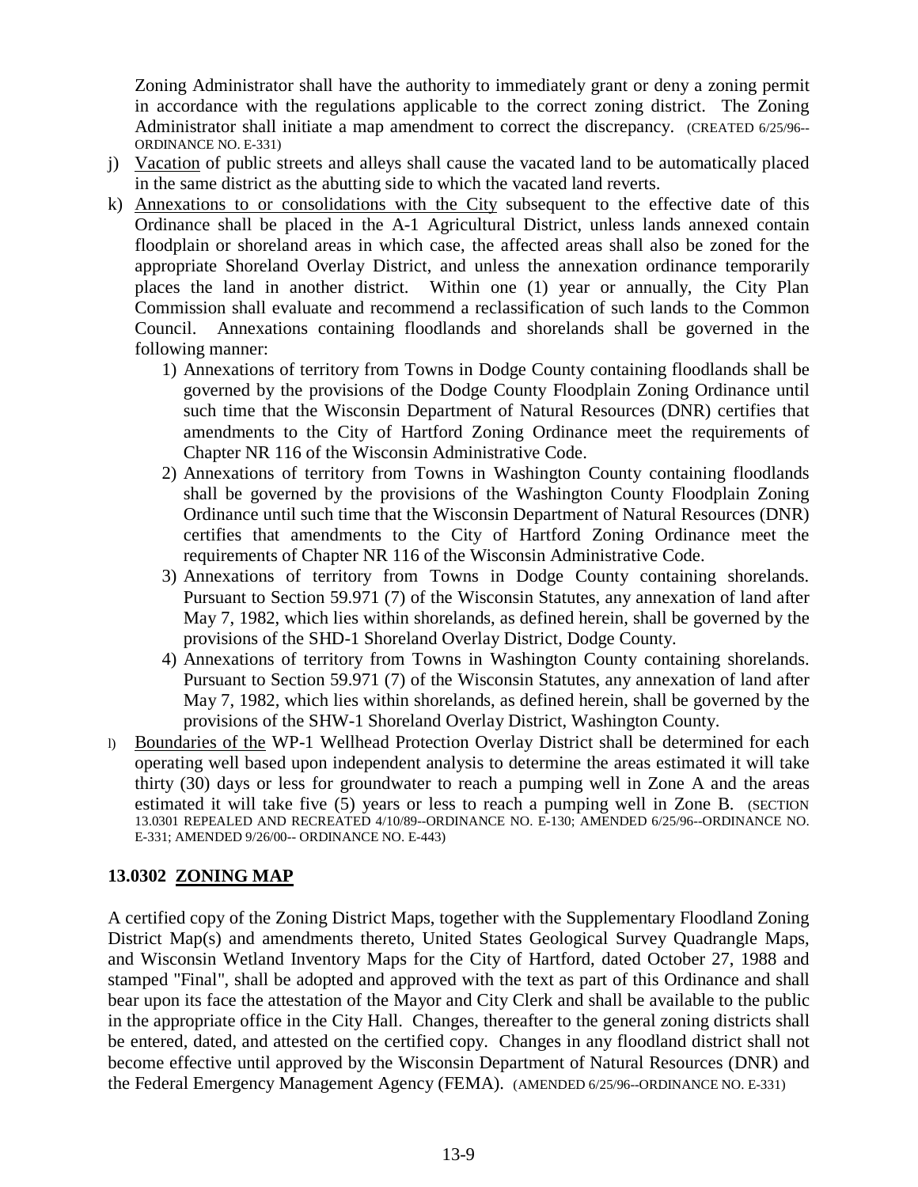Zoning Administrator shall have the authority to immediately grant or deny a zoning permit in accordance with the regulations applicable to the correct zoning district. The Zoning Administrator shall initiate a map amendment to correct the discrepancy. (CREATED 6/25/96--ORDINANCE NO. E-331)

j) Vacation of public streets and alleys shall cause the vacated land to be automatically placed in the same district as the abutting side to which the vacated land reverts.

k) Annexations to or consolidations with the City subsequent to the effective date of this Ordinance shall be placed in the A-1 Agricultural District, unless lands annexed contain floodplain or shoreland areas in which case, the affected areas shall also be zoned for the appropriate Shoreland Overlay District, and unless the annexation ordinance temporarily places the land in another district. Within one (1) year or annually, the City Plan Commission shall evaluate and recommend a reclassification of such lands to the Common Council. Annexations containing floodlands and shorelands shall be governed in the following manner:

   1) Annexations of territory from Towns in Dodge County containing floodlands shall be governed by the provisions of the Dodge County Floodplain Zoning Ordinance until such time that the Wisconsin Department of Natural Resources (DNR) certifies that amendments to the City of Hartford Zoning Ordinance meet the requirements of Chapter NR 116 of the Wisconsin Administrative Code.

   2) Annexations of territory from Towns in Washington County containing floodlands shall be governed by the provisions of the Washington County Floodplain Zoning Ordinance until such time that the Wisconsin Department of Natural Resources (DNR) certifies that amendments to the City of Hartford Zoning Ordinance meet the requirements of Chapter NR 116 of the Wisconsin Administrative Code.

   3) Annexations of territory from Towns in Dodge County containing shorelands. Pursuant to Section 59.971 (7) of the Wisconsin Statutes, any annexation of land after May 7, 1982, which lies within shorelands, as defined herein, shall be governed by the provisions of the SHD-1 Shoreland Overlay District, Dodge County.

   4) Annexations of territory from Towns in Washington County containing shorelands. Pursuant to Section 59.971 (7) of the Wisconsin Statutes, any annexation of land after May 7, 1982, which lies within shorelands, as defined herein, shall be governed by the provisions of the SHW-1 Shoreland Overlay District, Washington County.

l) Boundaries of the WP-1 Wellhead Protection Overlay District shall be determined for each operating well based upon independent analysis to determine the areas estimated it will take thirty (30) days or less for groundwater to reach a pumping well in Zone A and the areas estimated it will take five (5) years or less to reach a pumping well in Zone B. (SECTION 13.0301 REPEALED AND RECREATED 4/10/89--ORDINANCE NO. E-130; AMENDED 6/25/96--ORDINANCE NO. E-331; AMENDED 9/26/00-- ORDINANCE NO. E-443)

## 13.0302 ZONING MAP

A certified copy of the Zoning District Maps, together with the Supplementary Floodland Zoning District Map(s) and amendments thereto, United States Geological Survey Quadrangle Maps, and Wisconsin Wetland Inventory Maps for the City of Hartford, dated October 27, 1988 and stamped "Final", shall be adopted and approved with the text as part of this Ordinance and shall bear upon its face the attestation of the Mayor and City Clerk and shall be available to the public in the appropriate office in the City Hall. Changes, thereafter to the general zoning districts shall be entered, dated, and attested on the certified copy. Changes in any floodland district shall not become effective until approved by the Wisconsin Department of Natural Resources (DNR) and the Federal Emergency Management Agency (FEMA). (AMENDED 6/25/96--ORDINANCE NO. E-331)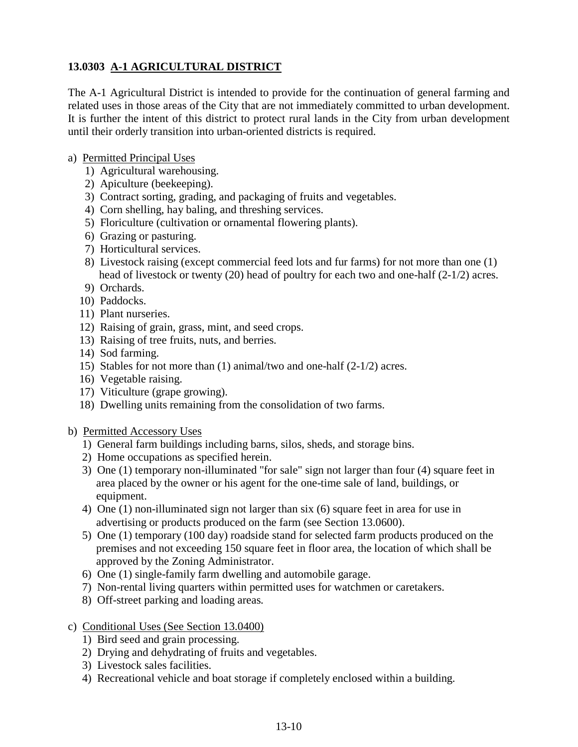### 13.0303 A-1 AGRICULTURAL DISTRICT

The A-1 Agricultural District is intended to provide for the continuation of general farming and related uses in those areas of the City that are not immediately committed to urban development. It is further the intent of this district to protect rural lands in the City from urban development until their orderly transition into urban-oriented districts is required.

a) Permitted Principal Uses

1) Agricultural warehousing.
2) Apiculture (beekeeping).
3) Contract sorting, grading, and packaging of fruits and vegetables.
4) Corn shelling, hay baling, and threshing services.
5) Floriculture (cultivation or ornamental flowering plants).
6) Grazing or pasturing.
7) Horticultural services.
8) Livestock raising (except commercial feed lots and fur farms) for not more than one (1) head of livestock or twenty (20) head of poultry for each two and one-half (2-1/2) acres.
9) Orchards.
10) Paddocks.
11) Plant nurseries.
12) Raising of grain, grass, mint, and seed crops.
13) Raising of tree fruits, nuts, and berries.
14) Sod farming.
15) Stables for not more than (1) animal/two and one-half (2-1/2) acres.
16) Vegetable raising.
17) Viticulture (grape growing).
18) Dwelling units remaining from the consolidation of two farms.

b) Permitted Accessory Uses

1) General farm buildings including barns, silos, sheds, and storage bins.
2) Home occupations as specified herein.
3) One (1) temporary non-illuminated "for sale" sign not larger than four (4) square feet in area placed by the owner or his agent for the one-time sale of land, buildings, or equipment.
4) One (1) non-illuminated sign not larger than six (6) square feet in area for use in advertising or products produced on the farm (see Section 13.0600).
5) One (1) temporary (100 day) roadside stand for selected farm products produced on the premises and not exceeding 150 square feet in floor area, the location of which shall be approved by the Zoning Administrator.
6) One (1) single-family farm dwelling and automobile garage.
7) Non-rental living quarters within permitted uses for watchmen or caretakers.
8) Off-street parking and loading areas.

c) Conditional Uses (See Section 13.0400)

1) Bird seed and grain processing.
2) Drying and dehydrating of fruits and vegetables.
3) Livestock sales facilities.
4) Recreational vehicle and boat storage if completely enclosed within a building.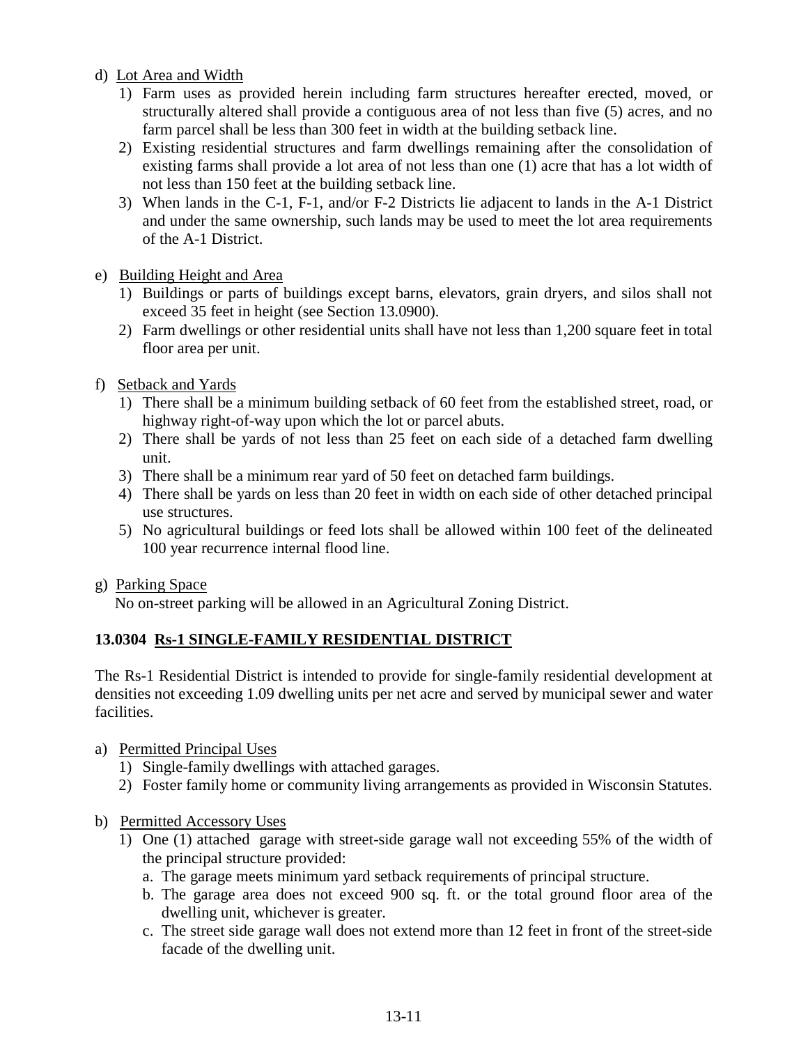d) Lot Area and Width
   1) Farm uses as provided herein including farm structures hereafter erected, moved, or structurally altered shall provide a contiguous area of not less than five (5) acres, and no farm parcel shall be less than 300 feet in width at the building setback line.
   2) Existing residential structures and farm dwellings remaining after the consolidation of existing farms shall provide a lot area of not less than one (1) acre that has a lot width of not less than 150 feet at the building setback line.
   3) When lands in the C-1, F-1, and/or F-2 Districts lie adjacent to lands in the A-1 District and under the same ownership, such lands may be used to meet the lot area requirements of the A-1 District.

e) Building Height and Area
   1) Buildings or parts of buildings except barns, elevators, grain dryers, and silos shall not exceed 35 feet in height (see Section 13.0900).
   2) Farm dwellings or other residential units shall have not less than 1,200 square feet in total floor area per unit.

f) Setback and Yards
   1) There shall be a minimum building setback of 60 feet from the established street, road, or highway right-of-way upon which the lot or parcel abuts.
   2) There shall be yards of not less than 25 feet on each side of a detached farm dwelling unit.
   3) There shall be a minimum rear yard of 50 feet on detached farm buildings.
   4) There shall be yards on less than 20 feet in width on each side of other detached principal use structures.
   5) No agricultural buildings or feed lots shall be allowed within 100 feet of the delineated 100 year recurrence internal flood line.

g) Parking Space
   No on-street parking will be allowed in an Agricultural Zoning District.

## 13.0304 Rs-1 SINGLE-FAMILY RESIDENTIAL DISTRICT

The Rs-1 Residential District is intended to provide for single-family residential development at densities not exceeding 1.09 dwelling units per net acre and served by municipal sewer and water facilities.

a) Permitted Principal Uses
   1) Single-family dwellings with attached garages.
   2) Foster family home or community living arrangements as provided in Wisconsin Statutes.

b) Permitted Accessory Uses
   1) One (1) attached garage with street-side garage wall not exceeding 55% of the width of the principal structure provided:
      a. The garage meets minimum yard setback requirements of principal structure.
      b. The garage area does not exceed 900 sq. ft. or the total ground floor area of the dwelling unit, whichever is greater.
      c. The street side garage wall does not extend more than 12 feet in front of the street-side facade of the dwelling unit.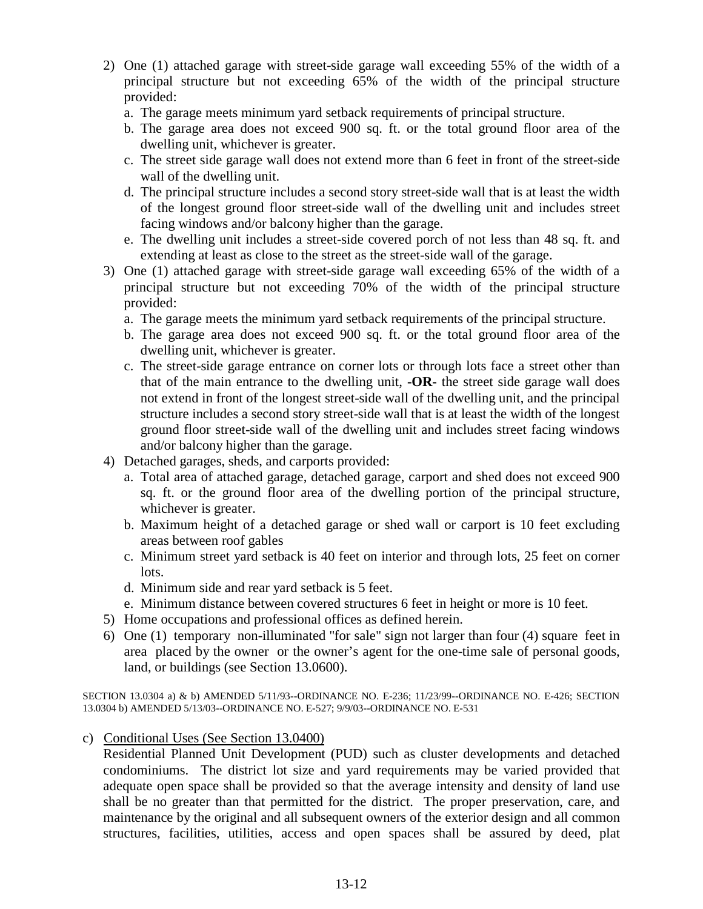2) One (1) attached garage with street-side garage wall exceeding 55% of the width of a principal structure but not exceeding 65% of the width of the principal structure provided:
   a. The garage meets minimum yard setback requirements of principal structure.
   b. The garage area does not exceed 900 sq. ft. or the total ground floor area of the dwelling unit, whichever is greater.
   c. The street side garage wall does not extend more than 6 feet in front of the street-side wall of the dwelling unit.
   d. The principal structure includes a second story street-side wall that is at least the width of the longest ground floor street-side wall of the dwelling unit and includes street facing windows and/or balcony higher than the garage.
   e. The dwelling unit includes a street-side covered porch of not less than 48 sq. ft. and extending at least as close to the street as the street-side wall of the garage.
3) One (1) attached garage with street-side garage wall exceeding 65% of the width of a principal structure but not exceeding 70% of the width of the principal structure provided:
   a. The garage meets the minimum yard setback requirements of the principal structure.
   b. The garage area does not exceed 900 sq. ft. or the total ground floor area of the dwelling unit, whichever is greater.
   c. The street-side garage entrance on corner lots or through lots face a street other than that of the main entrance to the dwelling unit, **-OR-** the street side garage wall does not extend in front of the longest street-side wall of the dwelling unit, and the principal structure includes a second story street-side wall that is at least the width of the longest ground floor street-side wall of the dwelling unit and includes street facing windows and/or balcony higher than the garage.
4) Detached garages, sheds, and carports provided:
   a. Total area of attached garage, detached garage, carport and shed does not exceed 900 sq. ft. or the ground floor area of the dwelling portion of the principal structure, whichever is greater.
   b. Maximum height of a detached garage or shed wall or carport is 10 feet excluding areas between roof gables
   c. Minimum street yard setback is 40 feet on interior and through lots, 25 feet on corner lots.
   d. Minimum side and rear yard setback is 5 feet.
   e. Minimum distance between covered structures 6 feet in height or more is 10 feet.
5) Home occupations and professional offices as defined herein.
6) One (1) temporary non-illuminated "for sale" sign not larger than four (4) square feet in area placed by the owner or the owner's agent for the one-time sale of personal goods, land, or buildings (see Section 13.0600).

SECTION 13.0304 a) & b) AMENDED 5/11/93--ORDINANCE NO. E-236; 11/23/99--ORDINANCE NO. E-426; SECTION 13.0304 b) AMENDED 5/13/03--ORDINANCE NO. E-527; 9/9/03--ORDINANCE NO. E-531

c) Conditional Uses (See Section 13.0400)

Residential Planned Unit Development (PUD) such as cluster developments and detached condominiums. The district lot size and yard requirements may be varied provided that adequate open space shall be provided so that the average intensity and density of land use shall be no greater than that permitted for the district. The proper preservation, care, and maintenance by the original and all subsequent owners of the exterior design and all common structures, facilities, utilities, access and open spaces shall be assured by deed, plat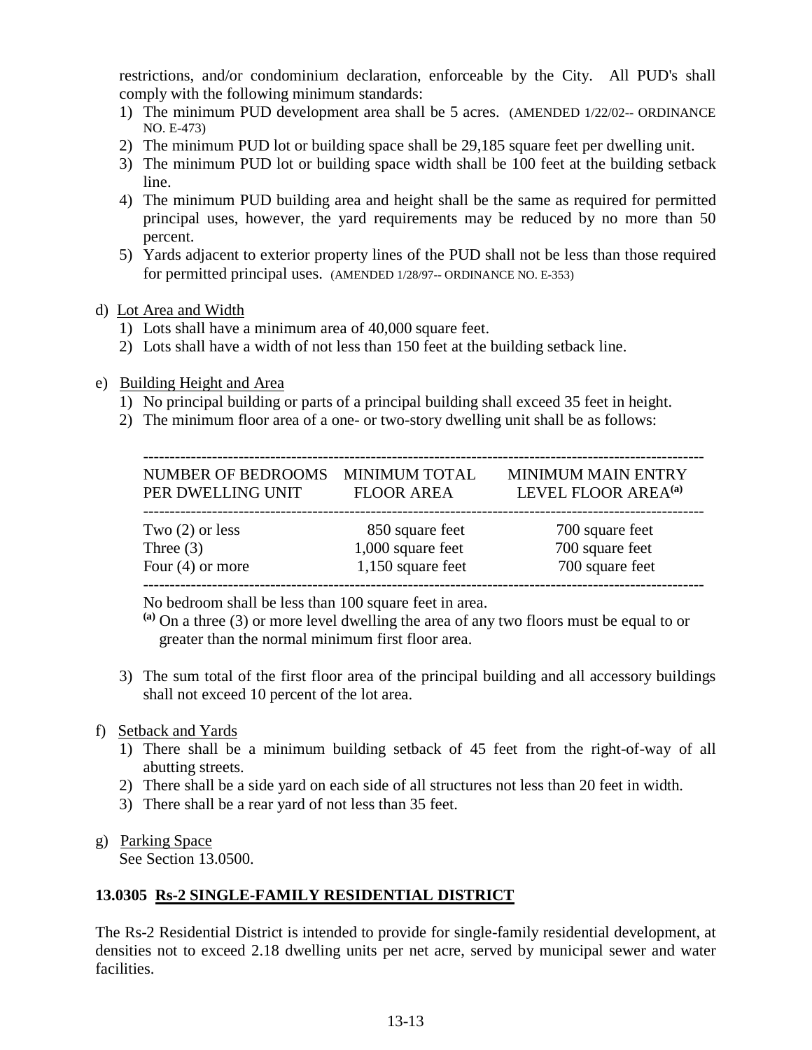restrictions, and/or condominium declaration, enforceable by the City. All PUD's shall comply with the following minimum standards:

1) The minimum PUD development area shall be 5 acres. (AMENDED 1/22/02-- ORDINANCE NO. E-473)
2) The minimum PUD lot or building space shall be 29,185 square feet per dwelling unit.
3) The minimum PUD lot or building space width shall be 100 feet at the building setback line.
4) The minimum PUD building area and height shall be the same as required for permitted principal uses, however, the yard requirements may be reduced by no more than 50 percent.
5) Yards adjacent to exterior property lines of the PUD shall not be less than those required for permitted principal uses. (AMENDED 1/28/97-- ORDINANCE NO. E-353)

d) Lot Area and Width

1) Lots shall have a minimum area of 40,000 square feet.
2) Lots shall have a width of not less than 150 feet at the building setback line.

e) Building Height and Area

1) No principal building or parts of a principal building shall exceed 35 feet in height.
2) The minimum floor area of a one- or two-story dwelling unit shall be as follows:

| NUMBER OF BEDROOMS PER DWELLING UNIT | MINIMUM TOTAL FLOOR AREA | MINIMUM MAIN ENTRY LEVEL FLOOR AREA[(a)] |
|---|---|---|
| Two (2) or less | 850 square feet | 700 square feet |
| Three (3) | 1,000 square feet | 700 square feet |
| Four (4) or more | 1,150 square feet | 700 square feet |

No bedroom shall be less than 100 square feet in area.

[(a)] On a three (3) or more level dwelling the area of any two floors must be equal to or greater than the normal minimum first floor area.

3) The sum total of the first floor area of the principal building and all accessory buildings shall not exceed 10 percent of the lot area.

f) Setback and Yards

1) There shall be a minimum building setback of 45 feet from the right-of-way of all abutting streets.
2) There shall be a side yard on each side of all structures not less than 20 feet in width.
3) There shall be a rear yard of not less than 35 feet.

g) Parking Space

See Section 13.0500.

### 13.0305 Rs-2 SINGLE-FAMILY RESIDENTIAL DISTRICT

The Rs-2 Residential District is intended to provide for single-family residential development, at densities not to exceed 2.18 dwelling units per net acre, served by municipal sewer and water facilities.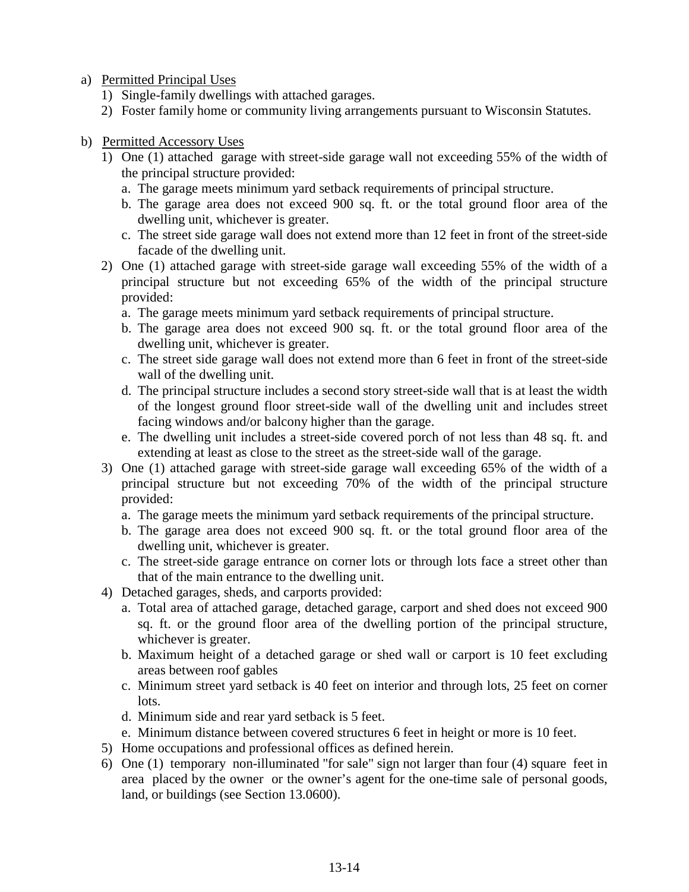a) <u>Permitted Principal Uses</u>
   1) Single-family dwellings with attached garages.
   2) Foster family home or community living arrangements pursuant to Wisconsin Statutes.

b) <u>Permitted Accessory Uses</u>
   1) One (1) attached garage with street-side garage wall not exceeding 55% of the width of the principal structure provided:
      a. The garage meets minimum yard setback requirements of principal structure.
      b. The garage area does not exceed 900 sq. ft. or the total ground floor area of the dwelling unit, whichever is greater.
      c. The street side garage wall does not extend more than 12 feet in front of the street-side facade of the dwelling unit.
   2) One (1) attached garage with street-side garage wall exceeding 55% of the width of a principal structure but not exceeding 65% of the width of the principal structure provided:
      a. The garage meets minimum yard setback requirements of principal structure.
      b. The garage area does not exceed 900 sq. ft. or the total ground floor area of the dwelling unit, whichever is greater.
      c. The street side garage wall does not extend more than 6 feet in front of the street-side wall of the dwelling unit.
      d. The principal structure includes a second story street-side wall that is at least the width of the longest ground floor street-side wall of the dwelling unit and includes street facing windows and/or balcony higher than the garage.
      e. The dwelling unit includes a street-side covered porch of not less than 48 sq. ft. and extending at least as close to the street as the street-side wall of the garage.
   3) One (1) attached garage with street-side garage wall exceeding 65% of the width of a principal structure but not exceeding 70% of the width of the principal structure provided:
      a. The garage meets the minimum yard setback requirements of the principal structure.
      b. The garage area does not exceed 900 sq. ft. or the total ground floor area of the dwelling unit, whichever is greater.
      c. The street-side garage entrance on corner lots or through lots face a street other than that of the main entrance to the dwelling unit.
   4) Detached garages, sheds, and carports provided:
      a. Total area of attached garage, detached garage, carport and shed does not exceed 900 sq. ft. or the ground floor area of the dwelling portion of the principal structure, whichever is greater.
      b. Maximum height of a detached garage or shed wall or carport is 10 feet excluding areas between roof gables
      c. Minimum street yard setback is 40 feet on interior and through lots, 25 feet on corner lots.
      d. Minimum side and rear yard setback is 5 feet.
      e. Minimum distance between covered structures 6 feet in height or more is 10 feet.
   5) Home occupations and professional offices as defined herein.
   6) One (1) temporary non-illuminated "for sale" sign not larger than four (4) square feet in area placed by the owner or the owner's agent for the one-time sale of personal goods, land, or buildings (see Section 13.0600).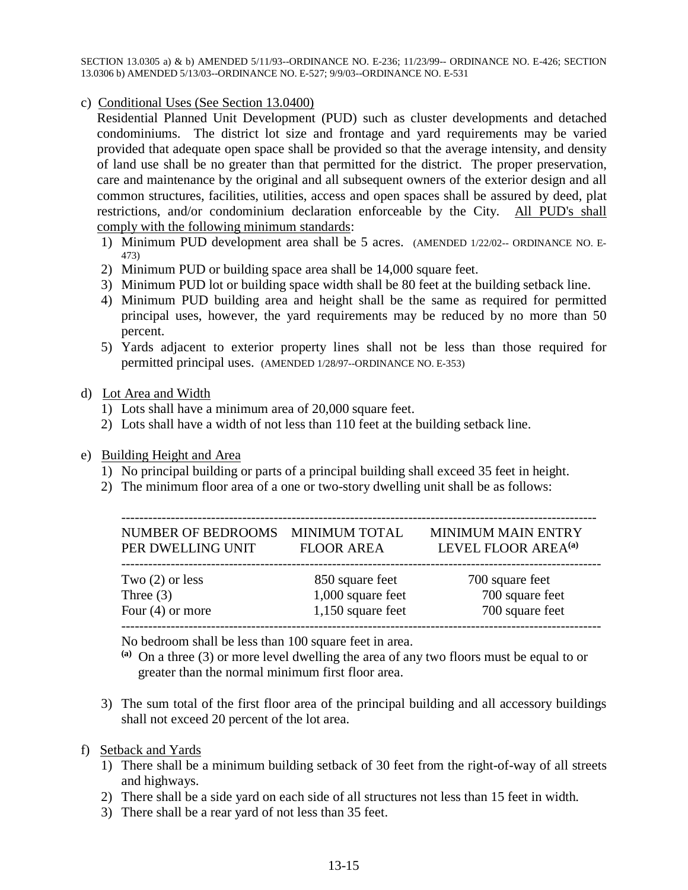SECTION 13.0305 a) & b) AMENDED 5/11/93--ORDINANCE NO. E-236; 11/23/99-- ORDINANCE NO. E-426; SECTION 13.0306 b) AMENDED 5/13/03--ORDINANCE NO. E-527; 9/9/03--ORDINANCE NO. E-531

c) Conditional Uses (See Section 13.0400)

Residential Planned Unit Development (PUD) such as cluster developments and detached condominiums. The district lot size and frontage and yard requirements may be varied provided that adequate open space shall be provided so that the average intensity, and density of land use shall be no greater than that permitted for the district. The proper preservation, care and maintenance by the original and all subsequent owners of the exterior design and all common structures, facilities, utilities, access and open spaces shall be assured by deed, plat restrictions, and/or condominium declaration enforceable by the City. All PUD's shall comply with the following minimum standards:

1) Minimum PUD development area shall be 5 acres. (AMENDED 1/22/02-- ORDINANCE NO. E-473)
2) Minimum PUD or building space area shall be 14,000 square feet.
3) Minimum PUD lot or building space width shall be 80 feet at the building setback line.
4) Minimum PUD building area and height shall be the same as required for permitted principal uses, however, the yard requirements may be reduced by no more than 50 percent.
5) Yards adjacent to exterior property lines shall not be less than those required for permitted principal uses. (AMENDED 1/28/97--ORDINANCE NO. E-353)

d) Lot Area and Width

1) Lots shall have a minimum area of 20,000 square feet.
2) Lots shall have a width of not less than 110 feet at the building setback line.

e) Building Height and Area

1) No principal building or parts of a principal building shall exceed 35 feet in height.
2) The minimum floor area of a one or two-story dwelling unit shall be as follows:

| NUMBER OF BEDROOMS PER DWELLING UNIT | MINIMUM TOTAL FLOOR AREA | MINIMUM MAIN ENTRY LEVEL FLOOR AREA[(a)] |
|---|---|---|
| Two (2) or less | 850 square feet | 700 square feet |
| Three (3) | 1,000 square feet | 700 square feet |
| Four (4) or more | 1,150 square feet | 700 square feet |

No bedroom shall be less than 100 square feet in area.

[(a)] On a three (3) or more level dwelling the area of any two floors must be equal to or greater than the normal minimum first floor area.

3) The sum total of the first floor area of the principal building and all accessory buildings shall not exceed 20 percent of the lot area.

f) Setback and Yards

1) There shall be a minimum building setback of 30 feet from the right-of-way of all streets and highways.
2) There shall be a side yard on each side of all structures not less than 15 feet in width.
3) There shall be a rear yard of not less than 35 feet.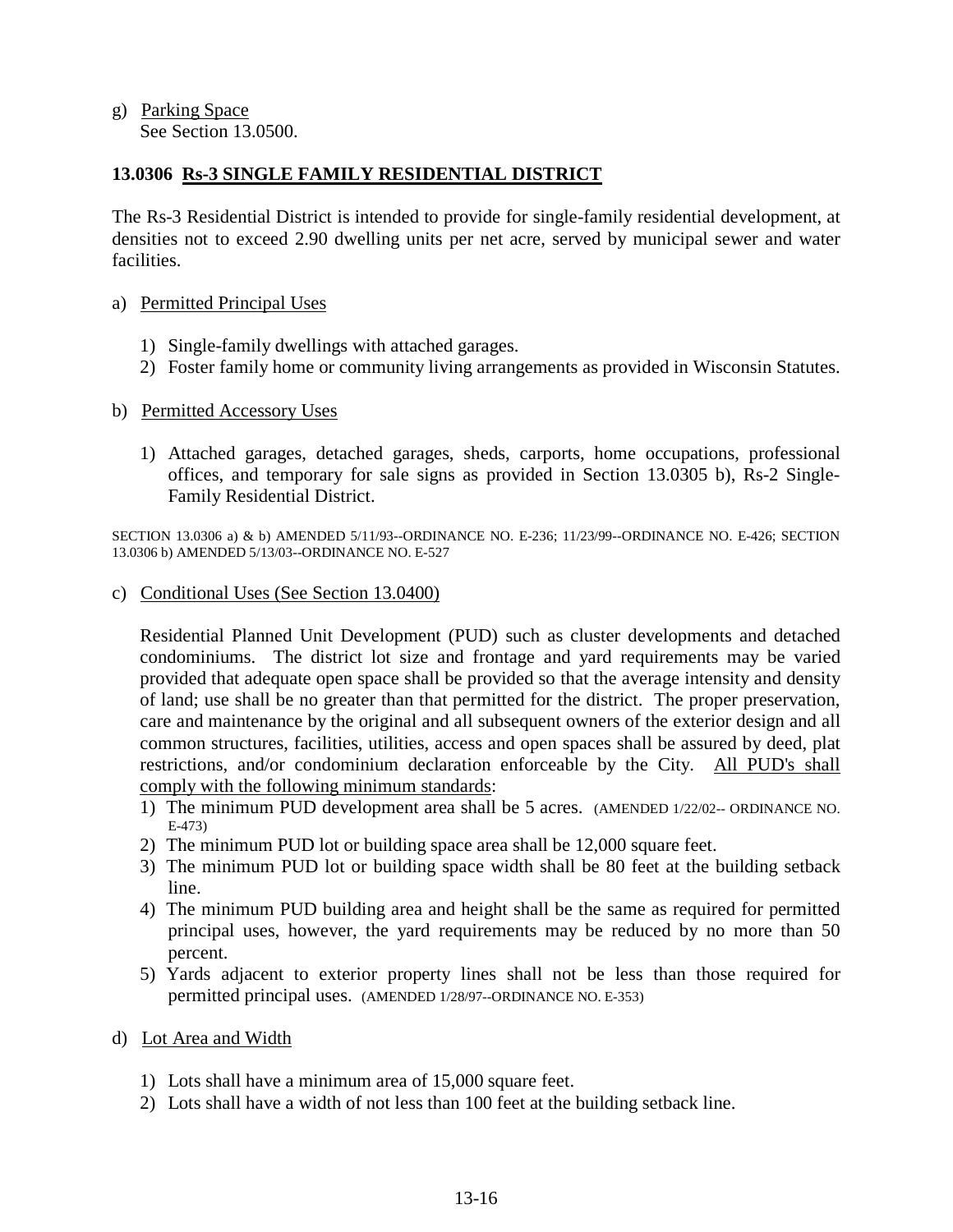g) Parking Space
   See Section 13.0500.

## 13.0306 Rs-3 SINGLE FAMILY RESIDENTIAL DISTRICT

The Rs-3 Residential District is intended to provide for single-family residential development, at densities not to exceed 2.90 dwelling units per net acre, served by municipal sewer and water facilities.

a) Permitted Principal Uses

   1) Single-family dwellings with attached garages.
   2) Foster family home or community living arrangements as provided in Wisconsin Statutes.

b) Permitted Accessory Uses

   1) Attached garages, detached garages, sheds, carports, home occupations, professional offices, and temporary for sale signs as provided in Section 13.0305 b), Rs-2 Single-Family Residential District.

SECTION 13.0306 a) & b) AMENDED 5/11/93--ORDINANCE NO. E-236; 11/23/99--ORDINANCE NO. E-426; SECTION 13.0306 b) AMENDED 5/13/03--ORDINANCE NO. E-527

c) Conditional Uses (See Section 13.0400)

   Residential Planned Unit Development (PUD) such as cluster developments and detached condominiums. The district lot size and frontage and yard requirements may be varied provided that adequate open space shall be provided so that the average intensity and density of land; use shall be no greater than that permitted for the district. The proper preservation, care and maintenance by the original and all subsequent owners of the exterior design and all common structures, facilities, utilities, access and open spaces shall be assured by deed, plat restrictions, and/or condominium declaration enforceable by the City. All PUD's shall comply with the following minimum standards:

   1) The minimum PUD development area shall be 5 acres. (AMENDED 1/22/02-- ORDINANCE NO. E-473)
   2) The minimum PUD lot or building space area shall be 12,000 square feet.
   3) The minimum PUD lot or building space width shall be 80 feet at the building setback line.
   4) The minimum PUD building area and height shall be the same as required for permitted principal uses, however, the yard requirements may be reduced by no more than 50 percent.
   5) Yards adjacent to exterior property lines shall not be less than those required for permitted principal uses. (AMENDED 1/28/97--ORDINANCE NO. E-353)

d) Lot Area and Width

   1) Lots shall have a minimum area of 15,000 square feet.
   2) Lots shall have a width of not less than 100 feet at the building setback line.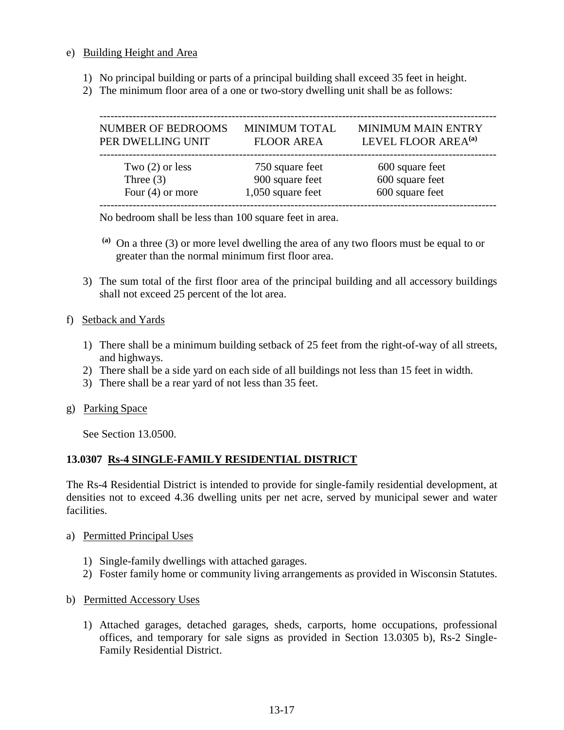e) Building Height and Area

1) No principal building or parts of a principal building shall exceed 35 feet in height.
2) The minimum floor area of a one or two-story dwelling unit shall be as follows:

| NUMBER OF BEDROOMS PER DWELLING UNIT | MINIMUM TOTAL FLOOR AREA | MINIMUM MAIN ENTRY LEVEL FLOOR AREA[(a)] |
|---|---|---|
| Two (2) or less | 750 square feet | 600 square feet |
| Three (3) | 900 square feet | 600 square feet |
| Four (4) or more | 1,050 square feet | 600 square feet |

No bedroom shall be less than 100 square feet in area.

[(a)] On a three (3) or more level dwelling the area of any two floors must be equal to or greater than the normal minimum first floor area.

3) The sum total of the first floor area of the principal building and all accessory buildings shall not exceed 25 percent of the lot area.

f) Setback and Yards

1) There shall be a minimum building setback of 25 feet from the right-of-way of all streets, and highways.
2) There shall be a side yard on each side of all buildings not less than 15 feet in width.
3) There shall be a rear yard of not less than 35 feet.

g) Parking Space

See Section 13.0500.

## 13.0307 Rs-4 SINGLE-FAMILY RESIDENTIAL DISTRICT

The Rs-4 Residential District is intended to provide for single-family residential development, at densities not to exceed 4.36 dwelling units per net acre, served by municipal sewer and water facilities.

a) Permitted Principal Uses

1) Single-family dwellings with attached garages.
2) Foster family home or community living arrangements as provided in Wisconsin Statutes.

b) Permitted Accessory Uses

1) Attached garages, detached garages, sheds, carports, home occupations, professional offices, and temporary for sale signs as provided in Section 13.0305 b), Rs-2 Single-Family Residential District.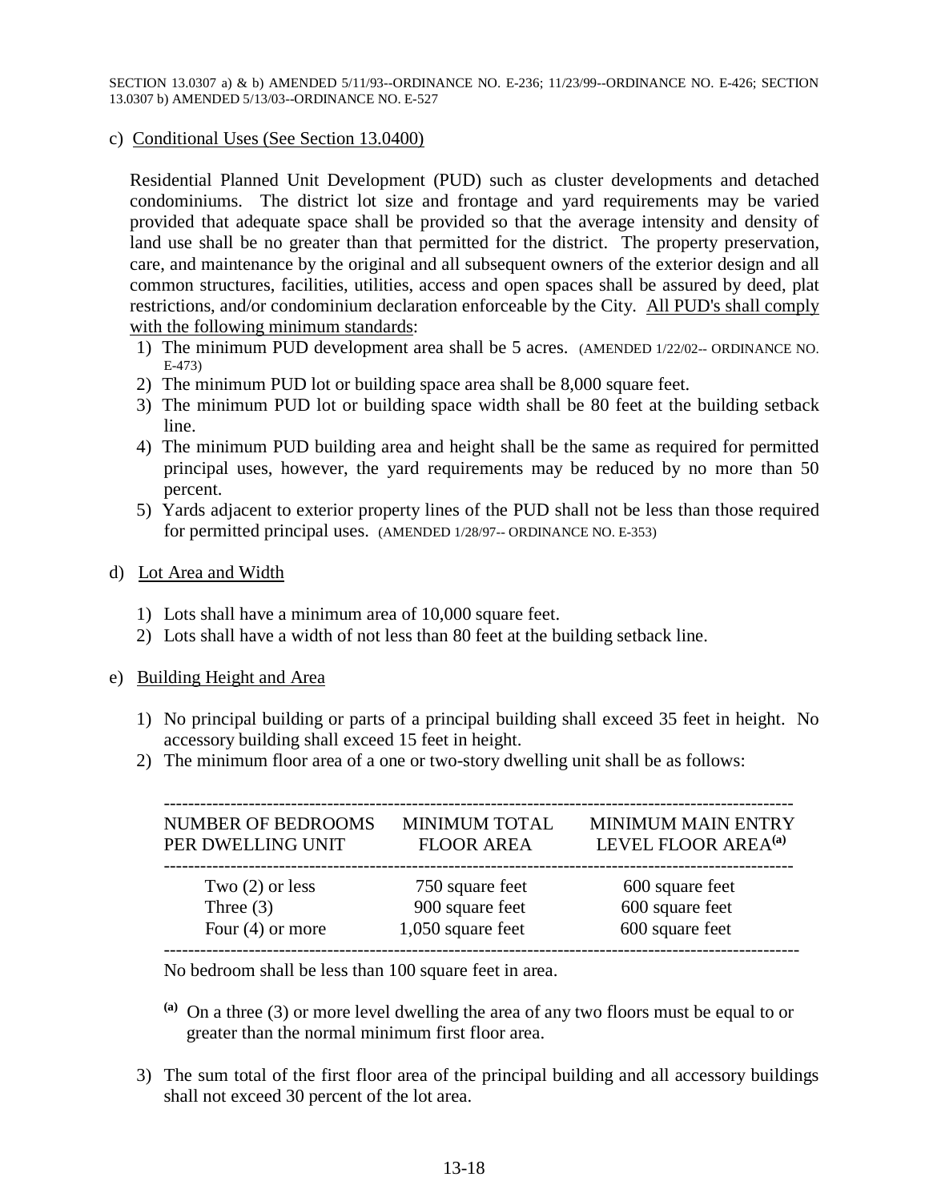SECTION 13.0307 a) & b) AMENDED 5/11/93--ORDINANCE NO. E-236; 11/23/99--ORDINANCE NO. E-426; SECTION 13.0307 b) AMENDED 5/13/03--ORDINANCE NO. E-527

c) Conditional Uses (See Section 13.0400)

Residential Planned Unit Development (PUD) such as cluster developments and detached condominiums. The district lot size and frontage and yard requirements may be varied provided that adequate space shall be provided so that the average intensity and density of land use shall be no greater than that permitted for the district. The property preservation, care, and maintenance by the original and all subsequent owners of the exterior design and all common structures, facilities, utilities, access and open spaces shall be assured by deed, plat restrictions, and/or condominium declaration enforceable by the City. All PUD's shall comply with the following minimum standards:

1) The minimum PUD development area shall be 5 acres. (AMENDED 1/22/02-- ORDINANCE NO. E-473)
2) The minimum PUD lot or building space area shall be 8,000 square feet.
3) The minimum PUD lot or building space width shall be 80 feet at the building setback line.
4) The minimum PUD building area and height shall be the same as required for permitted principal uses, however, the yard requirements may be reduced by no more than 50 percent.
5) Yards adjacent to exterior property lines of the PUD shall not be less than those required for permitted principal uses. (AMENDED 1/28/97-- ORDINANCE NO. E-353)

d) Lot Area and Width

1) Lots shall have a minimum area of 10,000 square feet.
2) Lots shall have a width of not less than 80 feet at the building setback line.

e) Building Height and Area

1) No principal building or parts of a principal building shall exceed 35 feet in height. No accessory building shall exceed 15 feet in height.
2) The minimum floor area of a one or two-story dwelling unit shall be as follows:

| NUMBER OF BEDROOMS PER DWELLING UNIT | MINIMUM TOTAL FLOOR AREA | MINIMUM MAIN ENTRY LEVEL FLOOR AREA[(a)] |
|---|---|---|
| Two (2) or less | 750 square feet | 600 square feet |
| Three (3) | 900 square feet | 600 square feet |
| Four (4) or more | 1,050 square feet | 600 square feet |

No bedroom shall be less than 100 square feet in area.

[(a)] On a three (3) or more level dwelling the area of any two floors must be equal to or greater than the normal minimum first floor area.

3) The sum total of the first floor area of the principal building and all accessory buildings shall not exceed 30 percent of the lot area.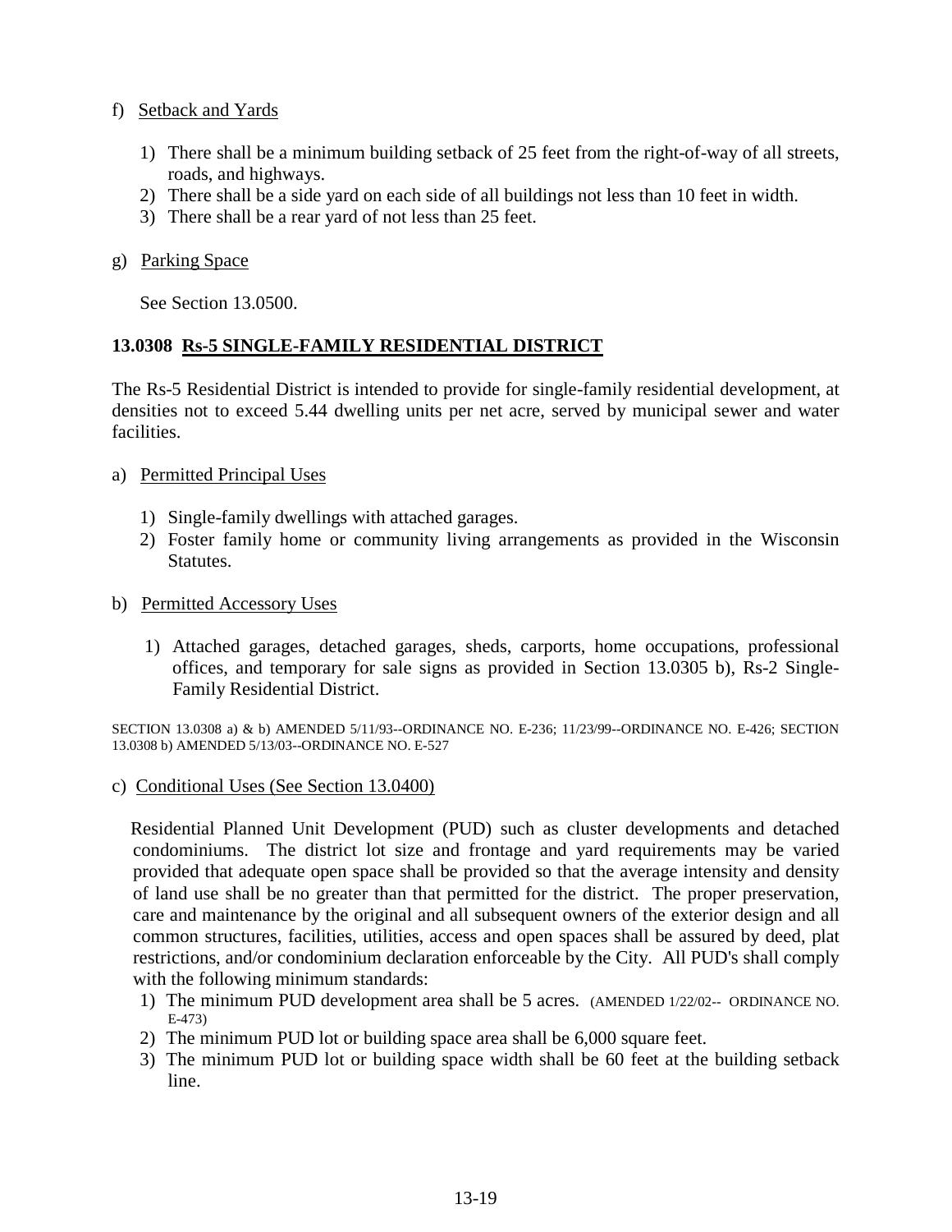f) Setback and Yards

1) There shall be a minimum building setback of 25 feet from the right-of-way of all streets, roads, and highways.
2) There shall be a side yard on each side of all buildings not less than 10 feet in width.
3) There shall be a rear yard of not less than 25 feet.

g) Parking Space

See Section 13.0500.

## 13.0308 Rs-5 SINGLE-FAMILY RESIDENTIAL DISTRICT

The Rs-5 Residential District is intended to provide for single-family residential development, at densities not to exceed 5.44 dwelling units per net acre, served by municipal sewer and water facilities.

a) Permitted Principal Uses

1) Single-family dwellings with attached garages.
2) Foster family home or community living arrangements as provided in the Wisconsin Statutes.

b) Permitted Accessory Uses

1) Attached garages, detached garages, sheds, carports, home occupations, professional offices, and temporary for sale signs as provided in Section 13.0305 b), Rs-2 Single-Family Residential District.

SECTION 13.0308 a) & b) AMENDED 5/11/93--ORDINANCE NO. E-236; 11/23/99--ORDINANCE NO. E-426; SECTION 13.0308 b) AMENDED 5/13/03--ORDINANCE NO. E-527

c) Conditional Uses (See Section 13.0400)

Residential Planned Unit Development (PUD) such as cluster developments and detached condominiums. The district lot size and frontage and yard requirements may be varied provided that adequate open space shall be provided so that the average intensity and density of land use shall be no greater than that permitted for the district. The proper preservation, care and maintenance by the original and all subsequent owners of the exterior design and all common structures, facilities, utilities, access and open spaces shall be assured by deed, plat restrictions, and/or condominium declaration enforceable by the City. All PUD's shall comply with the following minimum standards:

1) The minimum PUD development area shall be 5 acres. (AMENDED 1/22/02-- ORDINANCE NO. E-473)
2) The minimum PUD lot or building space area shall be 6,000 square feet.
3) The minimum PUD lot or building space width shall be 60 feet at the building setback line.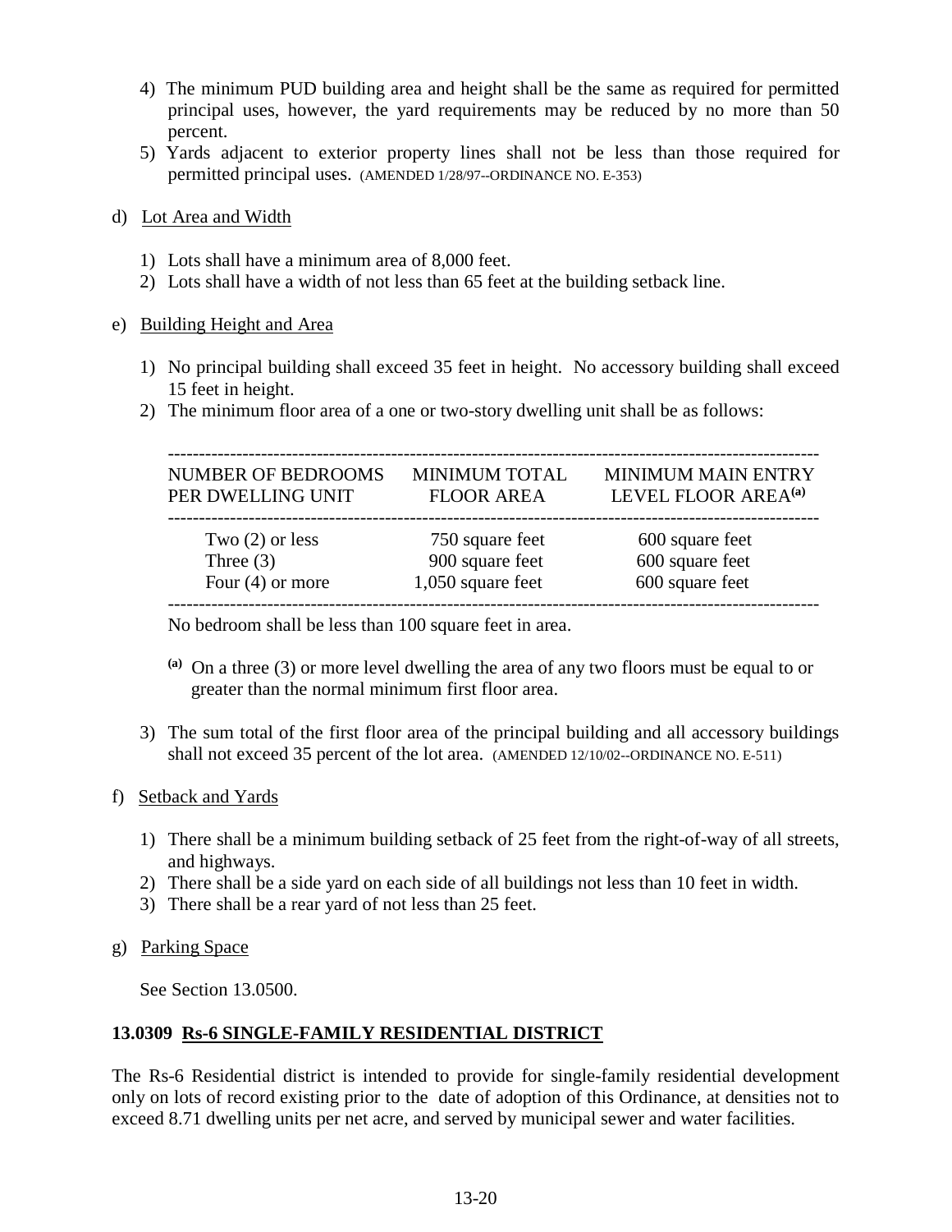4) The minimum PUD building area and height shall be the same as required for permitted principal uses, however, the yard requirements may be reduced by no more than 50 percent.
5) Yards adjacent to exterior property lines shall not be less than those required for permitted principal uses. (AMENDED 1/28/97--ORDINANCE NO. E-353)

d) Lot Area and Width

1) Lots shall have a minimum area of 8,000 feet.
2) Lots shall have a width of not less than 65 feet at the building setback line.

e) Building Height and Area

1) No principal building shall exceed 35 feet in height. No accessory building shall exceed 15 feet in height.
2) The minimum floor area of a one or two-story dwelling unit shall be as follows:

| NUMBER OF BEDROOMS PER DWELLING UNIT | MINIMUM TOTAL FLOOR AREA | MINIMUM MAIN ENTRY LEVEL FLOOR AREA[(a)] |
|---|---|---|
| Two (2) or less | 750 square feet | 600 square feet |
| Three (3) | 900 square feet | 600 square feet |
| Four (4) or more | 1,050 square feet | 600 square feet |

No bedroom shall be less than 100 square feet in area.

[(a)] On a three (3) or more level dwelling the area of any two floors must be equal to or greater than the normal minimum first floor area.

3) The sum total of the first floor area of the principal building and all accessory buildings shall not exceed 35 percent of the lot area. (AMENDED 12/10/02--ORDINANCE NO. E-511)

f) Setback and Yards

1) There shall be a minimum building setback of 25 feet from the right-of-way of all streets, and highways.
2) There shall be a side yard on each side of all buildings not less than 10 feet in width.
3) There shall be a rear yard of not less than 25 feet.

g) Parking Space

See Section 13.0500.

**13.0309 Rs-6 SINGLE-FAMILY RESIDENTIAL DISTRICT**

The Rs-6 Residential district is intended to provide for single-family residential development only on lots of record existing prior to the date of adoption of this Ordinance, at densities not to exceed 8.71 dwelling units per net acre, and served by municipal sewer and water facilities.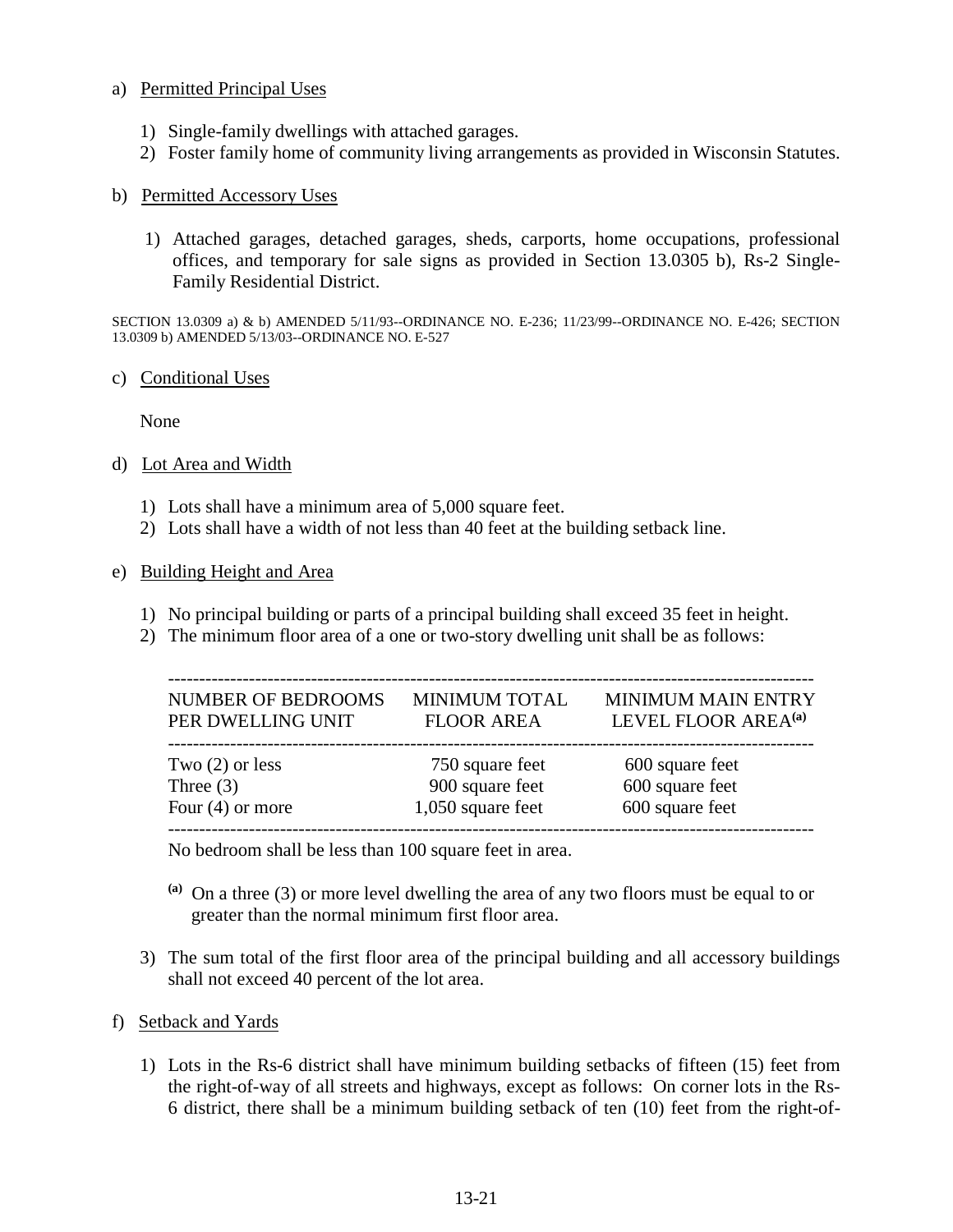a) Permitted Principal Uses

1) Single-family dwellings with attached garages.
2) Foster family home of community living arrangements as provided in Wisconsin Statutes.

b) Permitted Accessory Uses

1) Attached garages, detached garages, sheds, carports, home occupations, professional offices, and temporary for sale signs as provided in Section 13.0305 b), Rs-2 Single-Family Residential District.

SECTION 13.0309 a) & b) AMENDED 5/11/93--ORDINANCE NO. E-236; 11/23/99--ORDINANCE NO. E-426; SECTION 13.0309 b) AMENDED 5/13/03--ORDINANCE NO. E-527

c) Conditional Uses

None

d) Lot Area and Width

1) Lots shall have a minimum area of 5,000 square feet.
2) Lots shall have a width of not less than 40 feet at the building setback line.

e) Building Height and Area

1) No principal building or parts of a principal building shall exceed 35 feet in height.
2) The minimum floor area of a one or two-story dwelling unit shall be as follows:

| NUMBER OF BEDROOMS PER DWELLING UNIT | MINIMUM TOTAL FLOOR AREA | MINIMUM MAIN ENTRY LEVEL FLOOR AREA[(a)] |
|---|---|---|
| Two (2) or less | 750 square feet | 600 square feet |
| Three (3) | 900 square feet | 600 square feet |
| Four (4) or more | 1,050 square feet | 600 square feet |

No bedroom shall be less than 100 square feet in area.

[(a)] On a three (3) or more level dwelling the area of any two floors must be equal to or greater than the normal minimum first floor area.

3) The sum total of the first floor area of the principal building and all accessory buildings shall not exceed 40 percent of the lot area.

f) Setback and Yards

1) Lots in the Rs-6 district shall have minimum building setbacks of fifteen (15) feet from the right-of-way of all streets and highways, except as follows: On corner lots in the Rs-6 district, there shall be a minimum building setback of ten (10) feet from the right-of-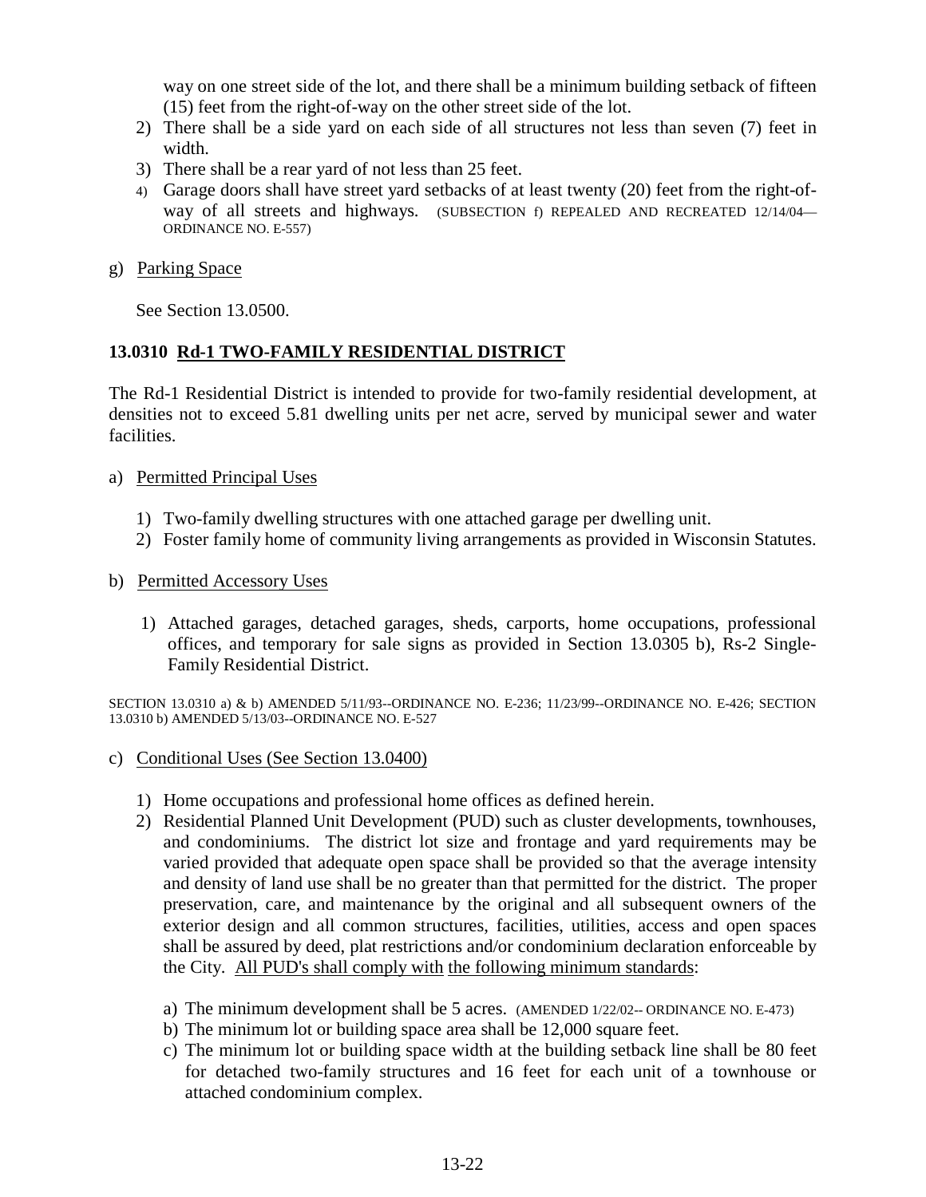way on one street side of the lot, and there shall be a minimum building setback of fifteen (15) feet from the right-of-way on the other street side of the lot.

2) There shall be a side yard on each side of all structures not less than seven (7) feet in width.
3) There shall be a rear yard of not less than 25 feet.
4) Garage doors shall have street yard setbacks of at least twenty (20) feet from the right-of-way of all streets and highways. (SUBSECTION f) REPEALED AND RECREATED 12/14/04—ORDINANCE NO. E-557)

g) Parking Space

See Section 13.0500.

### 13.0310 Rd-1 TWO-FAMILY RESIDENTIAL DISTRICT

The Rd-1 Residential District is intended to provide for two-family residential development, at densities not to exceed 5.81 dwelling units per net acre, served by municipal sewer and water facilities.

a) Permitted Principal Uses

1) Two-family dwelling structures with one attached garage per dwelling unit.
2) Foster family home of community living arrangements as provided in Wisconsin Statutes.

b) Permitted Accessory Uses

1) Attached garages, detached garages, sheds, carports, home occupations, professional offices, and temporary for sale signs as provided in Section 13.0305 b), Rs-2 Single-Family Residential District.

SECTION 13.0310 a) & b) AMENDED 5/11/93--ORDINANCE NO. E-236; 11/23/99--ORDINANCE NO. E-426; SECTION 13.0310 b) AMENDED 5/13/03--ORDINANCE NO. E-527

c) Conditional Uses (See Section 13.0400)

1) Home occupations and professional home offices as defined herein.
2) Residential Planned Unit Development (PUD) such as cluster developments, townhouses, and condominiums. The district lot size and frontage and yard requirements may be varied provided that adequate open space shall be provided so that the average intensity and density of land use shall be no greater than that permitted for the district. The proper preservation, care, and maintenance by the original and all subsequent owners of the exterior design and all common structures, facilities, utilities, access and open spaces shall be assured by deed, plat restrictions and/or condominium declaration enforceable by the City. All PUD's shall comply with the following minimum standards:

   a) The minimum development shall be 5 acres. (AMENDED 1/22/02-- ORDINANCE NO. E-473)
   b) The minimum lot or building space area shall be 12,000 square feet.
   c) The minimum lot or building space width at the building setback line shall be 80 feet for detached two-family structures and 16 feet for each unit of a townhouse or attached condominium complex.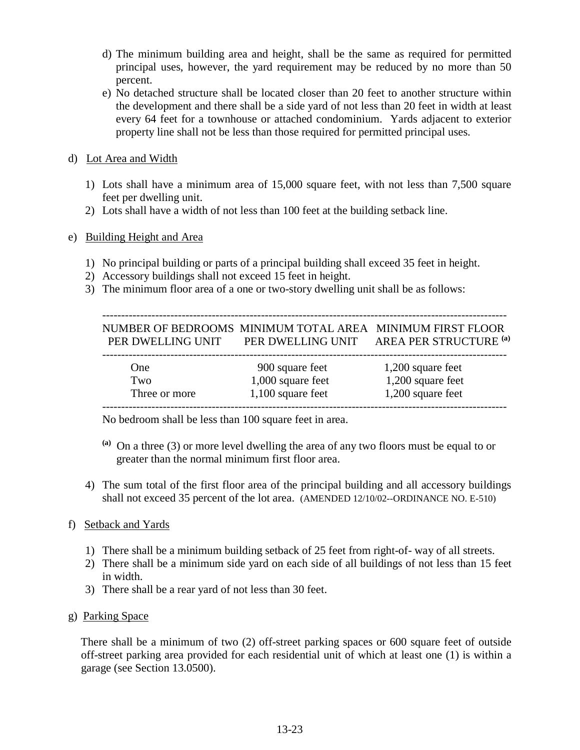d) The minimum building area and height, shall be the same as required for permitted principal uses, however, the yard requirement may be reduced by no more than 50 percent.

e) No detached structure shall be located closer than 20 feet to another structure within the development and there shall be a side yard of not less than 20 feet in width at least every 64 feet for a townhouse or attached condominium. Yards adjacent to exterior property line shall not be less than those required for permitted principal uses.

d) Lot Area and Width

1) Lots shall have a minimum area of 15,000 square feet, with not less than 7,500 square feet per dwelling unit.
2) Lots shall have a width of not less than 100 feet at the building setback line.

e) Building Height and Area

1) No principal building or parts of a principal building shall exceed 35 feet in height.
2) Accessory buildings shall not exceed 15 feet in height.
3) The minimum floor area of a one or two-story dwelling unit shall be as follows:

| NUMBER OF BEDROOMS PER DWELLING UNIT | MINIMUM TOTAL AREA PER DWELLING UNIT | MINIMUM FIRST FLOOR AREA PER STRUCTURE [(a)] |
|---|---|---|
| One | 900 square feet | 1,200 square feet |
| Two | 1,000 square feet | 1,200 square feet |
| Three or more | 1,100 square feet | 1,200 square feet |

No bedroom shall be less than 100 square feet in area.

[(a)] On a three (3) or more level dwelling the area of any two floors must be equal to or greater than the normal minimum first floor area.

4) The sum total of the first floor area of the principal building and all accessory buildings shall not exceed 35 percent of the lot area. (AMENDED 12/10/02--ORDINANCE NO. E-510)

f) Setback and Yards

1) There shall be a minimum building setback of 25 feet from right-of- way of all streets.
2) There shall be a minimum side yard on each side of all buildings of not less than 15 feet in width.
3) There shall be a rear yard of not less than 30 feet.

g) Parking Space

There shall be a minimum of two (2) off-street parking spaces or 600 square feet of outside off-street parking area provided for each residential unit of which at least one (1) is within a garage (see Section 13.0500).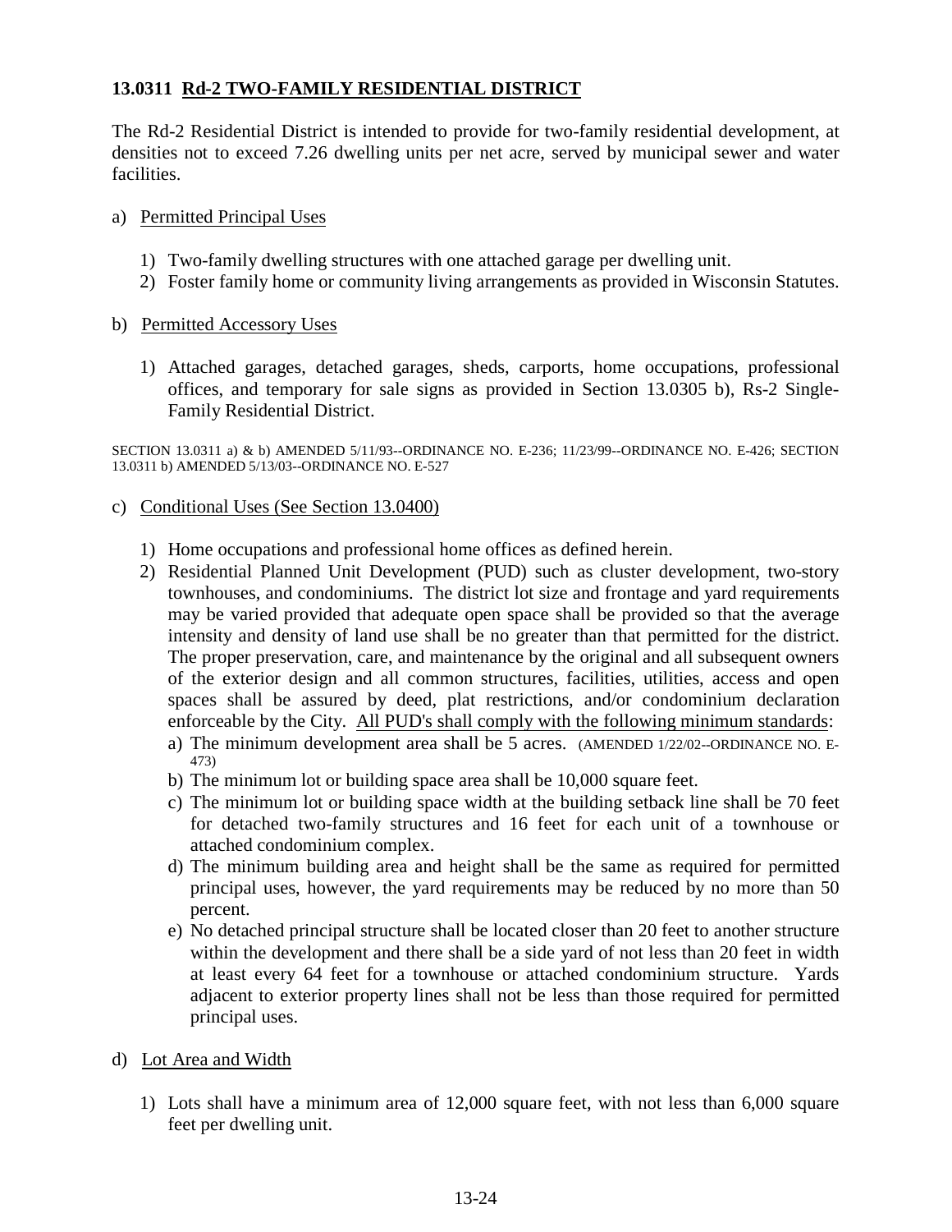### 13.0311 Rd-2 TWO-FAMILY RESIDENTIAL DISTRICT

The Rd-2 Residential District is intended to provide for two-family residential development, at densities not to exceed 7.26 dwelling units per net acre, served by municipal sewer and water facilities.

a) Permitted Principal Uses

   1) Two-family dwelling structures with one attached garage per dwelling unit.
   2) Foster family home or community living arrangements as provided in Wisconsin Statutes.

b) Permitted Accessory Uses

   1) Attached garages, detached garages, sheds, carports, home occupations, professional offices, and temporary for sale signs as provided in Section 13.0305 b), Rs-2 Single-Family Residential District.

SECTION 13.0311 a) & b) AMENDED 5/11/93--ORDINANCE NO. E-236; 11/23/99--ORDINANCE NO. E-426; SECTION 13.0311 b) AMENDED 5/13/03--ORDINANCE NO. E-527

c) Conditional Uses (See Section 13.0400)

   1) Home occupations and professional home offices as defined herein.
   2) Residential Planned Unit Development (PUD) such as cluster development, two-story townhouses, and condominiums. The district lot size and frontage and yard requirements may be varied provided that adequate open space shall be provided so that the average intensity and density of land use shall be no greater than that permitted for the district. The proper preservation, care, and maintenance by the original and all subsequent owners of the exterior design and all common structures, facilities, utilities, access and open spaces shall be assured by deed, plat restrictions, and/or condominium declaration enforceable by the City. All PUD's shall comply with the following minimum standards:
      a) The minimum development area shall be 5 acres. (AMENDED 1/22/02--ORDINANCE NO. E-473)
      b) The minimum lot or building space area shall be 10,000 square feet.
      c) The minimum lot or building space width at the building setback line shall be 70 feet for detached two-family structures and 16 feet for each unit of a townhouse or attached condominium complex.
      d) The minimum building area and height shall be the same as required for permitted principal uses, however, the yard requirements may be reduced by no more than 50 percent.
      e) No detached principal structure shall be located closer than 20 feet to another structure within the development and there shall be a side yard of not less than 20 feet in width at least every 64 feet for a townhouse or attached condominium structure. Yards adjacent to exterior property lines shall not be less than those required for permitted principal uses.

d) Lot Area and Width

   1) Lots shall have a minimum area of 12,000 square feet, with not less than 6,000 square feet per dwelling unit.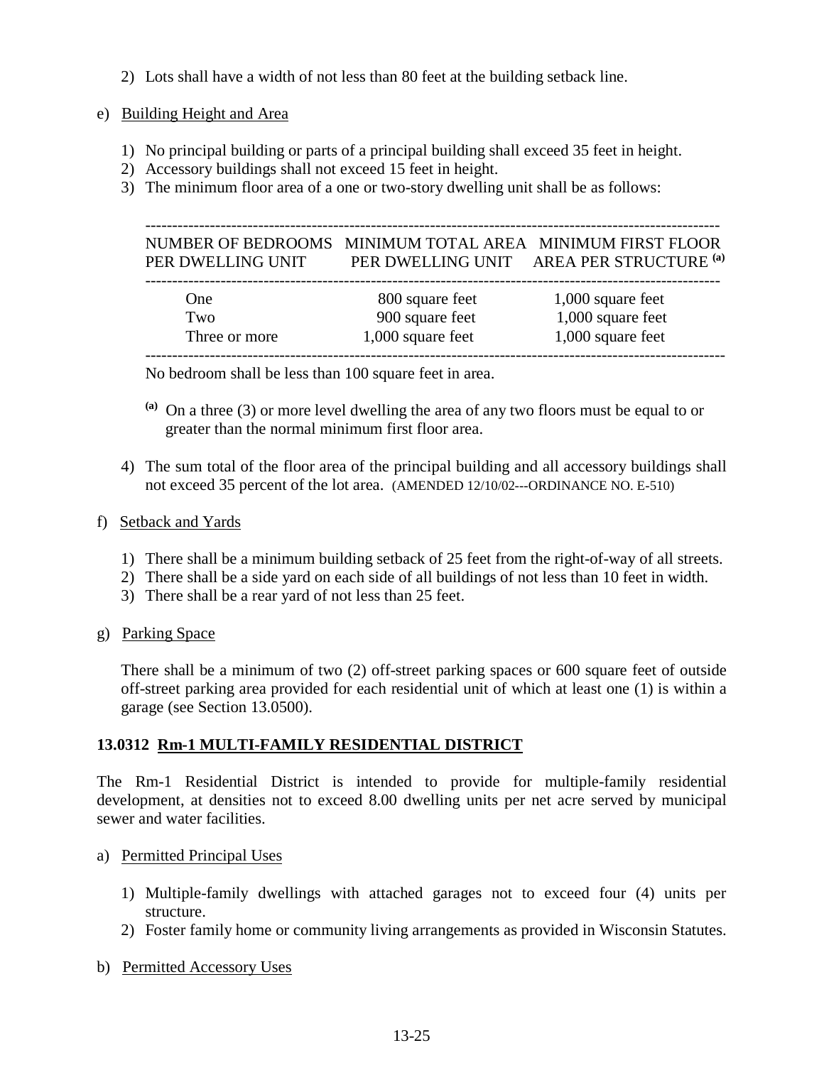2) Lots shall have a width of not less than 80 feet at the building setback line.

e) Building Height and Area

1) No principal building or parts of a principal building shall exceed 35 feet in height.
2) Accessory buildings shall not exceed 15 feet in height.
3) The minimum floor area of a one or two-story dwelling unit shall be as follows:

| NUMBER OF BEDROOMS PER DWELLING UNIT | MINIMUM TOTAL AREA PER DWELLING UNIT | MINIMUM FIRST FLOOR AREA PER STRUCTURE [(a)] |
|---|---|---|
| One | 800 square feet | 1,000 square feet |
| Two | 900 square feet | 1,000 square feet |
| Three or more | 1,000 square feet | 1,000 square feet |

No bedroom shall be less than 100 square feet in area.

[(a)] On a three (3) or more level dwelling the area of any two floors must be equal to or greater than the normal minimum first floor area.

4) The sum total of the floor area of the principal building and all accessory buildings shall not exceed 35 percent of the lot area. (AMENDED 12/10/02---ORDINANCE NO. E-510)

f) Setback and Yards

1) There shall be a minimum building setback of 25 feet from the right-of-way of all streets.
2) There shall be a side yard on each side of all buildings of not less than 10 feet in width.
3) There shall be a rear yard of not less than 25 feet.

g) Parking Space

There shall be a minimum of two (2) off-street parking spaces or 600 square feet of outside off-street parking area provided for each residential unit of which at least one (1) is within a garage (see Section 13.0500).

### 13.0312 Rm-1 MULTI-FAMILY RESIDENTIAL DISTRICT

The Rm-1 Residential District is intended to provide for multiple-family residential development, at densities not to exceed 8.00 dwelling units per net acre served by municipal sewer and water facilities.

a) Permitted Principal Uses

1) Multiple-family dwellings with attached garages not to exceed four (4) units per structure.
2) Foster family home or community living arrangements as provided in Wisconsin Statutes.

b) Permitted Accessory Uses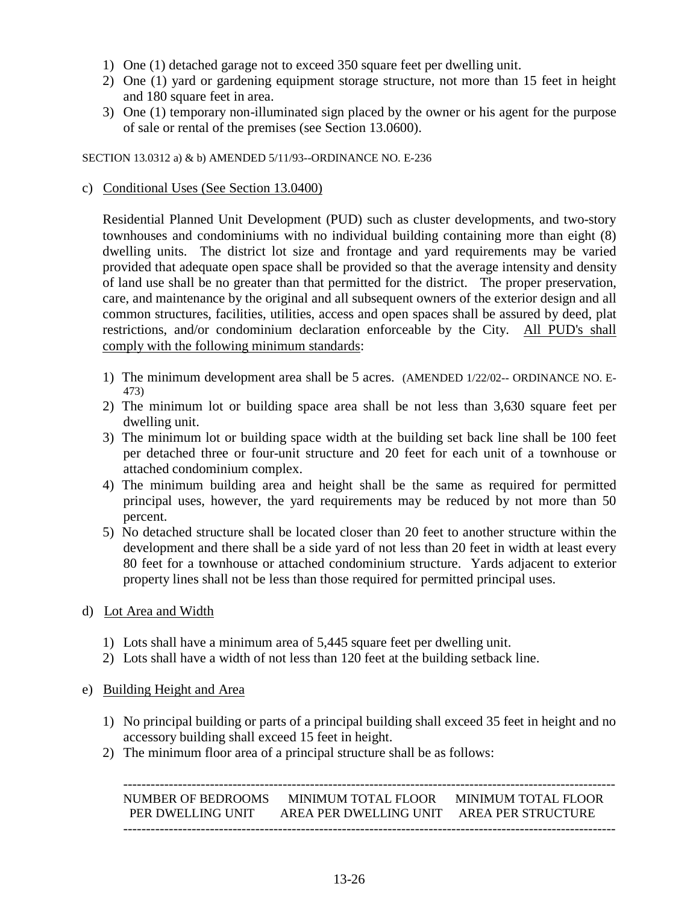1) One (1) detached garage not to exceed 350 square feet per dwelling unit.
2) One (1) yard or gardening equipment storage structure, not more than 15 feet in height and 180 square feet in area.
3) One (1) temporary non-illuminated sign placed by the owner or his agent for the purpose of sale or rental of the premises (see Section 13.0600).

SECTION 13.0312 a) & b) AMENDED 5/11/93--ORDINANCE NO. E-236

c) Conditional Uses (See Section 13.0400)

Residential Planned Unit Development (PUD) such as cluster developments, and two-story townhouses and condominiums with no individual building containing more than eight (8) dwelling units. The district lot size and frontage and yard requirements may be varied provided that adequate open space shall be provided so that the average intensity and density of land use shall be no greater than that permitted for the district. The proper preservation, care, and maintenance by the original and all subsequent owners of the exterior design and all common structures, facilities, utilities, access and open spaces shall be assured by deed, plat restrictions, and/or condominium declaration enforceable by the City. All PUD's shall comply with the following minimum standards:

1) The minimum development area shall be 5 acres. (AMENDED 1/22/02-- ORDINANCE NO. E-473)
2) The minimum lot or building space area shall be not less than 3,630 square feet per dwelling unit.
3) The minimum lot or building space width at the building set back line shall be 100 feet per detached three or four-unit structure and 20 feet for each unit of a townhouse or attached condominium complex.
4) The minimum building area and height shall be the same as required for permitted principal uses, however, the yard requirements may be reduced by not more than 50 percent.
5) No detached structure shall be located closer than 20 feet to another structure within the development and there shall be a side yard of not less than 20 feet in width at least every 80 feet for a townhouse or attached condominium structure. Yards adjacent to exterior property lines shall not be less than those required for permitted principal uses.

d) Lot Area and Width

1) Lots shall have a minimum area of 5,445 square feet per dwelling unit.
2) Lots shall have a width of not less than 120 feet at the building setback line.

e) Building Height and Area

1) No principal building or parts of a principal building shall exceed 35 feet in height and no accessory building shall exceed 15 feet in height.
2) The minimum floor area of a principal structure shall be as follows:

| NUMBER OF BEDROOMS PER DWELLING UNIT | MINIMUM TOTAL FLOOR AREA PER DWELLING UNIT | MINIMUM TOTAL FLOOR AREA PER STRUCTURE |
|---|---|---|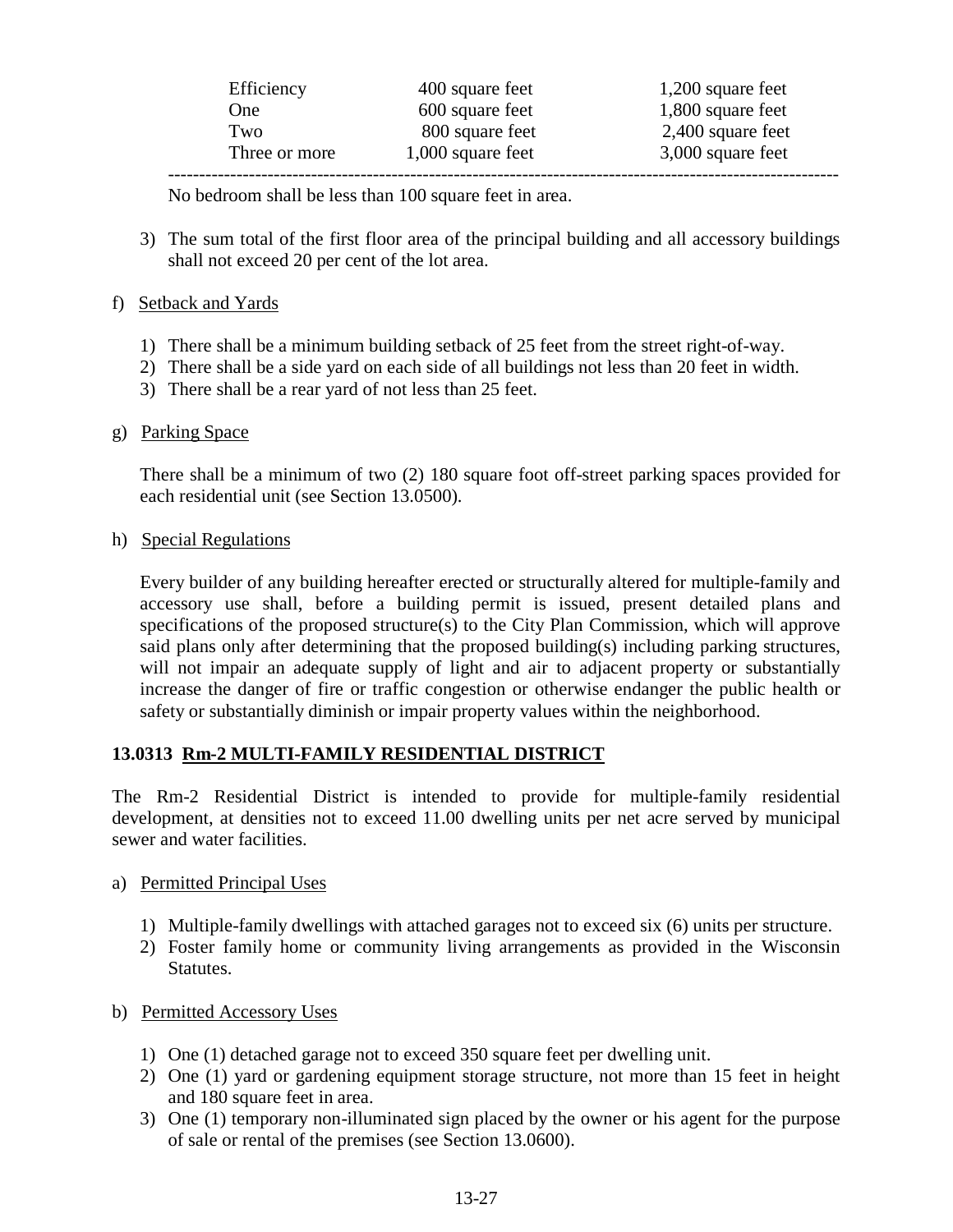| | | |
|---|---|---|
| Efficiency | 400 square feet | 1,200 square feet |
| One | 600 square feet | 1,800 square feet |
| Two | 800 square feet | 2,400 square feet |
| Three or more | 1,000 square feet | 3,000 square feet |

No bedroom shall be less than 100 square feet in area.

3) The sum total of the first floor area of the principal building and all accessory buildings shall not exceed 20 per cent of the lot area.

f) Setback and Yards

1) There shall be a minimum building setback of 25 feet from the street right-of-way.
2) There shall be a side yard on each side of all buildings not less than 20 feet in width.
3) There shall be a rear yard of not less than 25 feet.

g) Parking Space

There shall be a minimum of two (2) 180 square foot off-street parking spaces provided for each residential unit (see Section 13.0500).

h) Special Regulations

Every builder of any building hereafter erected or structurally altered for multiple-family and accessory use shall, before a building permit is issued, present detailed plans and specifications of the proposed structure(s) to the City Plan Commission, which will approve said plans only after determining that the proposed building(s) including parking structures, will not impair an adequate supply of light and air to adjacent property or substantially increase the danger of fire or traffic congestion or otherwise endanger the public health or safety or substantially diminish or impair property values within the neighborhood.

## 13.0313 Rm-2 MULTI-FAMILY RESIDENTIAL DISTRICT

The Rm-2 Residential District is intended to provide for multiple-family residential development, at densities not to exceed 11.00 dwelling units per net acre served by municipal sewer and water facilities.

a) Permitted Principal Uses

1) Multiple-family dwellings with attached garages not to exceed six (6) units per structure.
2) Foster family home or community living arrangements as provided in the Wisconsin Statutes.

b) Permitted Accessory Uses

1) One (1) detached garage not to exceed 350 square feet per dwelling unit.
2) One (1) yard or gardening equipment storage structure, not more than 15 feet in height and 180 square feet in area.
3) One (1) temporary non-illuminated sign placed by the owner or his agent for the purpose of sale or rental of the premises (see Section 13.0600).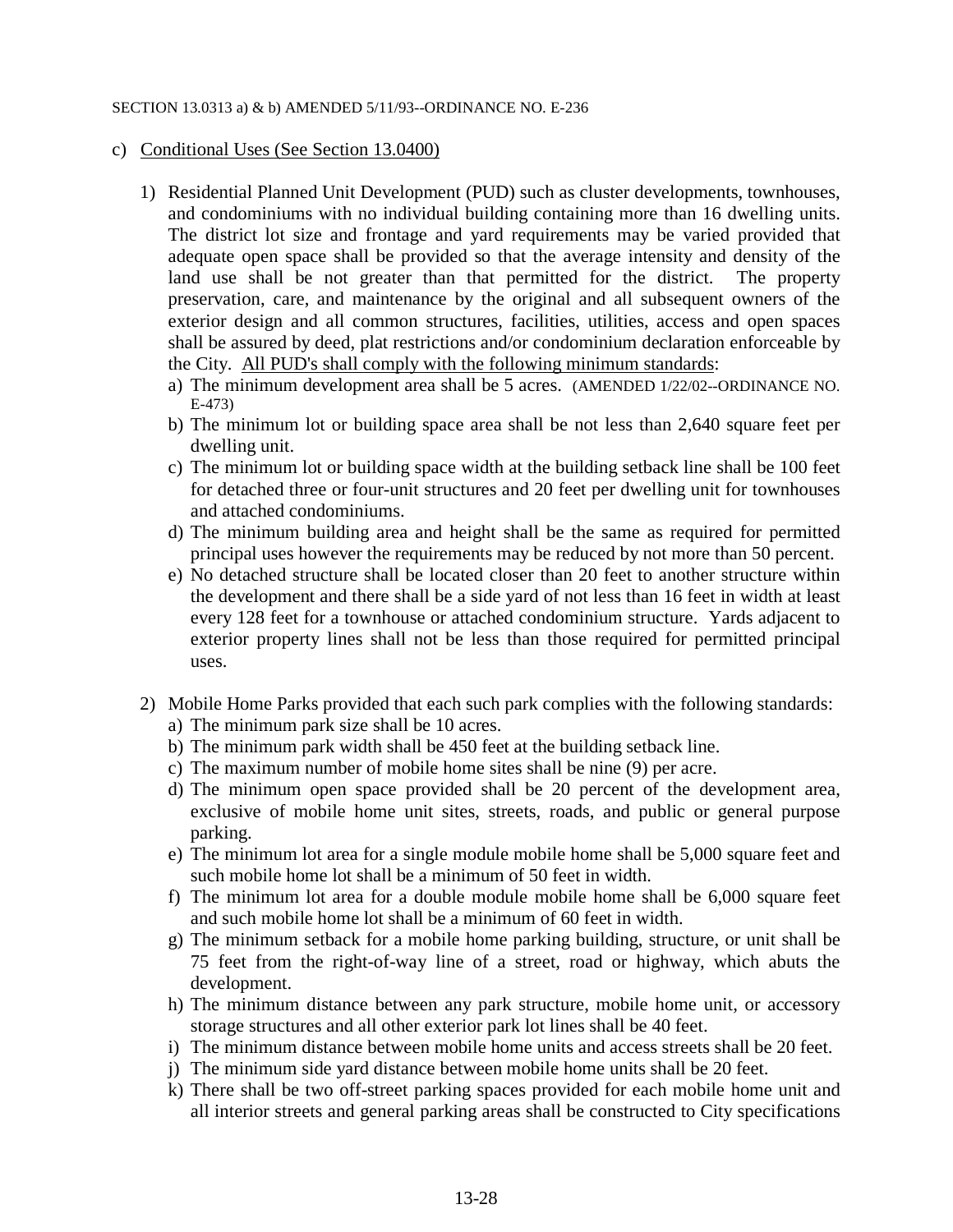SECTION 13.0313 a) & b) AMENDED 5/11/93--ORDINANCE NO. E-236

c) <u>Conditional Uses (See Section 13.0400)</u>

1) Residential Planned Unit Development (PUD) such as cluster developments, townhouses, and condominiums with no individual building containing more than 16 dwelling units. The district lot size and frontage and yard requirements may be varied provided that adequate open space shall be provided so that the average intensity and density of the land use shall be not greater than that permitted for the district. The property preservation, care, and maintenance by the original and all subsequent owners of the exterior design and all common structures, facilities, utilities, access and open spaces shall be assured by deed, plat restrictions and/or condominium declaration enforceable by the City. <u>All PUD's shall comply with the following minimum standards</u>:
   a) The minimum development area shall be 5 acres. (AMENDED 1/22/02--ORDINANCE NO. E-473)
   b) The minimum lot or building space area shall be not less than 2,640 square feet per dwelling unit.
   c) The minimum lot or building space width at the building setback line shall be 100 feet for detached three or four-unit structures and 20 feet per dwelling unit for townhouses and attached condominiums.
   d) The minimum building area and height shall be the same as required for permitted principal uses however the requirements may be reduced by not more than 50 percent.
   e) No detached structure shall be located closer than 20 feet to another structure within the development and there shall be a side yard of not less than 16 feet in width at least every 128 feet for a townhouse or attached condominium structure. Yards adjacent to exterior property lines shall not be less than those required for permitted principal uses.

2) Mobile Home Parks provided that each such park complies with the following standards:
   a) The minimum park size shall be 10 acres.
   b) The minimum park width shall be 450 feet at the building setback line.
   c) The maximum number of mobile home sites shall be nine (9) per acre.
   d) The minimum open space provided shall be 20 percent of the development area, exclusive of mobile home unit sites, streets, roads, and public or general purpose parking.
   e) The minimum lot area for a single module mobile home shall be 5,000 square feet and such mobile home lot shall be a minimum of 50 feet in width.
   f) The minimum lot area for a double module mobile home shall be 6,000 square feet and such mobile home lot shall be a minimum of 60 feet in width.
   g) The minimum setback for a mobile home parking building, structure, or unit shall be 75 feet from the right-of-way line of a street, road or highway, which abuts the development.
   h) The minimum distance between any park structure, mobile home unit, or accessory storage structures and all other exterior park lot lines shall be 40 feet.
   i) The minimum distance between mobile home units and access streets shall be 20 feet.
   j) The minimum side yard distance between mobile home units shall be 20 feet.
   k) There shall be two off-street parking spaces provided for each mobile home unit and all interior streets and general parking areas shall be constructed to City specifications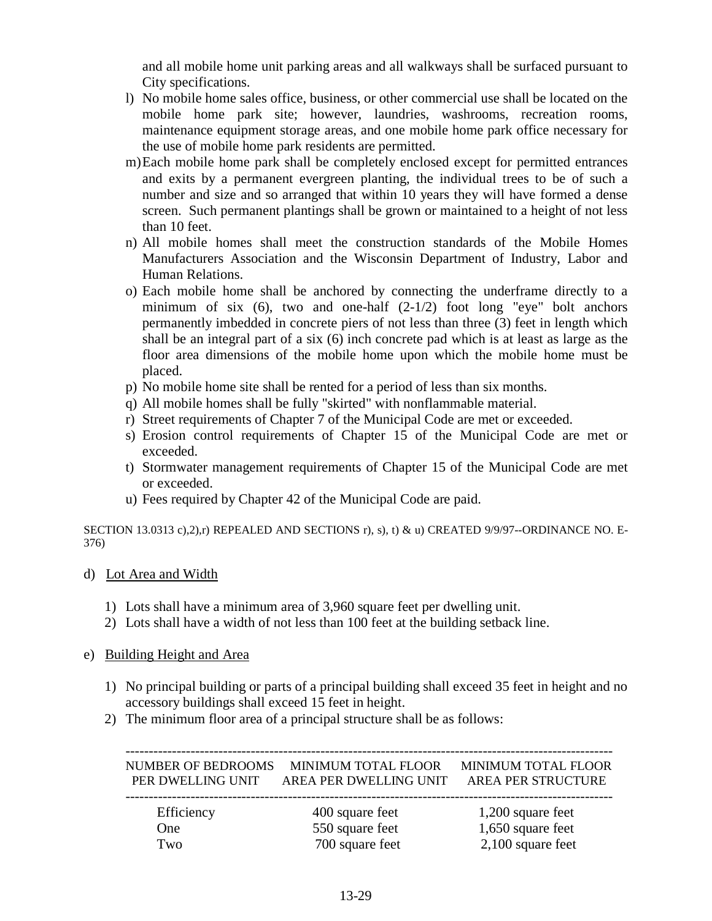and all mobile home unit parking areas and all walkways shall be surfaced pursuant to City specifications.

l) No mobile home sales office, business, or other commercial use shall be located on the mobile home park site; however, laundries, washrooms, recreation rooms, maintenance equipment storage areas, and one mobile home park office necessary for the use of mobile home park residents are permitted.

m) Each mobile home park shall be completely enclosed except for permitted entrances and exits by a permanent evergreen planting, the individual trees to be of such a number and size and so arranged that within 10 years they will have formed a dense screen. Such permanent plantings shall be grown or maintained to a height of not less than 10 feet.

n) All mobile homes shall meet the construction standards of the Mobile Homes Manufacturers Association and the Wisconsin Department of Industry, Labor and Human Relations.

o) Each mobile home shall be anchored by connecting the underframe directly to a minimum of six (6), two and one-half (2-1/2) foot long "eye" bolt anchors permanently imbedded in concrete piers of not less than three (3) feet in length which shall be an integral part of a six (6) inch concrete pad which is at least as large as the floor area dimensions of the mobile home upon which the mobile home must be placed.

p) No mobile home site shall be rented for a period of less than six months.

q) All mobile homes shall be fully "skirted" with nonflammable material.

r) Street requirements of Chapter 7 of the Municipal Code are met or exceeded.

s) Erosion control requirements of Chapter 15 of the Municipal Code are met or exceeded.

t) Stormwater management requirements of Chapter 15 of the Municipal Code are met or exceeded.

u) Fees required by Chapter 42 of the Municipal Code are paid.

SECTION 13.0313 c),2),r) REPEALED AND SECTIONS r), s), t) & u) CREATED 9/9/97--ORDINANCE NO. E-376)

d) Lot Area and Width

1) Lots shall have a minimum area of 3,960 square feet per dwelling unit.
2) Lots shall have a width of not less than 100 feet at the building setback line.

e) Building Height and Area

1) No principal building or parts of a principal building shall exceed 35 feet in height and no accessory buildings shall exceed 15 feet in height.
2) The minimum floor area of a principal structure shall be as follows:

| NUMBER OF BEDROOMS PER DWELLING UNIT | MINIMUM TOTAL FLOOR AREA PER DWELLING UNIT | MINIMUM TOTAL FLOOR AREA PER STRUCTURE |
|---|---|---|
| Efficiency | 400 square feet | 1,200 square feet |
| One | 550 square feet | 1,650 square feet |
| Two | 700 square feet | 2,100 square feet |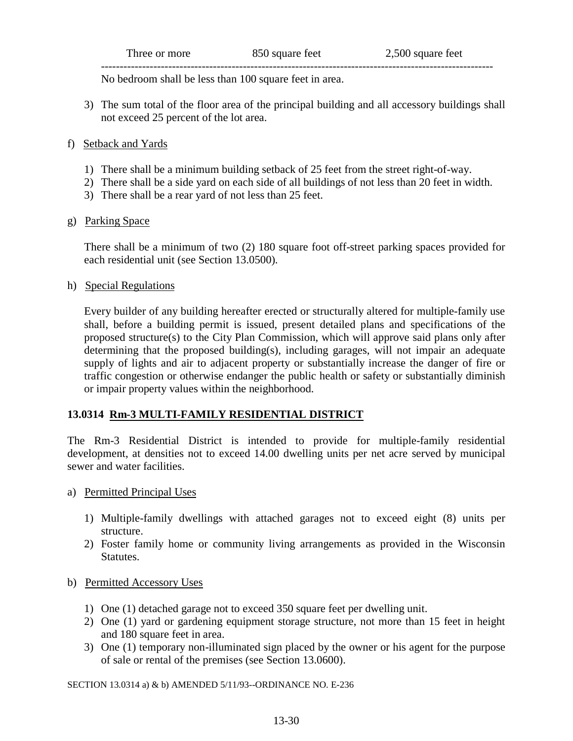| Three or more | 850 square feet | 2,500 square feet |
|---|---|---|

No bedroom shall be less than 100 square feet in area.

3) The sum total of the floor area of the principal building and all accessory buildings shall not exceed 25 percent of the lot area.

f) Setback and Yards

1) There shall be a minimum building setback of 25 feet from the street right-of-way.
2) There shall be a side yard on each side of all buildings of not less than 20 feet in width.
3) There shall be a rear yard of not less than 25 feet.

g) Parking Space

There shall be a minimum of two (2) 180 square foot off-street parking spaces provided for each residential unit (see Section 13.0500).

h) Special Regulations

Every builder of any building hereafter erected or structurally altered for multiple-family use shall, before a building permit is issued, present detailed plans and specifications of the proposed structure(s) to the City Plan Commission, which will approve said plans only after determining that the proposed building(s), including garages, will not impair an adequate supply of lights and air to adjacent property or substantially increase the danger of fire or traffic congestion or otherwise endanger the public health or safety or substantially diminish or impair property values within the neighborhood.

## 13.0314 Rm-3 MULTI-FAMILY RESIDENTIAL DISTRICT

The Rm-3 Residential District is intended to provide for multiple-family residential development, at densities not to exceed 14.00 dwelling units per net acre served by municipal sewer and water facilities.

a) Permitted Principal Uses

1) Multiple-family dwellings with attached garages not to exceed eight (8) units per structure.
2) Foster family home or community living arrangements as provided in the Wisconsin Statutes.

b) Permitted Accessory Uses

1) One (1) detached garage not to exceed 350 square feet per dwelling unit.
2) One (1) yard or gardening equipment storage structure, not more than 15 feet in height and 180 square feet in area.
3) One (1) temporary non-illuminated sign placed by the owner or his agent for the purpose of sale or rental of the premises (see Section 13.0600).

SECTION 13.0314 a) & b) AMENDED 5/11/93--ORDINANCE NO. E-236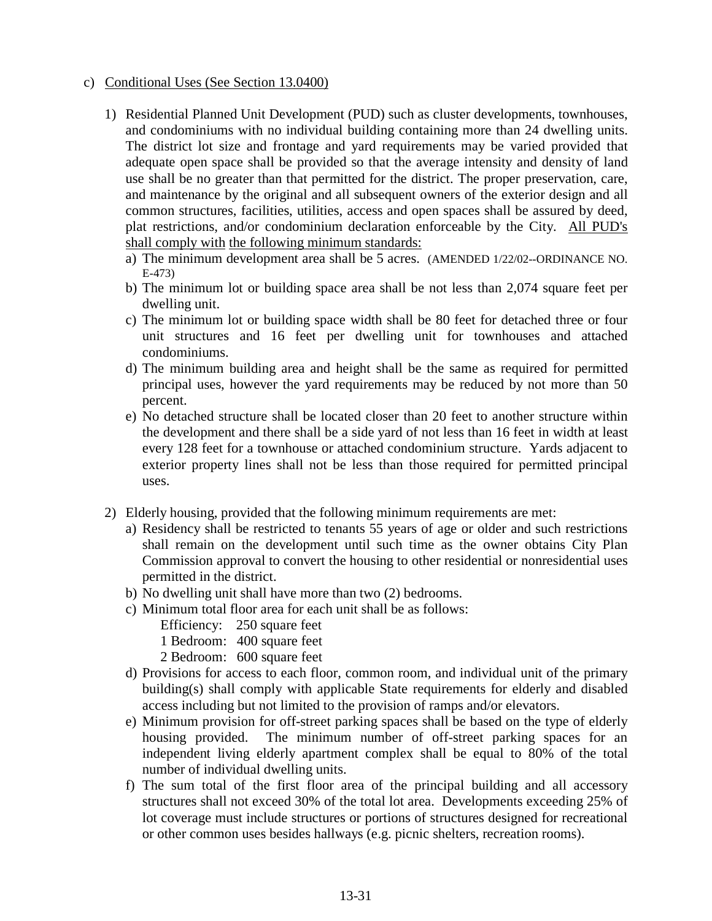c) <u>Conditional Uses (See Section 13.0400)</u>

1) Residential Planned Unit Development (PUD) such as cluster developments, townhouses, and condominiums with no individual building containing more than 24 dwelling units. The district lot size and frontage and yard requirements may be varied provided that adequate open space shall be provided so that the average intensity and density of land use shall be no greater than that permitted for the district. The proper preservation, care, and maintenance by the original and all subsequent owners of the exterior design and all common structures, facilities, utilities, access and open spaces shall be assured by deed, plat restrictions, and/or condominium declaration enforceable by the City. <u>All PUD's shall comply with the following minimum standards:</u>
   a) The minimum development area shall be 5 acres. (AMENDED 1/22/02--ORDINANCE NO. E-473)
   b) The minimum lot or building space area shall be not less than 2,074 square feet per dwelling unit.
   c) The minimum lot or building space width shall be 80 feet for detached three or four unit structures and 16 feet per dwelling unit for townhouses and attached condominiums.
   d) The minimum building area and height shall be the same as required for permitted principal uses, however the yard requirements may be reduced by not more than 50 percent.
   e) No detached structure shall be located closer than 20 feet to another structure within the development and there shall be a side yard of not less than 16 feet in width at least every 128 feet for a townhouse or attached condominium structure. Yards adjacent to exterior property lines shall not be less than those required for permitted principal uses.

2) Elderly housing, provided that the following minimum requirements are met:
   a) Residency shall be restricted to tenants 55 years of age or older and such restrictions shall remain on the development until such time as the owner obtains City Plan Commission approval to convert the housing to other residential or nonresidential uses permitted in the district.
   b) No dwelling unit shall have more than two (2) bedrooms.
   c) Minimum total floor area for each unit shall be as follows:
      - Efficiency: 250 square feet
      - 1 Bedroom: 400 square feet
      - 2 Bedroom: 600 square feet
   d) Provisions for access to each floor, common room, and individual unit of the primary building(s) shall comply with applicable State requirements for elderly and disabled access including but not limited to the provision of ramps and/or elevators.
   e) Minimum provision for off-street parking spaces shall be based on the type of elderly housing provided. The minimum number of off-street parking spaces for an independent living elderly apartment complex shall be equal to 80% of the total number of individual dwelling units.
   f) The sum total of the first floor area of the principal building and all accessory structures shall not exceed 30% of the total lot area. Developments exceeding 25% of lot coverage must include structures or portions of structures designed for recreational or other common uses besides hallways (e.g. picnic shelters, recreation rooms).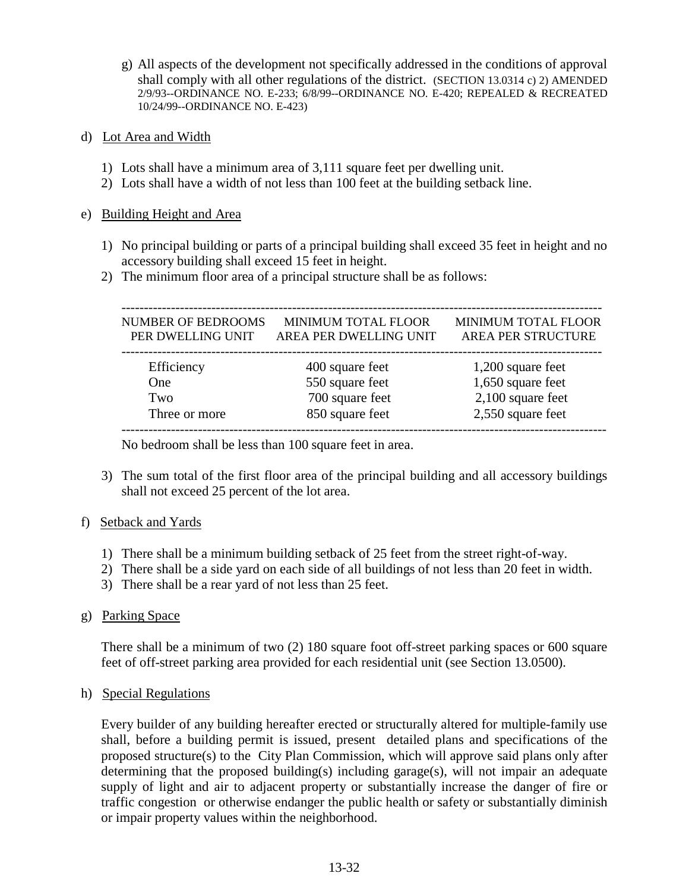g) All aspects of the development not specifically addressed in the conditions of approval shall comply with all other regulations of the district. (SECTION 13.0314 c) 2) AMENDED 2/9/93--ORDINANCE NO. E-233; 6/8/99--ORDINANCE NO. E-420; REPEALED & RECREATED 10/24/99--ORDINANCE NO. E-423)

d) Lot Area and Width

1) Lots shall have a minimum area of 3,111 square feet per dwelling unit.
2) Lots shall have a width of not less than 100 feet at the building setback line.

e) Building Height and Area

1) No principal building or parts of a principal building shall exceed 35 feet in height and no accessory building shall exceed 15 feet in height.
2) The minimum floor area of a principal structure shall be as follows:

| NUMBER OF BEDROOMS PER DWELLING UNIT | MINIMUM TOTAL FLOOR AREA PER DWELLING UNIT | MINIMUM TOTAL FLOOR AREA PER STRUCTURE |
|---|---|---|
| Efficiency | 400 square feet | 1,200 square feet |
| One | 550 square feet | 1,650 square feet |
| Two | 700 square feet | 2,100 square feet |
| Three or more | 850 square feet | 2,550 square feet |

No bedroom shall be less than 100 square feet in area.

3) The sum total of the first floor area of the principal building and all accessory buildings shall not exceed 25 percent of the lot area.

f) Setback and Yards

1) There shall be a minimum building setback of 25 feet from the street right-of-way.
2) There shall be a side yard on each side of all buildings of not less than 20 feet in width.
3) There shall be a rear yard of not less than 25 feet.

g) Parking Space

There shall be a minimum of two (2) 180 square foot off-street parking spaces or 600 square feet of off-street parking area provided for each residential unit (see Section 13.0500).

h) Special Regulations

Every builder of any building hereafter erected or structurally altered for multiple-family use shall, before a building permit is issued, present detailed plans and specifications of the proposed structure(s) to the City Plan Commission, which will approve said plans only after determining that the proposed building(s) including garage(s), will not impair an adequate supply of light and air to adjacent property or substantially increase the danger of fire or traffic congestion or otherwise endanger the public health or safety or substantially diminish or impair property values within the neighborhood.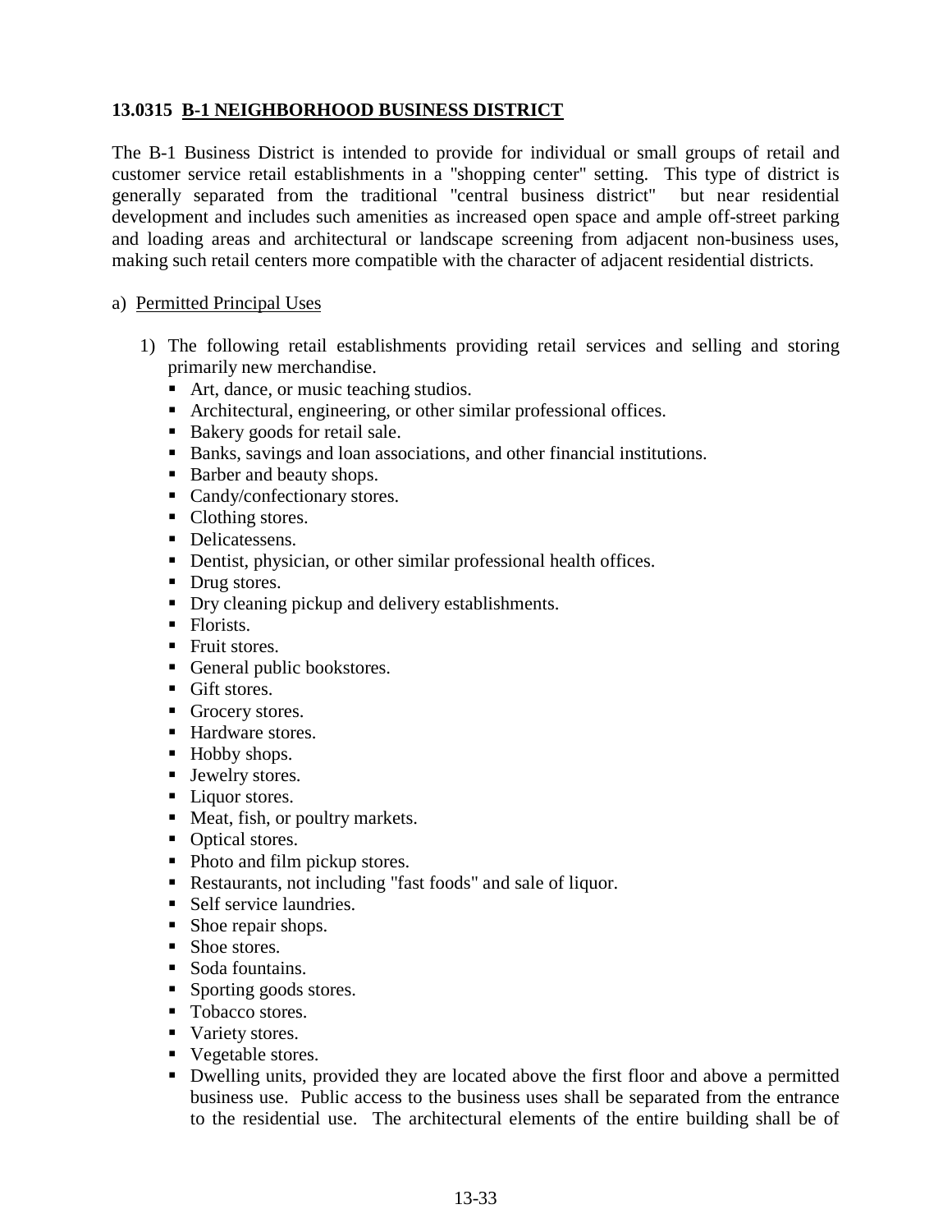### 13.0315 B-1 NEIGHBORHOOD BUSINESS DISTRICT

The B-1 Business District is intended to provide for individual or small groups of retail and customer service retail establishments in a "shopping center" setting. This type of district is generally separated from the traditional "central business district" but near residential development and includes such amenities as increased open space and ample off-street parking and loading areas and architectural or landscape screening from adjacent non-business uses, making such retail centers more compatible with the character of adjacent residential districts.

a) Permitted Principal Uses

1) The following retail establishments providing retail services and selling and storing primarily new merchandise.
   - Art, dance, or music teaching studios.
   - Architectural, engineering, or other similar professional offices.
   - Bakery goods for retail sale.
   - Banks, savings and loan associations, and other financial institutions.
   - Barber and beauty shops.
   - Candy/confectionary stores.
   - Clothing stores.
   - Delicatessens.
   - Dentist, physician, or other similar professional health offices.
   - Drug stores.
   - Dry cleaning pickup and delivery establishments.
   - Florists.
   - Fruit stores.
   - General public bookstores.
   - Gift stores.
   - Grocery stores.
   - Hardware stores.
   - Hobby shops.
   - Jewelry stores.
   - Liquor stores.
   - Meat, fish, or poultry markets.
   - Optical stores.
   - Photo and film pickup stores.
   - Restaurants, not including "fast foods" and sale of liquor.
   - Self service laundries.
   - Shoe repair shops.
   - Shoe stores.
   - Soda fountains.
   - Sporting goods stores.
   - Tobacco stores.
   - Variety stores.
   - Vegetable stores.
   - Dwelling units, provided they are located above the first floor and above a permitted business use. Public access to the business uses shall be separated from the entrance to the residential use. The architectural elements of the entire building shall be of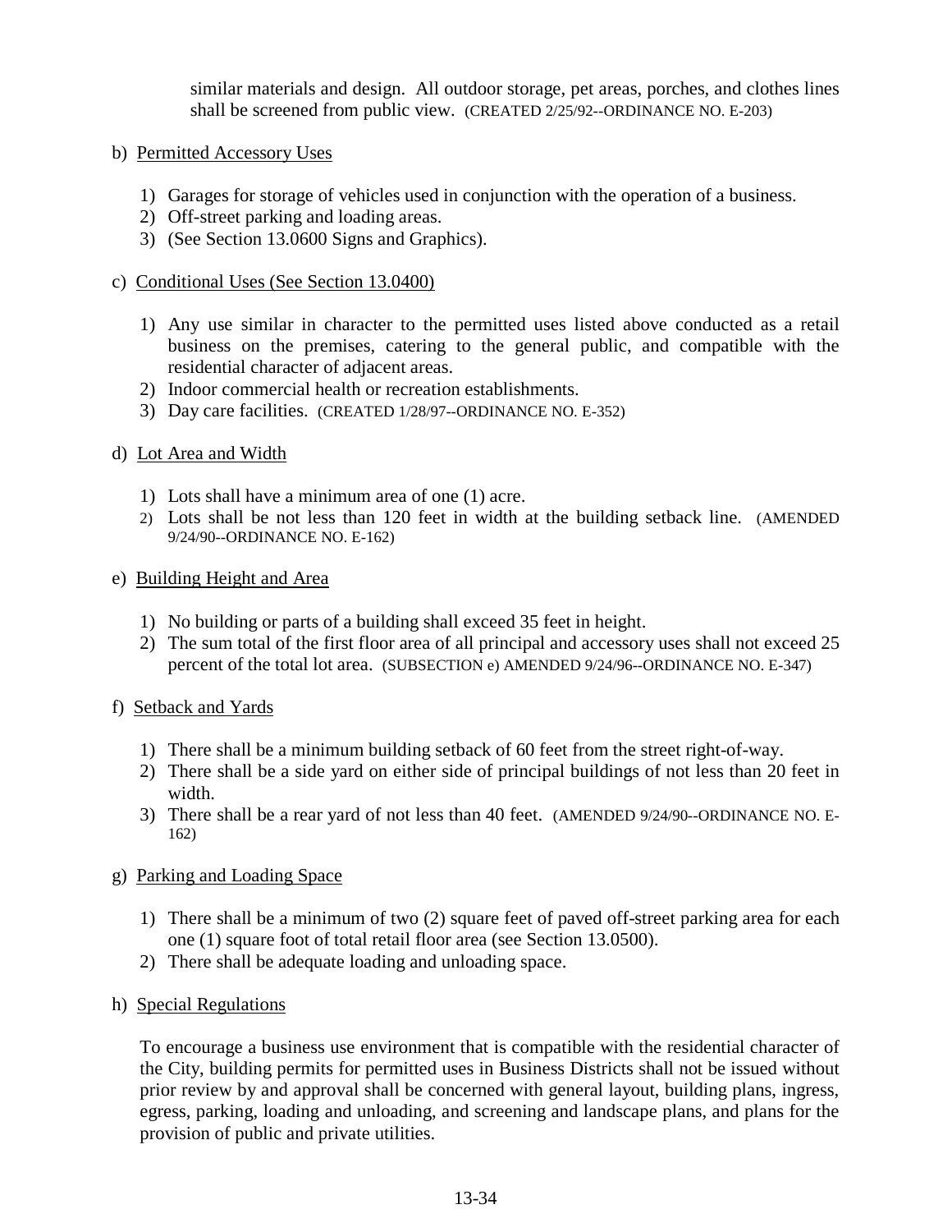similar materials and design. All outdoor storage, pet areas, porches, and clothes lines shall be screened from public view. (CREATED 2/25/92--ORDINANCE NO. E-203)

b) Permitted Accessory Uses

1) Garages for storage of vehicles used in conjunction with the operation of a business.
2) Off-street parking and loading areas.
3) (See Section 13.0600 Signs and Graphics).

c) Conditional Uses (See Section 13.0400)

1) Any use similar in character to the permitted uses listed above conducted as a retail business on the premises, catering to the general public, and compatible with the residential character of adjacent areas.
2) Indoor commercial health or recreation establishments.
3) Day care facilities. (CREATED 1/28/97--ORDINANCE NO. E-352)

d) Lot Area and Width

1) Lots shall have a minimum area of one (1) acre.
2) Lots shall be not less than 120 feet in width at the building setback line. (AMENDED 9/24/90--ORDINANCE NO. E-162)

e) Building Height and Area

1) No building or parts of a building shall exceed 35 feet in height.
2) The sum total of the first floor area of all principal and accessory uses shall not exceed 25 percent of the total lot area. (SUBSECTION e) AMENDED 9/24/96--ORDINANCE NO. E-347)

f) Setback and Yards

1) There shall be a minimum building setback of 60 feet from the street right-of-way.
2) There shall be a side yard on either side of principal buildings of not less than 20 feet in width.
3) There shall be a rear yard of not less than 40 feet. (AMENDED 9/24/90--ORDINANCE NO. E-162)

g) Parking and Loading Space

1) There shall be a minimum of two (2) square feet of paved off-street parking area for each one (1) square foot of total retail floor area (see Section 13.0500).
2) There shall be adequate loading and unloading space.

h) Special Regulations

To encourage a business use environment that is compatible with the residential character of the City, building permits for permitted uses in Business Districts shall not be issued without prior review by and approval shall be concerned with general layout, building plans, ingress, egress, parking, loading and unloading, and screening and landscape plans, and plans for the provision of public and private utilities.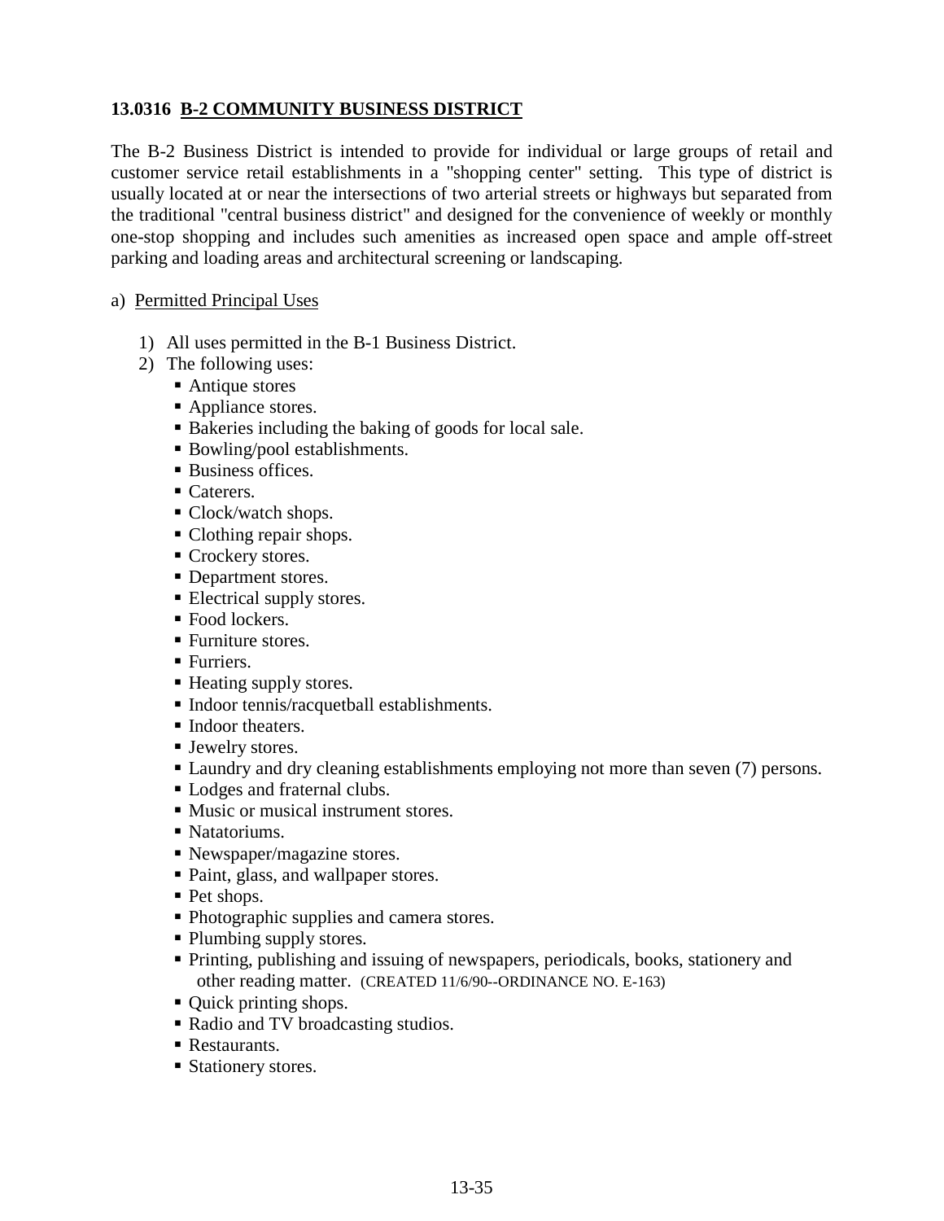**13.0316 <u>B-2 COMMUNITY BUSINESS DISTRICT</u>**

The B-2 Business District is intended to provide for individual or large groups of retail and customer service retail establishments in a "shopping center" setting. This type of district is usually located at or near the intersections of two arterial streets or highways but separated from the traditional "central business district" and designed for the convenience of weekly or monthly one-stop shopping and includes such amenities as increased open space and ample off-street parking and loading areas and architectural screening or landscaping.

a) <u>Permitted Principal Uses</u>

1) All uses permitted in the B-1 Business District.
2) The following uses:
   - Antique stores
   - Appliance stores.
   - Bakeries including the baking of goods for local sale.
   - Bowling/pool establishments.
   - Business offices.
   - Caterers.
   - Clock/watch shops.
   - Clothing repair shops.
   - Crockery stores.
   - Department stores.
   - Electrical supply stores.
   - Food lockers.
   - Furniture stores.
   - Furriers.
   - Heating supply stores.
   - Indoor tennis/racquetball establishments.
   - Indoor theaters.
   - Jewelry stores.
   - Laundry and dry cleaning establishments employing not more than seven (7) persons.
   - Lodges and fraternal clubs.
   - Music or musical instrument stores.
   - Natatoriums.
   - Newspaper/magazine stores.
   - Paint, glass, and wallpaper stores.
   - Pet shops.
   - Photographic supplies and camera stores.
   - Plumbing supply stores.
   - Printing, publishing and issuing of newspapers, periodicals, books, stationery and other reading matter. (CREATED 11/6/90--ORDINANCE NO. E-163)
   - Quick printing shops.
   - Radio and TV broadcasting studios.
   - Restaurants.
   - Stationery stores.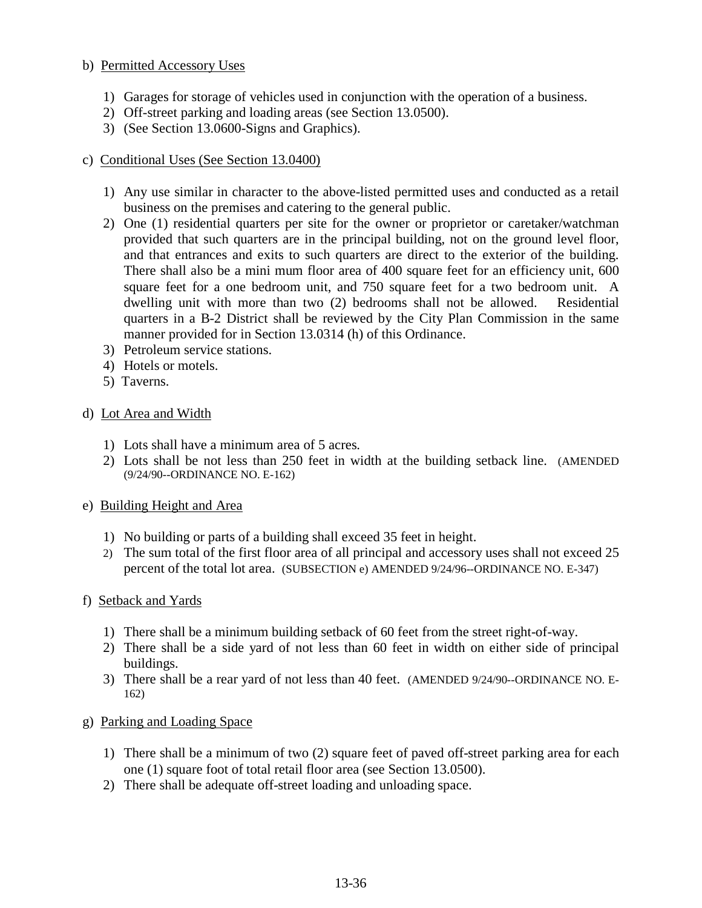b) Permitted Accessory Uses

1) Garages for storage of vehicles used in conjunction with the operation of a business.
2) Off-street parking and loading areas (see Section 13.0500).
3) (See Section 13.0600-Signs and Graphics).

c) Conditional Uses (See Section 13.0400)

1) Any use similar in character to the above-listed permitted uses and conducted as a retail business on the premises and catering to the general public.
2) One (1) residential quarters per site for the owner or proprietor or caretaker/watchman provided that such quarters are in the principal building, not on the ground level floor, and that entrances and exits to such quarters are direct to the exterior of the building. There shall also be a mini mum floor area of 400 square feet for an efficiency unit, 600 square feet for a one bedroom unit, and 750 square feet for a two bedroom unit. A dwelling unit with more than two (2) bedrooms shall not be allowed. Residential quarters in a B-2 District shall be reviewed by the City Plan Commission in the same manner provided for in Section 13.0314 (h) of this Ordinance.
3) Petroleum service stations.
4) Hotels or motels.
5) Taverns.

d) Lot Area and Width

1) Lots shall have a minimum area of 5 acres.
2) Lots shall be not less than 250 feet in width at the building setback line. (AMENDED (9/24/90--ORDINANCE NO. E-162)

e) Building Height and Area

1) No building or parts of a building shall exceed 35 feet in height.
2) The sum total of the first floor area of all principal and accessory uses shall not exceed 25 percent of the total lot area. (SUBSECTION e) AMENDED 9/24/96--ORDINANCE NO. E-347)

f) Setback and Yards

1) There shall be a minimum building setback of 60 feet from the street right-of-way.
2) There shall be a side yard of not less than 60 feet in width on either side of principal buildings.
3) There shall be a rear yard of not less than 40 feet. (AMENDED 9/24/90--ORDINANCE NO. E-162)

g) Parking and Loading Space

1) There shall be a minimum of two (2) square feet of paved off-street parking area for each one (1) square foot of total retail floor area (see Section 13.0500).
2) There shall be adequate off-street loading and unloading space.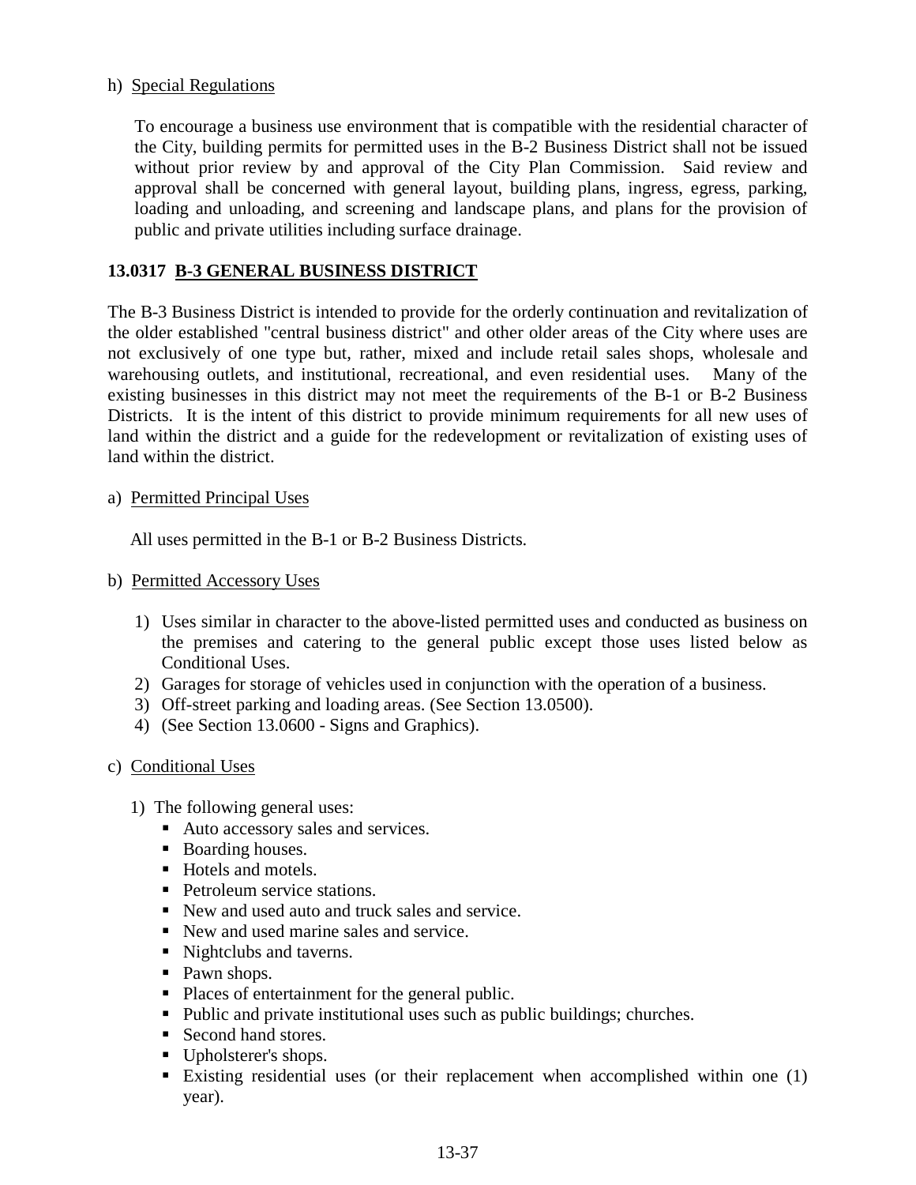h) Special Regulations

To encourage a business use environment that is compatible with the residential character of the City, building permits for permitted uses in the B-2 Business District shall not be issued without prior review by and approval of the City Plan Commission. Said review and approval shall be concerned with general layout, building plans, ingress, egress, parking, loading and unloading, and screening and landscape plans, and plans for the provision of public and private utilities including surface drainage.

## 13.0317 B-3 GENERAL BUSINESS DISTRICT

The B-3 Business District is intended to provide for the orderly continuation and revitalization of the older established "central business district" and other older areas of the City where uses are not exclusively of one type but, rather, mixed and include retail sales shops, wholesale and warehousing outlets, and institutional, recreational, and even residential uses. Many of the existing businesses in this district may not meet the requirements of the B-1 or B-2 Business Districts. It is the intent of this district to provide minimum requirements for all new uses of land within the district and a guide for the redevelopment or revitalization of existing uses of land within the district.

a) Permitted Principal Uses

All uses permitted in the B-1 or B-2 Business Districts.

b) Permitted Accessory Uses

1) Uses similar in character to the above-listed permitted uses and conducted as business on the premises and catering to the general public except those uses listed below as Conditional Uses.
2) Garages for storage of vehicles used in conjunction with the operation of a business.
3) Off-street parking and loading areas. (See Section 13.0500).
4) (See Section 13.0600 - Signs and Graphics).

c) Conditional Uses

1) The following general uses:
   - Auto accessory sales and services.
   - Boarding houses.
   - Hotels and motels.
   - Petroleum service stations.
   - New and used auto and truck sales and service.
   - New and used marine sales and service.
   - Nightclubs and taverns.
   - Pawn shops.
   - Places of entertainment for the general public.
   - Public and private institutional uses such as public buildings; churches.
   - Second hand stores.
   - Upholsterer's shops.
   - Existing residential uses (or their replacement when accomplished within one (1) year).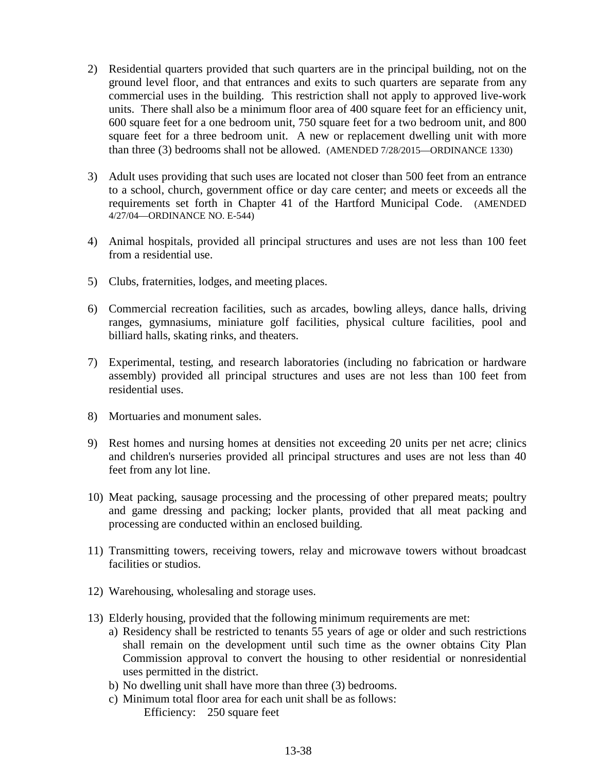2) Residential quarters provided that such quarters are in the principal building, not on the ground level floor, and that entrances and exits to such quarters are separate from any commercial uses in the building. This restriction shall not apply to approved live-work units. There shall also be a minimum floor area of 400 square feet for an efficiency unit, 600 square feet for a one bedroom unit, 750 square feet for a two bedroom unit, and 800 square feet for a three bedroom unit. A new or replacement dwelling unit with more than three (3) bedrooms shall not be allowed. (AMENDED 7/28/2015—ORDINANCE 1330)

3) Adult uses providing that such uses are located not closer than 500 feet from an entrance to a school, church, government office or day care center; and meets or exceeds all the requirements set forth in Chapter 41 of the Hartford Municipal Code. (AMENDED 4/27/04—ORDINANCE NO. E-544)

4) Animal hospitals, provided all principal structures and uses are not less than 100 feet from a residential use.

5) Clubs, fraternities, lodges, and meeting places.

6) Commercial recreation facilities, such as arcades, bowling alleys, dance halls, driving ranges, gymnasiums, miniature golf facilities, physical culture facilities, pool and billiard halls, skating rinks, and theaters.

7) Experimental, testing, and research laboratories (including no fabrication or hardware assembly) provided all principal structures and uses are not less than 100 feet from residential uses.

8) Mortuaries and monument sales.

9) Rest homes and nursing homes at densities not exceeding 20 units per net acre; clinics and children's nurseries provided all principal structures and uses are not less than 40 feet from any lot line.

10) Meat packing, sausage processing and the processing of other prepared meats; poultry and game dressing and packing; locker plants, provided that all meat packing and processing are conducted within an enclosed building.

11) Transmitting towers, receiving towers, relay and microwave towers without broadcast facilities or studios.

12) Warehousing, wholesaling and storage uses.

13) Elderly housing, provided that the following minimum requirements are met:
    a) Residency shall be restricted to tenants 55 years of age or older and such restrictions shall remain on the development until such time as the owner obtains City Plan Commission approval to convert the housing to other residential or nonresidential uses permitted in the district.
    b) No dwelling unit shall have more than three (3) bedrooms.
    c) Minimum total floor area for each unit shall be as follows:
        Efficiency: 250 square feet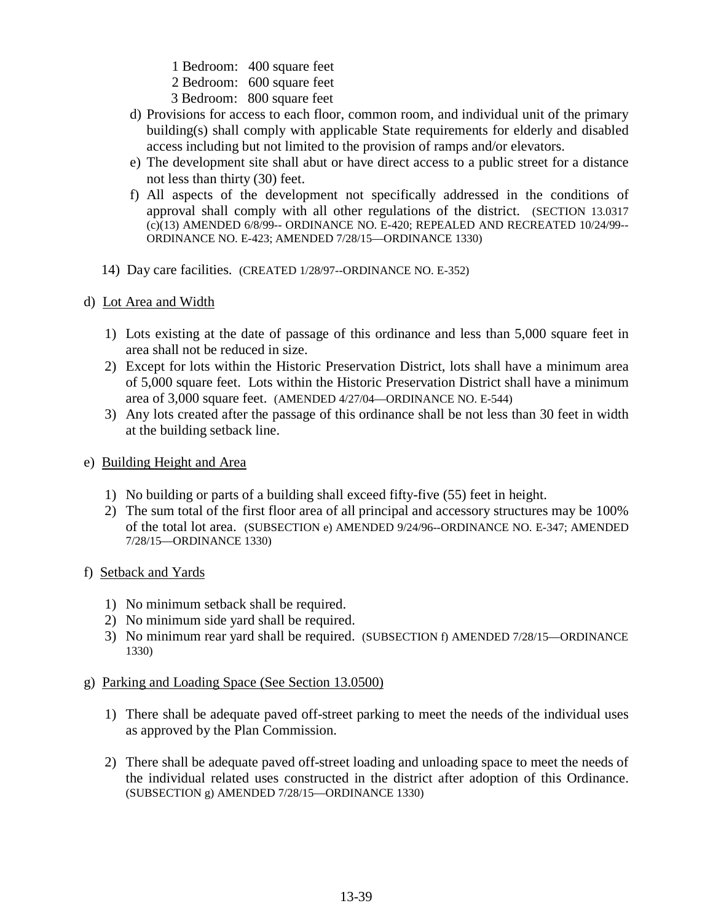1 Bedroom: 400 square feet
2 Bedroom: 600 square feet
3 Bedroom: 800 square feet

d) Provisions for access to each floor, common room, and individual unit of the primary building(s) shall comply with applicable State requirements for elderly and disabled access including but not limited to the provision of ramps and/or elevators.
e) The development site shall abut or have direct access to a public street for a distance not less than thirty (30) feet.
f) All aspects of the development not specifically addressed in the conditions of approval shall comply with all other regulations of the district. (SECTION 13.0317 (c)(13) AMENDED 6/8/99-- ORDINANCE NO. E-420; REPEALED AND RECREATED 10/24/99-- ORDINANCE NO. E-423; AMENDED 7/28/15—ORDINANCE 1330)

14) Day care facilities. (CREATED 1/28/97--ORDINANCE NO. E-352)

d) <u>Lot Area and Width</u>

1) Lots existing at the date of passage of this ordinance and less than 5,000 square feet in area shall not be reduced in size.
2) Except for lots within the Historic Preservation District, lots shall have a minimum area of 5,000 square feet. Lots within the Historic Preservation District shall have a minimum area of 3,000 square feet. (AMENDED 4/27/04—ORDINANCE NO. E-544)
3) Any lots created after the passage of this ordinance shall be not less than 30 feet in width at the building setback line.

e) <u>Building Height and Area</u>

1) No building or parts of a building shall exceed fifty-five (55) feet in height.
2) The sum total of the first floor area of all principal and accessory structures may be 100% of the total lot area. (SUBSECTION e) AMENDED 9/24/96--ORDINANCE NO. E-347; AMENDED 7/28/15—ORDINANCE 1330)

f) <u>Setback and Yards</u>

1) No minimum setback shall be required.
2) No minimum side yard shall be required.
3) No minimum rear yard shall be required. (SUBSECTION f) AMENDED 7/28/15—ORDINANCE 1330)

g) <u>Parking and Loading Space (See Section 13.0500)</u>

1) There shall be adequate paved off-street parking to meet the needs of the individual uses as approved by the Plan Commission.

2) There shall be adequate paved off-street loading and unloading space to meet the needs of the individual related uses constructed in the district after adoption of this Ordinance. (SUBSECTION g) AMENDED 7/28/15—ORDINANCE 1330)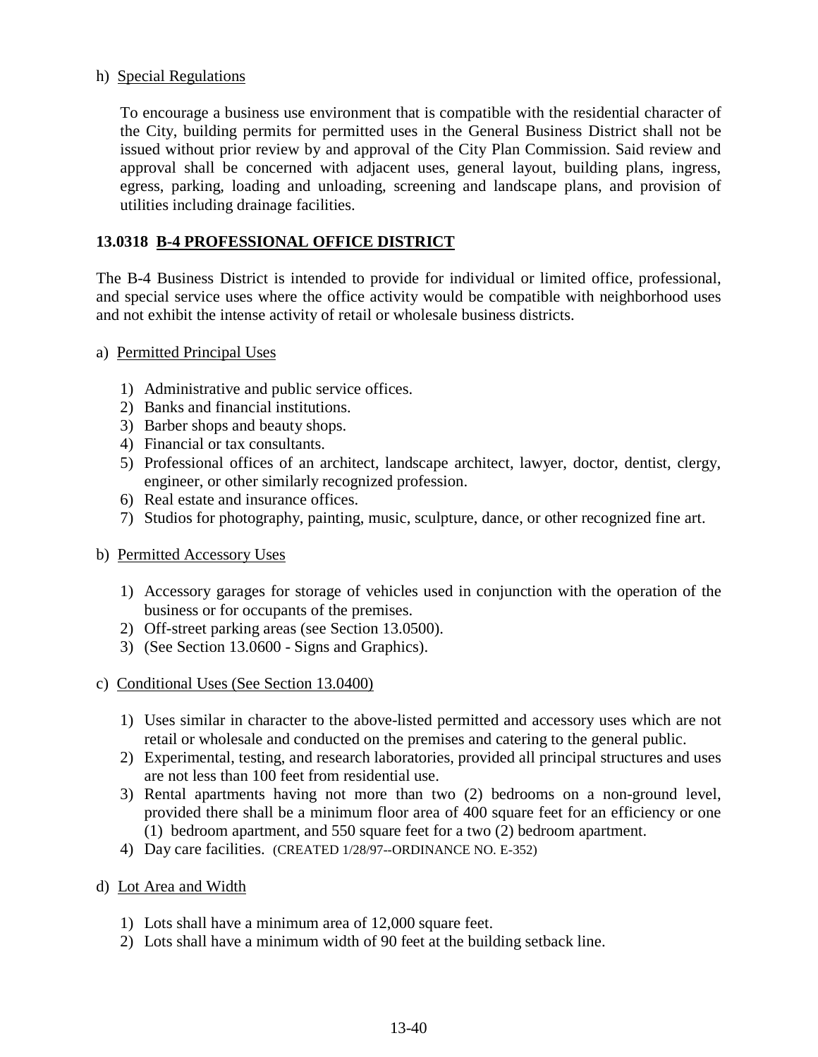h) Special Regulations

To encourage a business use environment that is compatible with the residential character of the City, building permits for permitted uses in the General Business District shall not be issued without prior review by and approval of the City Plan Commission. Said review and approval shall be concerned with adjacent uses, general layout, building plans, ingress, egress, parking, loading and unloading, screening and landscape plans, and provision of utilities including drainage facilities.

## 13.0318 B-4 PROFESSIONAL OFFICE DISTRICT

The B-4 Business District is intended to provide for individual or limited office, professional, and special service uses where the office activity would be compatible with neighborhood uses and not exhibit the intense activity of retail or wholesale business districts.

a) Permitted Principal Uses

1) Administrative and public service offices.
2) Banks and financial institutions.
3) Barber shops and beauty shops.
4) Financial or tax consultants.
5) Professional offices of an architect, landscape architect, lawyer, doctor, dentist, clergy, engineer, or other similarly recognized profession.
6) Real estate and insurance offices.
7) Studios for photography, painting, music, sculpture, dance, or other recognized fine art.

b) Permitted Accessory Uses

1) Accessory garages for storage of vehicles used in conjunction with the operation of the business or for occupants of the premises.
2) Off-street parking areas (see Section 13.0500).
3) (See Section 13.0600 - Signs and Graphics).

c) Conditional Uses (See Section 13.0400)

1) Uses similar in character to the above-listed permitted and accessory uses which are not retail or wholesale and conducted on the premises and catering to the general public.
2) Experimental, testing, and research laboratories, provided all principal structures and uses are not less than 100 feet from residential use.
3) Rental apartments having not more than two (2) bedrooms on a non-ground level, provided there shall be a minimum floor area of 400 square feet for an efficiency or one (1) bedroom apartment, and 550 square feet for a two (2) bedroom apartment.
4) Day care facilities. (CREATED 1/28/97--ORDINANCE NO. E-352)

d) Lot Area and Width

1) Lots shall have a minimum area of 12,000 square feet.
2) Lots shall have a minimum width of 90 feet at the building setback line.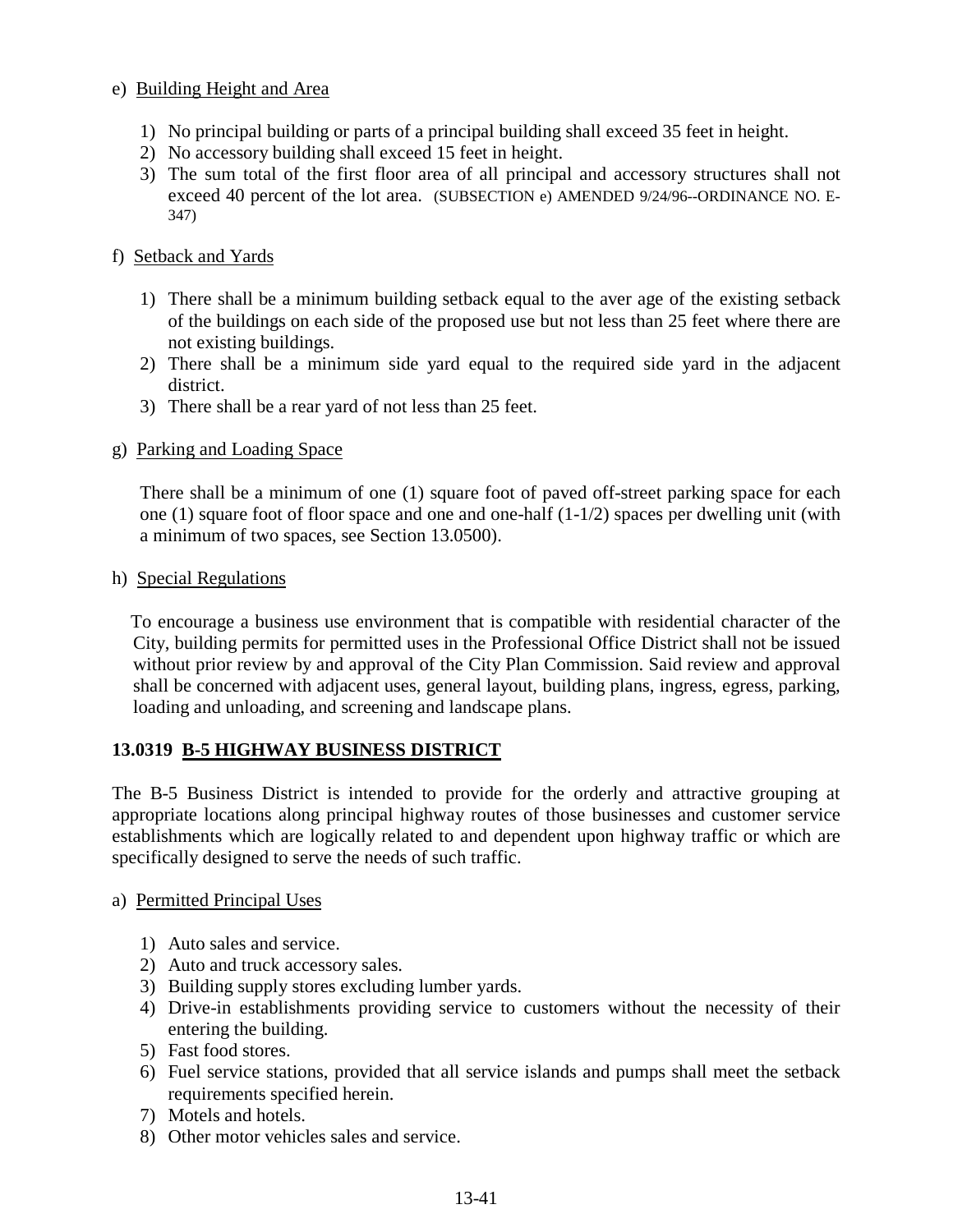e) Building Height and Area

1) No principal building or parts of a principal building shall exceed 35 feet in height.
2) No accessory building shall exceed 15 feet in height.
3) The sum total of the first floor area of all principal and accessory structures shall not exceed 40 percent of the lot area. (SUBSECTION e) AMENDED 9/24/96--ORDINANCE NO. E-347)

f) Setback and Yards

1) There shall be a minimum building setback equal to the aver age of the existing setback of the buildings on each side of the proposed use but not less than 25 feet where there are not existing buildings.
2) There shall be a minimum side yard equal to the required side yard in the adjacent district.
3) There shall be a rear yard of not less than 25 feet.

g) Parking and Loading Space

There shall be a minimum of one (1) square foot of paved off-street parking space for each one (1) square foot of floor space and one and one-half (1-1/2) spaces per dwelling unit (with a minimum of two spaces, see Section 13.0500).

h) Special Regulations

To encourage a business use environment that is compatible with residential character of the City, building permits for permitted uses in the Professional Office District shall not be issued without prior review by and approval of the City Plan Commission. Said review and approval shall be concerned with adjacent uses, general layout, building plans, ingress, egress, parking, loading and unloading, and screening and landscape plans.

## 13.0319 B-5 HIGHWAY BUSINESS DISTRICT

The B-5 Business District is intended to provide for the orderly and attractive grouping at appropriate locations along principal highway routes of those businesses and customer service establishments which are logically related to and dependent upon highway traffic or which are specifically designed to serve the needs of such traffic.

a) Permitted Principal Uses

1) Auto sales and service.
2) Auto and truck accessory sales.
3) Building supply stores excluding lumber yards.
4) Drive-in establishments providing service to customers without the necessity of their entering the building.
5) Fast food stores.
6) Fuel service stations, provided that all service islands and pumps shall meet the setback requirements specified herein.
7) Motels and hotels.
8) Other motor vehicles sales and service.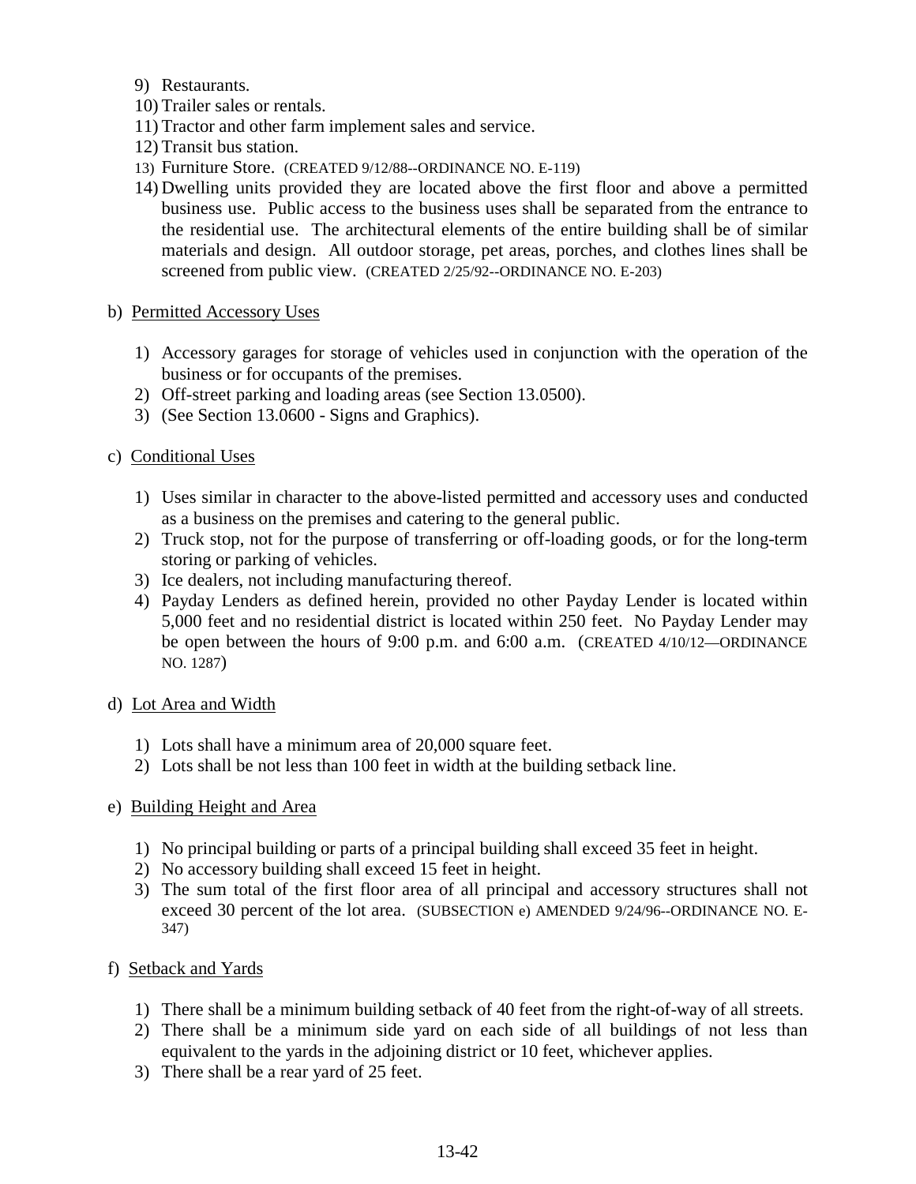9) Restaurants.
10) Trailer sales or rentals.
11) Tractor and other farm implement sales and service.
12) Transit bus station.
13) Furniture Store. (CREATED 9/12/88--ORDINANCE NO. E-119)
14) Dwelling units provided they are located above the first floor and above a permitted business use. Public access to the business uses shall be separated from the entrance to the residential use. The architectural elements of the entire building shall be of similar materials and design. All outdoor storage, pet areas, porches, and clothes lines shall be screened from public view. (CREATED 2/25/92--ORDINANCE NO. E-203)

b) <u>Permitted Accessory Uses</u>

1) Accessory garages for storage of vehicles used in conjunction with the operation of the business or for occupants of the premises.
2) Off-street parking and loading areas (see Section 13.0500).
3) (See Section 13.0600 - Signs and Graphics).

c) <u>Conditional Uses</u>

1) Uses similar in character to the above-listed permitted and accessory uses and conducted as a business on the premises and catering to the general public.
2) Truck stop, not for the purpose of transferring or off-loading goods, or for the long-term storing or parking of vehicles.
3) Ice dealers, not including manufacturing thereof.
4) Payday Lenders as defined herein, provided no other Payday Lender is located within 5,000 feet and no residential district is located within 250 feet. No Payday Lender may be open between the hours of 9:00 p.m. and 6:00 a.m. (CREATED 4/10/12—ORDINANCE NO. 1287)

d) <u>Lot Area and Width</u>

1) Lots shall have a minimum area of 20,000 square feet.
2) Lots shall be not less than 100 feet in width at the building setback line.

e) <u>Building Height and Area</u>

1) No principal building or parts of a principal building shall exceed 35 feet in height.
2) No accessory building shall exceed 15 feet in height.
3) The sum total of the first floor area of all principal and accessory structures shall not exceed 30 percent of the lot area. (SUBSECTION e) AMENDED 9/24/96--ORDINANCE NO. E-347)

f) <u>Setback and Yards</u>

1) There shall be a minimum building setback of 40 feet from the right-of-way of all streets.
2) There shall be a minimum side yard on each side of all buildings of not less than equivalent to the yards in the adjoining district or 10 feet, whichever applies.
3) There shall be a rear yard of 25 feet.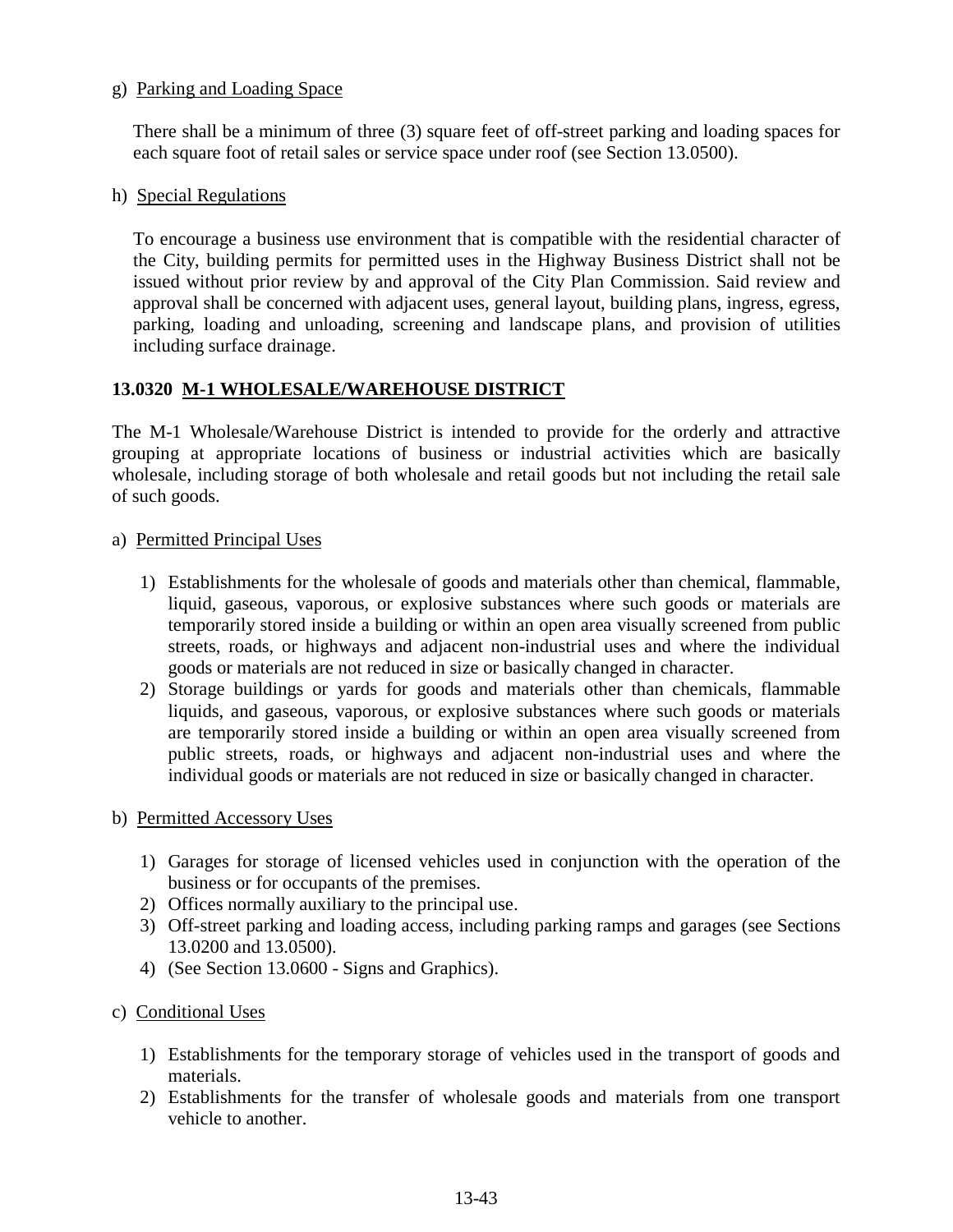g) Parking and Loading Space

There shall be a minimum of three (3) square feet of off-street parking and loading spaces for each square foot of retail sales or service space under roof (see Section 13.0500).

h) Special Regulations

To encourage a business use environment that is compatible with the residential character of the City, building permits for permitted uses in the Highway Business District shall not be issued without prior review by and approval of the City Plan Commission. Said review and approval shall be concerned with adjacent uses, general layout, building plans, ingress, egress, parking, loading and unloading, screening and landscape plans, and provision of utilities including surface drainage.

## 13.0320 M-1 WHOLESALE/WAREHOUSE DISTRICT

The M-1 Wholesale/Warehouse District is intended to provide for the orderly and attractive grouping at appropriate locations of business or industrial activities which are basically wholesale, including storage of both wholesale and retail goods but not including the retail sale of such goods.

a) Permitted Principal Uses

1) Establishments for the wholesale of goods and materials other than chemical, flammable, liquid, gaseous, vaporous, or explosive substances where such goods or materials are temporarily stored inside a building or within an open area visually screened from public streets, roads, or highways and adjacent non-industrial uses and where the individual goods or materials are not reduced in size or basically changed in character.
2) Storage buildings or yards for goods and materials other than chemicals, flammable liquids, and gaseous, vaporous, or explosive substances where such goods or materials are temporarily stored inside a building or within an open area visually screened from public streets, roads, or highways and adjacent non-industrial uses and where the individual goods or materials are not reduced in size or basically changed in character.

b) Permitted Accessory Uses

1) Garages for storage of licensed vehicles used in conjunction with the operation of the business or for occupants of the premises.
2) Offices normally auxiliary to the principal use.
3) Off-street parking and loading access, including parking ramps and garages (see Sections 13.0200 and 13.0500).
4) (See Section 13.0600 - Signs and Graphics).

c) Conditional Uses

1) Establishments for the temporary storage of vehicles used in the transport of goods and materials.
2) Establishments for the transfer of wholesale goods and materials from one transport vehicle to another.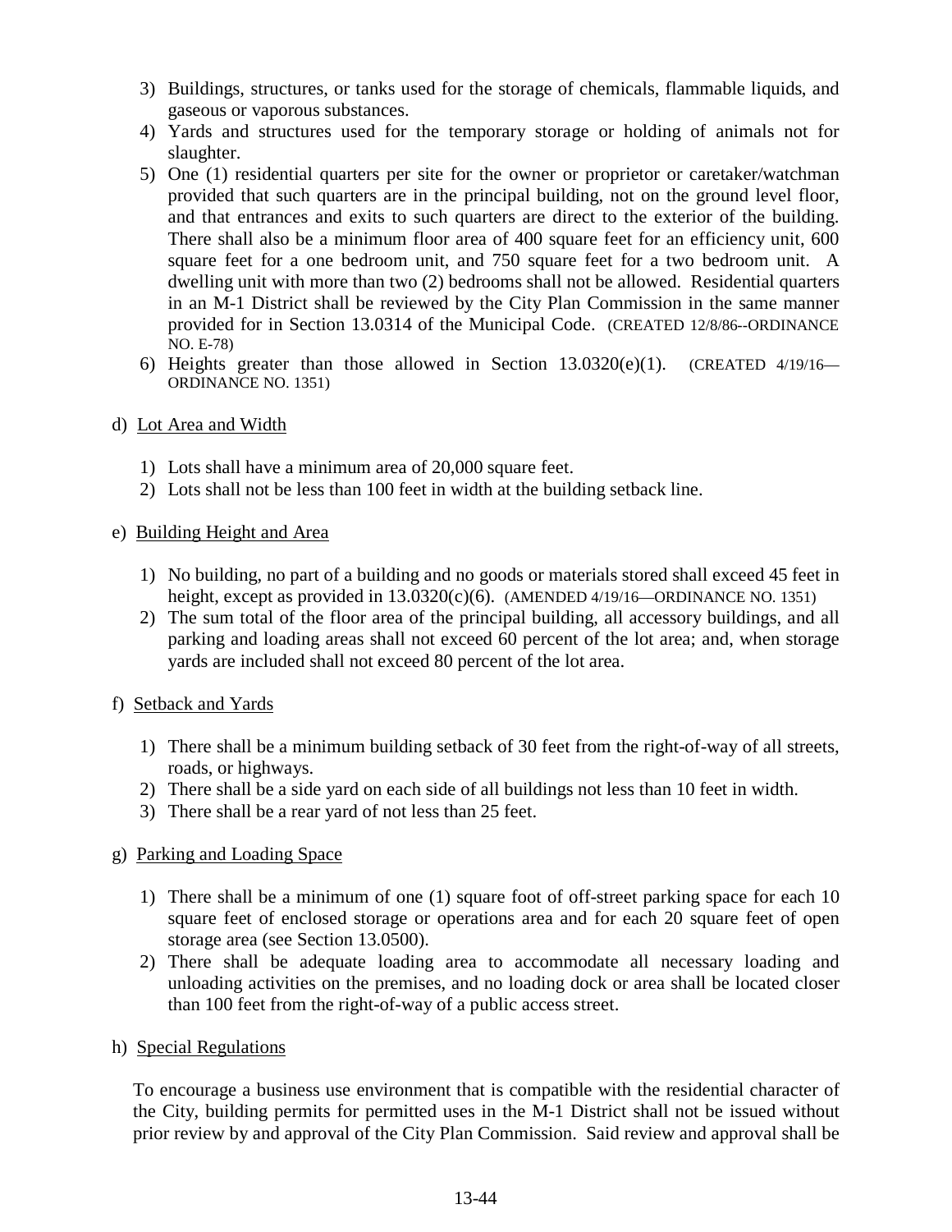3) Buildings, structures, or tanks used for the storage of chemicals, flammable liquids, and gaseous or vaporous substances.
4) Yards and structures used for the temporary storage or holding of animals not for slaughter.
5) One (1) residential quarters per site for the owner or proprietor or caretaker/watchman provided that such quarters are in the principal building, not on the ground level floor, and that entrances and exits to such quarters are direct to the exterior of the building. There shall also be a minimum floor area of 400 square feet for an efficiency unit, 600 square feet for a one bedroom unit, and 750 square feet for a two bedroom unit. A dwelling unit with more than two (2) bedrooms shall not be allowed. Residential quarters in an M-1 District shall be reviewed by the City Plan Commission in the same manner provided for in Section 13.0314 of the Municipal Code. (CREATED 12/8/86--ORDINANCE NO. E-78)
6) Heights greater than those allowed in Section 13.0320(e)(1). (CREATED 4/19/16—ORDINANCE NO. 1351)

d) Lot Area and Width

1) Lots shall have a minimum area of 20,000 square feet.
2) Lots shall not be less than 100 feet in width at the building setback line.

e) Building Height and Area

1) No building, no part of a building and no goods or materials stored shall exceed 45 feet in height, except as provided in 13.0320(c)(6). (AMENDED 4/19/16—ORDINANCE NO. 1351)
2) The sum total of the floor area of the principal building, all accessory buildings, and all parking and loading areas shall not exceed 60 percent of the lot area; and, when storage yards are included shall not exceed 80 percent of the lot area.

f) Setback and Yards

1) There shall be a minimum building setback of 30 feet from the right-of-way of all streets, roads, or highways.
2) There shall be a side yard on each side of all buildings not less than 10 feet in width.
3) There shall be a rear yard of not less than 25 feet.

g) Parking and Loading Space

1) There shall be a minimum of one (1) square foot of off-street parking space for each 10 square feet of enclosed storage or operations area and for each 20 square feet of open storage area (see Section 13.0500).
2) There shall be adequate loading area to accommodate all necessary loading and unloading activities on the premises, and no loading dock or area shall be located closer than 100 feet from the right-of-way of a public access street.

h) Special Regulations

To encourage a business use environment that is compatible with the residential character of the City, building permits for permitted uses in the M-1 District shall not be issued without prior review by and approval of the City Plan Commission. Said review and approval shall be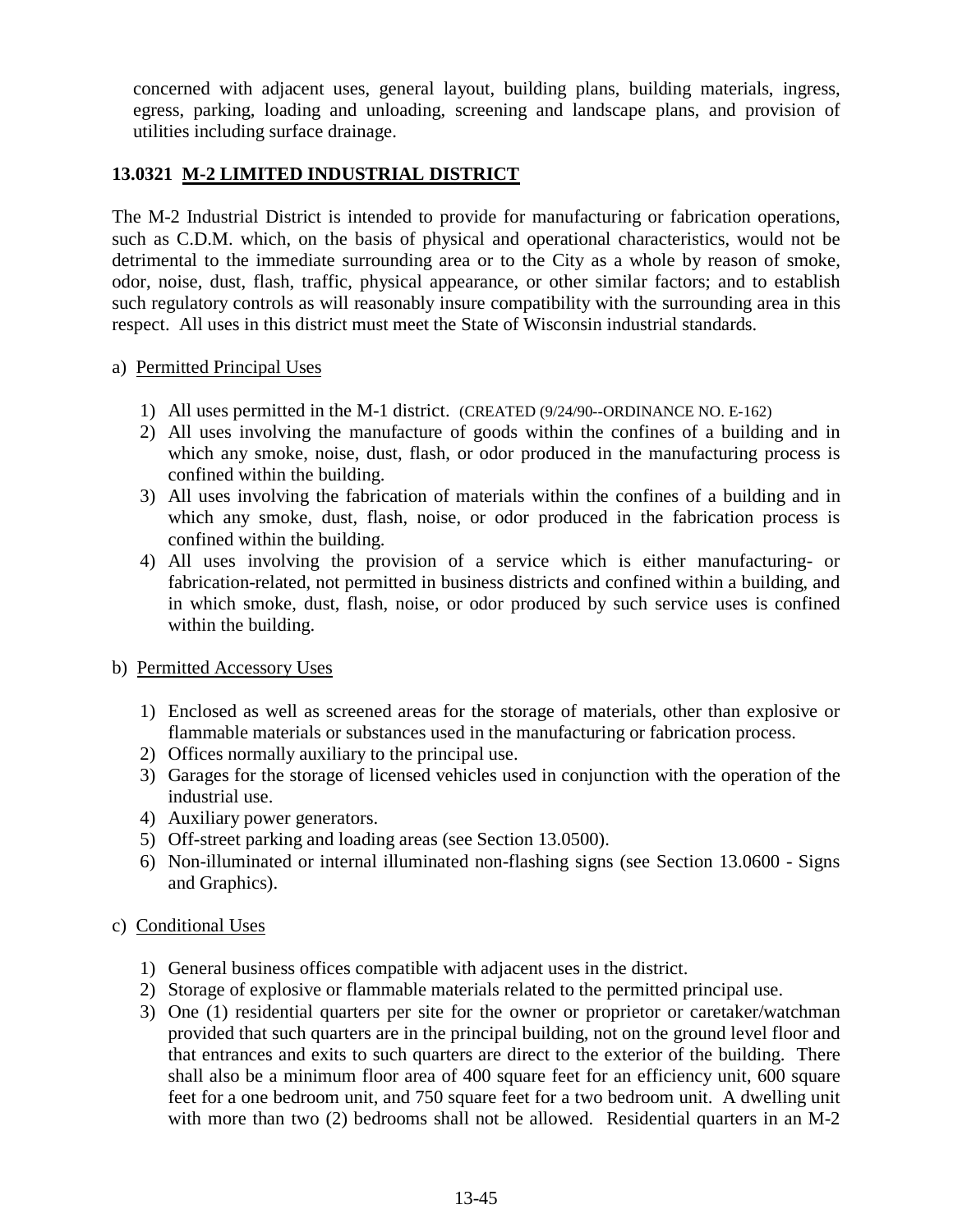concerned with adjacent uses, general layout, building plans, building materials, ingress, egress, parking, loading and unloading, screening and landscape plans, and provision of utilities including surface drainage.

### 13.0321 M-2 LIMITED INDUSTRIAL DISTRICT

The M-2 Industrial District is intended to provide for manufacturing or fabrication operations, such as C.D.M. which, on the basis of physical and operational characteristics, would not be detrimental to the immediate surrounding area or to the City as a whole by reason of smoke, odor, noise, dust, flash, traffic, physical appearance, or other similar factors; and to establish such regulatory controls as will reasonably insure compatibility with the surrounding area in this respect. All uses in this district must meet the State of Wisconsin industrial standards.

a) Permitted Principal Uses

1) All uses permitted in the M-1 district. (CREATED (9/24/90--ORDINANCE NO. E-162)
2) All uses involving the manufacture of goods within the confines of a building and in which any smoke, noise, dust, flash, or odor produced in the manufacturing process is confined within the building.
3) All uses involving the fabrication of materials within the confines of a building and in which any smoke, dust, flash, noise, or odor produced in the fabrication process is confined within the building.
4) All uses involving the provision of a service which is either manufacturing- or fabrication-related, not permitted in business districts and confined within a building, and in which smoke, dust, flash, noise, or odor produced by such service uses is confined within the building.

b) Permitted Accessory Uses

1) Enclosed as well as screened areas for the storage of materials, other than explosive or flammable materials or substances used in the manufacturing or fabrication process.
2) Offices normally auxiliary to the principal use.
3) Garages for the storage of licensed vehicles used in conjunction with the operation of the industrial use.
4) Auxiliary power generators.
5) Off-street parking and loading areas (see Section 13.0500).
6) Non-illuminated or internal illuminated non-flashing signs (see Section 13.0600 - Signs and Graphics).

c) Conditional Uses

1) General business offices compatible with adjacent uses in the district.
2) Storage of explosive or flammable materials related to the permitted principal use.
3) One (1) residential quarters per site for the owner or proprietor or caretaker/watchman provided that such quarters are in the principal building, not on the ground level floor and that entrances and exits to such quarters are direct to the exterior of the building. There shall also be a minimum floor area of 400 square feet for an efficiency unit, 600 square feet for a one bedroom unit, and 750 square feet for a two bedroom unit. A dwelling unit with more than two (2) bedrooms shall not be allowed. Residential quarters in an M-2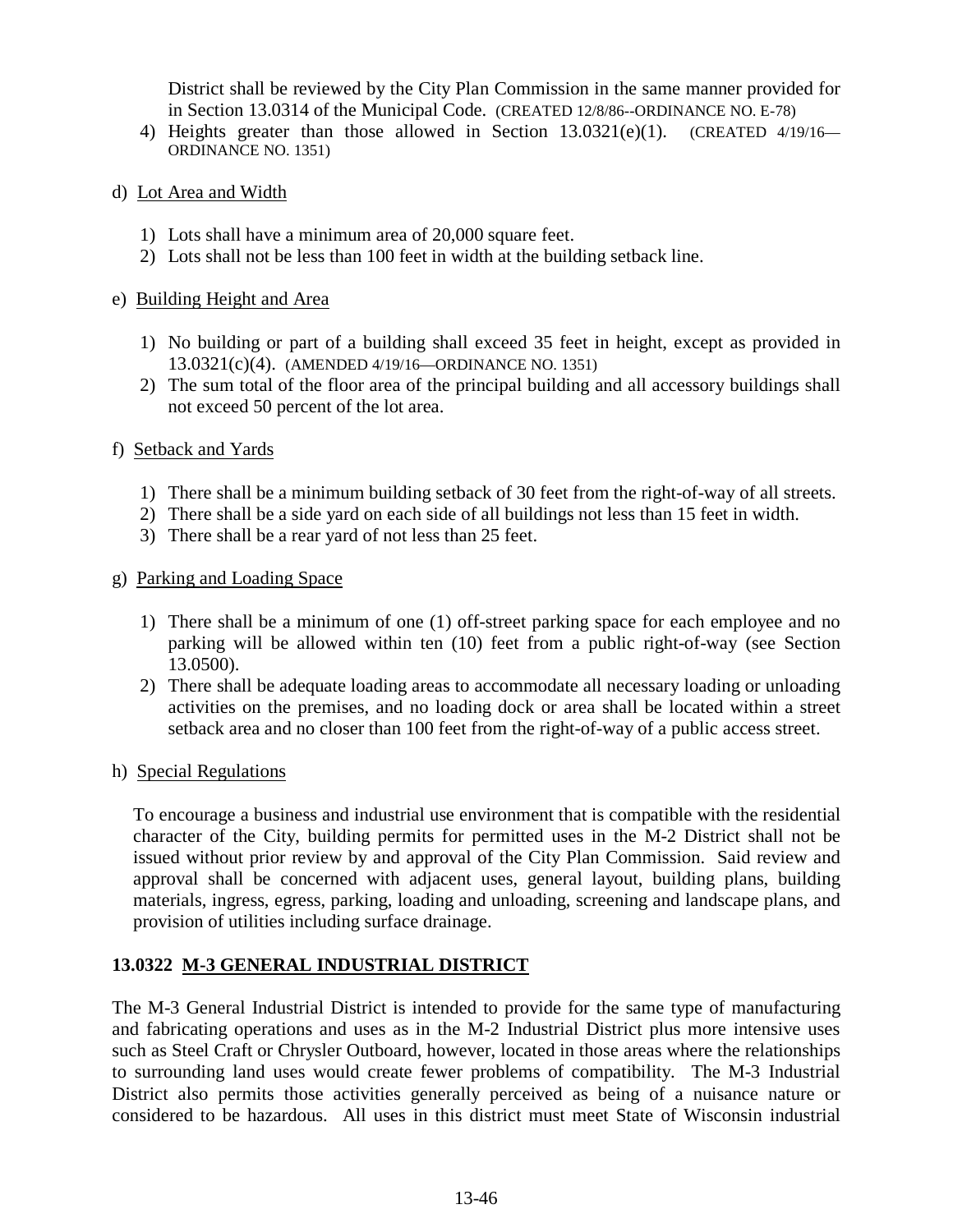District shall be reviewed by the City Plan Commission in the same manner provided for in Section 13.0314 of the Municipal Code. (CREATED 12/8/86--ORDINANCE NO. E-78)

4) Heights greater than those allowed in Section 13.0321(e)(1). (CREATED 4/19/16—ORDINANCE NO. 1351)

d) Lot Area and Width

1) Lots shall have a minimum area of 20,000 square feet.
2) Lots shall not be less than 100 feet in width at the building setback line.

e) Building Height and Area

1) No building or part of a building shall exceed 35 feet in height, except as provided in 13.0321(c)(4). (AMENDED 4/19/16—ORDINANCE NO. 1351)
2) The sum total of the floor area of the principal building and all accessory buildings shall not exceed 50 percent of the lot area.

f) Setback and Yards

1) There shall be a minimum building setback of 30 feet from the right-of-way of all streets.
2) There shall be a side yard on each side of all buildings not less than 15 feet in width.
3) There shall be a rear yard of not less than 25 feet.

g) Parking and Loading Space

1) There shall be a minimum of one (1) off-street parking space for each employee and no parking will be allowed within ten (10) feet from a public right-of-way (see Section 13.0500).
2) There shall be adequate loading areas to accommodate all necessary loading or unloading activities on the premises, and no loading dock or area shall be located within a street setback area and no closer than 100 feet from the right-of-way of a public access street.

h) Special Regulations

To encourage a business and industrial use environment that is compatible with the residential character of the City, building permits for permitted uses in the M-2 District shall not be issued without prior review by and approval of the City Plan Commission. Said review and approval shall be concerned with adjacent uses, general layout, building plans, building materials, ingress, egress, parking, loading and unloading, screening and landscape plans, and provision of utilities including surface drainage.

### 13.0322 M-3 GENERAL INDUSTRIAL DISTRICT

The M-3 General Industrial District is intended to provide for the same type of manufacturing and fabricating operations and uses as in the M-2 Industrial District plus more intensive uses such as Steel Craft or Chrysler Outboard, however, located in those areas where the relationships to surrounding land uses would create fewer problems of compatibility. The M-3 Industrial District also permits those activities generally perceived as being of a nuisance nature or considered to be hazardous. All uses in this district must meet State of Wisconsin industrial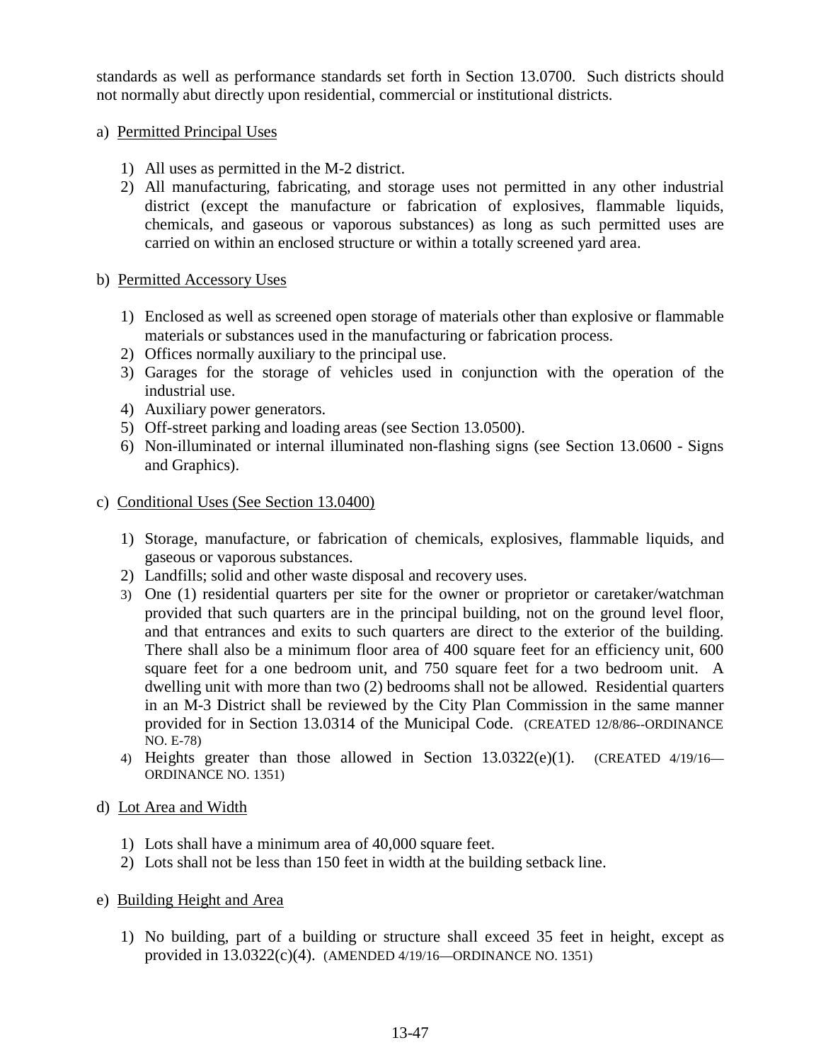standards as well as performance standards set forth in Section 13.0700. Such districts should not normally abut directly upon residential, commercial or institutional districts.

a) Permitted Principal Uses

1) All uses as permitted in the M-2 district.
2) All manufacturing, fabricating, and storage uses not permitted in any other industrial district (except the manufacture or fabrication of explosives, flammable liquids, chemicals, and gaseous or vaporous substances) as long as such permitted uses are carried on within an enclosed structure or within a totally screened yard area.

b) Permitted Accessory Uses

1) Enclosed as well as screened open storage of materials other than explosive or flammable materials or substances used in the manufacturing or fabrication process.
2) Offices normally auxiliary to the principal use.
3) Garages for the storage of vehicles used in conjunction with the operation of the industrial use.
4) Auxiliary power generators.
5) Off-street parking and loading areas (see Section 13.0500).
6) Non-illuminated or internal illuminated non-flashing signs (see Section 13.0600 - Signs and Graphics).

c) Conditional Uses (See Section 13.0400)

1) Storage, manufacture, or fabrication of chemicals, explosives, flammable liquids, and gaseous or vaporous substances.
2) Landfills; solid and other waste disposal and recovery uses.
3) One (1) residential quarters per site for the owner or proprietor or caretaker/watchman provided that such quarters are in the principal building, not on the ground level floor, and that entrances and exits to such quarters are direct to the exterior of the building. There shall also be a minimum floor area of 400 square feet for an efficiency unit, 600 square feet for a one bedroom unit, and 750 square feet for a two bedroom unit. A dwelling unit with more than two (2) bedrooms shall not be allowed. Residential quarters in an M-3 District shall be reviewed by the City Plan Commission in the same manner provided for in Section 13.0314 of the Municipal Code. (CREATED 12/8/86--ORDINANCE NO. E-78)
4) Heights greater than those allowed in Section 13.0322(e)(1). (CREATED 4/19/16—ORDINANCE NO. 1351)

d) Lot Area and Width

1) Lots shall have a minimum area of 40,000 square feet.
2) Lots shall not be less than 150 feet in width at the building setback line.

e) Building Height and Area

1) No building, part of a building or structure shall exceed 35 feet in height, except as provided in 13.0322(c)(4). (AMENDED 4/19/16—ORDINANCE NO. 1351)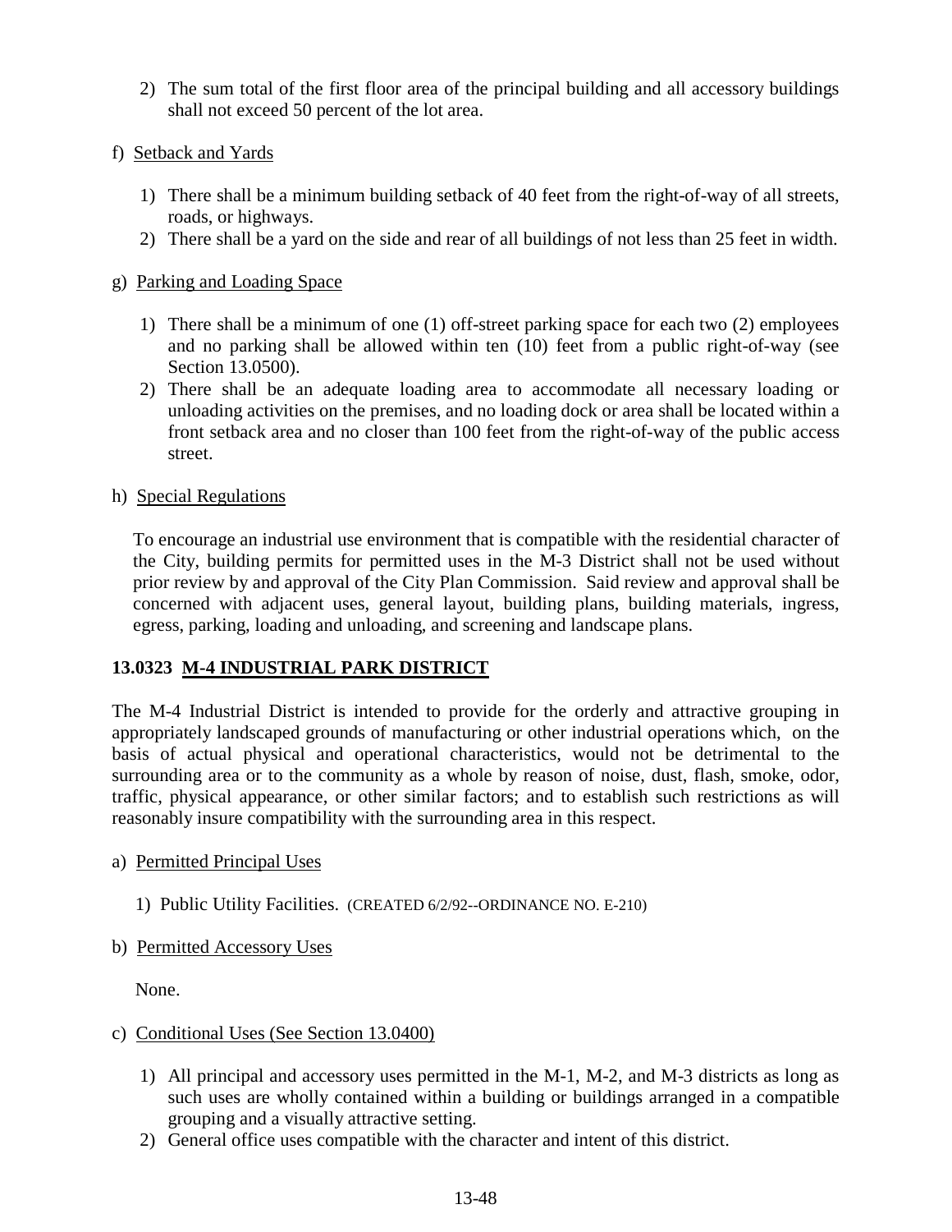2) The sum total of the first floor area of the principal building and all accessory buildings shall not exceed 50 percent of the lot area.

f) Setback and Yards

1) There shall be a minimum building setback of 40 feet from the right-of-way of all streets, roads, or highways.
2) There shall be a yard on the side and rear of all buildings of not less than 25 feet in width.

g) Parking and Loading Space

1) There shall be a minimum of one (1) off-street parking space for each two (2) employees and no parking shall be allowed within ten (10) feet from a public right-of-way (see Section 13.0500).
2) There shall be an adequate loading area to accommodate all necessary loading or unloading activities on the premises, and no loading dock or area shall be located within a front setback area and no closer than 100 feet from the right-of-way of the public access street.

h) Special Regulations

To encourage an industrial use environment that is compatible with the residential character of the City, building permits for permitted uses in the M-3 District shall not be used without prior review by and approval of the City Plan Commission. Said review and approval shall be concerned with adjacent uses, general layout, building plans, building materials, ingress, egress, parking, loading and unloading, and screening and landscape plans.

### 13.0323 M-4 INDUSTRIAL PARK DISTRICT

The M-4 Industrial District is intended to provide for the orderly and attractive grouping in appropriately landscaped grounds of manufacturing or other industrial operations which, on the basis of actual physical and operational characteristics, would not be detrimental to the surrounding area or to the community as a whole by reason of noise, dust, flash, smoke, odor, traffic, physical appearance, or other similar factors; and to establish such restrictions as will reasonably insure compatibility with the surrounding area in this respect.

a) Permitted Principal Uses

1) Public Utility Facilities. (CREATED 6/2/92--ORDINANCE NO. E-210)

b) Permitted Accessory Uses

None.

c) Conditional Uses (See Section 13.0400)

1) All principal and accessory uses permitted in the M-1, M-2, and M-3 districts as long as such uses are wholly contained within a building or buildings arranged in a compatible grouping and a visually attractive setting.
2) General office uses compatible with the character and intent of this district.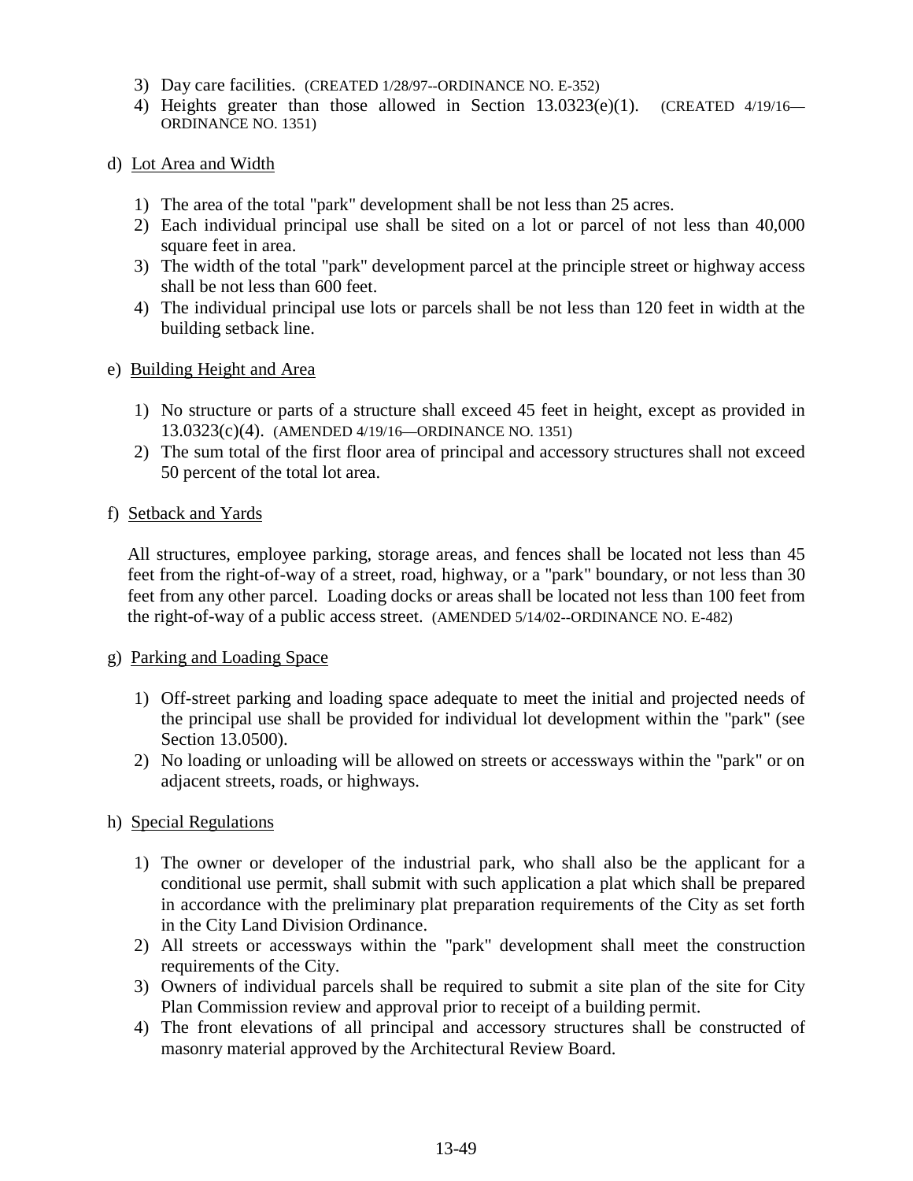3) Day care facilities. (CREATED 1/28/97--ORDINANCE NO. E-352)
4) Heights greater than those allowed in Section 13.0323(e)(1). (CREATED 4/19/16—ORDINANCE NO. 1351)

d) Lot Area and Width

1) The area of the total "park" development shall be not less than 25 acres.
2) Each individual principal use shall be sited on a lot or parcel of not less than 40,000 square feet in area.
3) The width of the total "park" development parcel at the principle street or highway access shall be not less than 600 feet.
4) The individual principal use lots or parcels shall be not less than 120 feet in width at the building setback line.

e) Building Height and Area

1) No structure or parts of a structure shall exceed 45 feet in height, except as provided in 13.0323(c)(4). (AMENDED 4/19/16—ORDINANCE NO. 1351)
2) The sum total of the first floor area of principal and accessory structures shall not exceed 50 percent of the total lot area.

f) Setback and Yards

All structures, employee parking, storage areas, and fences shall be located not less than 45 feet from the right-of-way of a street, road, highway, or a "park" boundary, or not less than 30 feet from any other parcel. Loading docks or areas shall be located not less than 100 feet from the right-of-way of a public access street. (AMENDED 5/14/02--ORDINANCE NO. E-482)

g) Parking and Loading Space

1) Off-street parking and loading space adequate to meet the initial and projected needs of the principal use shall be provided for individual lot development within the "park" (see Section 13.0500).
2) No loading or unloading will be allowed on streets or accessways within the "park" or on adjacent streets, roads, or highways.

h) Special Regulations

1) The owner or developer of the industrial park, who shall also be the applicant for a conditional use permit, shall submit with such application a plat which shall be prepared in accordance with the preliminary plat preparation requirements of the City as set forth in the City Land Division Ordinance.
2) All streets or accessways within the "park" development shall meet the construction requirements of the City.
3) Owners of individual parcels shall be required to submit a site plan of the site for City Plan Commission review and approval prior to receipt of a building permit.
4) The front elevations of all principal and accessory structures shall be constructed of masonry material approved by the Architectural Review Board.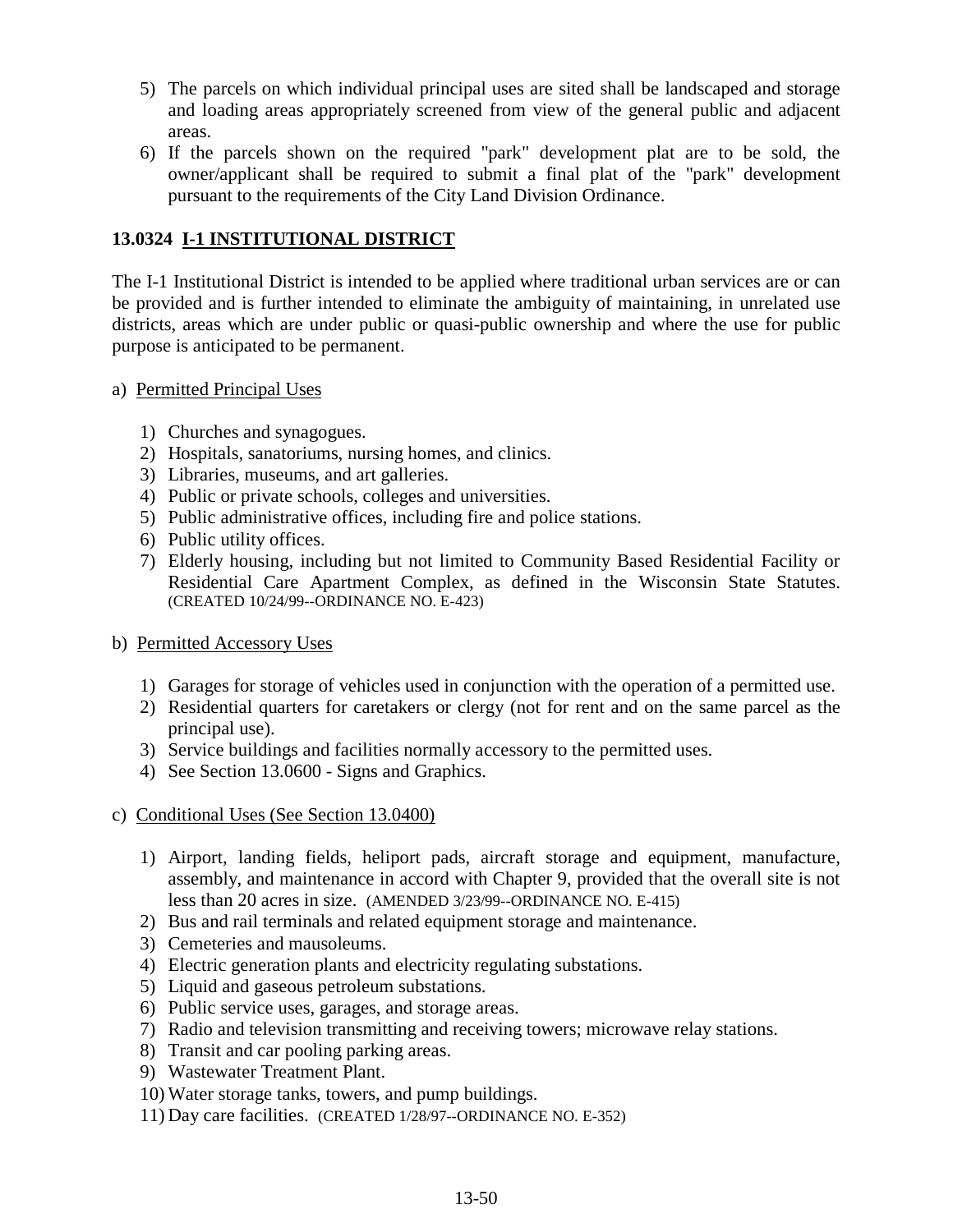5) The parcels on which individual principal uses are sited shall be landscaped and storage and loading areas appropriately screened from view of the general public and adjacent areas.
6) If the parcels shown on the required "park" development plat are to be sold, the owner/applicant shall be required to submit a final plat of the "park" development pursuant to the requirements of the City Land Division Ordinance.

## 13.0324 I-1 INSTITUTIONAL DISTRICT

The I-1 Institutional District is intended to be applied where traditional urban services are or can be provided and is further intended to eliminate the ambiguity of maintaining, in unrelated use districts, areas which are under public or quasi-public ownership and where the use for public purpose is anticipated to be permanent.

a) Permitted Principal Uses

1) Churches and synagogues.
2) Hospitals, sanatoriums, nursing homes, and clinics.
3) Libraries, museums, and art galleries.
4) Public or private schools, colleges and universities.
5) Public administrative offices, including fire and police stations.
6) Public utility offices.
7) Elderly housing, including but not limited to Community Based Residential Facility or Residential Care Apartment Complex, as defined in the Wisconsin State Statutes. (CREATED 10/24/99--ORDINANCE NO. E-423)

b) Permitted Accessory Uses

1) Garages for storage of vehicles used in conjunction with the operation of a permitted use.
2) Residential quarters for caretakers or clergy (not for rent and on the same parcel as the principal use).
3) Service buildings and facilities normally accessory to the permitted uses.
4) See Section 13.0600 - Signs and Graphics.

c) Conditional Uses (See Section 13.0400)

1) Airport, landing fields, heliport pads, aircraft storage and equipment, manufacture, assembly, and maintenance in accord with Chapter 9, provided that the overall site is not less than 20 acres in size. (AMENDED 3/23/99--ORDINANCE NO. E-415)
2) Bus and rail terminals and related equipment storage and maintenance.
3) Cemeteries and mausoleums.
4) Electric generation plants and electricity regulating substations.
5) Liquid and gaseous petroleum substations.
6) Public service uses, garages, and storage areas.
7) Radio and television transmitting and receiving towers; microwave relay stations.
8) Transit and car pooling parking areas.
9) Wastewater Treatment Plant.
10) Water storage tanks, towers, and pump buildings.
11) Day care facilities. (CREATED 1/28/97--ORDINANCE NO. E-352)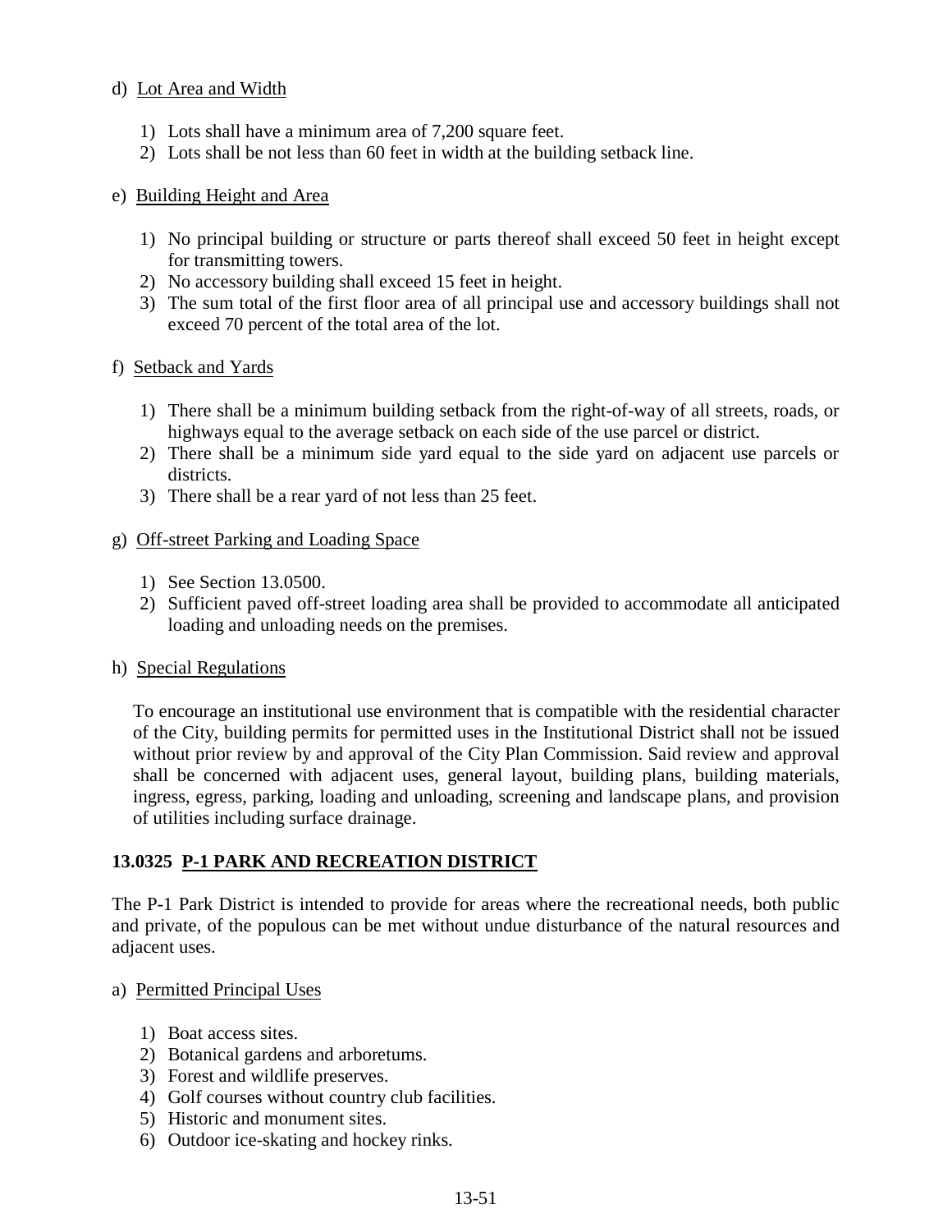d) Lot Area and Width

1) Lots shall have a minimum area of 7,200 square feet.
2) Lots shall be not less than 60 feet in width at the building setback line.

e) Building Height and Area

1) No principal building or structure or parts thereof shall exceed 50 feet in height except for transmitting towers.
2) No accessory building shall exceed 15 feet in height.
3) The sum total of the first floor area of all principal use and accessory buildings shall not exceed 70 percent of the total area of the lot.

f) Setback and Yards

1) There shall be a minimum building setback from the right-of-way of all streets, roads, or highways equal to the average setback on each side of the use parcel or district.
2) There shall be a minimum side yard equal to the side yard on adjacent use parcels or districts.
3) There shall be a rear yard of not less than 25 feet.

g) Off-street Parking and Loading Space

1) See Section 13.0500.
2) Sufficient paved off-street loading area shall be provided to accommodate all anticipated loading and unloading needs on the premises.

h) Special Regulations

To encourage an institutional use environment that is compatible with the residential character of the City, building permits for permitted uses in the Institutional District shall not be issued without prior review by and approval of the City Plan Commission. Said review and approval shall be concerned with adjacent uses, general layout, building plans, building materials, ingress, egress, parking, loading and unloading, screening and landscape plans, and provision of utilities including surface drainage.

## 13.0325 P-1 PARK AND RECREATION DISTRICT

The P-1 Park District is intended to provide for areas where the recreational needs, both public and private, of the populous can be met without undue disturbance of the natural resources and adjacent uses.

a) Permitted Principal Uses

1) Boat access sites.
2) Botanical gardens and arboretums.
3) Forest and wildlife preserves.
4) Golf courses without country club facilities.
5) Historic and monument sites.
6) Outdoor ice-skating and hockey rinks.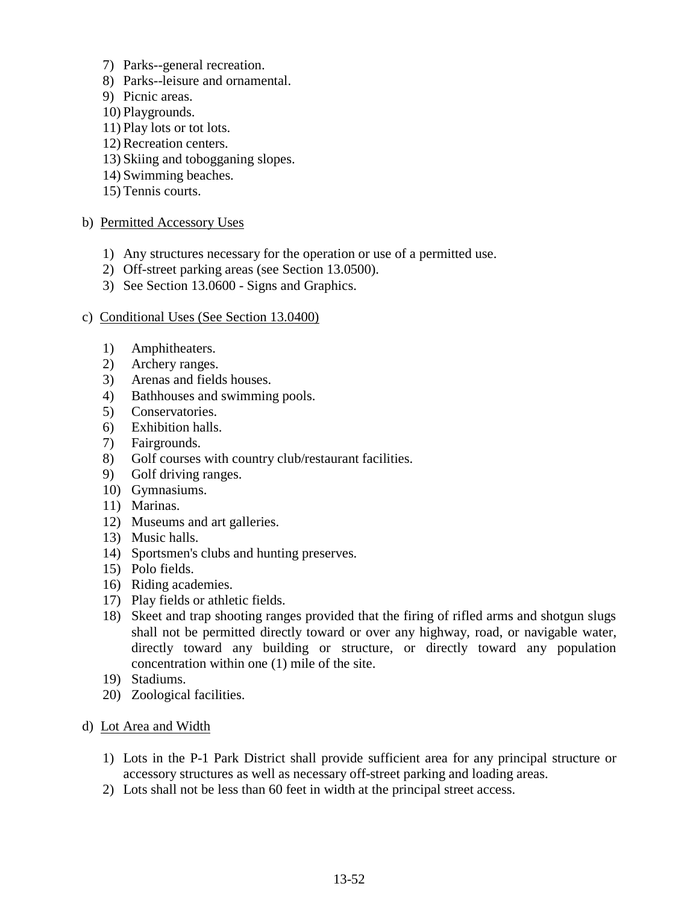7) Parks--general recreation.
8) Parks--leisure and ornamental.
9) Picnic areas.
10) Playgrounds.
11) Play lots or tot lots.
12) Recreation centers.
13) Skiing and tobogganing slopes.
14) Swimming beaches.
15) Tennis courts.

b) Permitted Accessory Uses

1) Any structures necessary for the operation or use of a permitted use.
2) Off-street parking areas (see Section 13.0500).
3) See Section 13.0600 - Signs and Graphics.

c) Conditional Uses (See Section 13.0400)

1) Amphitheaters.
2) Archery ranges.
3) Arenas and fields houses.
4) Bathhouses and swimming pools.
5) Conservatories.
6) Exhibition halls.
7) Fairgrounds.
8) Golf courses with country club/restaurant facilities.
9) Golf driving ranges.
10) Gymnasiums.
11) Marinas.
12) Museums and art galleries.
13) Music halls.
14) Sportsmen's clubs and hunting preserves.
15) Polo fields.
16) Riding academies.
17) Play fields or athletic fields.
18) Skeet and trap shooting ranges provided that the firing of rifled arms and shotgun slugs shall not be permitted directly toward or over any highway, road, or navigable water, directly toward any building or structure, or directly toward any population concentration within one (1) mile of the site.
19) Stadiums.
20) Zoological facilities.

d) Lot Area and Width

1) Lots in the P-1 Park District shall provide sufficient area for any principal structure or accessory structures as well as necessary off-street parking and loading areas.
2) Lots shall not be less than 60 feet in width at the principal street access.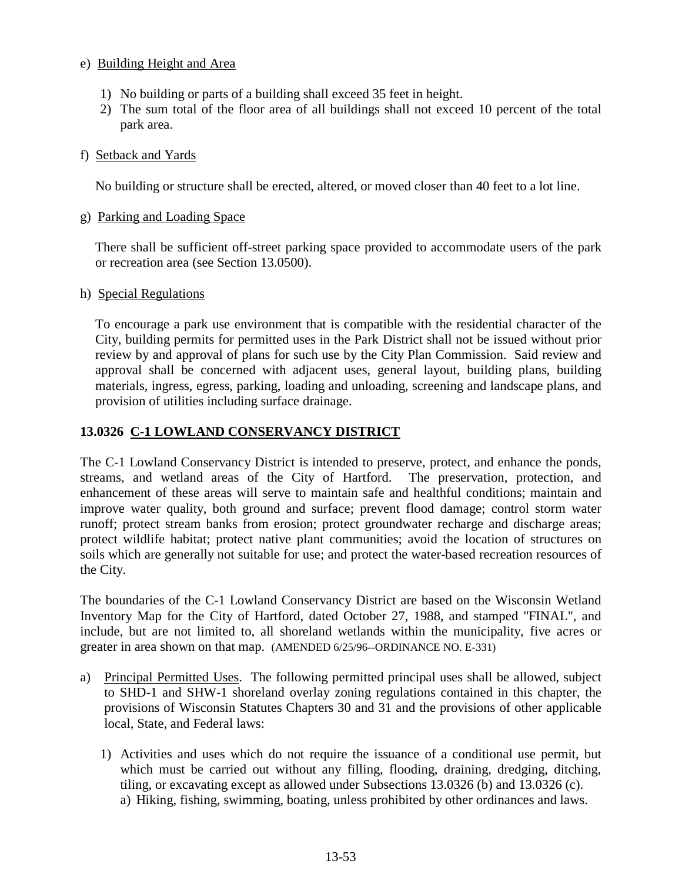e) Building Height and Area

1) No building or parts of a building shall exceed 35 feet in height.
2) The sum total of the floor area of all buildings shall not exceed 10 percent of the total park area.

f) Setback and Yards

No building or structure shall be erected, altered, or moved closer than 40 feet to a lot line.

g) Parking and Loading Space

There shall be sufficient off-street parking space provided to accommodate users of the park or recreation area (see Section 13.0500).

h) Special Regulations

To encourage a park use environment that is compatible with the residential character of the City, building permits for permitted uses in the Park District shall not be issued without prior review by and approval of plans for such use by the City Plan Commission. Said review and approval shall be concerned with adjacent uses, general layout, building plans, building materials, ingress, egress, parking, loading and unloading, screening and landscape plans, and provision of utilities including surface drainage.

## 13.0326 C-1 LOWLAND CONSERVANCY DISTRICT

The C-1 Lowland Conservancy District is intended to preserve, protect, and enhance the ponds, streams, and wetland areas of the City of Hartford. The preservation, protection, and enhancement of these areas will serve to maintain safe and healthful conditions; maintain and improve water quality, both ground and surface; prevent flood damage; control storm water runoff; protect stream banks from erosion; protect groundwater recharge and discharge areas; protect wildlife habitat; protect native plant communities; avoid the location of structures on soils which are generally not suitable for use; and protect the water-based recreation resources of the City.

The boundaries of the C-1 Lowland Conservancy District are based on the Wisconsin Wetland Inventory Map for the City of Hartford, dated October 27, 1988, and stamped "FINAL", and include, but are not limited to, all shoreland wetlands within the municipality, five acres or greater in area shown on that map. (AMENDED 6/25/96--ORDINANCE NO. E-331)

a) Principal Permitted Uses. The following permitted principal uses shall be allowed, subject to SHD-1 and SHW-1 shoreland overlay zoning regulations contained in this chapter, the provisions of Wisconsin Statutes Chapters 30 and 31 and the provisions of other applicable local, State, and Federal laws:

   1) Activities and uses which do not require the issuance of a conditional use permit, but which must be carried out without any filling, flooding, draining, dredging, ditching, tiling, or excavating except as allowed under Subsections 13.0326 (b) and 13.0326 (c).
      a) Hiking, fishing, swimming, boating, unless prohibited by other ordinances and laws.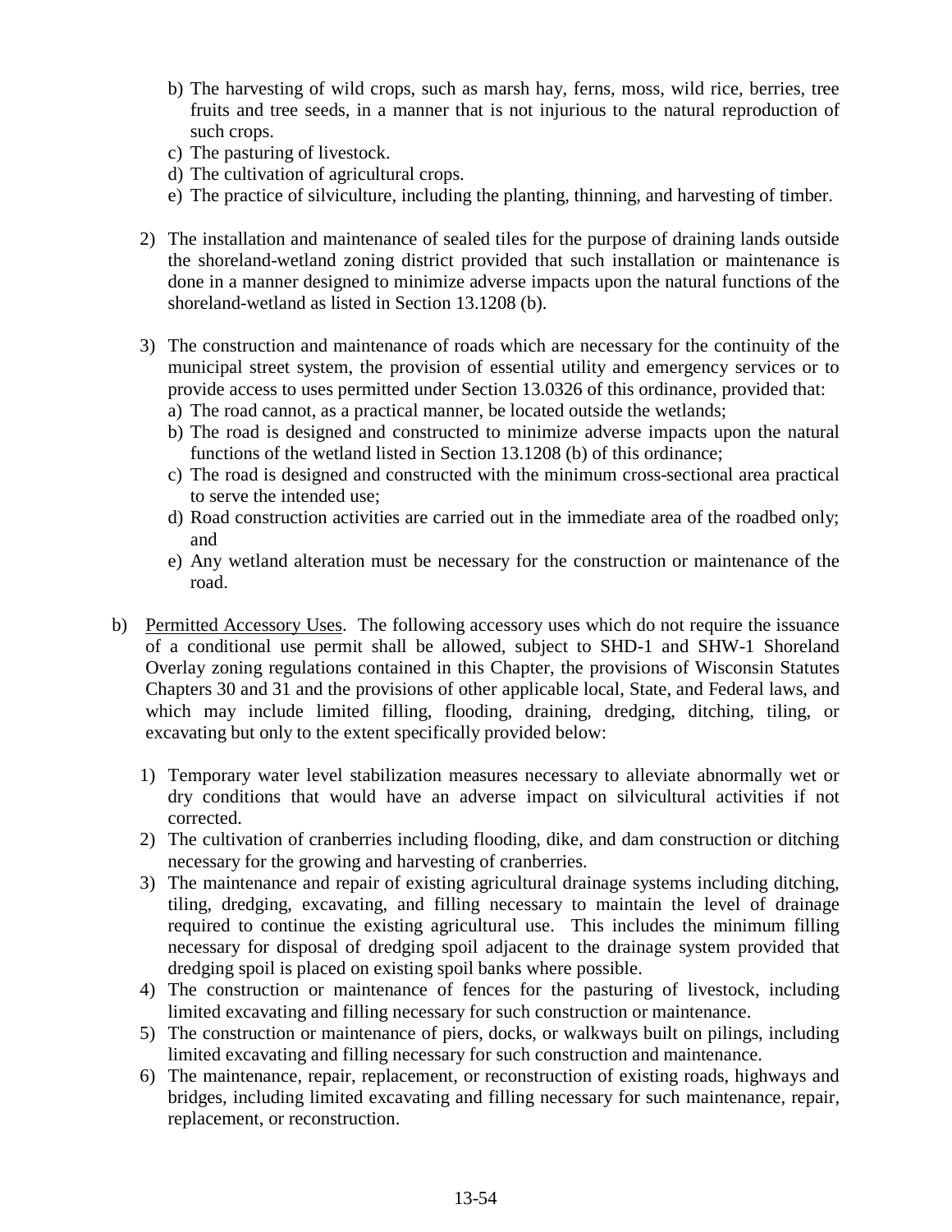b) The harvesting of wild crops, such as marsh hay, ferns, moss, wild rice, berries, tree fruits and tree seeds, in a manner that is not injurious to the natural reproduction of such crops.
c) The pasturing of livestock.
d) The cultivation of agricultural crops.
e) The practice of silviculture, including the planting, thinning, and harvesting of timber.

2) The installation and maintenance of sealed tiles for the purpose of draining lands outside the shoreland-wetland zoning district provided that such installation or maintenance is done in a manner designed to minimize adverse impacts upon the natural functions of the shoreland-wetland as listed in Section 13.1208 (b).

3) The construction and maintenance of roads which are necessary for the continuity of the municipal street system, the provision of essential utility and emergency services or to provide access to uses permitted under Section 13.0326 of this ordinance, provided that:
a) The road cannot, as a practical manner, be located outside the wetlands;
b) The road is designed and constructed to minimize adverse impacts upon the natural functions of the wetland listed in Section 13.1208 (b) of this ordinance;
c) The road is designed and constructed with the minimum cross-sectional area practical to serve the intended use;
d) Road construction activities are carried out in the immediate area of the roadbed only; and
e) Any wetland alteration must be necessary for the construction or maintenance of the road.

b) Permitted Accessory Uses. The following accessory uses which do not require the issuance of a conditional use permit shall be allowed, subject to SHD-1 and SHW-1 Shoreland Overlay zoning regulations contained in this Chapter, the provisions of Wisconsin Statutes Chapters 30 and 31 and the provisions of other applicable local, State, and Federal laws, and which may include limited filling, flooding, draining, dredging, ditching, tiling, or excavating but only to the extent specifically provided below:

1) Temporary water level stabilization measures necessary to alleviate abnormally wet or dry conditions that would have an adverse impact on silvicultural activities if not corrected.
2) The cultivation of cranberries including flooding, dike, and dam construction or ditching necessary for the growing and harvesting of cranberries.
3) The maintenance and repair of existing agricultural drainage systems including ditching, tiling, dredging, excavating, and filling necessary to maintain the level of drainage required to continue the existing agricultural use. This includes the minimum filling necessary for disposal of dredging spoil adjacent to the drainage system provided that dredging spoil is placed on existing spoil banks where possible.
4) The construction or maintenance of fences for the pasturing of livestock, including limited excavating and filling necessary for such construction or maintenance.
5) The construction or maintenance of piers, docks, or walkways built on pilings, including limited excavating and filling necessary for such construction and maintenance.
6) The maintenance, repair, replacement, or reconstruction of existing roads, highways and bridges, including limited excavating and filling necessary for such maintenance, repair, replacement, or reconstruction.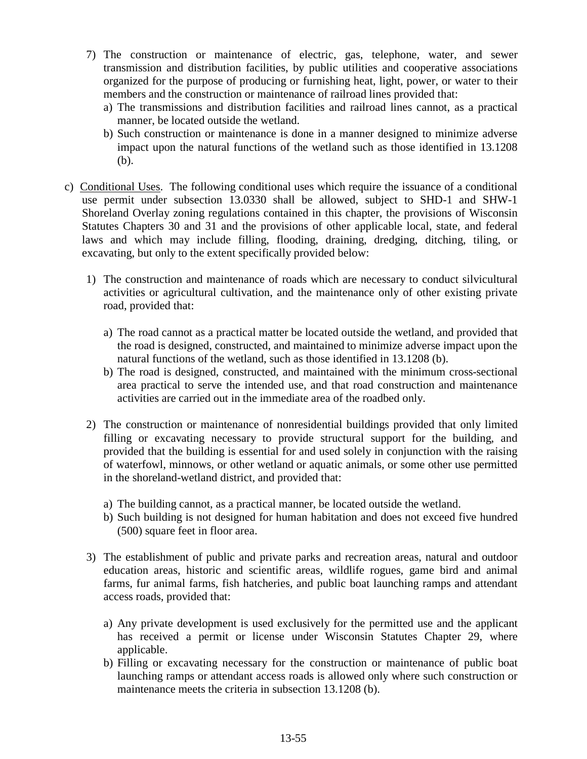7) The construction or maintenance of electric, gas, telephone, water, and sewer transmission and distribution facilities, by public utilities and cooperative associations organized for the purpose of producing or furnishing heat, light, power, or water to their members and the construction or maintenance of railroad lines provided that:
   a) The transmissions and distribution facilities and railroad lines cannot, as a practical manner, be located outside the wetland.
   b) Such construction or maintenance is done in a manner designed to minimize adverse impact upon the natural functions of the wetland such as those identified in 13.1208 (b).

c) Conditional Uses. The following conditional uses which require the issuance of a conditional use permit under subsection 13.0330 shall be allowed, subject to SHD-1 and SHW-1 Shoreland Overlay zoning regulations contained in this chapter, the provisions of Wisconsin Statutes Chapters 30 and 31 and the provisions of other applicable local, state, and federal laws and which may include filling, flooding, draining, dredging, ditching, tiling, or excavating, but only to the extent specifically provided below:

   1) The construction and maintenance of roads which are necessary to conduct silvicultural activities or agricultural cultivation, and the maintenance only of other existing private road, provided that:

      a) The road cannot as a practical matter be located outside the wetland, and provided that the road is designed, constructed, and maintained to minimize adverse impact upon the natural functions of the wetland, such as those identified in 13.1208 (b).
      b) The road is designed, constructed, and maintained with the minimum cross-sectional area practical to serve the intended use, and that road construction and maintenance activities are carried out in the immediate area of the roadbed only.

   2) The construction or maintenance of nonresidential buildings provided that only limited filling or excavating necessary to provide structural support for the building, and provided that the building is essential for and used solely in conjunction with the raising of waterfowl, minnows, or other wetland or aquatic animals, or some other use permitted in the shoreland-wetland district, and provided that:

      a) The building cannot, as a practical manner, be located outside the wetland.
      b) Such building is not designed for human habitation and does not exceed five hundred (500) square feet in floor area.

   3) The establishment of public and private parks and recreation areas, natural and outdoor education areas, historic and scientific areas, wildlife rogues, game bird and animal farms, fur animal farms, fish hatcheries, and public boat launching ramps and attendant access roads, provided that:

      a) Any private development is used exclusively for the permitted use and the applicant has received a permit or license under Wisconsin Statutes Chapter 29, where applicable.
      b) Filling or excavating necessary for the construction or maintenance of public boat launching ramps or attendant access roads is allowed only where such construction or maintenance meets the criteria in subsection 13.1208 (b).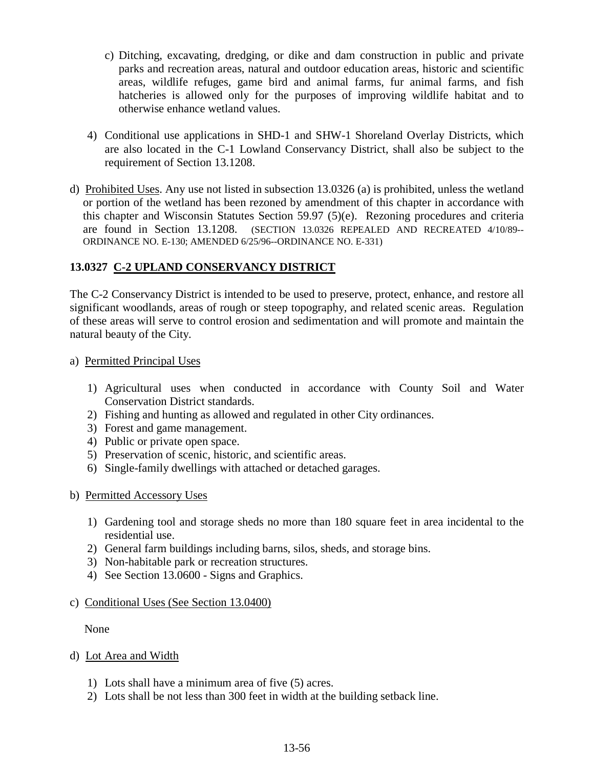c) Ditching, excavating, dredging, or dike and dam construction in public and private parks and recreation areas, natural and outdoor education areas, historic and scientific areas, wildlife refuges, game bird and animal farms, fur animal farms, and fish hatcheries is allowed only for the purposes of improving wildlife habitat and to otherwise enhance wetland values.

4) Conditional use applications in SHD-1 and SHW-1 Shoreland Overlay Districts, which are also located in the C-1 Lowland Conservancy District, shall also be subject to the requirement of Section 13.1208.

d) Prohibited Uses. Any use not listed in subsection 13.0326 (a) is prohibited, unless the wetland or portion of the wetland has been rezoned by amendment of this chapter in accordance with this chapter and Wisconsin Statutes Section 59.97 (5)(e). Rezoning procedures and criteria are found in Section 13.1208. (SECTION 13.0326 REPEALED AND RECREATED 4/10/89--ORDINANCE NO. E-130; AMENDED 6/25/96--ORDINANCE NO. E-331)

### 13.0327 C-2 UPLAND CONSERVANCY DISTRICT

The C-2 Conservancy District is intended to be used to preserve, protect, enhance, and restore all significant woodlands, areas of rough or steep topography, and related scenic areas. Regulation of these areas will serve to control erosion and sedimentation and will promote and maintain the natural beauty of the City.

a) Permitted Principal Uses

1) Agricultural uses when conducted in accordance with County Soil and Water Conservation District standards.
2) Fishing and hunting as allowed and regulated in other City ordinances.
3) Forest and game management.
4) Public or private open space.
5) Preservation of scenic, historic, and scientific areas.
6) Single-family dwellings with attached or detached garages.

b) Permitted Accessory Uses

1) Gardening tool and storage sheds no more than 180 square feet in area incidental to the residential use.
2) General farm buildings including barns, silos, sheds, and storage bins.
3) Non-habitable park or recreation structures.
4) See Section 13.0600 - Signs and Graphics.

c) Conditional Uses (See Section 13.0400)

None

d) Lot Area and Width

1) Lots shall have a minimum area of five (5) acres.
2) Lots shall be not less than 300 feet in width at the building setback line.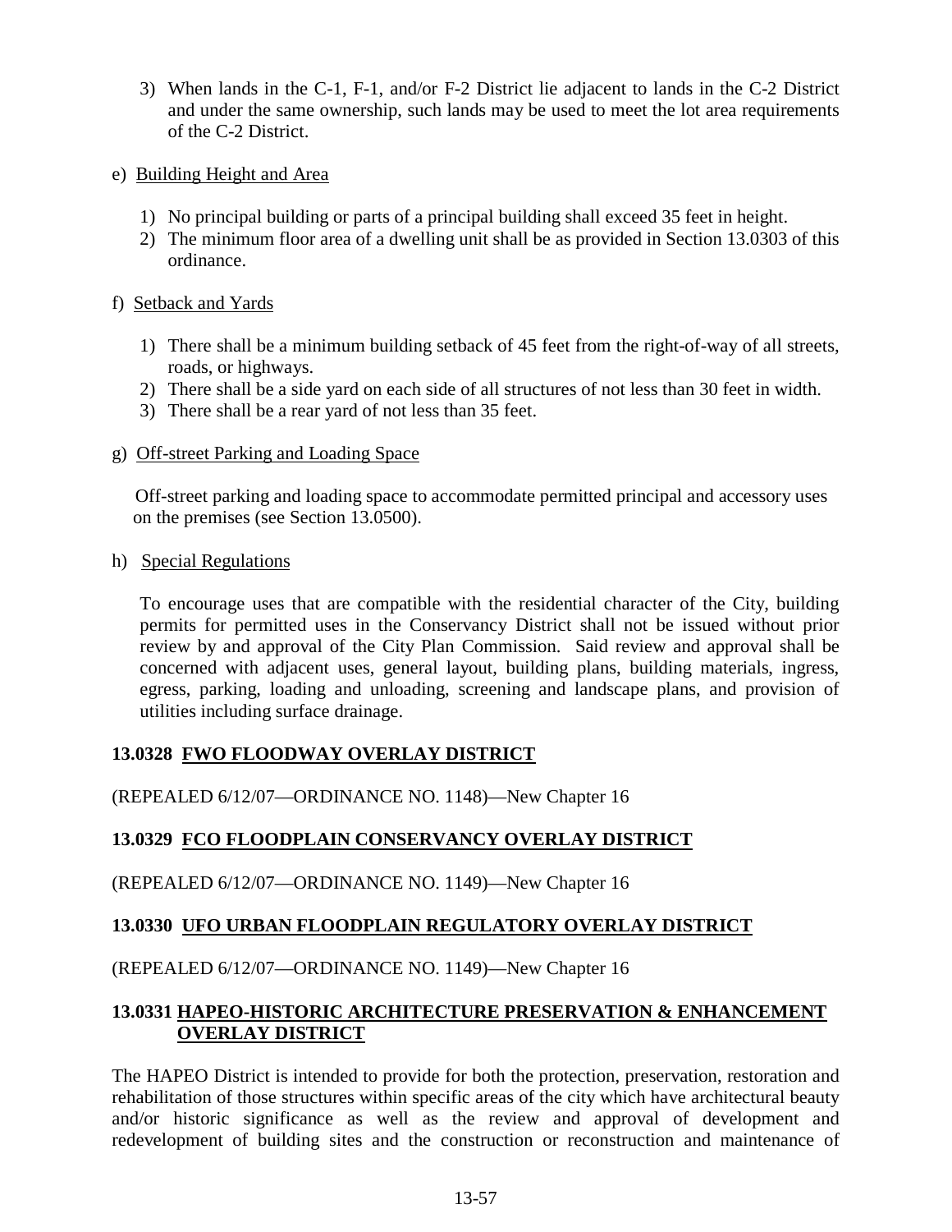3) When lands in the C-1, F-1, and/or F-2 District lie adjacent to lands in the C-2 District and under the same ownership, such lands may be used to meet the lot area requirements of the C-2 District.

e) Building Height and Area

1) No principal building or parts of a principal building shall exceed 35 feet in height.
2) The minimum floor area of a dwelling unit shall be as provided in Section 13.0303 of this ordinance.

f) Setback and Yards

1) There shall be a minimum building setback of 45 feet from the right-of-way of all streets, roads, or highways.
2) There shall be a side yard on each side of all structures of not less than 30 feet in width.
3) There shall be a rear yard of not less than 35 feet.

g) Off-street Parking and Loading Space

Off-street parking and loading space to accommodate permitted principal and accessory uses on the premises (see Section 13.0500).

h) Special Regulations

To encourage uses that are compatible with the residential character of the City, building permits for permitted uses in the Conservancy District shall not be issued without prior review by and approval of the City Plan Commission. Said review and approval shall be concerned with adjacent uses, general layout, building plans, building materials, ingress, egress, parking, loading and unloading, screening and landscape plans, and provision of utilities including surface drainage.

## 13.0328 FWO FLOODWAY OVERLAY DISTRICT

(REPEALED 6/12/07—ORDINANCE NO. 1148)—New Chapter 16

## 13.0329 FCO FLOODPLAIN CONSERVANCY OVERLAY DISTRICT

(REPEALED 6/12/07—ORDINANCE NO. 1149)—New Chapter 16

## 13.0330 UFO URBAN FLOODPLAIN REGULATORY OVERLAY DISTRICT

(REPEALED 6/12/07—ORDINANCE NO. 1149)—New Chapter 16

## 13.0331 HAPEO-HISTORIC ARCHITECTURE PRESERVATION & ENHANCEMENT OVERLAY DISTRICT

The HAPEO District is intended to provide for both the protection, preservation, restoration and rehabilitation of those structures within specific areas of the city which have architectural beauty and/or historic significance as well as the review and approval of development and redevelopment of building sites and the construction or reconstruction and maintenance of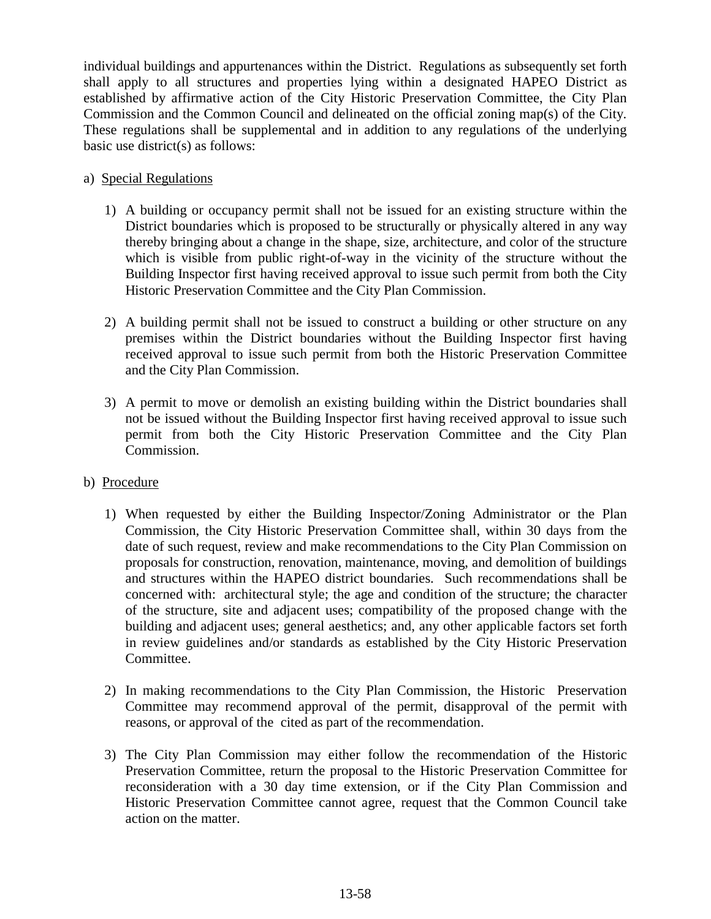individual buildings and appurtenances within the District. Regulations as subsequently set forth shall apply to all structures and properties lying within a designated HAPEO District as established by affirmative action of the City Historic Preservation Committee, the City Plan Commission and the Common Council and delineated on the official zoning map(s) of the City. These regulations shall be supplemental and in addition to any regulations of the underlying basic use district(s) as follows:

a) Special Regulations

1) A building or occupancy permit shall not be issued for an existing structure within the District boundaries which is proposed to be structurally or physically altered in any way thereby bringing about a change in the shape, size, architecture, and color of the structure which is visible from public right-of-way in the vicinity of the structure without the Building Inspector first having received approval to issue such permit from both the City Historic Preservation Committee and the City Plan Commission.

2) A building permit shall not be issued to construct a building or other structure on any premises within the District boundaries without the Building Inspector first having received approval to issue such permit from both the Historic Preservation Committee and the City Plan Commission.

3) A permit to move or demolish an existing building within the District boundaries shall not be issued without the Building Inspector first having received approval to issue such permit from both the City Historic Preservation Committee and the City Plan Commission.

b) Procedure

1) When requested by either the Building Inspector/Zoning Administrator or the Plan Commission, the City Historic Preservation Committee shall, within 30 days from the date of such request, review and make recommendations to the City Plan Commission on proposals for construction, renovation, maintenance, moving, and demolition of buildings and structures within the HAPEO district boundaries. Such recommendations shall be concerned with: architectural style; the age and condition of the structure; the character of the structure, site and adjacent uses; compatibility of the proposed change with the building and adjacent uses; general aesthetics; and, any other applicable factors set forth in review guidelines and/or standards as established by the City Historic Preservation Committee.

2) In making recommendations to the City Plan Commission, the Historic Preservation Committee may recommend approval of the permit, disapproval of the permit with reasons, or approval of the cited as part of the recommendation.

3) The City Plan Commission may either follow the recommendation of the Historic Preservation Committee, return the proposal to the Historic Preservation Committee for reconsideration with a 30 day time extension, or if the City Plan Commission and Historic Preservation Committee cannot agree, request that the Common Council take action on the matter.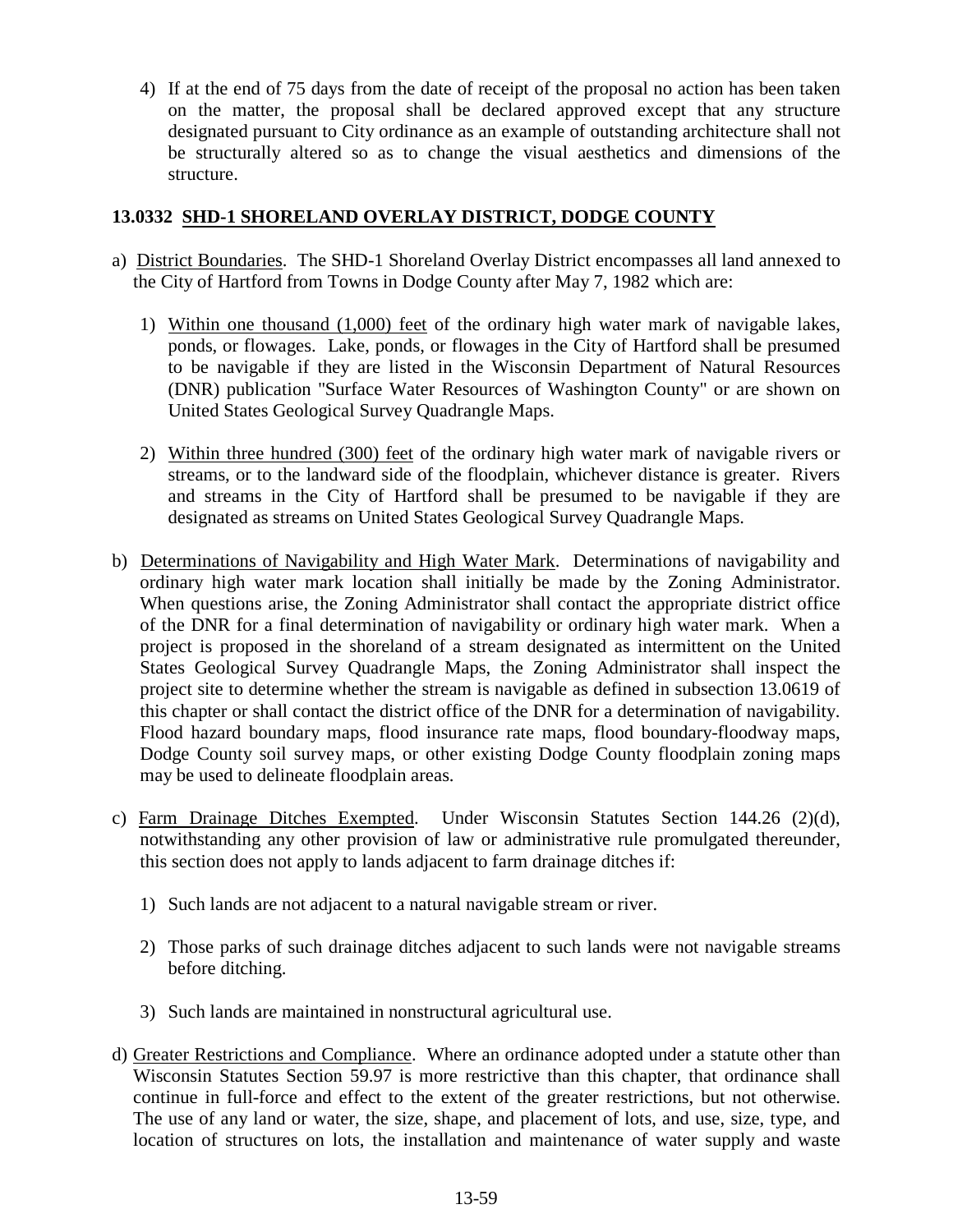4) If at the end of 75 days from the date of receipt of the proposal no action has been taken on the matter, the proposal shall be declared approved except that any structure designated pursuant to City ordinance as an example of outstanding architecture shall not be structurally altered so as to change the visual aesthetics and dimensions of the structure.

### 13.0332 SHD-1 SHORELAND OVERLAY DISTRICT, DODGE COUNTY

a) District Boundaries. The SHD-1 Shoreland Overlay District encompasses all land annexed to the City of Hartford from Towns in Dodge County after May 7, 1982 which are:

1) Within one thousand (1,000) feet of the ordinary high water mark of navigable lakes, ponds, or flowages. Lake, ponds, or flowages in the City of Hartford shall be presumed to be navigable if they are listed in the Wisconsin Department of Natural Resources (DNR) publication "Surface Water Resources of Washington County" or are shown on United States Geological Survey Quadrangle Maps.

2) Within three hundred (300) feet of the ordinary high water mark of navigable rivers or streams, or to the landward side of the floodplain, whichever distance is greater. Rivers and streams in the City of Hartford shall be presumed to be navigable if they are designated as streams on United States Geological Survey Quadrangle Maps.

b) Determinations of Navigability and High Water Mark. Determinations of navigability and ordinary high water mark location shall initially be made by the Zoning Administrator. When questions arise, the Zoning Administrator shall contact the appropriate district office of the DNR for a final determination of navigability or ordinary high water mark. When a project is proposed in the shoreland of a stream designated as intermittent on the United States Geological Survey Quadrangle Maps, the Zoning Administrator shall inspect the project site to determine whether the stream is navigable as defined in subsection 13.0619 of this chapter or shall contact the district office of the DNR for a determination of navigability. Flood hazard boundary maps, flood insurance rate maps, flood boundary-floodway maps, Dodge County soil survey maps, or other existing Dodge County floodplain zoning maps may be used to delineate floodplain areas.

c) Farm Drainage Ditches Exempted. Under Wisconsin Statutes Section 144.26 (2)(d), notwithstanding any other provision of law or administrative rule promulgated thereunder, this section does not apply to lands adjacent to farm drainage ditches if:

1) Such lands are not adjacent to a natural navigable stream or river.

2) Those parks of such drainage ditches adjacent to such lands were not navigable streams before ditching.

3) Such lands are maintained in nonstructural agricultural use.

d) Greater Restrictions and Compliance. Where an ordinance adopted under a statute other than Wisconsin Statutes Section 59.97 is more restrictive than this chapter, that ordinance shall continue in full-force and effect to the extent of the greater restrictions, but not otherwise. The use of any land or water, the size, shape, and placement of lots, and use, size, type, and location of structures on lots, the installation and maintenance of water supply and waste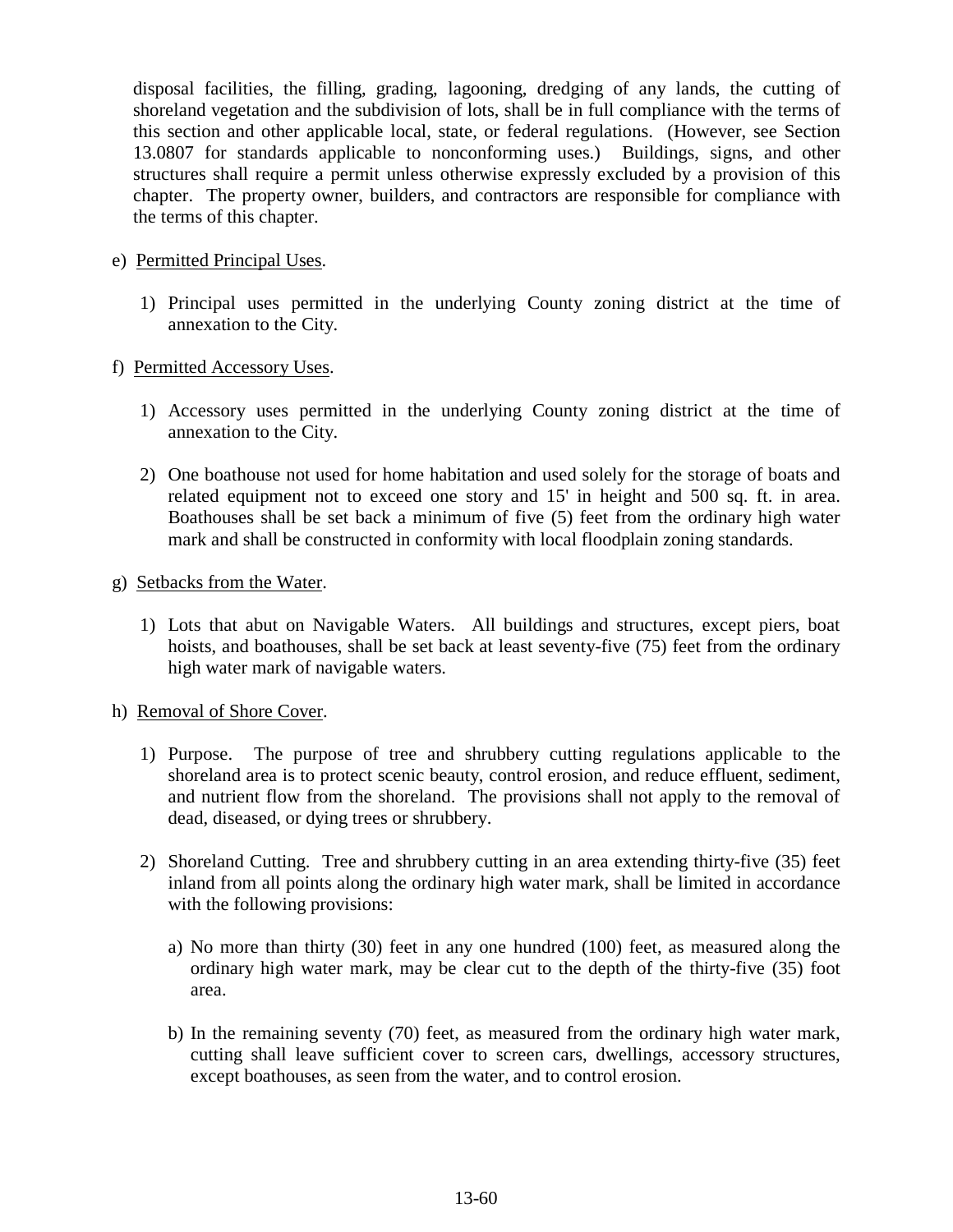disposal facilities, the filling, grading, lagooning, dredging of any lands, the cutting of shoreland vegetation and the subdivision of lots, shall be in full compliance with the terms of this section and other applicable local, state, or federal regulations. (However, see Section 13.0807 for standards applicable to nonconforming uses.) Buildings, signs, and other structures shall require a permit unless otherwise expressly excluded by a provision of this chapter. The property owner, builders, and contractors are responsible for compliance with the terms of this chapter.

e) Permitted Principal Uses.

  1) Principal uses permitted in the underlying County zoning district at the time of annexation to the City.

f) Permitted Accessory Uses.

  1) Accessory uses permitted in the underlying County zoning district at the time of annexation to the City.

  2) One boathouse not used for home habitation and used solely for the storage of boats and related equipment not to exceed one story and 15' in height and 500 sq. ft. in area. Boathouses shall be set back a minimum of five (5) feet from the ordinary high water mark and shall be constructed in conformity with local floodplain zoning standards.

g) Setbacks from the Water.

  1) Lots that abut on Navigable Waters. All buildings and structures, except piers, boat hoists, and boathouses, shall be set back at least seventy-five (75) feet from the ordinary high water mark of navigable waters.

h) Removal of Shore Cover.

  1) Purpose. The purpose of tree and shrubbery cutting regulations applicable to the shoreland area is to protect scenic beauty, control erosion, and reduce effluent, sediment, and nutrient flow from the shoreland. The provisions shall not apply to the removal of dead, diseased, or dying trees or shrubbery.

  2) Shoreland Cutting. Tree and shrubbery cutting in an area extending thirty-five (35) feet inland from all points along the ordinary high water mark, shall be limited in accordance with the following provisions:

    a) No more than thirty (30) feet in any one hundred (100) feet, as measured along the ordinary high water mark, may be clear cut to the depth of the thirty-five (35) foot area.

    b) In the remaining seventy (70) feet, as measured from the ordinary high water mark, cutting shall leave sufficient cover to screen cars, dwellings, accessory structures, except boathouses, as seen from the water, and to control erosion.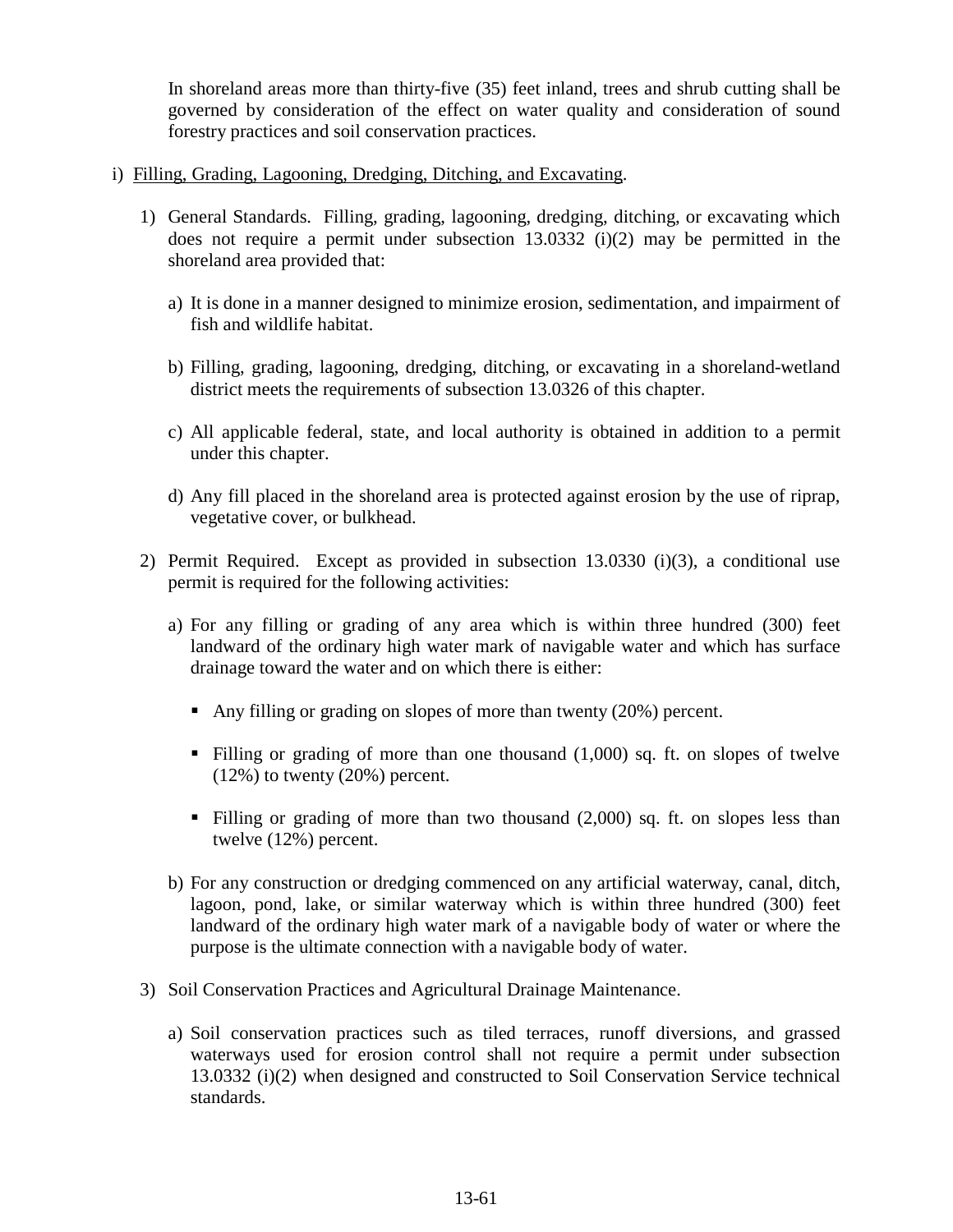In shoreland areas more than thirty-five (35) feet inland, trees and shrub cutting shall be governed by consideration of the effect on water quality and consideration of sound forestry practices and soil conservation practices.

i) Filling, Grading, Lagooning, Dredging, Ditching, and Excavating.

1) General Standards. Filling, grading, lagooning, dredging, ditching, or excavating which does not require a permit under subsection 13.0332 (i)(2) may be permitted in the shoreland area provided that:

a) It is done in a manner designed to minimize erosion, sedimentation, and impairment of fish and wildlife habitat.

b) Filling, grading, lagooning, dredging, ditching, or excavating in a shoreland-wetland district meets the requirements of subsection 13.0326 of this chapter.

c) All applicable federal, state, and local authority is obtained in addition to a permit under this chapter.

d) Any fill placed in the shoreland area is protected against erosion by the use of riprap, vegetative cover, or bulkhead.

2) Permit Required. Except as provided in subsection 13.0330 (i)(3), a conditional use permit is required for the following activities:

a) For any filling or grading of any area which is within three hundred (300) feet landward of the ordinary high water mark of navigable water and which has surface drainage toward the water and on which there is either:

- Any filling or grading on slopes of more than twenty (20%) percent.
- Filling or grading of more than one thousand (1,000) sq. ft. on slopes of twelve (12%) to twenty (20%) percent.
- Filling or grading of more than two thousand (2,000) sq. ft. on slopes less than twelve (12%) percent.

b) For any construction or dredging commenced on any artificial waterway, canal, ditch, lagoon, pond, lake, or similar waterway which is within three hundred (300) feet landward of the ordinary high water mark of a navigable body of water or where the purpose is the ultimate connection with a navigable body of water.

3) Soil Conservation Practices and Agricultural Drainage Maintenance.

a) Soil conservation practices such as tiled terraces, runoff diversions, and grassed waterways used for erosion control shall not require a permit under subsection 13.0332 (i)(2) when designed and constructed to Soil Conservation Service technical standards.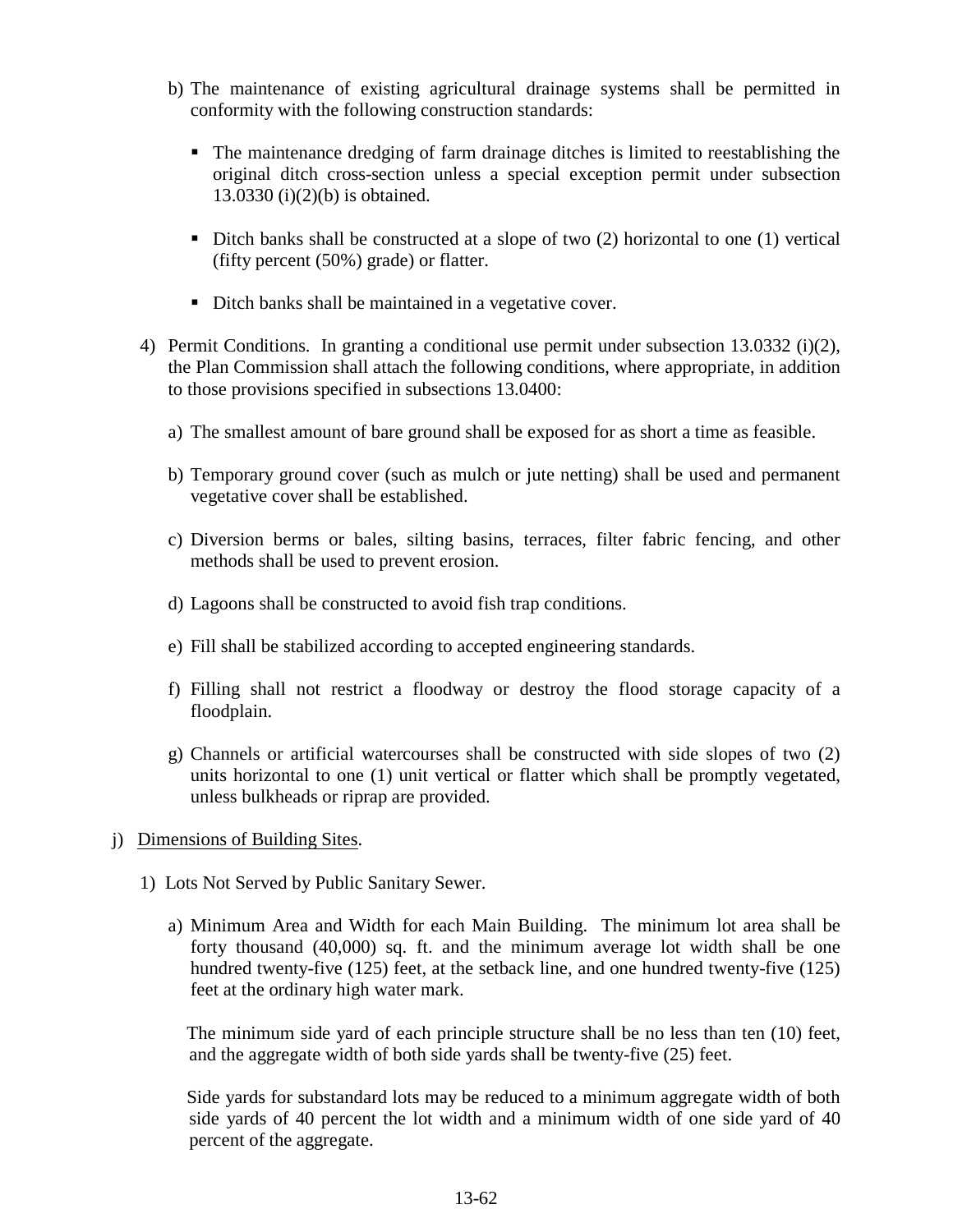b) The maintenance of existing agricultural drainage systems shall be permitted in conformity with the following construction standards:

   - The maintenance dredging of farm drainage ditches is limited to reestablishing the original ditch cross-section unless a special exception permit under subsection 13.0330 (i)(2)(b) is obtained.

   - Ditch banks shall be constructed at a slope of two (2) horizontal to one (1) vertical (fifty percent (50%) grade) or flatter.

   - Ditch banks shall be maintained in a vegetative cover.

4) Permit Conditions. In granting a conditional use permit under subsection 13.0332 (i)(2), the Plan Commission shall attach the following conditions, where appropriate, in addition to those provisions specified in subsections 13.0400:

   a) The smallest amount of bare ground shall be exposed for as short a time as feasible.

   b) Temporary ground cover (such as mulch or jute netting) shall be used and permanent vegetative cover shall be established.

   c) Diversion berms or bales, silting basins, terraces, filter fabric fencing, and other methods shall be used to prevent erosion.

   d) Lagoons shall be constructed to avoid fish trap conditions.

   e) Fill shall be stabilized according to accepted engineering standards.

   f) Filling shall not restrict a floodway or destroy the flood storage capacity of a floodplain.

   g) Channels or artificial watercourses shall be constructed with side slopes of two (2) units horizontal to one (1) unit vertical or flatter which shall be promptly vegetated, unless bulkheads or riprap are provided.

j) Dimensions of Building Sites.

1) Lots Not Served by Public Sanitary Sewer.

   a) Minimum Area and Width for each Main Building. The minimum lot area shall be forty thousand (40,000) sq. ft. and the minimum average lot width shall be one hundred twenty-five (125) feet, at the setback line, and one hundred twenty-five (125) feet at the ordinary high water mark.

      The minimum side yard of each principle structure shall be no less than ten (10) feet, and the aggregate width of both side yards shall be twenty-five (25) feet.

      Side yards for substandard lots may be reduced to a minimum aggregate width of both side yards of 40 percent the lot width and a minimum width of one side yard of 40 percent of the aggregate.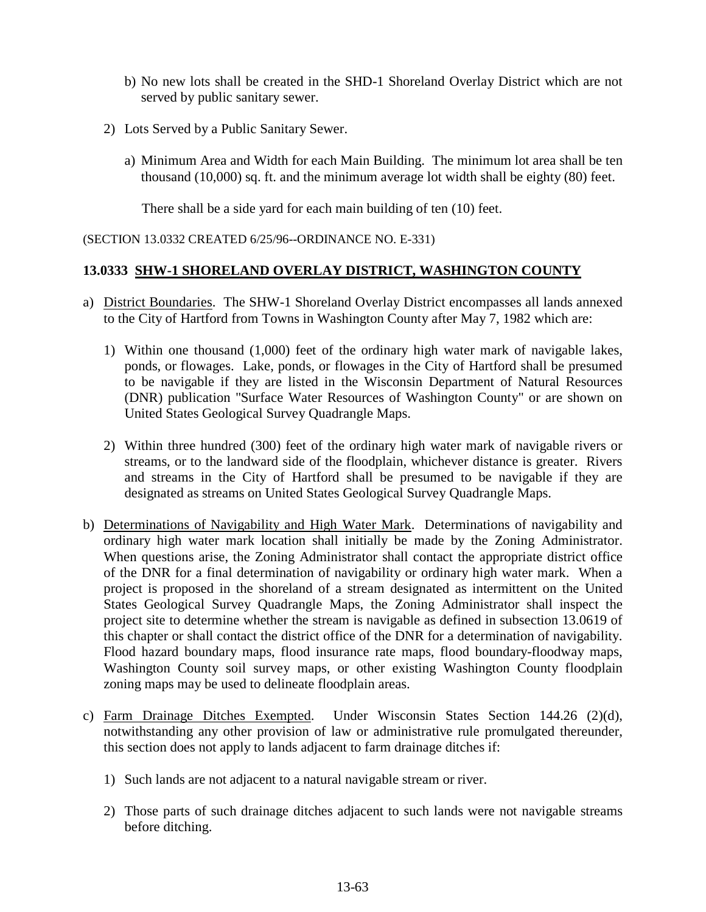b) No new lots shall be created in the SHD-1 Shoreland Overlay District which are not served by public sanitary sewer.

2) Lots Served by a Public Sanitary Sewer.

   a) Minimum Area and Width for each Main Building. The minimum lot area shall be ten thousand (10,000) sq. ft. and the minimum average lot width shall be eighty (80) feet.

      There shall be a side yard for each main building of ten (10) feet.

(SECTION 13.0332 CREATED 6/25/96--ORDINANCE NO. E-331)

## 13.0333 SHW-1 SHORELAND OVERLAY DISTRICT, WASHINGTON COUNTY

a) District Boundaries. The SHW-1 Shoreland Overlay District encompasses all lands annexed to the City of Hartford from Towns in Washington County after May 7, 1982 which are:

   1) Within one thousand (1,000) feet of the ordinary high water mark of navigable lakes, ponds, or flowages. Lake, ponds, or flowages in the City of Hartford shall be presumed to be navigable if they are listed in the Wisconsin Department of Natural Resources (DNR) publication "Surface Water Resources of Washington County" or are shown on United States Geological Survey Quadrangle Maps.

   2) Within three hundred (300) feet of the ordinary high water mark of navigable rivers or streams, or to the landward side of the floodplain, whichever distance is greater. Rivers and streams in the City of Hartford shall be presumed to be navigable if they are designated as streams on United States Geological Survey Quadrangle Maps.

b) Determinations of Navigability and High Water Mark. Determinations of navigability and ordinary high water mark location shall initially be made by the Zoning Administrator. When questions arise, the Zoning Administrator shall contact the appropriate district office of the DNR for a final determination of navigability or ordinary high water mark. When a project is proposed in the shoreland of a stream designated as intermittent on the United States Geological Survey Quadrangle Maps, the Zoning Administrator shall inspect the project site to determine whether the stream is navigable as defined in subsection 13.0619 of this chapter or shall contact the district office of the DNR for a determination of navigability. Flood hazard boundary maps, flood insurance rate maps, flood boundary-floodway maps, Washington County soil survey maps, or other existing Washington County floodplain zoning maps may be used to delineate floodplain areas.

c) Farm Drainage Ditches Exempted. Under Wisconsin States Section 144.26 (2)(d), notwithstanding any other provision of law or administrative rule promulgated thereunder, this section does not apply to lands adjacent to farm drainage ditches if:

   1) Such lands are not adjacent to a natural navigable stream or river.

   2) Those parts of such drainage ditches adjacent to such lands were not navigable streams before ditching.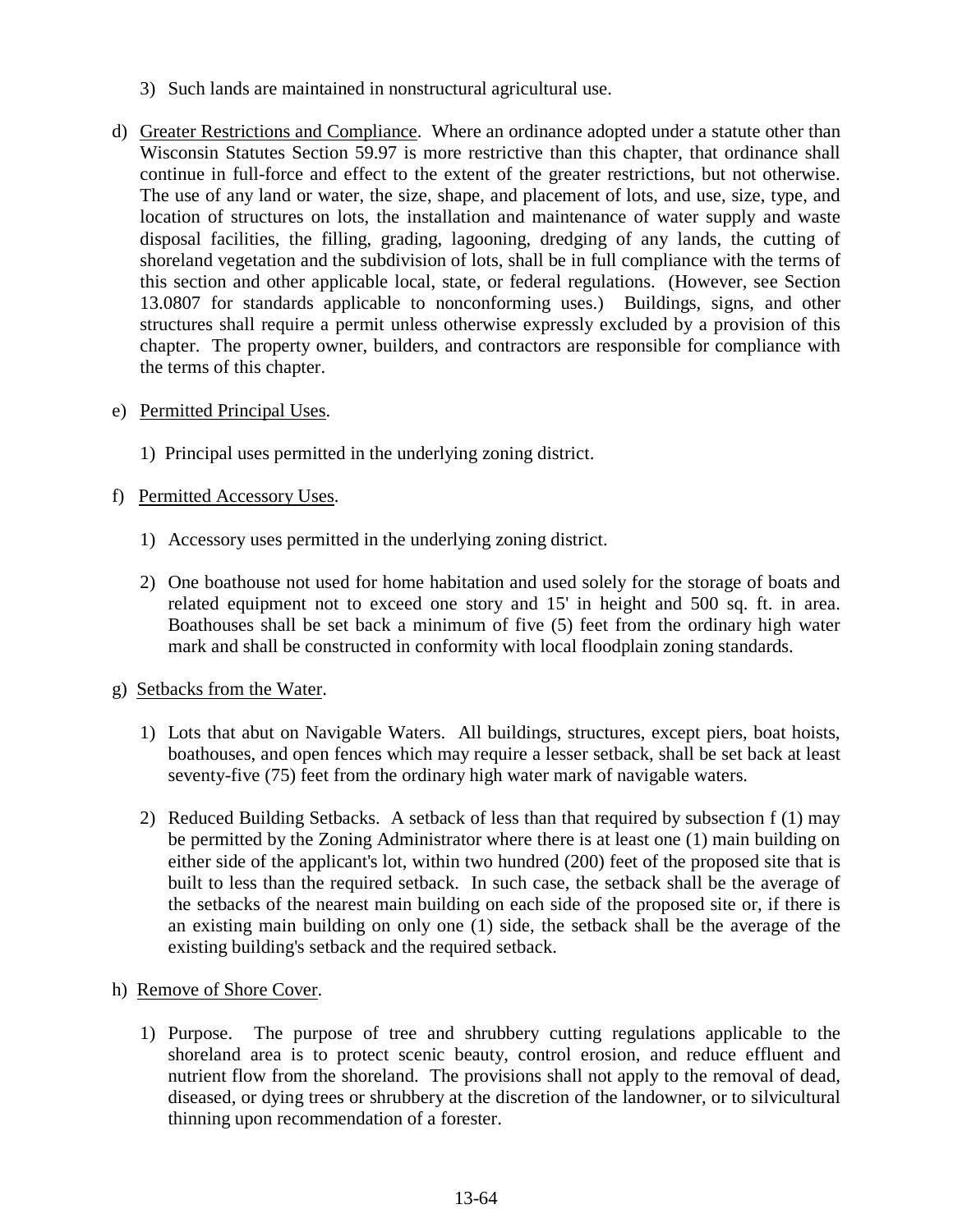3) Such lands are maintained in nonstructural agricultural use.

d) Greater Restrictions and Compliance. Where an ordinance adopted under a statute other than Wisconsin Statutes Section 59.97 is more restrictive than this chapter, that ordinance shall continue in full-force and effect to the extent of the greater restrictions, but not otherwise. The use of any land or water, the size, shape, and placement of lots, and use, size, type, and location of structures on lots, the installation and maintenance of water supply and waste disposal facilities, the filling, grading, lagooning, dredging of any lands, the cutting of shoreland vegetation and the subdivision of lots, shall be in full compliance with the terms of this section and other applicable local, state, or federal regulations. (However, see Section 13.0807 for standards applicable to nonconforming uses.) Buildings, signs, and other structures shall require a permit unless otherwise expressly excluded by a provision of this chapter. The property owner, builders, and contractors are responsible for compliance with the terms of this chapter.

e) Permitted Principal Uses.

1) Principal uses permitted in the underlying zoning district.

f) Permitted Accessory Uses.

1) Accessory uses permitted in the underlying zoning district.

2) One boathouse not used for home habitation and used solely for the storage of boats and related equipment not to exceed one story and 15' in height and 500 sq. ft. in area. Boathouses shall be set back a minimum of five (5) feet from the ordinary high water mark and shall be constructed in conformity with local floodplain zoning standards.

g) Setbacks from the Water.

1) Lots that abut on Navigable Waters. All buildings, structures, except piers, boat hoists, boathouses, and open fences which may require a lesser setback, shall be set back at least seventy-five (75) feet from the ordinary high water mark of navigable waters.

2) Reduced Building Setbacks. A setback of less than that required by subsection f (1) may be permitted by the Zoning Administrator where there is at least one (1) main building on either side of the applicant's lot, within two hundred (200) feet of the proposed site that is built to less than the required setback. In such case, the setback shall be the average of the setbacks of the nearest main building on each side of the proposed site or, if there is an existing main building on only one (1) side, the setback shall be the average of the existing building's setback and the required setback.

h) Remove of Shore Cover.

1) Purpose. The purpose of tree and shrubbery cutting regulations applicable to the shoreland area is to protect scenic beauty, control erosion, and reduce effluent and nutrient flow from the shoreland. The provisions shall not apply to the removal of dead, diseased, or dying trees or shrubbery at the discretion of the landowner, or to silvicultural thinning upon recommendation of a forester.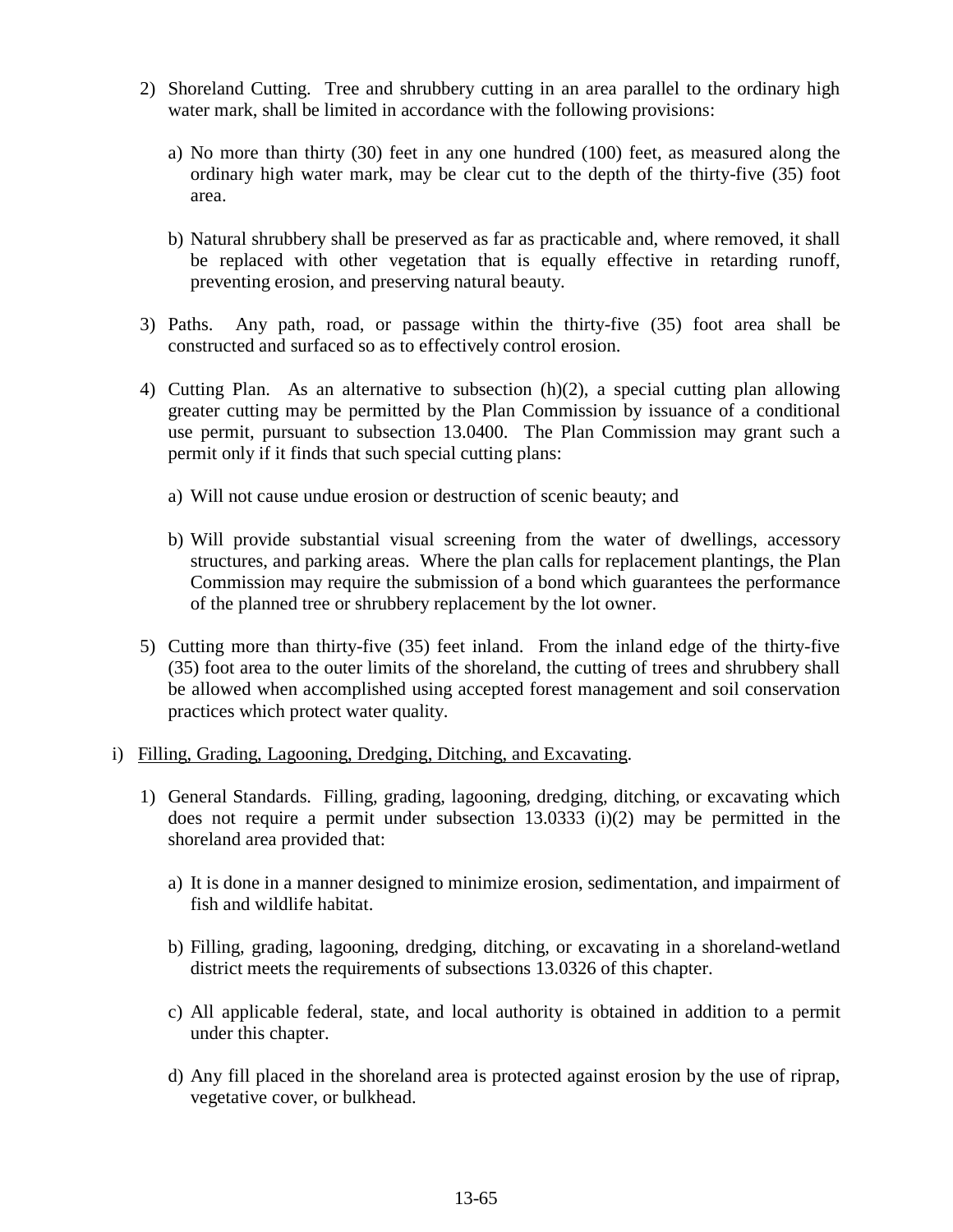2) Shoreland Cutting. Tree and shrubbery cutting in an area parallel to the ordinary high water mark, shall be limited in accordance with the following provisions:

   a) No more than thirty (30) feet in any one hundred (100) feet, as measured along the ordinary high water mark, may be clear cut to the depth of the thirty-five (35) foot area.

   b) Natural shrubbery shall be preserved as far as practicable and, where removed, it shall be replaced with other vegetation that is equally effective in retarding runoff, preventing erosion, and preserving natural beauty.

3) Paths. Any path, road, or passage within the thirty-five (35) foot area shall be constructed and surfaced so as to effectively control erosion.

4) Cutting Plan. As an alternative to subsection (h)(2), a special cutting plan allowing greater cutting may be permitted by the Plan Commission by issuance of a conditional use permit, pursuant to subsection 13.0400. The Plan Commission may grant such a permit only if it finds that such special cutting plans:

   a) Will not cause undue erosion or destruction of scenic beauty; and

   b) Will provide substantial visual screening from the water of dwellings, accessory structures, and parking areas. Where the plan calls for replacement plantings, the Plan Commission may require the submission of a bond which guarantees the performance of the planned tree or shrubbery replacement by the lot owner.

5) Cutting more than thirty-five (35) feet inland. From the inland edge of the thirty-five (35) foot area to the outer limits of the shoreland, the cutting of trees and shrubbery shall be allowed when accomplished using accepted forest management and soil conservation practices which protect water quality.

i) Filling, Grading, Lagooning, Dredging, Ditching, and Excavating.

1) General Standards. Filling, grading, lagooning, dredging, ditching, or excavating which does not require a permit under subsection 13.0333 (i)(2) may be permitted in the shoreland area provided that:

   a) It is done in a manner designed to minimize erosion, sedimentation, and impairment of fish and wildlife habitat.

   b) Filling, grading, lagooning, dredging, ditching, or excavating in a shoreland-wetland district meets the requirements of subsections 13.0326 of this chapter.

   c) All applicable federal, state, and local authority is obtained in addition to a permit under this chapter.

   d) Any fill placed in the shoreland area is protected against erosion by the use of riprap, vegetative cover, or bulkhead.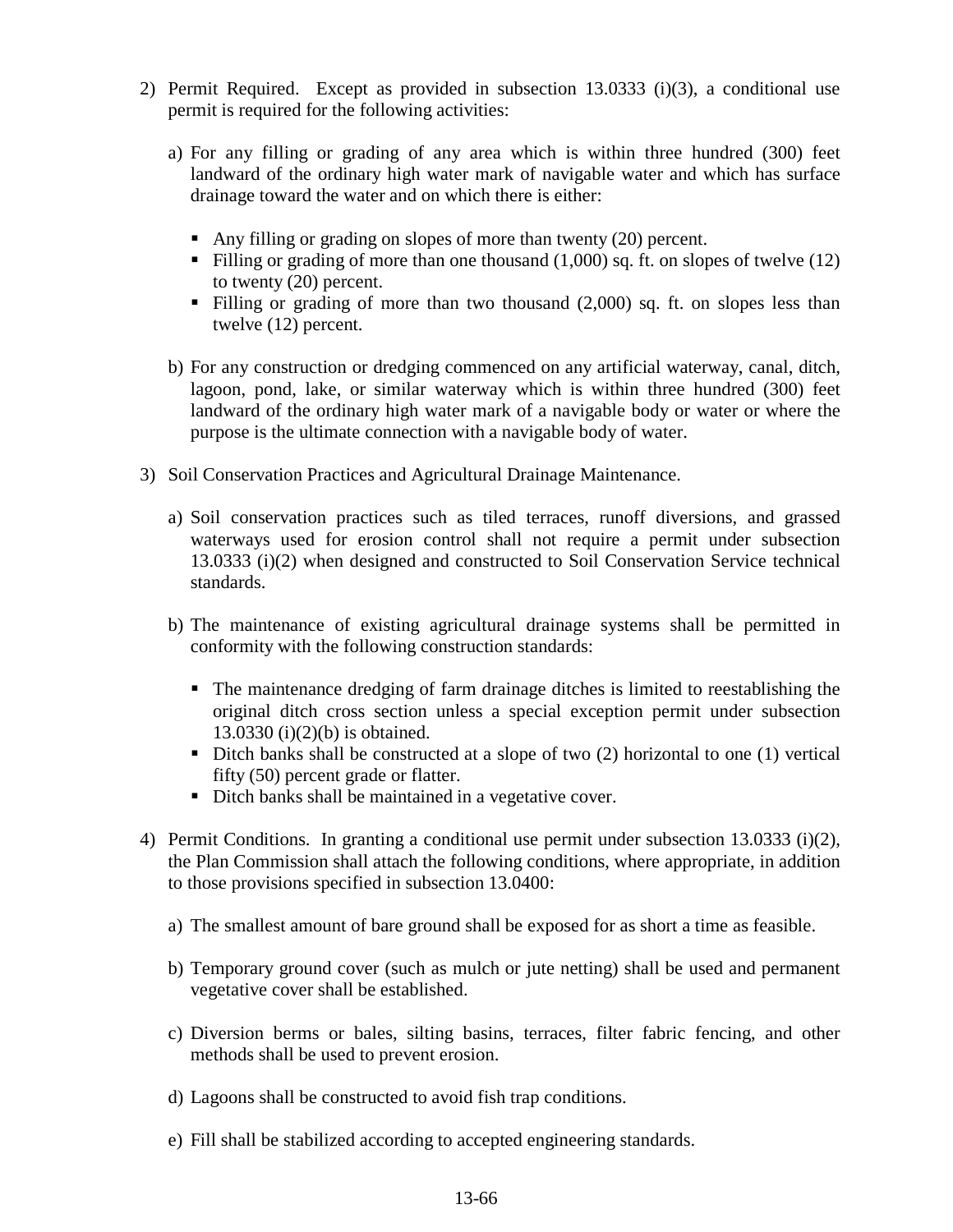2) Permit Required. Except as provided in subsection 13.0333 (i)(3), a conditional use permit is required for the following activities:

   a) For any filling or grading of any area which is within three hundred (300) feet landward of the ordinary high water mark of navigable water and which has surface drainage toward the water and on which there is either:

      - Any filling or grading on slopes of more than twenty (20) percent.
      - Filling or grading of more than one thousand (1,000) sq. ft. on slopes of twelve (12) to twenty (20) percent.
      - Filling or grading of more than two thousand (2,000) sq. ft. on slopes less than twelve (12) percent.

   b) For any construction or dredging commenced on any artificial waterway, canal, ditch, lagoon, pond, lake, or similar waterway which is within three hundred (300) feet landward of the ordinary high water mark of a navigable body or water or where the purpose is the ultimate connection with a navigable body of water.

3) Soil Conservation Practices and Agricultural Drainage Maintenance.

   a) Soil conservation practices such as tiled terraces, runoff diversions, and grassed waterways used for erosion control shall not require a permit under subsection 13.0333 (i)(2) when designed and constructed to Soil Conservation Service technical standards.

   b) The maintenance of existing agricultural drainage systems shall be permitted in conformity with the following construction standards:

      - The maintenance dredging of farm drainage ditches is limited to reestablishing the original ditch cross section unless a special exception permit under subsection 13.0330 (i)(2)(b) is obtained.
      - Ditch banks shall be constructed at a slope of two (2) horizontal to one (1) vertical fifty (50) percent grade or flatter.
      - Ditch banks shall be maintained in a vegetative cover.

4) Permit Conditions. In granting a conditional use permit under subsection 13.0333 (i)(2), the Plan Commission shall attach the following conditions, where appropriate, in addition to those provisions specified in subsection 13.0400:

   a) The smallest amount of bare ground shall be exposed for as short a time as feasible.

   b) Temporary ground cover (such as mulch or jute netting) shall be used and permanent vegetative cover shall be established.

   c) Diversion berms or bales, silting basins, terraces, filter fabric fencing, and other methods shall be used to prevent erosion.

   d) Lagoons shall be constructed to avoid fish trap conditions.

   e) Fill shall be stabilized according to accepted engineering standards.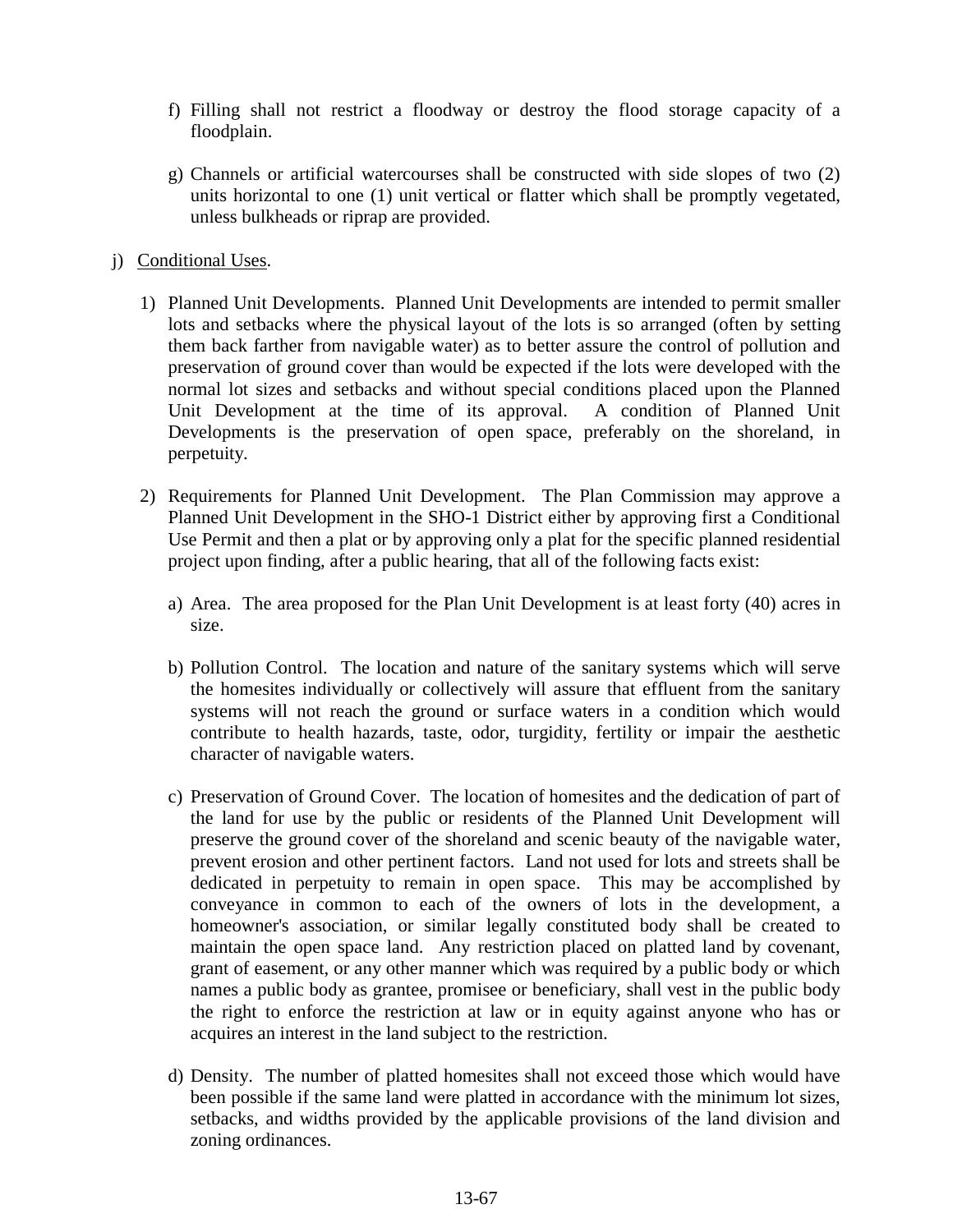f) Filling shall not restrict a floodway or destroy the flood storage capacity of a floodplain.

g) Channels or artificial watercourses shall be constructed with side slopes of two (2) units horizontal to one (1) unit vertical or flatter which shall be promptly vegetated, unless bulkheads or riprap are provided.

j) <u>Conditional Uses</u>.

1) Planned Unit Developments. Planned Unit Developments are intended to permit smaller lots and setbacks where the physical layout of the lots is so arranged (often by setting them back farther from navigable water) as to better assure the control of pollution and preservation of ground cover than would be expected if the lots were developed with the normal lot sizes and setbacks and without special conditions placed upon the Planned Unit Development at the time of its approval. A condition of Planned Unit Developments is the preservation of open space, preferably on the shoreland, in perpetuity.

2) Requirements for Planned Unit Development. The Plan Commission may approve a Planned Unit Development in the SHO-1 District either by approving first a Conditional Use Permit and then a plat or by approving only a plat for the specific planned residential project upon finding, after a public hearing, that all of the following facts exist:

a) Area. The area proposed for the Plan Unit Development is at least forty (40) acres in size.

b) Pollution Control. The location and nature of the sanitary systems which will serve the homesites individually or collectively will assure that effluent from the sanitary systems will not reach the ground or surface waters in a condition which would contribute to health hazards, taste, odor, turgidity, fertility or impair the aesthetic character of navigable waters.

c) Preservation of Ground Cover. The location of homesites and the dedication of part of the land for use by the public or residents of the Planned Unit Development will preserve the ground cover of the shoreland and scenic beauty of the navigable water, prevent erosion and other pertinent factors. Land not used for lots and streets shall be dedicated in perpetuity to remain in open space. This may be accomplished by conveyance in common to each of the owners of lots in the development, a homeowner's association, or similar legally constituted body shall be created to maintain the open space land. Any restriction placed on platted land by covenant, grant of easement, or any other manner which was required by a public body or which names a public body as grantee, promisee or beneficiary, shall vest in the public body the right to enforce the restriction at law or in equity against anyone who has or acquires an interest in the land subject to the restriction.

d) Density. The number of platted homesites shall not exceed those which would have been possible if the same land were platted in accordance with the minimum lot sizes, setbacks, and widths provided by the applicable provisions of the land division and zoning ordinances.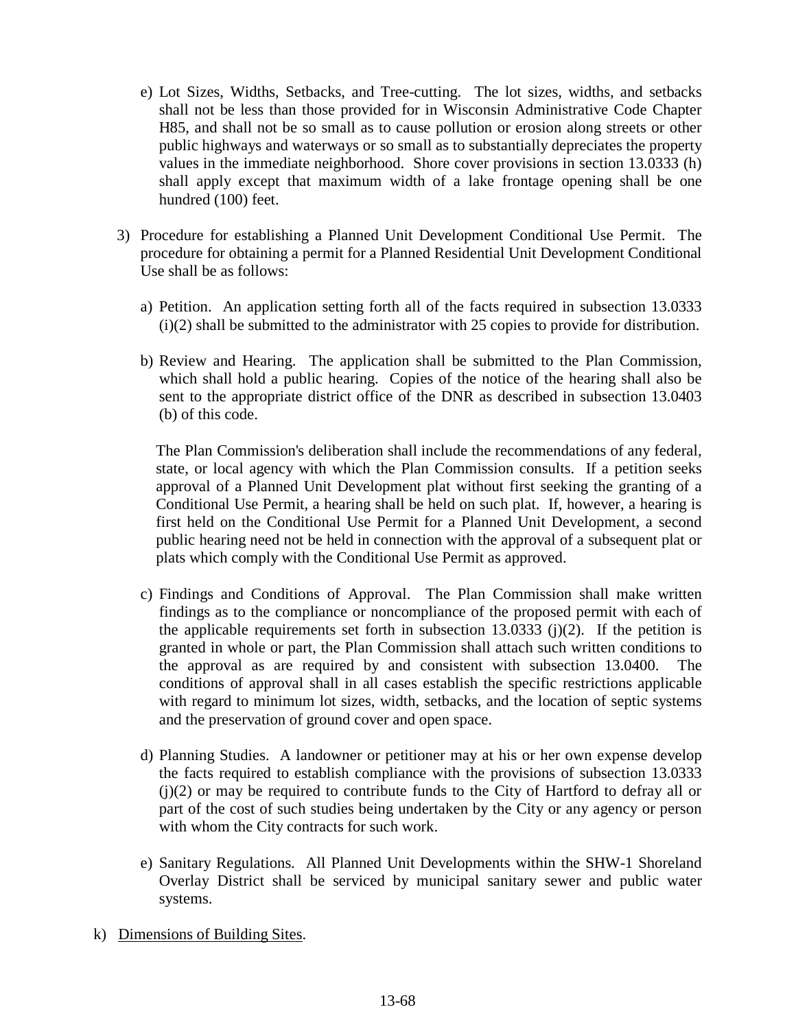e) Lot Sizes, Widths, Setbacks, and Tree-cutting. The lot sizes, widths, and setbacks shall not be less than those provided for in Wisconsin Administrative Code Chapter H85, and shall not be so small as to cause pollution or erosion along streets or other public highways and waterways or so small as to substantially depreciates the property values in the immediate neighborhood. Shore cover provisions in section 13.0333 (h) shall apply except that maximum width of a lake frontage opening shall be one hundred (100) feet.

3) Procedure for establishing a Planned Unit Development Conditional Use Permit. The procedure for obtaining a permit for a Planned Residential Unit Development Conditional Use shall be as follows:

   a) Petition. An application setting forth all of the facts required in subsection 13.0333 (i)(2) shall be submitted to the administrator with 25 copies to provide for distribution.

   b) Review and Hearing. The application shall be submitted to the Plan Commission, which shall hold a public hearing. Copies of the notice of the hearing shall also be sent to the appropriate district office of the DNR as described in subsection 13.0403 (b) of this code.

   The Plan Commission's deliberation shall include the recommendations of any federal, state, or local agency with which the Plan Commission consults. If a petition seeks approval of a Planned Unit Development plat without first seeking the granting of a Conditional Use Permit, a hearing shall be held on such plat. If, however, a hearing is first held on the Conditional Use Permit for a Planned Unit Development, a second public hearing need not be held in connection with the approval of a subsequent plat or plats which comply with the Conditional Use Permit as approved.

   c) Findings and Conditions of Approval. The Plan Commission shall make written findings as to the compliance or noncompliance of the proposed permit with each of the applicable requirements set forth in subsection 13.0333 (j)(2). If the petition is granted in whole or part, the Plan Commission shall attach such written conditions to the approval as are required by and consistent with subsection 13.0400. The conditions of approval shall in all cases establish the specific restrictions applicable with regard to minimum lot sizes, width, setbacks, and the location of septic systems and the preservation of ground cover and open space.

   d) Planning Studies. A landowner or petitioner may at his or her own expense develop the facts required to establish compliance with the provisions of subsection 13.0333 (j)(2) or may be required to contribute funds to the City of Hartford to defray all or part of the cost of such studies being undertaken by the City or any agency or person with whom the City contracts for such work.

   e) Sanitary Regulations. All Planned Unit Developments within the SHW-1 Shoreland Overlay District shall be serviced by municipal sanitary sewer and public water systems.

k) Dimensions of Building Sites.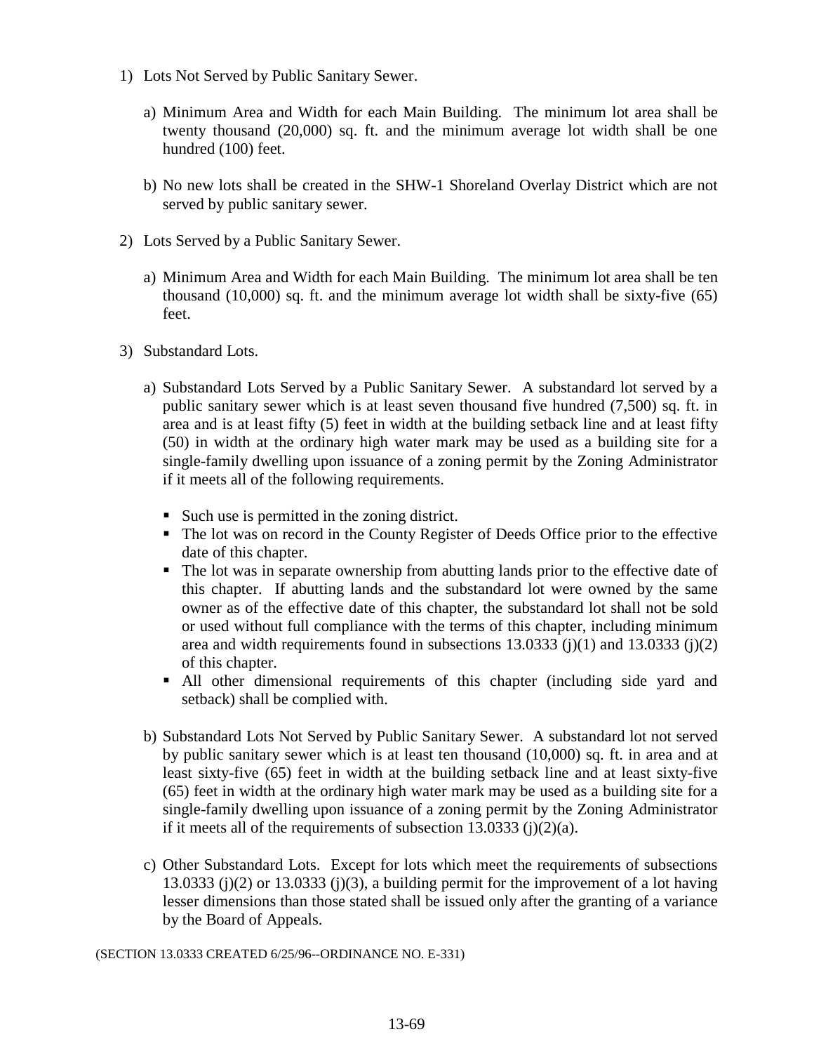1) Lots Not Served by Public Sanitary Sewer.

   a) Minimum Area and Width for each Main Building. The minimum lot area shall be twenty thousand (20,000) sq. ft. and the minimum average lot width shall be one hundred (100) feet.

   b) No new lots shall be created in the SHW-1 Shoreland Overlay District which are not served by public sanitary sewer.

2) Lots Served by a Public Sanitary Sewer.

   a) Minimum Area and Width for each Main Building. The minimum lot area shall be ten thousand (10,000) sq. ft. and the minimum average lot width shall be sixty-five (65) feet.

3) Substandard Lots.

   a) Substandard Lots Served by a Public Sanitary Sewer. A substandard lot served by a public sanitary sewer which is at least seven thousand five hundred (7,500) sq. ft. in area and is at least fifty (5) feet in width at the building setback line and at least fifty (50) in width at the ordinary high water mark may be used as a building site for a single-family dwelling upon issuance of a zoning permit by the Zoning Administrator if it meets all of the following requirements.

      - Such use is permitted in the zoning district.
      - The lot was on record in the County Register of Deeds Office prior to the effective date of this chapter.
      - The lot was in separate ownership from abutting lands prior to the effective date of this chapter. If abutting lands and the substandard lot were owned by the same owner as of the effective date of this chapter, the substandard lot shall not be sold or used without full compliance with the terms of this chapter, including minimum area and width requirements found in subsections 13.0333 (j)(1) and 13.0333 (j)(2) of this chapter.
      - All other dimensional requirements of this chapter (including side yard and setback) shall be complied with.

   b) Substandard Lots Not Served by Public Sanitary Sewer. A substandard lot not served by public sanitary sewer which is at least ten thousand (10,000) sq. ft. in area and at least sixty-five (65) feet in width at the building setback line and at least sixty-five (65) feet in width at the ordinary high water mark may be used as a building site for a single-family dwelling upon issuance of a zoning permit by the Zoning Administrator if it meets all of the requirements of subsection 13.0333 (j)(2)(a).

   c) Other Substandard Lots. Except for lots which meet the requirements of subsections 13.0333 (j)(2) or 13.0333 (j)(3), a building permit for the improvement of a lot having lesser dimensions than those stated shall be issued only after the granting of a variance by the Board of Appeals.

(SECTION 13.0333 CREATED 6/25/96--ORDINANCE NO. E-331)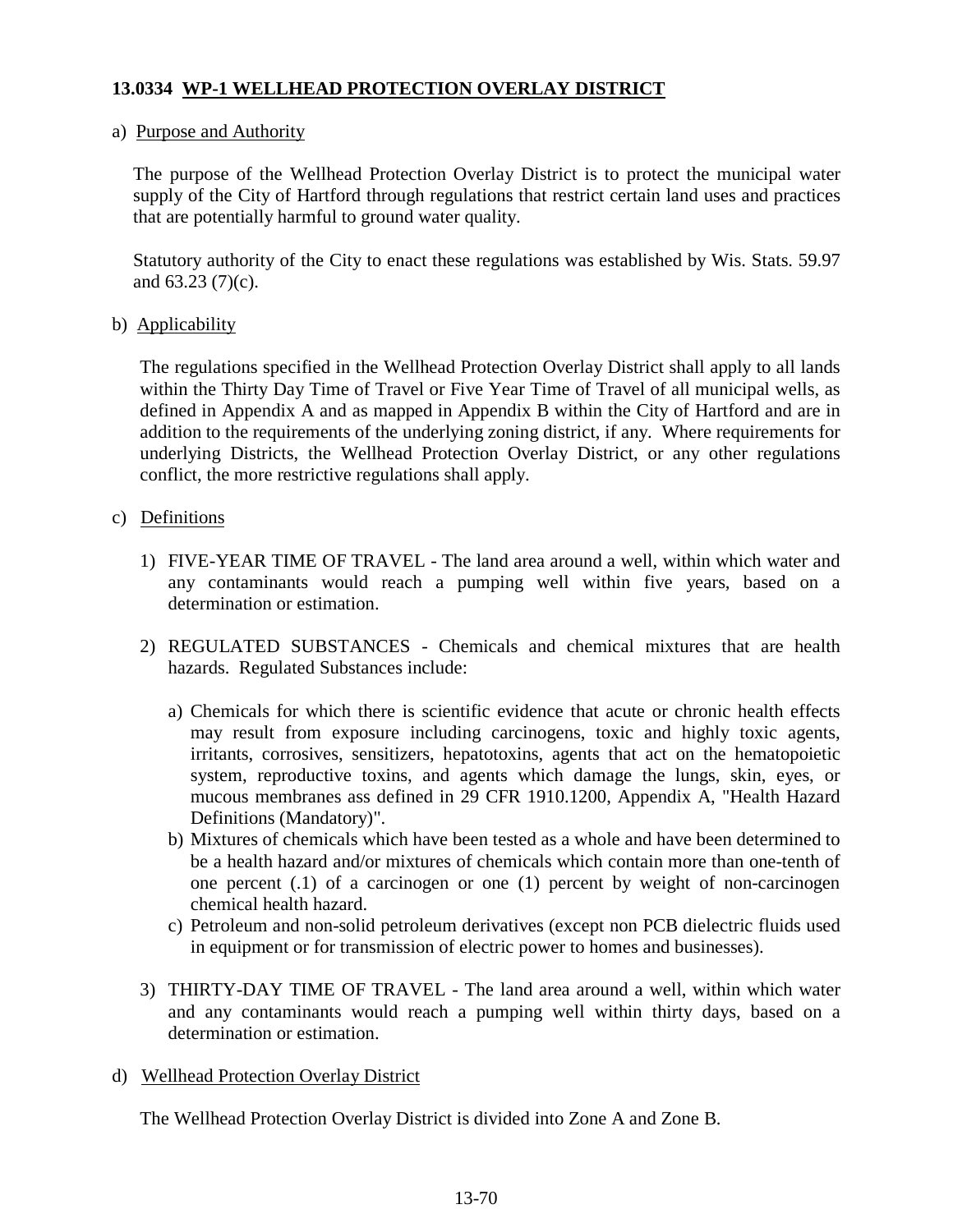**13.0334 WP-1 WELLHEAD PROTECTION OVERLAY DISTRICT**

a) Purpose and Authority

The purpose of the Wellhead Protection Overlay District is to protect the municipal water supply of the City of Hartford through regulations that restrict certain land uses and practices that are potentially harmful to ground water quality.

Statutory authority of the City to enact these regulations was established by Wis. Stats. 59.97 and 63.23 (7)(c).

b) Applicability

The regulations specified in the Wellhead Protection Overlay District shall apply to all lands within the Thirty Day Time of Travel or Five Year Time of Travel of all municipal wells, as defined in Appendix A and as mapped in Appendix B within the City of Hartford and are in addition to the requirements of the underlying zoning district, if any. Where requirements for underlying Districts, the Wellhead Protection Overlay District, or any other regulations conflict, the more restrictive regulations shall apply.

c) Definitions

1) FIVE-YEAR TIME OF TRAVEL - The land area around a well, within which water and any contaminants would reach a pumping well within five years, based on a determination or estimation.

2) REGULATED SUBSTANCES - Chemicals and chemical mixtures that are health hazards. Regulated Substances include:

   a) Chemicals for which there is scientific evidence that acute or chronic health effects may result from exposure including carcinogens, toxic and highly toxic agents, irritants, corrosives, sensitizers, hepatotoxins, agents that act on the hematopoietic system, reproductive toxins, and agents which damage the lungs, skin, eyes, or mucous membranes ass defined in 29 CFR 1910.1200, Appendix A, "Health Hazard Definitions (Mandatory)".
   b) Mixtures of chemicals which have been tested as a whole and have been determined to be a health hazard and/or mixtures of chemicals which contain more than one-tenth of one percent (.1) of a carcinogen or one (1) percent by weight of non-carcinogen chemical health hazard.
   c) Petroleum and non-solid petroleum derivatives (except non PCB dielectric fluids used in equipment or for transmission of electric power to homes and businesses).

3) THIRTY-DAY TIME OF TRAVEL - The land area around a well, within which water and any contaminants would reach a pumping well within thirty days, based on a determination or estimation.

d) Wellhead Protection Overlay District

The Wellhead Protection Overlay District is divided into Zone A and Zone B.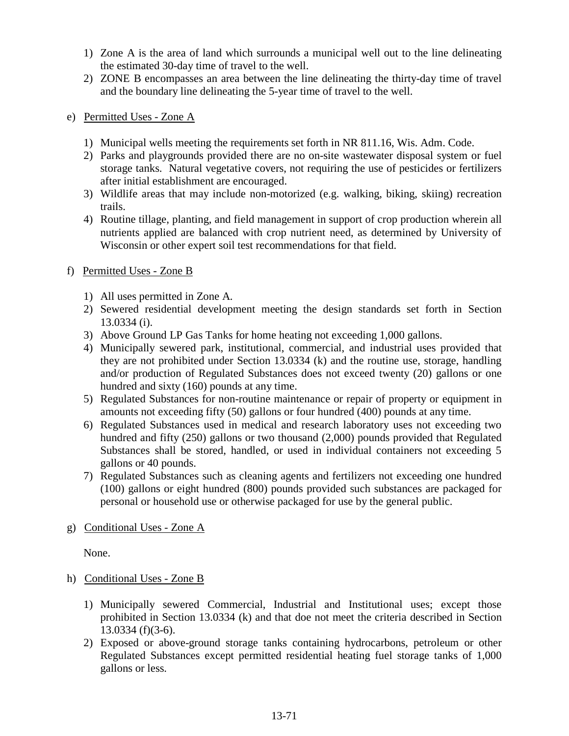1) Zone A is the area of land which surrounds a municipal well out to the line delineating the estimated 30-day time of travel to the well.
2) ZONE B encompasses an area between the line delineating the thirty-day time of travel and the boundary line delineating the 5-year time of travel to the well.

e) <u>Permitted Uses - Zone A</u>

1) Municipal wells meeting the requirements set forth in NR 811.16, Wis. Adm. Code.
2) Parks and playgrounds provided there are no on-site wastewater disposal system or fuel storage tanks. Natural vegetative covers, not requiring the use of pesticides or fertilizers after initial establishment are encouraged.
3) Wildlife areas that may include non-motorized (e.g. walking, biking, skiing) recreation trails.
4) Routine tillage, planting, and field management in support of crop production wherein all nutrients applied are balanced with crop nutrient need, as determined by University of Wisconsin or other expert soil test recommendations for that field.

f) <u>Permitted Uses - Zone B</u>

1) All uses permitted in Zone A.
2) Sewered residential development meeting the design standards set forth in Section 13.0334 (i).
3) Above Ground LP Gas Tanks for home heating not exceeding 1,000 gallons.
4) Municipally sewered park, institutional, commercial, and industrial uses provided that they are not prohibited under Section 13.0334 (k) and the routine use, storage, handling and/or production of Regulated Substances does not exceed twenty (20) gallons or one hundred and sixty (160) pounds at any time.
5) Regulated Substances for non-routine maintenance or repair of property or equipment in amounts not exceeding fifty (50) gallons or four hundred (400) pounds at any time.
6) Regulated Substances used in medical and research laboratory uses not exceeding two hundred and fifty (250) gallons or two thousand (2,000) pounds provided that Regulated Substances shall be stored, handled, or used in individual containers not exceeding 5 gallons or 40 pounds.
7) Regulated Substances such as cleaning agents and fertilizers not exceeding one hundred (100) gallons or eight hundred (800) pounds provided such substances are packaged for personal or household use or otherwise packaged for use by the general public.

g) <u>Conditional Uses - Zone A</u>

None.

h) <u>Conditional Uses - Zone B</u>

1) Municipally sewered Commercial, Industrial and Institutional uses; except those prohibited in Section 13.0334 (k) and that doe not meet the criteria described in Section 13.0334 (f)(3-6).
2) Exposed or above-ground storage tanks containing hydrocarbons, petroleum or other Regulated Substances except permitted residential heating fuel storage tanks of 1,000 gallons or less.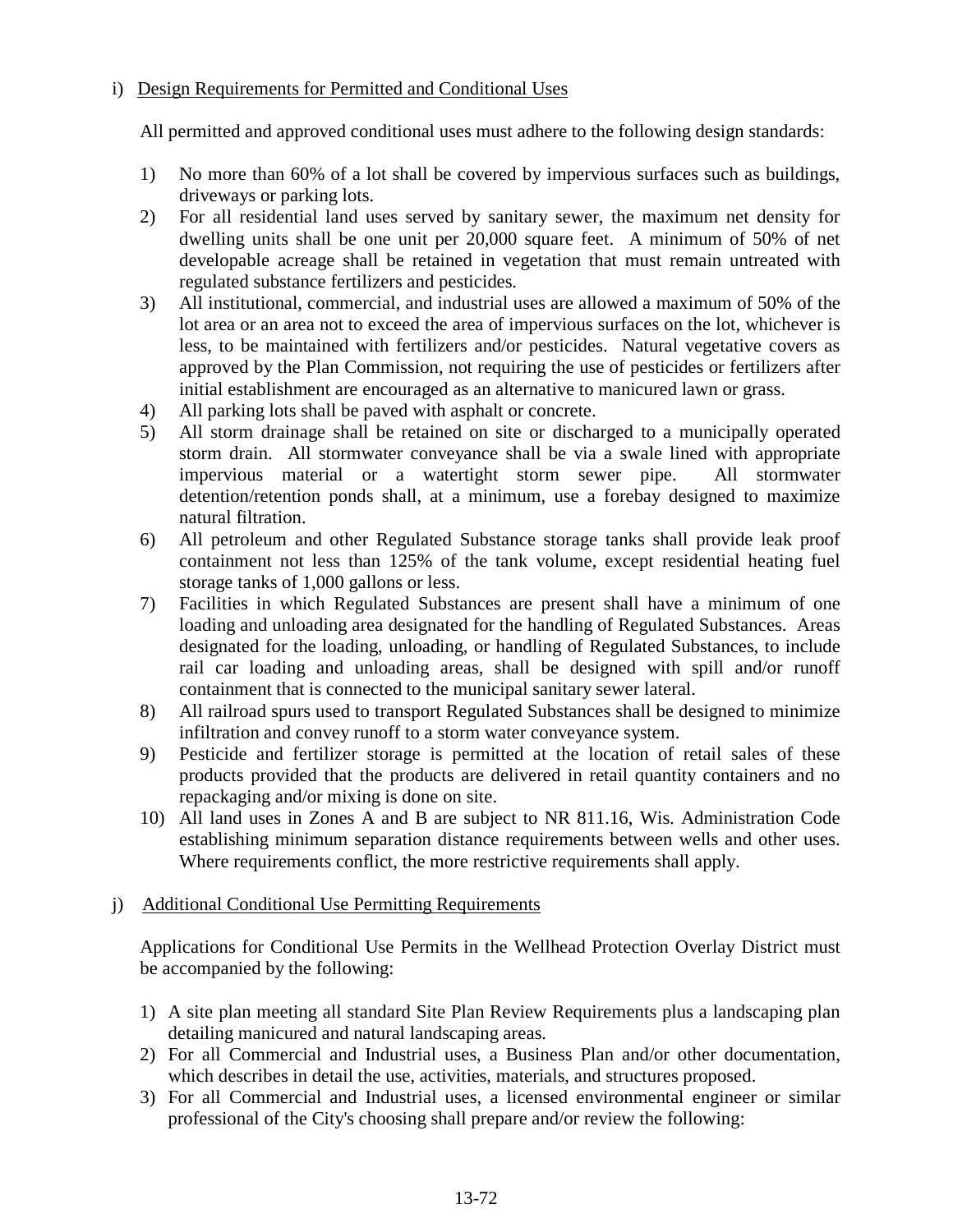i) Design Requirements for Permitted and Conditional Uses

All permitted and approved conditional uses must adhere to the following design standards:

1) No more than 60% of a lot shall be covered by impervious surfaces such as buildings, driveways or parking lots.
2) For all residential land uses served by sanitary sewer, the maximum net density for dwelling units shall be one unit per 20,000 square feet. A minimum of 50% of net developable acreage shall be retained in vegetation that must remain untreated with regulated substance fertilizers and pesticides.
3) All institutional, commercial, and industrial uses are allowed a maximum of 50% of the lot area or an area not to exceed the area of impervious surfaces on the lot, whichever is less, to be maintained with fertilizers and/or pesticides. Natural vegetative covers as approved by the Plan Commission, not requiring the use of pesticides or fertilizers after initial establishment are encouraged as an alternative to manicured lawn or grass.
4) All parking lots shall be paved with asphalt or concrete.
5) All storm drainage shall be retained on site or discharged to a municipally operated storm drain. All stormwater conveyance shall be via a swale lined with appropriate impervious material or a watertight storm sewer pipe. All stormwater detention/retention ponds shall, at a minimum, use a forebay designed to maximize natural filtration.
6) All petroleum and other Regulated Substance storage tanks shall provide leak proof containment not less than 125% of the tank volume, except residential heating fuel storage tanks of 1,000 gallons or less.
7) Facilities in which Regulated Substances are present shall have a minimum of one loading and unloading area designated for the handling of Regulated Substances. Areas designated for the loading, unloading, or handling of Regulated Substances, to include rail car loading and unloading areas, shall be designed with spill and/or runoff containment that is connected to the municipal sanitary sewer lateral.
8) All railroad spurs used to transport Regulated Substances shall be designed to minimize infiltration and convey runoff to a storm water conveyance system.
9) Pesticide and fertilizer storage is permitted at the location of retail sales of these products provided that the products are delivered in retail quantity containers and no repackaging and/or mixing is done on site.
10) All land uses in Zones A and B are subject to NR 811.16, Wis. Administration Code establishing minimum separation distance requirements between wells and other uses. Where requirements conflict, the more restrictive requirements shall apply.

j) Additional Conditional Use Permitting Requirements

Applications for Conditional Use Permits in the Wellhead Protection Overlay District must be accompanied by the following:

1) A site plan meeting all standard Site Plan Review Requirements plus a landscaping plan detailing manicured and natural landscaping areas.
2) For all Commercial and Industrial uses, a Business Plan and/or other documentation, which describes in detail the use, activities, materials, and structures proposed.
3) For all Commercial and Industrial uses, a licensed environmental engineer or similar professional of the City's choosing shall prepare and/or review the following: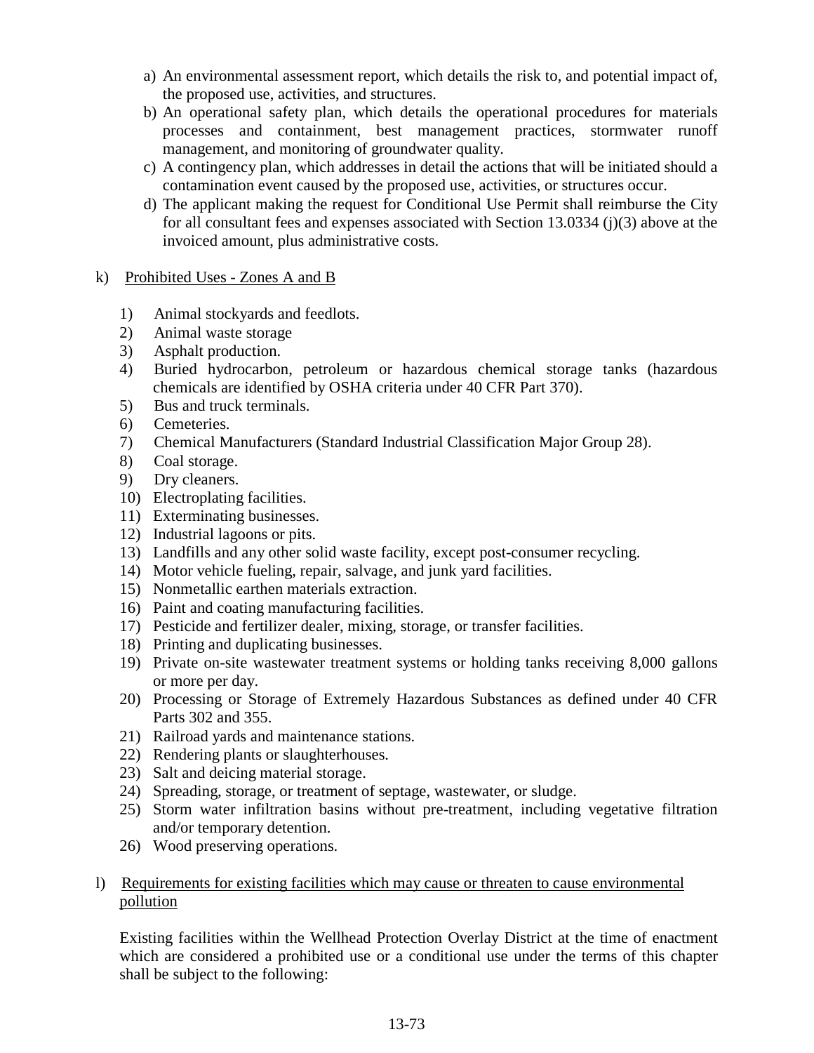a) An environmental assessment report, which details the risk to, and potential impact of, the proposed use, activities, and structures.
b) An operational safety plan, which details the operational procedures for materials processes and containment, best management practices, stormwater runoff management, and monitoring of groundwater quality.
c) A contingency plan, which addresses in detail the actions that will be initiated should a contamination event caused by the proposed use, activities, or structures occur.
d) The applicant making the request for Conditional Use Permit shall reimburse the City for all consultant fees and expenses associated with Section 13.0334 (j)(3) above at the invoiced amount, plus administrative costs.

k) <u>Prohibited Uses - Zones A and B</u>

1) Animal stockyards and feedlots.
2) Animal waste storage
3) Asphalt production.
4) Buried hydrocarbon, petroleum or hazardous chemical storage tanks (hazardous chemicals are identified by OSHA criteria under 40 CFR Part 370).
5) Bus and truck terminals.
6) Cemeteries.
7) Chemical Manufacturers (Standard Industrial Classification Major Group 28).
8) Coal storage.
9) Dry cleaners.
10) Electroplating facilities.
11) Exterminating businesses.
12) Industrial lagoons or pits.
13) Landfills and any other solid waste facility, except post-consumer recycling.
14) Motor vehicle fueling, repair, salvage, and junk yard facilities.
15) Nonmetallic earthen materials extraction.
16) Paint and coating manufacturing facilities.
17) Pesticide and fertilizer dealer, mixing, storage, or transfer facilities.
18) Printing and duplicating businesses.
19) Private on-site wastewater treatment systems or holding tanks receiving 8,000 gallons or more per day.
20) Processing or Storage of Extremely Hazardous Substances as defined under 40 CFR Parts 302 and 355.
21) Railroad yards and maintenance stations.
22) Rendering plants or slaughterhouses.
23) Salt and deicing material storage.
24) Spreading, storage, or treatment of septage, wastewater, or sludge.
25) Storm water infiltration basins without pre-treatment, including vegetative filtration and/or temporary detention.
26) Wood preserving operations.

l) <u>Requirements for existing facilities which may cause or threaten to cause environmental pollution</u>

Existing facilities within the Wellhead Protection Overlay District at the time of enactment which are considered a prohibited use or a conditional use under the terms of this chapter shall be subject to the following: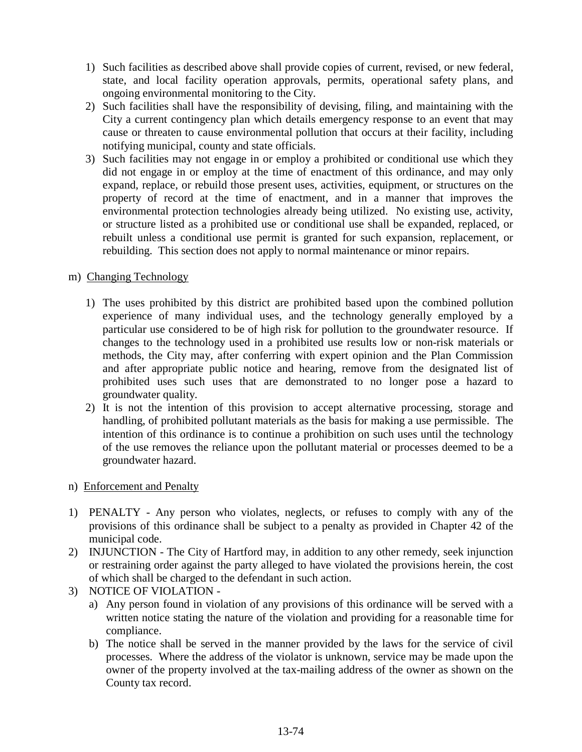1) Such facilities as described above shall provide copies of current, revised, or new federal, state, and local facility operation approvals, permits, operational safety plans, and ongoing environmental monitoring to the City.
2) Such facilities shall have the responsibility of devising, filing, and maintaining with the City a current contingency plan which details emergency response to an event that may cause or threaten to cause environmental pollution that occurs at their facility, including notifying municipal, county and state officials.
3) Such facilities may not engage in or employ a prohibited or conditional use which they did not engage in or employ at the time of enactment of this ordinance, and may only expand, replace, or rebuild those present uses, activities, equipment, or structures on the property of record at the time of enactment, and in a manner that improves the environmental protection technologies already being utilized. No existing use, activity, or structure listed as a prohibited use or conditional use shall be expanded, replaced, or rebuilt unless a conditional use permit is granted for such expansion, replacement, or rebuilding. This section does not apply to normal maintenance or minor repairs.

m) Changing Technology

1) The uses prohibited by this district are prohibited based upon the combined pollution experience of many individual uses, and the technology generally employed by a particular use considered to be of high risk for pollution to the groundwater resource. If changes to the technology used in a prohibited use results low or non-risk materials or methods, the City may, after conferring with expert opinion and the Plan Commission and after appropriate public notice and hearing, remove from the designated list of prohibited uses such uses that are demonstrated to no longer pose a hazard to groundwater quality.
2) It is not the intention of this provision to accept alternative processing, storage and handling, of prohibited pollutant materials as the basis for making a use permissible. The intention of this ordinance is to continue a prohibition on such uses until the technology of the use removes the reliance upon the pollutant material or processes deemed to be a groundwater hazard.

n) Enforcement and Penalty

1) PENALTY - Any person who violates, neglects, or refuses to comply with any of the provisions of this ordinance shall be subject to a penalty as provided in Chapter 42 of the municipal code.
2) INJUNCTION - The City of Hartford may, in addition to any other remedy, seek injunction or restraining order against the party alleged to have violated the provisions herein, the cost of which shall be charged to the defendant in such action.
3) NOTICE OF VIOLATION -
   a) Any person found in violation of any provisions of this ordinance will be served with a written notice stating the nature of the violation and providing for a reasonable time for compliance.
   b) The notice shall be served in the manner provided by the laws for the service of civil processes. Where the address of the violator is unknown, service may be made upon the owner of the property involved at the tax-mailing address of the owner as shown on the County tax record.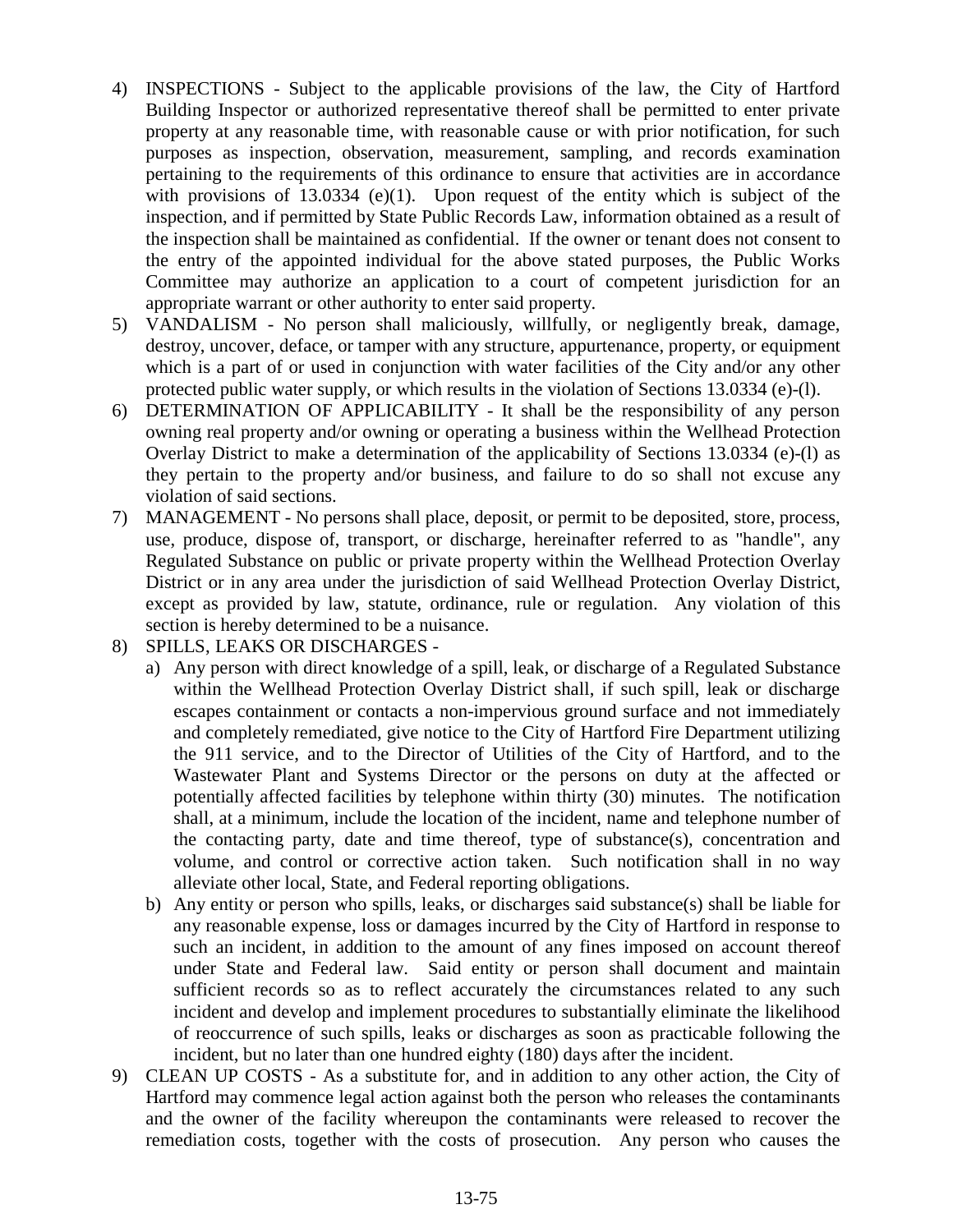4) INSPECTIONS - Subject to the applicable provisions of the law, the City of Hartford Building Inspector or authorized representative thereof shall be permitted to enter private property at any reasonable time, with reasonable cause or with prior notification, for such purposes as inspection, observation, measurement, sampling, and records examination pertaining to the requirements of this ordinance to ensure that activities are in accordance with provisions of 13.0334 (e)(1). Upon request of the entity which is subject of the inspection, and if permitted by State Public Records Law, information obtained as a result of the inspection shall be maintained as confidential. If the owner or tenant does not consent to the entry of the appointed individual for the above stated purposes, the Public Works Committee may authorize an application to a court of competent jurisdiction for an appropriate warrant or other authority to enter said property.
5) VANDALISM - No person shall maliciously, willfully, or negligently break, damage, destroy, uncover, deface, or tamper with any structure, appurtenance, property, or equipment which is a part of or used in conjunction with water facilities of the City and/or any other protected public water supply, or which results in the violation of Sections 13.0334 (e)-(l).
6) DETERMINATION OF APPLICABILITY - It shall be the responsibility of any person owning real property and/or owning or operating a business within the Wellhead Protection Overlay District to make a determination of the applicability of Sections 13.0334 (e)-(l) as they pertain to the property and/or business, and failure to do so shall not excuse any violation of said sections.
7) MANAGEMENT - No persons shall place, deposit, or permit to be deposited, store, process, use, produce, dispose of, transport, or discharge, hereinafter referred to as "handle", any Regulated Substance on public or private property within the Wellhead Protection Overlay District or in any area under the jurisdiction of said Wellhead Protection Overlay District, except as provided by law, statute, ordinance, rule or regulation. Any violation of this section is hereby determined to be a nuisance.
8) SPILLS, LEAKS OR DISCHARGES -
   a) Any person with direct knowledge of a spill, leak, or discharge of a Regulated Substance within the Wellhead Protection Overlay District shall, if such spill, leak or discharge escapes containment or contacts a non-impervious ground surface and not immediately and completely remediated, give notice to the City of Hartford Fire Department utilizing the 911 service, and to the Director of Utilities of the City of Hartford, and to the Wastewater Plant and Systems Director or the persons on duty at the affected or potentially affected facilities by telephone within thirty (30) minutes. The notification shall, at a minimum, include the location of the incident, name and telephone number of the contacting party, date and time thereof, type of substance(s), concentration and volume, and control or corrective action taken. Such notification shall in no way alleviate other local, State, and Federal reporting obligations.
   b) Any entity or person who spills, leaks, or discharges said substance(s) shall be liable for any reasonable expense, loss or damages incurred by the City of Hartford in response to such an incident, in addition to the amount of any fines imposed on account thereof under State and Federal law. Said entity or person shall document and maintain sufficient records so as to reflect accurately the circumstances related to any such incident and develop and implement procedures to substantially eliminate the likelihood of reoccurrence of such spills, leaks or discharges as soon as practicable following the incident, but no later than one hundred eighty (180) days after the incident.
9) CLEAN UP COSTS - As a substitute for, and in addition to any other action, the City of Hartford may commence legal action against both the person who releases the contaminants and the owner of the facility whereupon the contaminants were released to recover the remediation costs, together with the costs of prosecution. Any person who causes the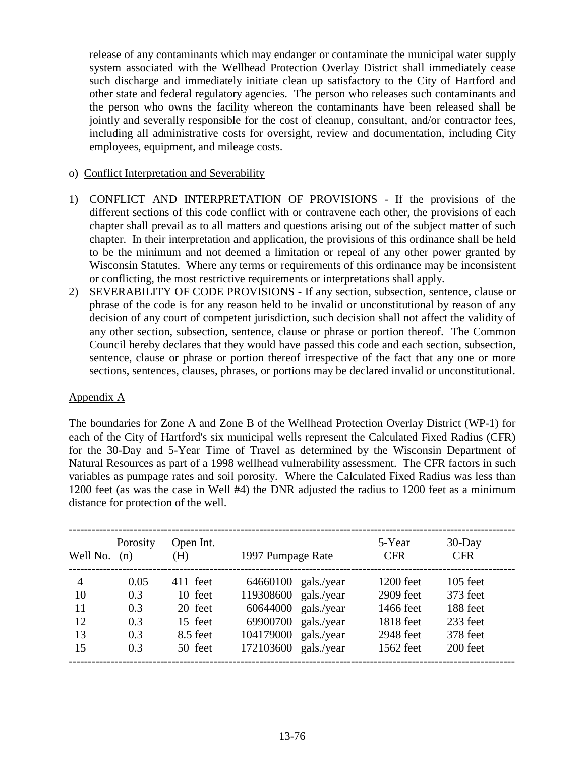release of any contaminants which may endanger or contaminate the municipal water supply system associated with the Wellhead Protection Overlay District shall immediately cease such discharge and immediately initiate clean up satisfactory to the City of Hartford and other state and federal regulatory agencies. The person who releases such contaminants and the person who owns the facility whereon the contaminants have been released shall be jointly and severally responsible for the cost of cleanup, consultant, and/or contractor fees, including all administrative costs for oversight, review and documentation, including City employees, equipment, and mileage costs.

o) Conflict Interpretation and Severability

1) CONFLICT AND INTERPRETATION OF PROVISIONS - If the provisions of the different sections of this code conflict with or contravene each other, the provisions of each chapter shall prevail as to all matters and questions arising out of the subject matter of such chapter. In their interpretation and application, the provisions of this ordinance shall be held to be the minimum and not deemed a limitation or repeal of any other power granted by Wisconsin Statutes. Where any terms or requirements of this ordinance may be inconsistent or conflicting, the most restrictive requirements or interpretations shall apply.
2) SEVERABILITY OF CODE PROVISIONS - If any section, subsection, sentence, clause or phrase of the code is for any reason held to be invalid or unconstitutional by reason of any decision of any court of competent jurisdiction, such decision shall not affect the validity of any other section, subsection, sentence, clause or phrase or portion thereof. The Common Council hereby declares that they would have passed this code and each section, subsection, sentence, clause or phrase or portion thereof irrespective of the fact that any one or more sections, sentences, clauses, phrases, or portions may be declared invalid or unconstitutional.

Appendix A

The boundaries for Zone A and Zone B of the Wellhead Protection Overlay District (WP-1) for each of the City of Hartford's six municipal wells represent the Calculated Fixed Radius (CFR) for the 30-Day and 5-Year Time of Travel as determined by the Wisconsin Department of Natural Resources as part of a 1998 wellhead vulnerability assessment. The CFR factors in such variables as pumpage rates and soil porosity. Where the Calculated Fixed Radius was less than 1200 feet (as was the case in Well #4) the DNR adjusted the radius to 1200 feet as a minimum distance for protection of the well.

| Well No. | Porosity (n) | Open Int. (H) | 1997 Pumpage Rate | 5-Year CFR | 30-Day CFR |
|---|---|---|---|---|---|
| 4 | 0.05 | 411 feet | 64660100 gals./year | 1200 feet | 105 feet |
| 10 | 0.3 | 10 feet | 119308600 gals./year | 2909 feet | 373 feet |
| 11 | 0.3 | 20 feet | 60644000 gals./year | 1466 feet | 188 feet |
| 12 | 0.3 | 15 feet | 69900700 gals./year | 1818 feet | 233 feet |
| 13 | 0.3 | 8.5 feet | 104179000 gals./year | 2948 feet | 378 feet |
| 15 | 0.3 | 50 feet | 172103600 gals./year | 1562 feet | 200 feet |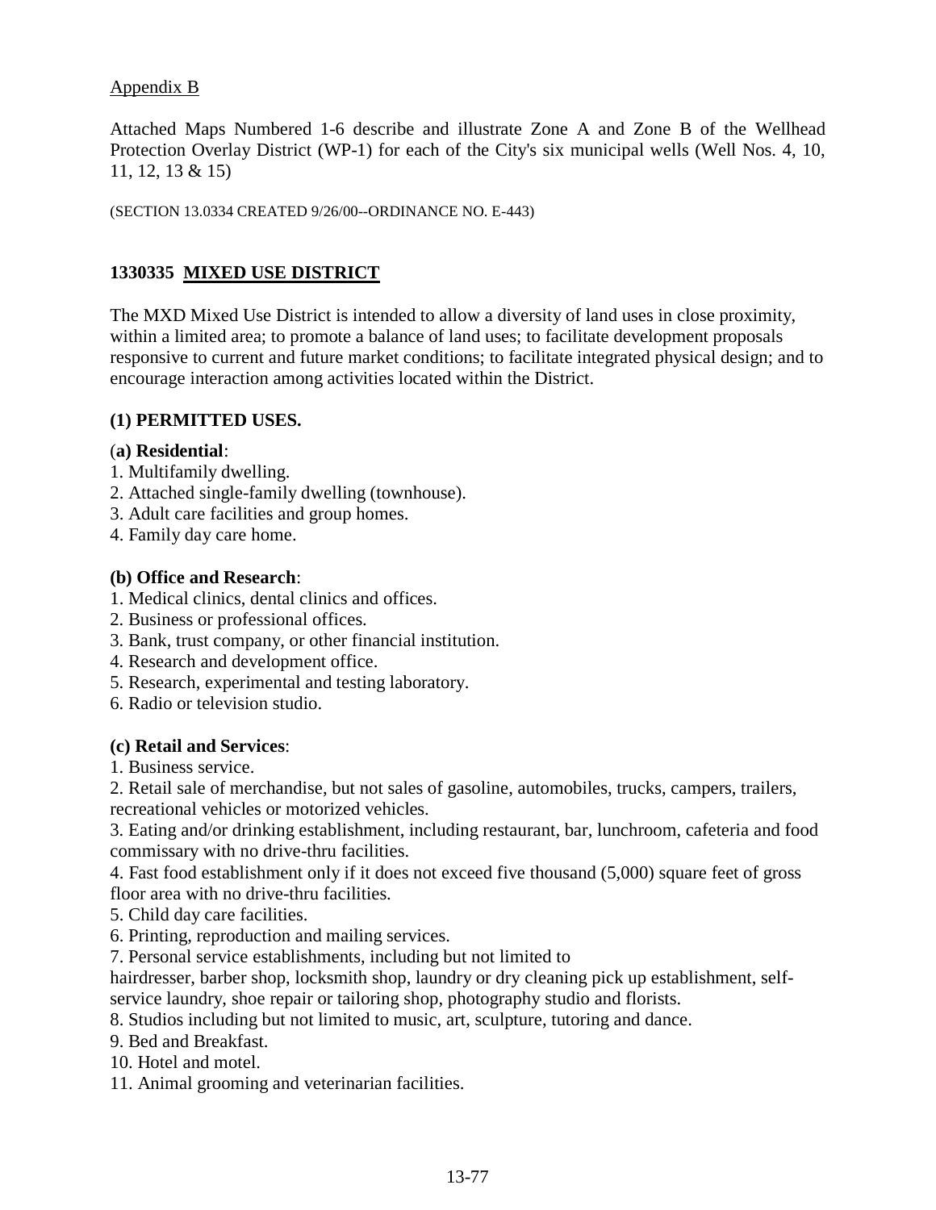Appendix B

Attached Maps Numbered 1-6 describe and illustrate Zone A and Zone B of the Wellhead Protection Overlay District (WP-1) for each of the City's six municipal wells (Well Nos. 4, 10, 11, 12, 13 & 15)

(SECTION 13.0334 CREATED 9/26/00--ORDINANCE NO. E-443)

## 1330335 MIXED USE DISTRICT

The MXD Mixed Use District is intended to allow a diversity of land uses in close proximity, within a limited area; to promote a balance of land uses; to facilitate development proposals responsive to current and future market conditions; to facilitate integrated physical design; and to encourage interaction among activities located within the District.

### (1) PERMITTED USES.

**(a) Residential**:

1. Multifamily dwelling.
2. Attached single-family dwelling (townhouse).
3. Adult care facilities and group homes.
4. Family day care home.

**(b) Office and Research**:

1. Medical clinics, dental clinics and offices.
2. Business or professional offices.
3. Bank, trust company, or other financial institution.
4. Research and development office.
5. Research, experimental and testing laboratory.
6. Radio or television studio.

**(c) Retail and Services**:

1. Business service.
2. Retail sale of merchandise, but not sales of gasoline, automobiles, trucks, campers, trailers, recreational vehicles or motorized vehicles.
3. Eating and/or drinking establishment, including restaurant, bar, lunchroom, cafeteria and food commissary with no drive-thru facilities.
4. Fast food establishment only if it does not exceed five thousand (5,000) square feet of gross floor area with no drive-thru facilities.
5. Child day care facilities.
6. Printing, reproduction and mailing services.
7. Personal service establishments, including but not limited to hairdresser, barber shop, locksmith shop, laundry or dry cleaning pick up establishment, self-service laundry, shoe repair or tailoring shop, photography studio and florists.
8. Studios including but not limited to music, art, sculpture, tutoring and dance.
9. Bed and Breakfast.
10. Hotel and motel.
11. Animal grooming and veterinarian facilities.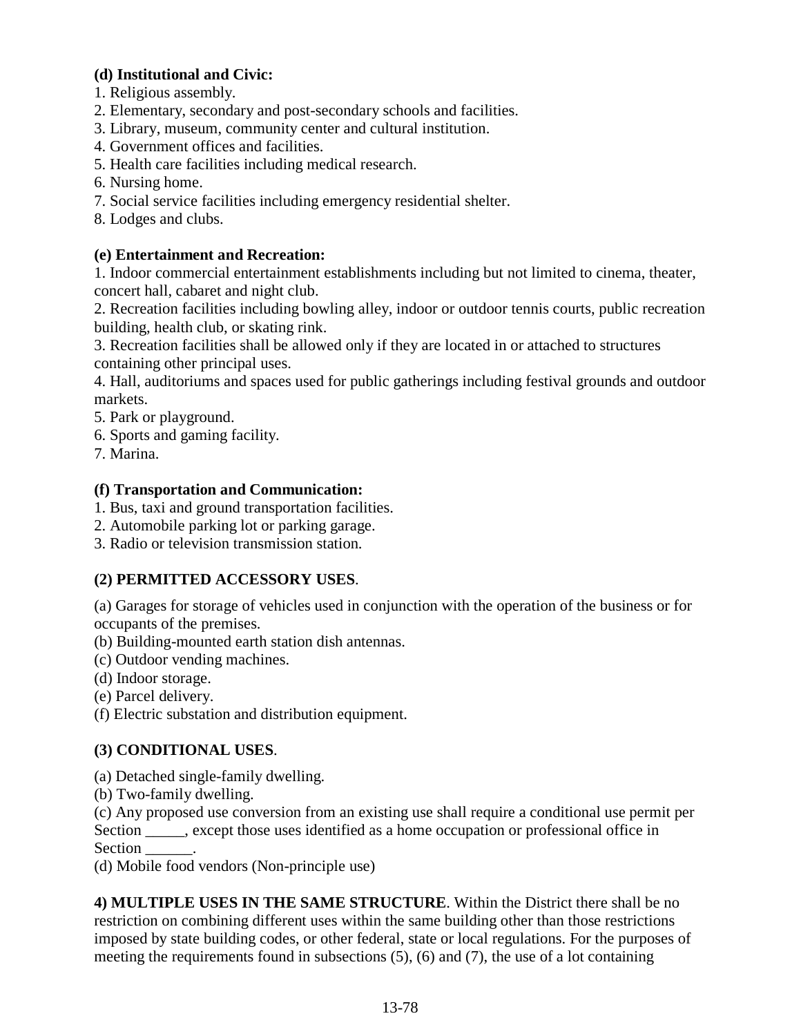**(d) Institutional and Civic:**
1. Religious assembly.
2. Elementary, secondary and post-secondary schools and facilities.
3. Library, museum, community center and cultural institution.
4. Government offices and facilities.
5. Health care facilities including medical research.
6. Nursing home.
7. Social service facilities including emergency residential shelter.
8. Lodges and clubs.

**(e) Entertainment and Recreation:**
1. Indoor commercial entertainment establishments including but not limited to cinema, theater, concert hall, cabaret and night club.
2. Recreation facilities including bowling alley, indoor or outdoor tennis courts, public recreation building, health club, or skating rink.
3. Recreation facilities shall be allowed only if they are located in or attached to structures containing other principal uses.
4. Hall, auditoriums and spaces used for public gatherings including festival grounds and outdoor markets.
5. Park or playground.
6. Sports and gaming facility.
7. Marina.

**(f) Transportation and Communication:**
1. Bus, taxi and ground transportation facilities.
2. Automobile parking lot or parking garage.
3. Radio or television transmission station.

**(2) PERMITTED ACCESSORY USES**.

(a) Garages for storage of vehicles used in conjunction with the operation of the business or for occupants of the premises.
(b) Building-mounted earth station dish antennas.
(c) Outdoor vending machines.
(d) Indoor storage.
(e) Parcel delivery.
(f) Electric substation and distribution equipment.

**(3) CONDITIONAL USES**.

(a) Detached single-family dwelling.
(b) Two-family dwelling.
(c) Any proposed use conversion from an existing use shall require a conditional use permit per Section _____, except those uses identified as a home occupation or professional office in Section ______.
(d) Mobile food vendors (Non-principle use)

**4) MULTIPLE USES IN THE SAME STRUCTURE**. Within the District there shall be no restriction on combining different uses within the same building other than those restrictions imposed by state building codes, or other federal, state or local regulations. For the purposes of meeting the requirements found in subsections (5), (6) and (7), the use of a lot containing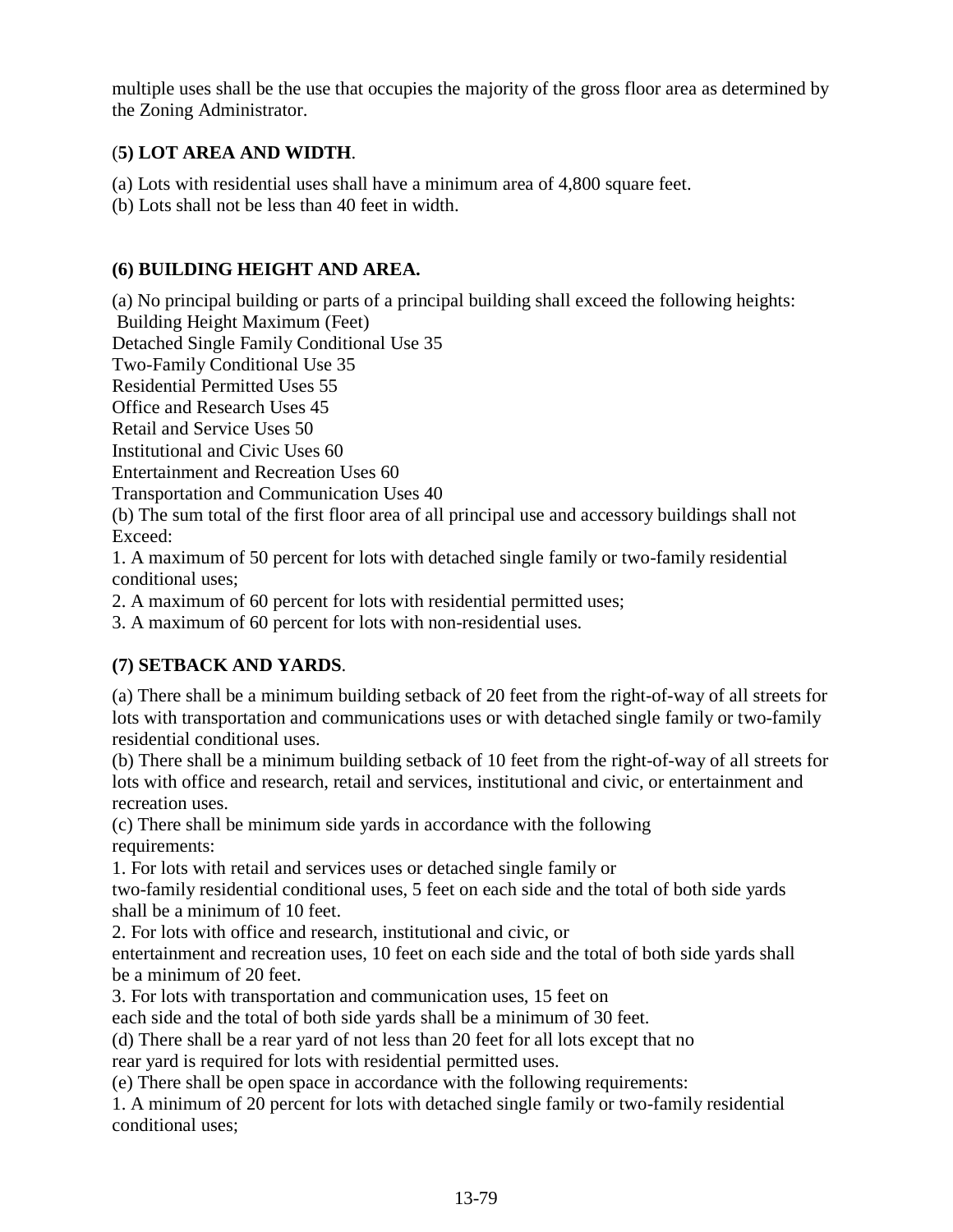multiple uses shall be the use that occupies the majority of the gross floor area as determined by the Zoning Administrator.

**(5) LOT AREA AND WIDTH**.

(a) Lots with residential uses shall have a minimum area of 4,800 square feet.
(b) Lots shall not be less than 40 feet in width.

**(6) BUILDING HEIGHT AND AREA.**

(a) No principal building or parts of a principal building shall exceed the following heights:

| Building | Height Maximum (Feet) |
|---|---|
| Detached Single Family Conditional Use | 35 |
| Two-Family Conditional Use | 35 |
| Residential Permitted Uses | 55 |
| Office and Research Uses | 45 |
| Retail and Service Uses | 50 |
| Institutional and Civic Uses | 60 |
| Entertainment and Recreation Uses | 60 |
| Transportation and Communication Uses | 40 |

(b) The sum total of the first floor area of all principal use and accessory buildings shall not Exceed:
1. A maximum of 50 percent for lots with detached single family or two-family residential conditional uses;
2. A maximum of 60 percent for lots with residential permitted uses;
3. A maximum of 60 percent for lots with non-residential uses.

**(7) SETBACK AND YARDS**.

(a) There shall be a minimum building setback of 20 feet from the right-of-way of all streets for lots with transportation and communications uses or with detached single family or two-family residential conditional uses.
(b) There shall be a minimum building setback of 10 feet from the right-of-way of all streets for lots with office and research, retail and services, institutional and civic, or entertainment and recreation uses.
(c) There shall be minimum side yards in accordance with the following requirements:
1. For lots with retail and services uses or detached single family or two-family residential conditional uses, 5 feet on each side and the total of both side yards shall be a minimum of 10 feet.
2. For lots with office and research, institutional and civic, or entertainment and recreation uses, 10 feet on each side and the total of both side yards shall be a minimum of 20 feet.
3. For lots with transportation and communication uses, 15 feet on each side and the total of both side yards shall be a minimum of 30 feet.
(d) There shall be a rear yard of not less than 20 feet for all lots except that no rear yard is required for lots with residential permitted uses.
(e) There shall be open space in accordance with the following requirements:
1. A minimum of 20 percent for lots with detached single family or two-family residential conditional uses;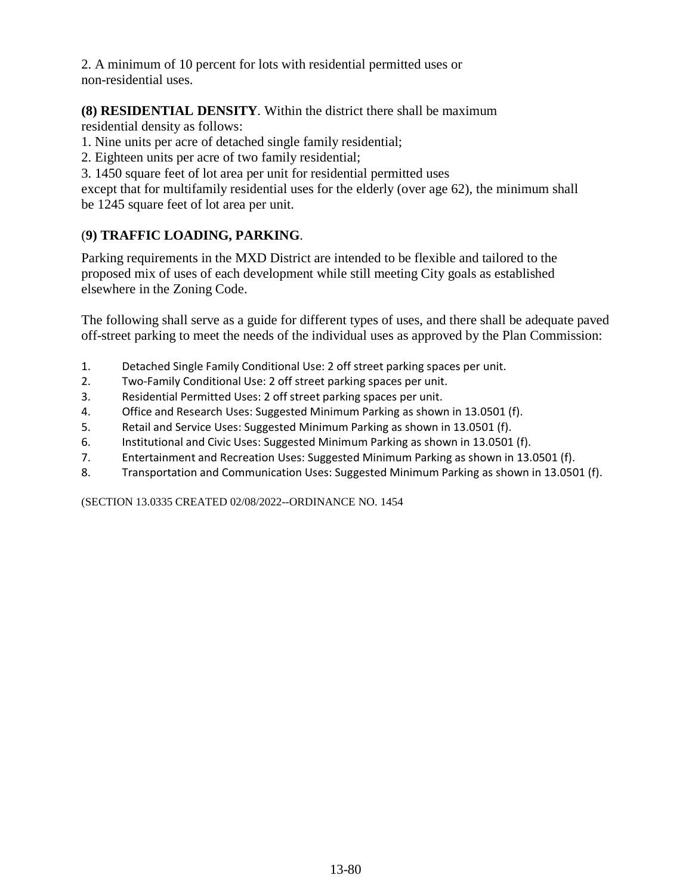2. A minimum of 10 percent for lots with residential permitted uses or non-residential uses.

**(8) RESIDENTIAL DENSITY**. Within the district there shall be maximum residential density as follows:

1. Nine units per acre of detached single family residential;
2. Eighteen units per acre of two family residential;
3. 1450 square feet of lot area per unit for residential permitted uses

except that for multifamily residential uses for the elderly (over age 62), the minimum shall be 1245 square feet of lot area per unit.

(**9) TRAFFIC LOADING, PARKING**.

Parking requirements in the MXD District are intended to be flexible and tailored to the proposed mix of uses of each development while still meeting City goals as established elsewhere in the Zoning Code.

The following shall serve as a guide for different types of uses, and there shall be adequate paved off-street parking to meet the needs of the individual uses as approved by the Plan Commission:

1. Detached Single Family Conditional Use: 2 off street parking spaces per unit.
2. Two-Family Conditional Use: 2 off street parking spaces per unit.
3. Residential Permitted Uses: 2 off street parking spaces per unit.
4. Office and Research Uses: Suggested Minimum Parking as shown in 13.0501 (f).
5. Retail and Service Uses: Suggested Minimum Parking as shown in 13.0501 (f).
6. Institutional and Civic Uses: Suggested Minimum Parking as shown in 13.0501 (f).
7. Entertainment and Recreation Uses: Suggested Minimum Parking as shown in 13.0501 (f).
8. Transportation and Communication Uses: Suggested Minimum Parking as shown in 13.0501 (f).

(SECTION 13.0335 CREATED 02/08/2022--ORDINANCE NO. 1454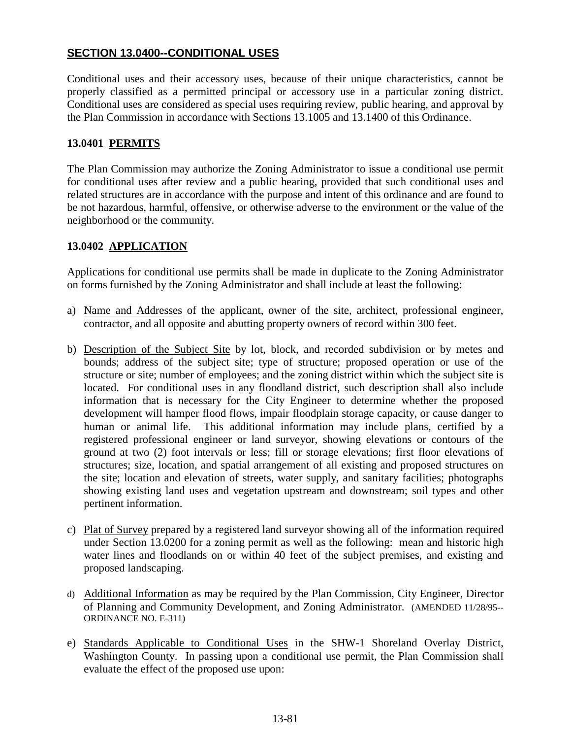## SECTION 13.0400--CONDITIONAL USES

Conditional uses and their accessory uses, because of their unique characteristics, cannot be properly classified as a permitted principal or accessory use in a particular zoning district. Conditional uses are considered as special uses requiring review, public hearing, and approval by the Plan Commission in accordance with Sections 13.1005 and 13.1400 of this Ordinance.

### 13.0401 PERMITS

The Plan Commission may authorize the Zoning Administrator to issue a conditional use permit for conditional uses after review and a public hearing, provided that such conditional uses and related structures are in accordance with the purpose and intent of this ordinance and are found to be not hazardous, harmful, offensive, or otherwise adverse to the environment or the value of the neighborhood or the community.

### 13.0402 APPLICATION

Applications for conditional use permits shall be made in duplicate to the Zoning Administrator on forms furnished by the Zoning Administrator and shall include at least the following:

a) Name and Addresses of the applicant, owner of the site, architect, professional engineer, contractor, and all opposite and abutting property owners of record within 300 feet.

b) Description of the Subject Site by lot, block, and recorded subdivision or by metes and bounds; address of the subject site; type of structure; proposed operation or use of the structure or site; number of employees; and the zoning district within which the subject site is located. For conditional uses in any floodland district, such description shall also include information that is necessary for the City Engineer to determine whether the proposed development will hamper flood flows, impair floodplain storage capacity, or cause danger to human or animal life. This additional information may include plans, certified by a registered professional engineer or land surveyor, showing elevations or contours of the ground at two (2) foot intervals or less; fill or storage elevations; first floor elevations of structures; size, location, and spatial arrangement of all existing and proposed structures on the site; location and elevation of streets, water supply, and sanitary facilities; photographs showing existing land uses and vegetation upstream and downstream; soil types and other pertinent information.

c) Plat of Survey prepared by a registered land surveyor showing all of the information required under Section 13.0200 for a zoning permit as well as the following: mean and historic high water lines and floodlands on or within 40 feet of the subject premises, and existing and proposed landscaping.

d) Additional Information as may be required by the Plan Commission, City Engineer, Director of Planning and Community Development, and Zoning Administrator. (AMENDED 11/28/95--ORDINANCE NO. E-311)

e) Standards Applicable to Conditional Uses in the SHW-1 Shoreland Overlay District, Washington County. In passing upon a conditional use permit, the Plan Commission shall evaluate the effect of the proposed use upon: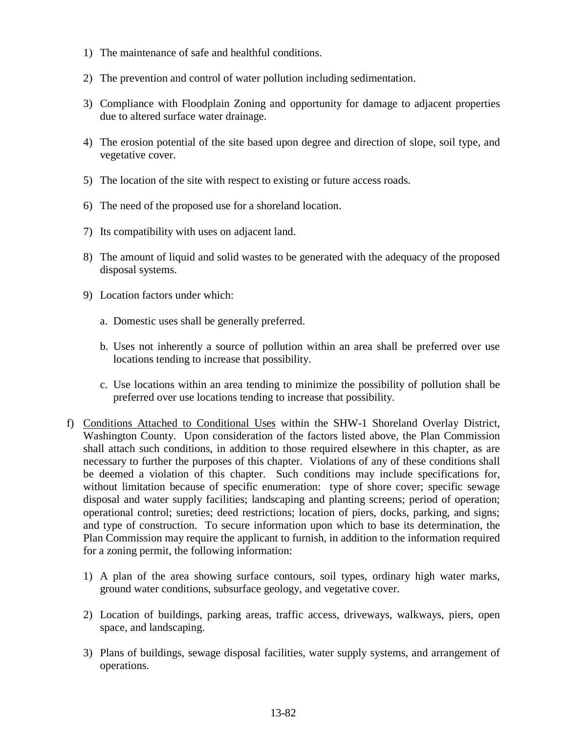1) The maintenance of safe and healthful conditions.

2) The prevention and control of water pollution including sedimentation.

3) Compliance with Floodplain Zoning and opportunity for damage to adjacent properties due to altered surface water drainage.

4) The erosion potential of the site based upon degree and direction of slope, soil type, and vegetative cover.

5) The location of the site with respect to existing or future access roads.

6) The need of the proposed use for a shoreland location.

7) Its compatibility with uses on adjacent land.

8) The amount of liquid and solid wastes to be generated with the adequacy of the proposed disposal systems.

9) Location factors under which:

   a. Domestic uses shall be generally preferred.

   b. Uses not inherently a source of pollution within an area shall be preferred over use locations tending to increase that possibility.

   c. Use locations within an area tending to minimize the possibility of pollution shall be preferred over use locations tending to increase that possibility.

f) <u>Conditions Attached to Conditional Uses</u> within the SHW-1 Shoreland Overlay District, Washington County. Upon consideration of the factors listed above, the Plan Commission shall attach such conditions, in addition to those required elsewhere in this chapter, as are necessary to further the purposes of this chapter. Violations of any of these conditions shall be deemed a violation of this chapter. Such conditions may include specifications for, without limitation because of specific enumeration: type of shore cover; specific sewage disposal and water supply facilities; landscaping and planting screens; period of operation; operational control; sureties; deed restrictions; location of piers, docks, parking, and signs; and type of construction. To secure information upon which to base its determination, the Plan Commission may require the applicant to furnish, in addition to the information required for a zoning permit, the following information:

   1) A plan of the area showing surface contours, soil types, ordinary high water marks, ground water conditions, subsurface geology, and vegetative cover.

   2) Location of buildings, parking areas, traffic access, driveways, walkways, piers, open space, and landscaping.

   3) Plans of buildings, sewage disposal facilities, water supply systems, and arrangement of operations.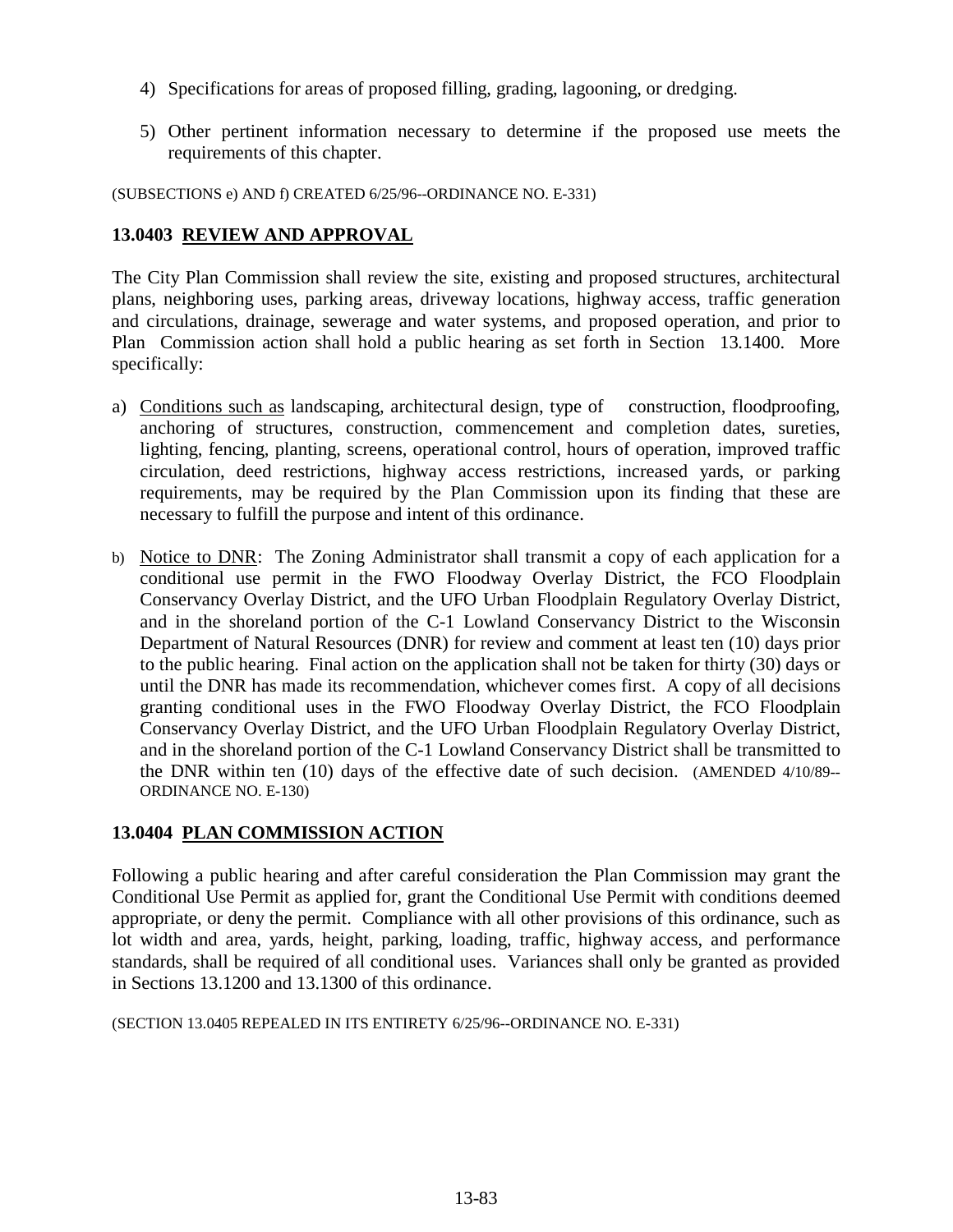4) Specifications for areas of proposed filling, grading, lagooning, or dredging.

5) Other pertinent information necessary to determine if the proposed use meets the requirements of this chapter.

(SUBSECTIONS e) AND f) CREATED 6/25/96--ORDINANCE NO. E-331)

### 13.0403 REVIEW AND APPROVAL

The City Plan Commission shall review the site, existing and proposed structures, architectural plans, neighboring uses, parking areas, driveway locations, highway access, traffic generation and circulations, drainage, sewerage and water systems, and proposed operation, and prior to Plan Commission action shall hold a public hearing as set forth in Section 13.1400. More specifically:

a) Conditions such as landscaping, architectural design, type of construction, floodproofing, anchoring of structures, construction, commencement and completion dates, sureties, lighting, fencing, planting, screens, operational control, hours of operation, improved traffic circulation, deed restrictions, highway access restrictions, increased yards, or parking requirements, may be required by the Plan Commission upon its finding that these are necessary to fulfill the purpose and intent of this ordinance.

b) Notice to DNR: The Zoning Administrator shall transmit a copy of each application for a conditional use permit in the FWO Floodway Overlay District, the FCO Floodplain Conservancy Overlay District, and the UFO Urban Floodplain Regulatory Overlay District, and in the shoreland portion of the C-1 Lowland Conservancy District to the Wisconsin Department of Natural Resources (DNR) for review and comment at least ten (10) days prior to the public hearing. Final action on the application shall not be taken for thirty (30) days or until the DNR has made its recommendation, whichever comes first. A copy of all decisions granting conditional uses in the FWO Floodway Overlay District, the FCO Floodplain Conservancy Overlay District, and the UFO Urban Floodplain Regulatory Overlay District, and in the shoreland portion of the C-1 Lowland Conservancy District shall be transmitted to the DNR within ten (10) days of the effective date of such decision. (AMENDED 4/10/89--ORDINANCE NO. E-130)

### 13.0404 PLAN COMMISSION ACTION

Following a public hearing and after careful consideration the Plan Commission may grant the Conditional Use Permit as applied for, grant the Conditional Use Permit with conditions deemed appropriate, or deny the permit. Compliance with all other provisions of this ordinance, such as lot width and area, yards, height, parking, loading, traffic, highway access, and performance standards, shall be required of all conditional uses. Variances shall only be granted as provided in Sections 13.1200 and 13.1300 of this ordinance.

(SECTION 13.0405 REPEALED IN ITS ENTIRETY 6/25/96--ORDINANCE NO. E-331)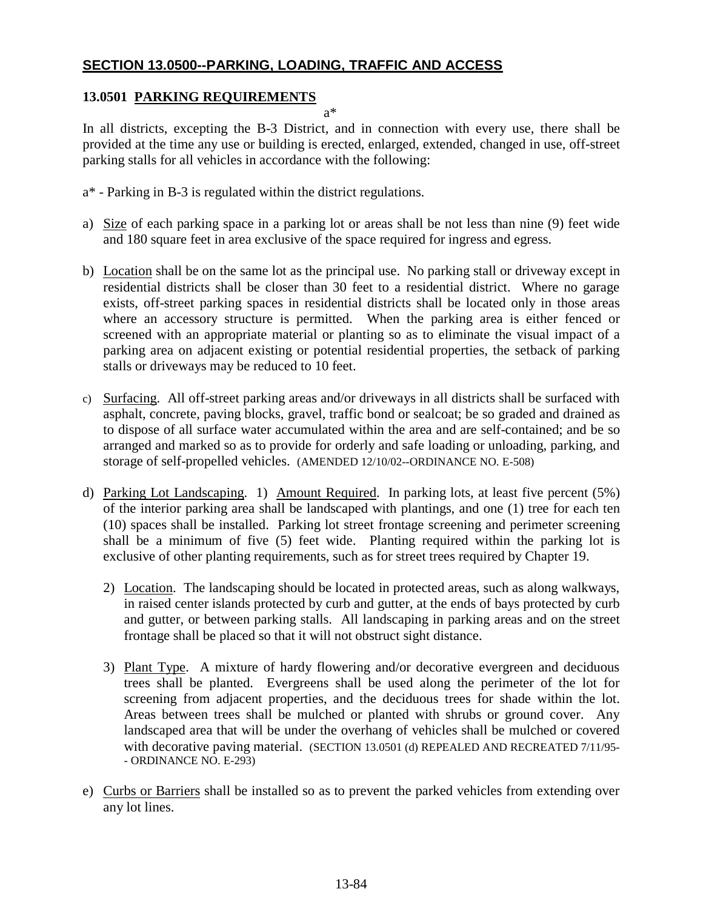## **SECTION 13.0500--PARKING, LOADING, TRAFFIC AND ACCESS**

### **13.0501 PARKING REQUIREMENTS**

a*

In all districts, excepting the B-3 District, and in connection with every use, there shall be provided at the time any use or building is erected, enlarged, extended, changed in use, off-street parking stalls for all vehicles in accordance with the following:

a* - Parking in B-3 is regulated within the district regulations.

a) Size of each parking space in a parking lot or areas shall be not less than nine (9) feet wide and 180 square feet in area exclusive of the space required for ingress and egress.

b) Location shall be on the same lot as the principal use. No parking stall or driveway except in residential districts shall be closer than 30 feet to a residential district. Where no garage exists, off-street parking spaces in residential districts shall be located only in those areas where an accessory structure is permitted. When the parking area is either fenced or screened with an appropriate material or planting so as to eliminate the visual impact of a parking area on adjacent existing or potential residential properties, the setback of parking stalls or driveways may be reduced to 10 feet.

c) Surfacing. All off-street parking areas and/or driveways in all districts shall be surfaced with asphalt, concrete, paving blocks, gravel, traffic bond or sealcoat; be so graded and drained as to dispose of all surface water accumulated within the area and are self-contained; and be so arranged and marked so as to provide for orderly and safe loading or unloading, parking, and storage of self-propelled vehicles. (AMENDED 12/10/02--ORDINANCE NO. E-508)

d) Parking Lot Landscaping. 1) Amount Required. In parking lots, at least five percent (5%) of the interior parking area shall be landscaped with plantings, and one (1) tree for each ten (10) spaces shall be installed. Parking lot street frontage screening and perimeter screening shall be a minimum of five (5) feet wide. Planting required within the parking lot is exclusive of other planting requirements, such as for street trees required by Chapter 19.

   2) Location. The landscaping should be located in protected areas, such as along walkways, in raised center islands protected by curb and gutter, at the ends of bays protected by curb and gutter, or between parking stalls. All landscaping in parking areas and on the street frontage shall be placed so that it will not obstruct sight distance.

   3) Plant Type. A mixture of hardy flowering and/or decorative evergreen and deciduous trees shall be planted. Evergreens shall be used along the perimeter of the lot for screening from adjacent properties, and the deciduous trees for shade within the lot. Areas between trees shall be mulched or planted with shrubs or ground cover. Any landscaped area that will be under the overhang of vehicles shall be mulched or covered with decorative paving material. (SECTION 13.0501 (d) REPEALED AND RECREATED 7/11/95--ORDINANCE NO. E-293)

e) Curbs or Barriers shall be installed so as to prevent the parked vehicles from extending over any lot lines.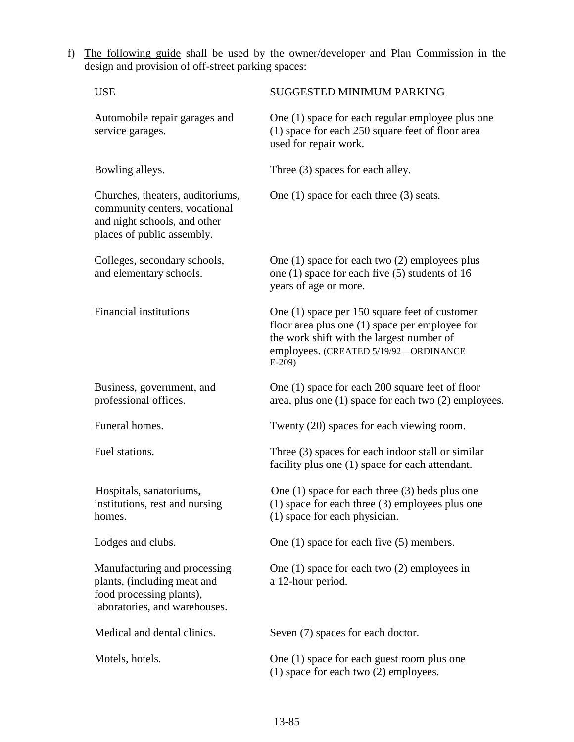f) <u>The following guide</u> shall be used by the owner/developer and Plan Commission in the design and provision of off-street parking spaces:

| <u>USE</u> | <u>SUGGESTED MINIMUM PARKING</u> |
|---|---|
| Automobile repair garages and service garages. | One (1) space for each regular employee plus one (1) space for each 250 square feet of floor area used for repair work. |
| Bowling alleys. | Three (3) spaces for each alley. |
| Churches, theaters, auditoriums, community centers, vocational and night schools, and other places of public assembly. | One (1) space for each three (3) seats. |
| Colleges, secondary schools, and elementary schools. | One (1) space for each two (2) employees plus one (1) space for each five (5) students of 16 years of age or more. |
| Financial institutions | One (1) space per 150 square feet of customer floor area plus one (1) space per employee for the work shift with the largest number of employees. (CREATED 5/19/92—ORDINANCE E-209) |
| Business, government, and professional offices. | One (1) space for each 200 square feet of floor area, plus one (1) space for each two (2) employees. |
| Funeral homes. | Twenty (20) spaces for each viewing room. |
| Fuel stations. | Three (3) spaces for each indoor stall or similar facility plus one (1) space for each attendant. |
| Hospitals, sanatoriums, institutions, rest and nursing homes. | One (1) space for each three (3) beds plus one (1) space for each three (3) employees plus one (1) space for each physician. |
| Lodges and clubs. | One (1) space for each five (5) members. |
| Manufacturing and processing plants, (including meat and food processing plants), laboratories, and warehouses. | One (1) space for each two (2) employees in a 12-hour period. |
| Medical and dental clinics. | Seven (7) spaces for each doctor. |
| Motels, hotels. | One (1) space for each guest room plus one (1) space for each two (2) employees. |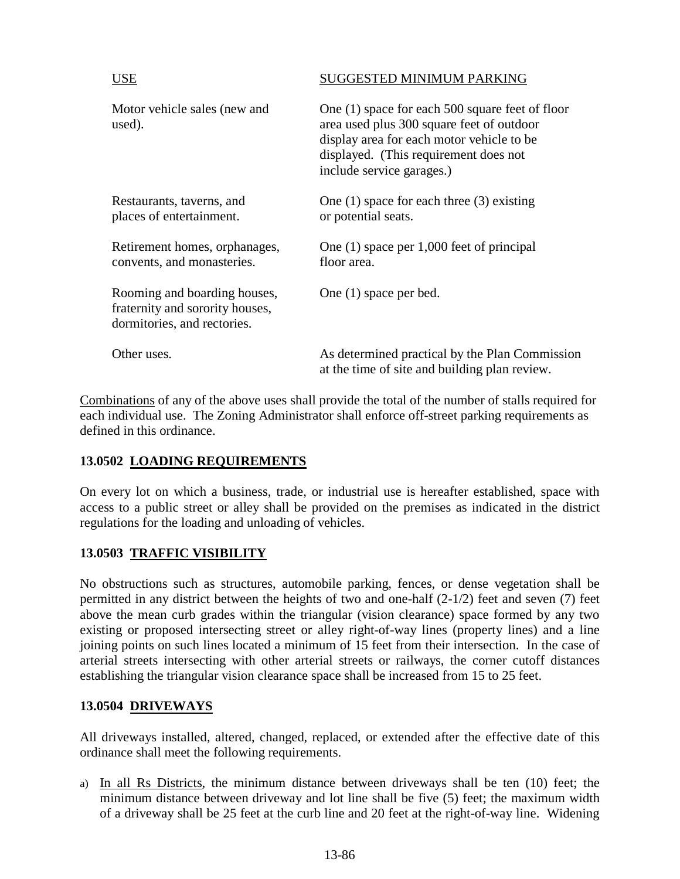| USE | SUGGESTED MINIMUM PARKING |
| --- | --- |
| Motor vehicle sales (new and used). | One (1) space for each 500 square feet of floor area used plus 300 square feet of outdoor display area for each motor vehicle to be displayed. (This requirement does not include service garages.) |
| Restaurants, taverns, and places of entertainment. | One (1) space for each three (3) existing or potential seats. |
| Retirement homes, orphanages, convents, and monasteries. | One (1) space per 1,000 feet of principal floor area. |
| Rooming and boarding houses, fraternity and sorority houses, dormitories, and rectories. | One (1) space per bed. |
| Other uses. | As determined practical by the Plan Commission at the time of site and building plan review. |

Combinations of any of the above uses shall provide the total of the number of stalls required for each individual use. The Zoning Administrator shall enforce off-street parking requirements as defined in this ordinance.

### 13.0502 LOADING REQUIREMENTS

On every lot on which a business, trade, or industrial use is hereafter established, space with access to a public street or alley shall be provided on the premises as indicated in the district regulations for the loading and unloading of vehicles.

### 13.0503 TRAFFIC VISIBILITY

No obstructions such as structures, automobile parking, fences, or dense vegetation shall be permitted in any district between the heights of two and one-half (2-1/2) feet and seven (7) feet above the mean curb grades within the triangular (vision clearance) space formed by any two existing or proposed intersecting street or alley right-of-way lines (property lines) and a line joining points on such lines located a minimum of 15 feet from their intersection. In the case of arterial streets intersecting with other arterial streets or railways, the corner cutoff distances establishing the triangular vision clearance space shall be increased from 15 to 25 feet.

### 13.0504 DRIVEWAYS

All driveways installed, altered, changed, replaced, or extended after the effective date of this ordinance shall meet the following requirements.

a) In all Rs Districts, the minimum distance between driveways shall be ten (10) feet; the minimum distance between driveway and lot line shall be five (5) feet; the maximum width of a driveway shall be 25 feet at the curb line and 20 feet at the right-of-way line. Widening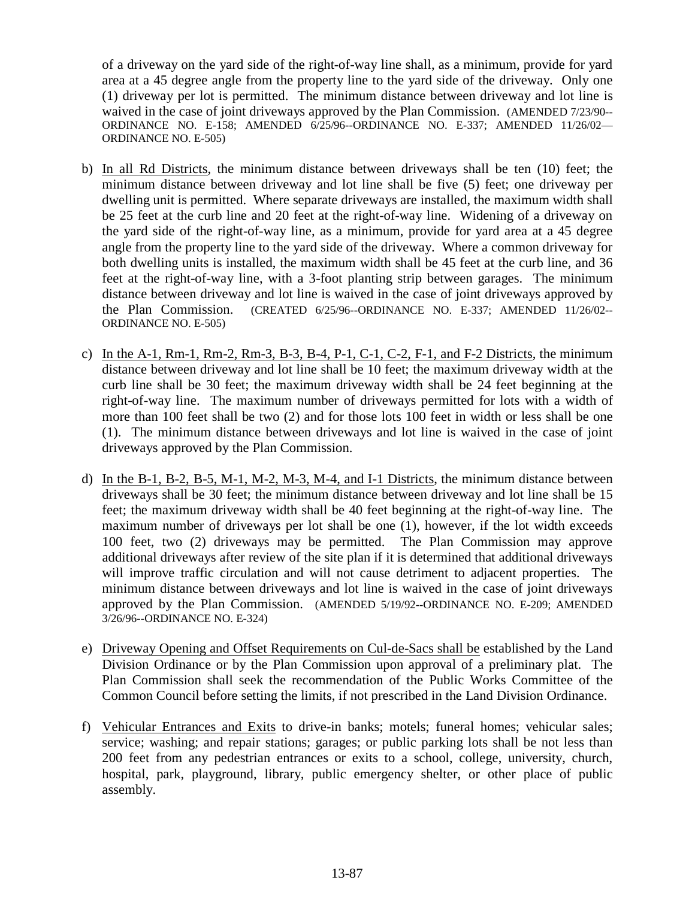of a driveway on the yard side of the right-of-way line shall, as a minimum, provide for yard area at a 45 degree angle from the property line to the yard side of the driveway. Only one (1) driveway per lot is permitted. The minimum distance between driveway and lot line is waived in the case of joint driveways approved by the Plan Commission. (AMENDED 7/23/90--ORDINANCE NO. E-158; AMENDED 6/25/96--ORDINANCE NO. E-337; AMENDED 11/26/02—ORDINANCE NO. E-505)

b) In all Rd Districts, the minimum distance between driveways shall be ten (10) feet; the minimum distance between driveway and lot line shall be five (5) feet; one driveway per dwelling unit is permitted. Where separate driveways are installed, the maximum width shall be 25 feet at the curb line and 20 feet at the right-of-way line. Widening of a driveway on the yard side of the right-of-way line, as a minimum, provide for yard area at a 45 degree angle from the property line to the yard side of the driveway. Where a common driveway for both dwelling units is installed, the maximum width shall be 45 feet at the curb line, and 36 feet at the right-of-way line, with a 3-foot planting strip between garages. The minimum distance between driveway and lot line is waived in the case of joint driveways approved by the Plan Commission. (CREATED 6/25/96--ORDINANCE NO. E-337; AMENDED 11/26/02--ORDINANCE NO. E-505)

c) In the A-1, Rm-1, Rm-2, Rm-3, B-3, B-4, P-1, C-1, C-2, F-1, and F-2 Districts, the minimum distance between driveway and lot line shall be 10 feet; the maximum driveway width at the curb line shall be 30 feet; the maximum driveway width shall be 24 feet beginning at the right-of-way line. The maximum number of driveways permitted for lots with a width of more than 100 feet shall be two (2) and for those lots 100 feet in width or less shall be one (1). The minimum distance between driveways and lot line is waived in the case of joint driveways approved by the Plan Commission.

d) In the B-1, B-2, B-5, M-1, M-2, M-3, M-4, and I-1 Districts, the minimum distance between driveways shall be 30 feet; the minimum distance between driveway and lot line shall be 15 feet; the maximum driveway width shall be 40 feet beginning at the right-of-way line. The maximum number of driveways per lot shall be one (1), however, if the lot width exceeds 100 feet, two (2) driveways may be permitted. The Plan Commission may approve additional driveways after review of the site plan if it is determined that additional driveways will improve traffic circulation and will not cause detriment to adjacent properties. The minimum distance between driveways and lot line is waived in the case of joint driveways approved by the Plan Commission. (AMENDED 5/19/92--ORDINANCE NO. E-209; AMENDED 3/26/96--ORDINANCE NO. E-324)

e) Driveway Opening and Offset Requirements on Cul-de-Sacs shall be established by the Land Division Ordinance or by the Plan Commission upon approval of a preliminary plat. The Plan Commission shall seek the recommendation of the Public Works Committee of the Common Council before setting the limits, if not prescribed in the Land Division Ordinance.

f) Vehicular Entrances and Exits to drive-in banks; motels; funeral homes; vehicular sales; service; washing; and repair stations; garages; or public parking lots shall be not less than 200 feet from any pedestrian entrances or exits to a school, college, university, church, hospital, park, playground, library, public emergency shelter, or other place of public assembly.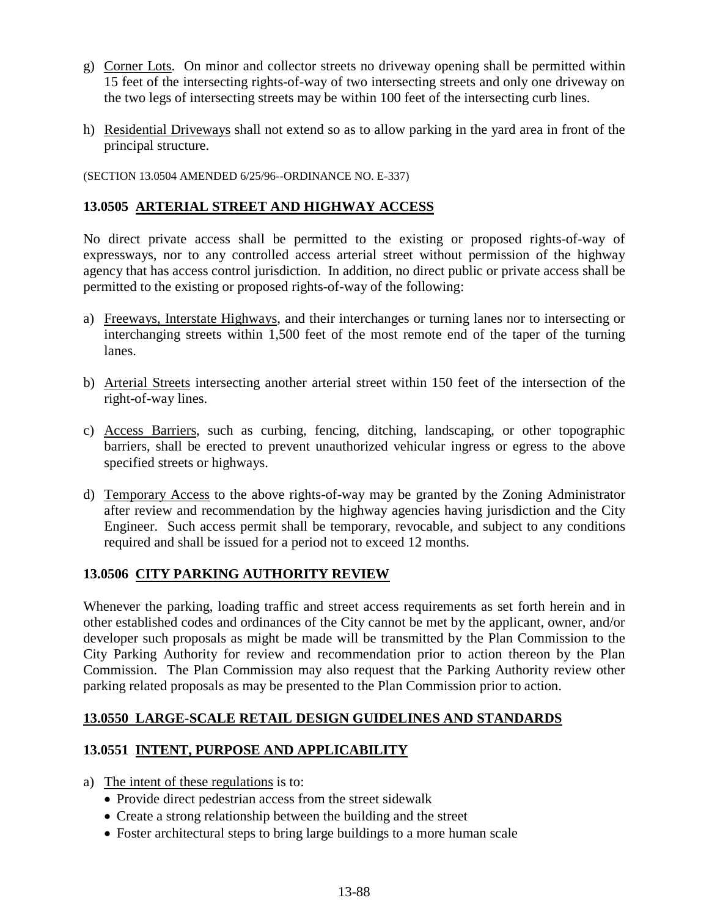g) Corner Lots. On minor and collector streets no driveway opening shall be permitted within 15 feet of the intersecting rights-of-way of two intersecting streets and only one driveway on the two legs of intersecting streets may be within 100 feet of the intersecting curb lines.

h) Residential Driveways shall not extend so as to allow parking in the yard area in front of the principal structure.

(SECTION 13.0504 AMENDED 6/25/96--ORDINANCE NO. E-337)

### 13.0505 ARTERIAL STREET AND HIGHWAY ACCESS

No direct private access shall be permitted to the existing or proposed rights-of-way of expressways, nor to any controlled access arterial street without permission of the highway agency that has access control jurisdiction. In addition, no direct public or private access shall be permitted to the existing or proposed rights-of-way of the following:

a) Freeways, Interstate Highways, and their interchanges or turning lanes nor to intersecting or interchanging streets within 1,500 feet of the most remote end of the taper of the turning lanes.

b) Arterial Streets intersecting another arterial street within 150 feet of the intersection of the right-of-way lines.

c) Access Barriers, such as curbing, fencing, ditching, landscaping, or other topographic barriers, shall be erected to prevent unauthorized vehicular ingress or egress to the above specified streets or highways.

d) Temporary Access to the above rights-of-way may be granted by the Zoning Administrator after review and recommendation by the highway agencies having jurisdiction and the City Engineer. Such access permit shall be temporary, revocable, and subject to any conditions required and shall be issued for a period not to exceed 12 months.

### 13.0506 CITY PARKING AUTHORITY REVIEW

Whenever the parking, loading traffic and street access requirements as set forth herein and in other established codes and ordinances of the City cannot be met by the applicant, owner, and/or developer such proposals as might be made will be transmitted by the Plan Commission to the City Parking Authority for review and recommendation prior to action thereon by the Plan Commission. The Plan Commission may also request that the Parking Authority review other parking related proposals as may be presented to the Plan Commission prior to action.

### 13.0550 LARGE-SCALE RETAIL DESIGN GUIDELINES AND STANDARDS

### 13.0551 INTENT, PURPOSE AND APPLICABILITY

a) The intent of these regulations is to:
   - Provide direct pedestrian access from the street sidewalk
   - Create a strong relationship between the building and the street
   - Foster architectural steps to bring large buildings to a more human scale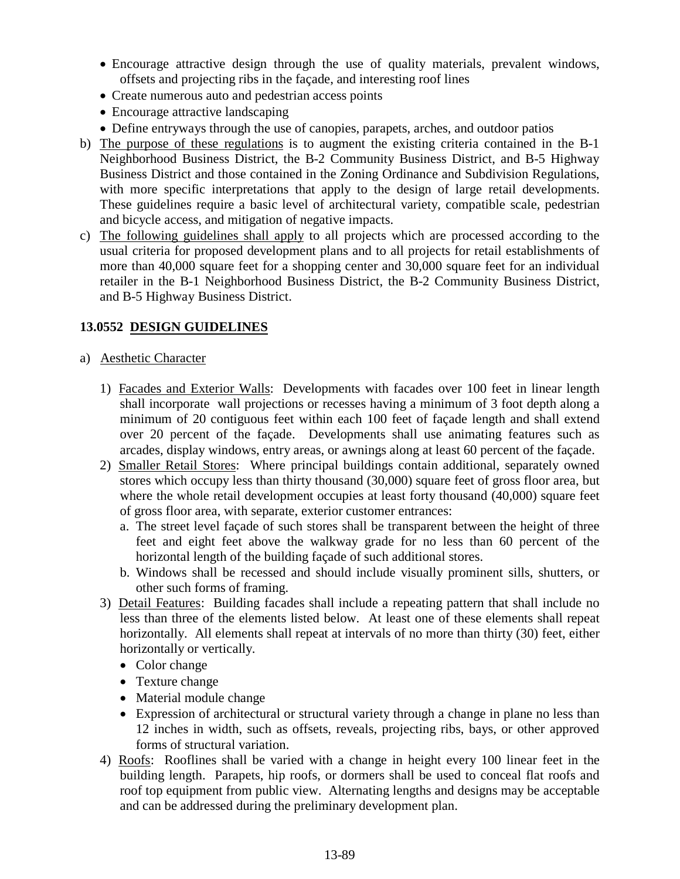- Encourage attractive design through the use of quality materials, prevalent windows, offsets and projecting ribs in the façade, and interesting roof lines
- Create numerous auto and pedestrian access points
- Encourage attractive landscaping
- Define entryways through the use of canopies, parapets, arches, and outdoor patios

b) The purpose of these regulations is to augment the existing criteria contained in the B-1 Neighborhood Business District, the B-2 Community Business District, and B-5 Highway Business District and those contained in the Zoning Ordinance and Subdivision Regulations, with more specific interpretations that apply to the design of large retail developments. These guidelines require a basic level of architectural variety, compatible scale, pedestrian and bicycle access, and mitigation of negative impacts.

c) The following guidelines shall apply to all projects which are processed according to the usual criteria for proposed development plans and to all projects for retail establishments of more than 40,000 square feet for a shopping center and 30,000 square feet for an individual retailer in the B-1 Neighborhood Business District, the B-2 Community Business District, and B-5 Highway Business District.

**13.0552 DESIGN GUIDELINES**

a) Aesthetic Character

1) Facades and Exterior Walls: Developments with facades over 100 feet in linear length shall incorporate wall projections or recesses having a minimum of 3 foot depth along a minimum of 20 contiguous feet within each 100 feet of façade length and shall extend over 20 percent of the façade. Developments shall use animating features such as arcades, display windows, entry areas, or awnings along at least 60 percent of the façade.

2) Smaller Retail Stores: Where principal buildings contain additional, separately owned stores which occupy less than thirty thousand (30,000) square feet of gross floor area, but where the whole retail development occupies at least forty thousand (40,000) square feet of gross floor area, with separate, exterior customer entrances:
   a. The street level façade of such stores shall be transparent between the height of three feet and eight feet above the walkway grade for no less than 60 percent of the horizontal length of the building façade of such additional stores.
   b. Windows shall be recessed and should include visually prominent sills, shutters, or other such forms of framing.

3) Detail Features: Building facades shall include a repeating pattern that shall include no less than three of the elements listed below. At least one of these elements shall repeat horizontally. All elements shall repeat at intervals of no more than thirty (30) feet, either horizontally or vertically.
   - Color change
   - Texture change
   - Material module change
   - Expression of architectural or structural variety through a change in plane no less than 12 inches in width, such as offsets, reveals, projecting ribs, bays, or other approved forms of structural variation.

4) Roofs: Rooflines shall be varied with a change in height every 100 linear feet in the building length. Parapets, hip roofs, or dormers shall be used to conceal flat roofs and roof top equipment from public view. Alternating lengths and designs may be acceptable and can be addressed during the preliminary development plan.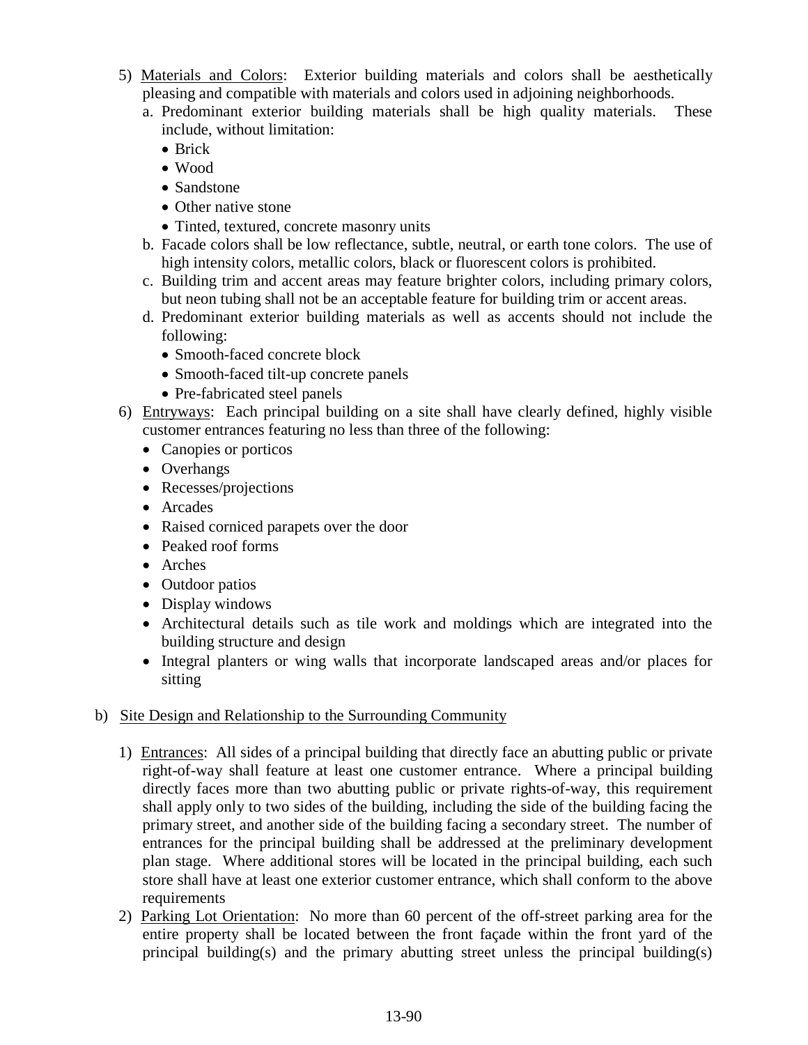5) <u>Materials and Colors</u>: Exterior building materials and colors shall be aesthetically pleasing and compatible with materials and colors used in adjoining neighborhoods.

   a. Predominant exterior building materials shall be high quality materials. These include, without limitation:
      - Brick
      - Wood
      - Sandstone
      - Other native stone
      - Tinted, textured, concrete masonry units

   b. Facade colors shall be low reflectance, subtle, neutral, or earth tone colors. The use of high intensity colors, metallic colors, black or fluorescent colors is prohibited.

   c. Building trim and accent areas may feature brighter colors, including primary colors, but neon tubing shall not be an acceptable feature for building trim or accent areas.

   d. Predominant exterior building materials as well as accents should not include the following:
      - Smooth-faced concrete block
      - Smooth-faced tilt-up concrete panels
      - Pre-fabricated steel panels

6) <u>Entryways</u>: Each principal building on a site shall have clearly defined, highly visible customer entrances featuring no less than three of the following:
   - Canopies or porticos
   - Overhangs
   - Recesses/projections
   - Arcades
   - Raised corniced parapets over the door
   - Peaked roof forms
   - Arches
   - Outdoor patios
   - Display windows
   - Architectural details such as tile work and moldings which are integrated into the building structure and design
   - Integral planters or wing walls that incorporate landscaped areas and/or places for sitting

b) <u>Site Design and Relationship to the Surrounding Community</u>

1) <u>Entrances</u>: All sides of a principal building that directly face an abutting public or private right-of-way shall feature at least one customer entrance. Where a principal building directly faces more than two abutting public or private rights-of-way, this requirement shall apply only to two sides of the building, including the side of the building facing the primary street, and another side of the building facing a secondary street. The number of entrances for the principal building shall be addressed at the preliminary development plan stage. Where additional stores will be located in the principal building, each such store shall have at least one exterior customer entrance, which shall conform to the above requirements

2) <u>Parking Lot Orientation</u>: No more than 60 percent of the off-street parking area for the entire property shall be located between the front façade within the front yard of the principal building(s) and the primary abutting street unless the principal building(s)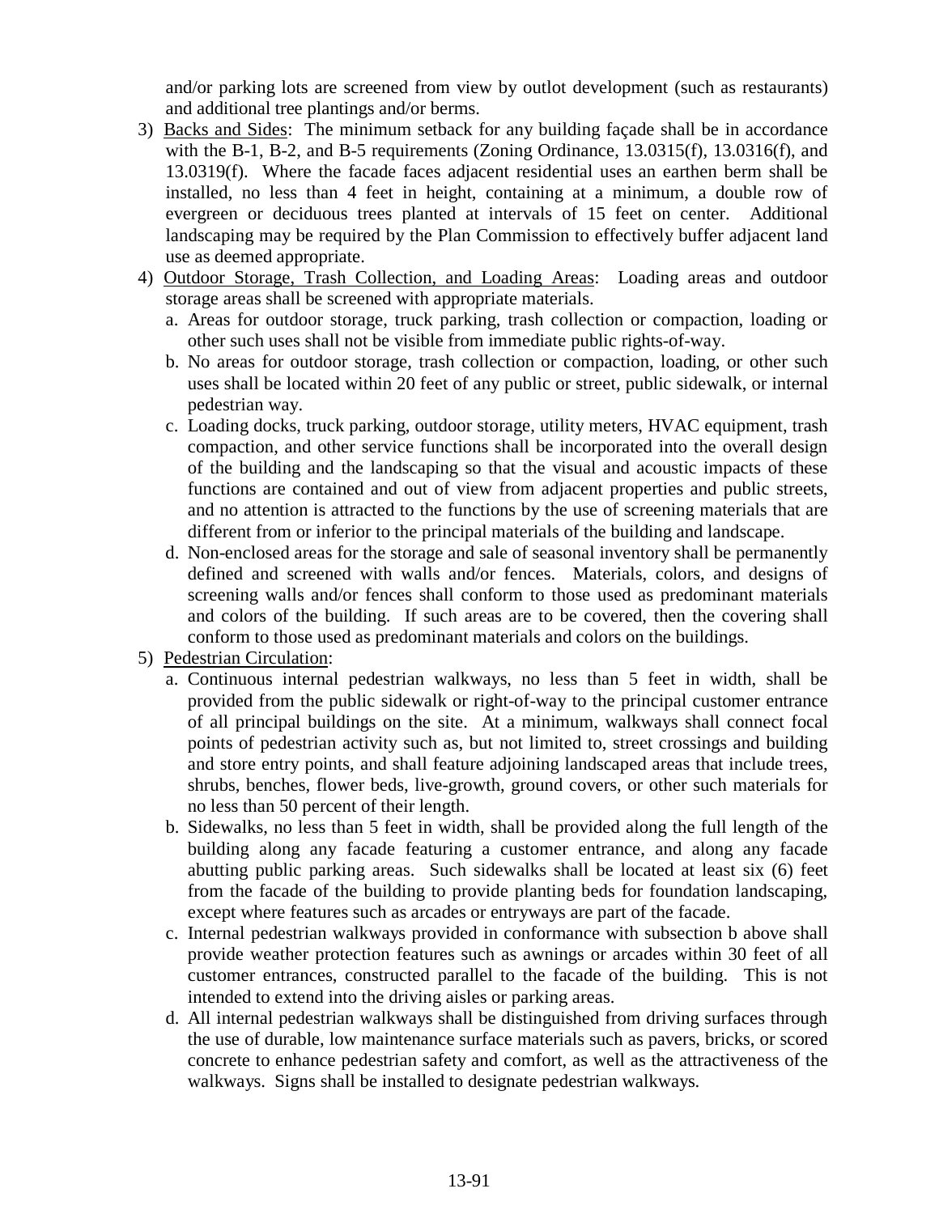and/or parking lots are screened from view by outlot development (such as restaurants) and additional tree plantings and/or berms.

3) Backs and Sides: The minimum setback for any building façade shall be in accordance with the B-1, B-2, and B-5 requirements (Zoning Ordinance, 13.0315(f), 13.0316(f), and 13.0319(f). Where the facade faces adjacent residential uses an earthen berm shall be installed, no less than 4 feet in height, containing at a minimum, a double row of evergreen or deciduous trees planted at intervals of 15 feet on center. Additional landscaping may be required by the Plan Commission to effectively buffer adjacent land use as deemed appropriate.

4) Outdoor Storage, Trash Collection, and Loading Areas: Loading areas and outdoor storage areas shall be screened with appropriate materials.
   a. Areas for outdoor storage, truck parking, trash collection or compaction, loading or other such uses shall not be visible from immediate public rights-of-way.
   b. No areas for outdoor storage, trash collection or compaction, loading, or other such uses shall be located within 20 feet of any public or street, public sidewalk, or internal pedestrian way.
   c. Loading docks, truck parking, outdoor storage, utility meters, HVAC equipment, trash compaction, and other service functions shall be incorporated into the overall design of the building and the landscaping so that the visual and acoustic impacts of these functions are contained and out of view from adjacent properties and public streets, and no attention is attracted to the functions by the use of screening materials that are different from or inferior to the principal materials of the building and landscape.
   d. Non-enclosed areas for the storage and sale of seasonal inventory shall be permanently defined and screened with walls and/or fences. Materials, colors, and designs of screening walls and/or fences shall conform to those used as predominant materials and colors of the building. If such areas are to be covered, then the covering shall conform to those used as predominant materials and colors on the buildings.

5) Pedestrian Circulation:
   a. Continuous internal pedestrian walkways, no less than 5 feet in width, shall be provided from the public sidewalk or right-of-way to the principal customer entrance of all principal buildings on the site. At a minimum, walkways shall connect focal points of pedestrian activity such as, but not limited to, street crossings and building and store entry points, and shall feature adjoining landscaped areas that include trees, shrubs, benches, flower beds, live-growth, ground covers, or other such materials for no less than 50 percent of their length.
   b. Sidewalks, no less than 5 feet in width, shall be provided along the full length of the building along any facade featuring a customer entrance, and along any facade abutting public parking areas. Such sidewalks shall be located at least six (6) feet from the facade of the building to provide planting beds for foundation landscaping, except where features such as arcades or entryways are part of the facade.
   c. Internal pedestrian walkways provided in conformance with subsection b above shall provide weather protection features such as awnings or arcades within 30 feet of all customer entrances, constructed parallel to the facade of the building. This is not intended to extend into the driving aisles or parking areas.
   d. All internal pedestrian walkways shall be distinguished from driving surfaces through the use of durable, low maintenance surface materials such as pavers, bricks, or scored concrete to enhance pedestrian safety and comfort, as well as the attractiveness of the walkways. Signs shall be installed to designate pedestrian walkways.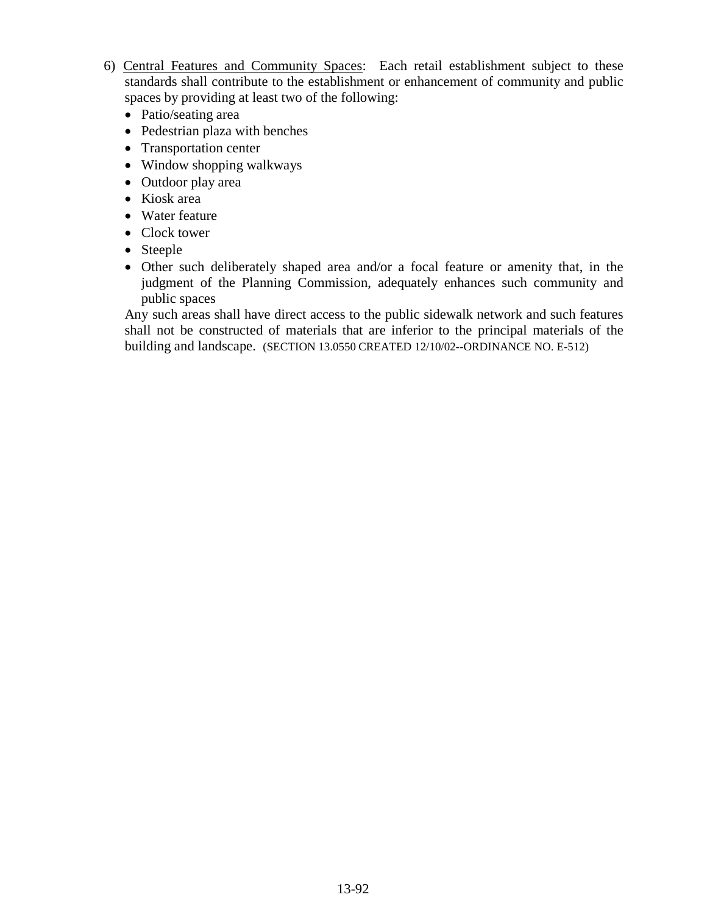6) <u>Central Features and Community Spaces</u>: Each retail establishment subject to these standards shall contribute to the establishment or enhancement of community and public spaces by providing at least two of the following:

- Patio/seating area
- Pedestrian plaza with benches
- Transportation center
- Window shopping walkways
- Outdoor play area
- Kiosk area
- Water feature
- Clock tower
- Steeple
- Other such deliberately shaped area and/or a focal feature or amenity that, in the judgment of the Planning Commission, adequately enhances such community and public spaces

Any such areas shall have direct access to the public sidewalk network and such features shall not be constructed of materials that are inferior to the principal materials of the building and landscape. (SECTION 13.0550 CREATED 12/10/02--ORDINANCE NO. E-512)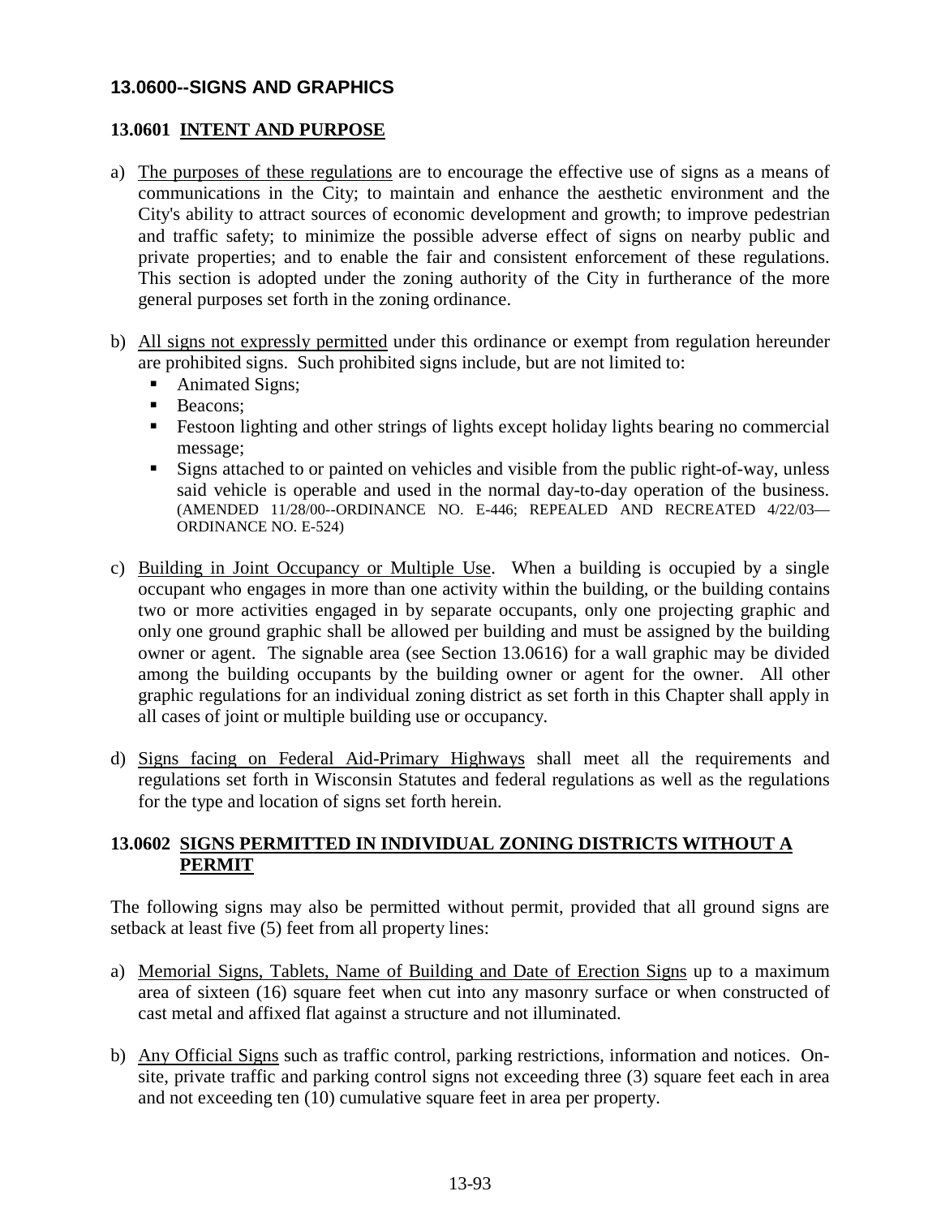## 13.0600--SIGNS AND GRAPHICS

### 13.0601 INTENT AND PURPOSE

a) The purposes of these regulations are to encourage the effective use of signs as a means of communications in the City; to maintain and enhance the aesthetic environment and the City's ability to attract sources of economic development and growth; to improve pedestrian and traffic safety; to minimize the possible adverse effect of signs on nearby public and private properties; and to enable the fair and consistent enforcement of these regulations. This section is adopted under the zoning authority of the City in furtherance of the more general purposes set forth in the zoning ordinance.

b) All signs not expressly permitted under this ordinance or exempt from regulation hereunder are prohibited signs. Such prohibited signs include, but are not limited to:
   - Animated Signs;
   - Beacons;
   - Festoon lighting and other strings of lights except holiday lights bearing no commercial message;
   - Signs attached to or painted on vehicles and visible from the public right-of-way, unless said vehicle is operable and used in the normal day-to-day operation of the business. (AMENDED 11/28/00--ORDINANCE NO. E-446; REPEALED AND RECREATED 4/22/03—ORDINANCE NO. E-524)

c) Building in Joint Occupancy or Multiple Use. When a building is occupied by a single occupant who engages in more than one activity within the building, or the building contains two or more activities engaged in by separate occupants, only one projecting graphic and only one ground graphic shall be allowed per building and must be assigned by the building owner or agent. The signable area (see Section 13.0616) for a wall graphic may be divided among the building occupants by the building owner or agent for the owner. All other graphic regulations for an individual zoning district as set forth in this Chapter shall apply in all cases of joint or multiple building use or occupancy.

d) Signs facing on Federal Aid-Primary Highways shall meet all the requirements and regulations set forth in Wisconsin Statutes and federal regulations as well as the regulations for the type and location of signs set forth herein.

### 13.0602 SIGNS PERMITTED IN INDIVIDUAL ZONING DISTRICTS WITHOUT A PERMIT

The following signs may also be permitted without permit, provided that all ground signs are setback at least five (5) feet from all property lines:

a) Memorial Signs, Tablets, Name of Building and Date of Erection Signs up to a maximum area of sixteen (16) square feet when cut into any masonry surface or when constructed of cast metal and affixed flat against a structure and not illuminated.

b) Any Official Signs such as traffic control, parking restrictions, information and notices. On-site, private traffic and parking control signs not exceeding three (3) square feet each in area and not exceeding ten (10) cumulative square feet in area per property.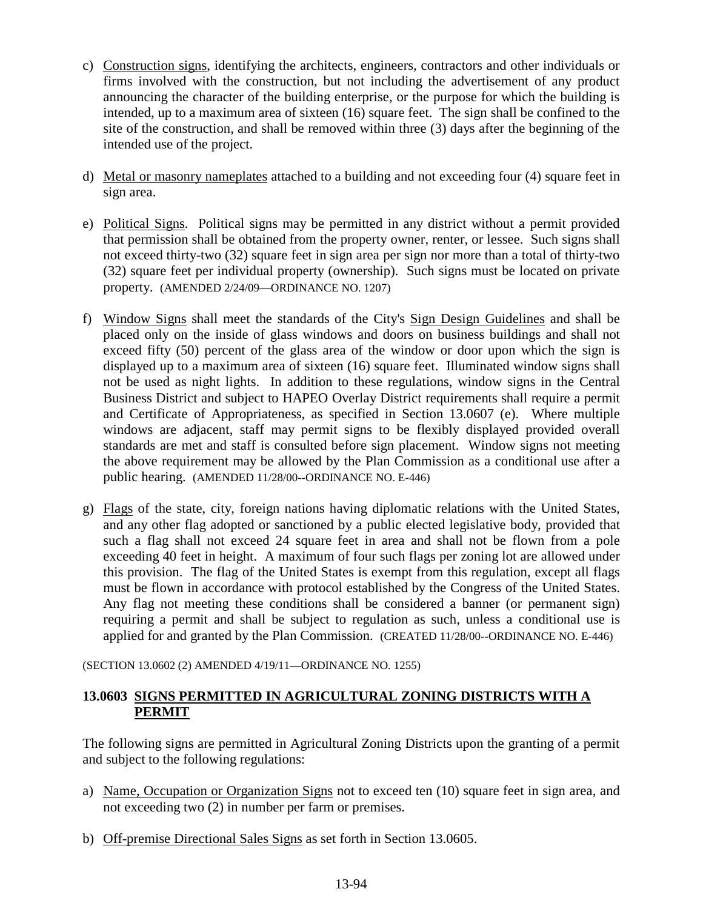c) Construction signs, identifying the architects, engineers, contractors and other individuals or firms involved with the construction, but not including the advertisement of any product announcing the character of the building enterprise, or the purpose for which the building is intended, up to a maximum area of sixteen (16) square feet. The sign shall be confined to the site of the construction, and shall be removed within three (3) days after the beginning of the intended use of the project.

d) Metal or masonry nameplates attached to a building and not exceeding four (4) square feet in sign area.

e) Political Signs. Political signs may be permitted in any district without a permit provided that permission shall be obtained from the property owner, renter, or lessee. Such signs shall not exceed thirty-two (32) square feet in sign area per sign nor more than a total of thirty-two (32) square feet per individual property (ownership). Such signs must be located on private property. (AMENDED 2/24/09—ORDINANCE NO. 1207)

f) Window Signs shall meet the standards of the City's Sign Design Guidelines and shall be placed only on the inside of glass windows and doors on business buildings and shall not exceed fifty (50) percent of the glass area of the window or door upon which the sign is displayed up to a maximum area of sixteen (16) square feet. Illuminated window signs shall not be used as night lights. In addition to these regulations, window signs in the Central Business District and subject to HAPEO Overlay District requirements shall require a permit and Certificate of Appropriateness, as specified in Section 13.0607 (e). Where multiple windows are adjacent, staff may permit signs to be flexibly displayed provided overall standards are met and staff is consulted before sign placement. Window signs not meeting the above requirement may be allowed by the Plan Commission as a conditional use after a public hearing. (AMENDED 11/28/00--ORDINANCE NO. E-446)

g) Flags of the state, city, foreign nations having diplomatic relations with the United States, and any other flag adopted or sanctioned by a public elected legislative body, provided that such a flag shall not exceed 24 square feet in area and shall not be flown from a pole exceeding 40 feet in height. A maximum of four such flags per zoning lot are allowed under this provision. The flag of the United States is exempt from this regulation, except all flags must be flown in accordance with protocol established by the Congress of the United States. Any flag not meeting these conditions shall be considered a banner (or permanent sign) requiring a permit and shall be subject to regulation as such, unless a conditional use is applied for and granted by the Plan Commission. (CREATED 11/28/00--ORDINANCE NO. E-446)

(SECTION 13.0602 (2) AMENDED 4/19/11—ORDINANCE NO. 1255)

### 13.0603 SIGNS PERMITTED IN AGRICULTURAL ZONING DISTRICTS WITH A PERMIT

The following signs are permitted in Agricultural Zoning Districts upon the granting of a permit and subject to the following regulations:

a) Name, Occupation or Organization Signs not to exceed ten (10) square feet in sign area, and not exceeding two (2) in number per farm or premises.

b) Off-premise Directional Sales Signs as set forth in Section 13.0605.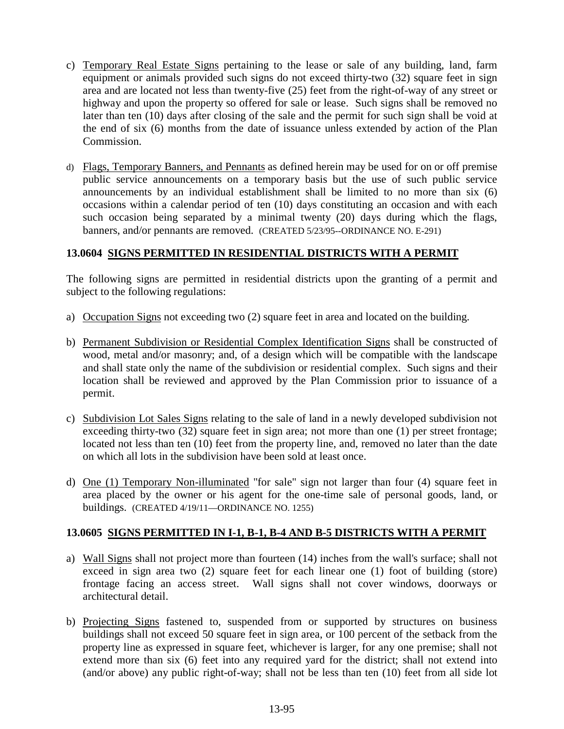c) Temporary Real Estate Signs pertaining to the lease or sale of any building, land, farm equipment or animals provided such signs do not exceed thirty-two (32) square feet in sign area and are located not less than twenty-five (25) feet from the right-of-way of any street or highway and upon the property so offered for sale or lease. Such signs shall be removed no later than ten (10) days after closing of the sale and the permit for such sign shall be void at the end of six (6) months from the date of issuance unless extended by action of the Plan Commission.

d) Flags, Temporary Banners, and Pennants as defined herein may be used for on or off premise public service announcements on a temporary basis but the use of such public service announcements by an individual establishment shall be limited to no more than six (6) occasions within a calendar period of ten (10) days constituting an occasion and with each such occasion being separated by a minimal twenty (20) days during which the flags, banners, and/or pennants are removed. (CREATED 5/23/95--ORDINANCE NO. E-291)

### 13.0604 SIGNS PERMITTED IN RESIDENTIAL DISTRICTS WITH A PERMIT

The following signs are permitted in residential districts upon the granting of a permit and subject to the following regulations:

a) Occupation Signs not exceeding two (2) square feet in area and located on the building.

b) Permanent Subdivision or Residential Complex Identification Signs shall be constructed of wood, metal and/or masonry; and, of a design which will be compatible with the landscape and shall state only the name of the subdivision or residential complex. Such signs and their location shall be reviewed and approved by the Plan Commission prior to issuance of a permit.

c) Subdivision Lot Sales Signs relating to the sale of land in a newly developed subdivision not exceeding thirty-two (32) square feet in sign area; not more than one (1) per street frontage; located not less than ten (10) feet from the property line, and, removed no later than the date on which all lots in the subdivision have been sold at least once.

d) One (1) Temporary Non-illuminated "for sale" sign not larger than four (4) square feet in area placed by the owner or his agent for the one-time sale of personal goods, land, or buildings. (CREATED 4/19/11—ORDINANCE NO. 1255)

### 13.0605 SIGNS PERMITTED IN I-1, B-1, B-4 AND B-5 DISTRICTS WITH A PERMIT

a) Wall Signs shall not project more than fourteen (14) inches from the wall's surface; shall not exceed in sign area two (2) square feet for each linear one (1) foot of building (store) frontage facing an access street. Wall signs shall not cover windows, doorways or architectural detail.

b) Projecting Signs fastened to, suspended from or supported by structures on business buildings shall not exceed 50 square feet in sign area, or 100 percent of the setback from the property line as expressed in square feet, whichever is larger, for any one premise; shall not extend more than six (6) feet into any required yard for the district; shall not extend into (and/or above) any public right-of-way; shall not be less than ten (10) feet from all side lot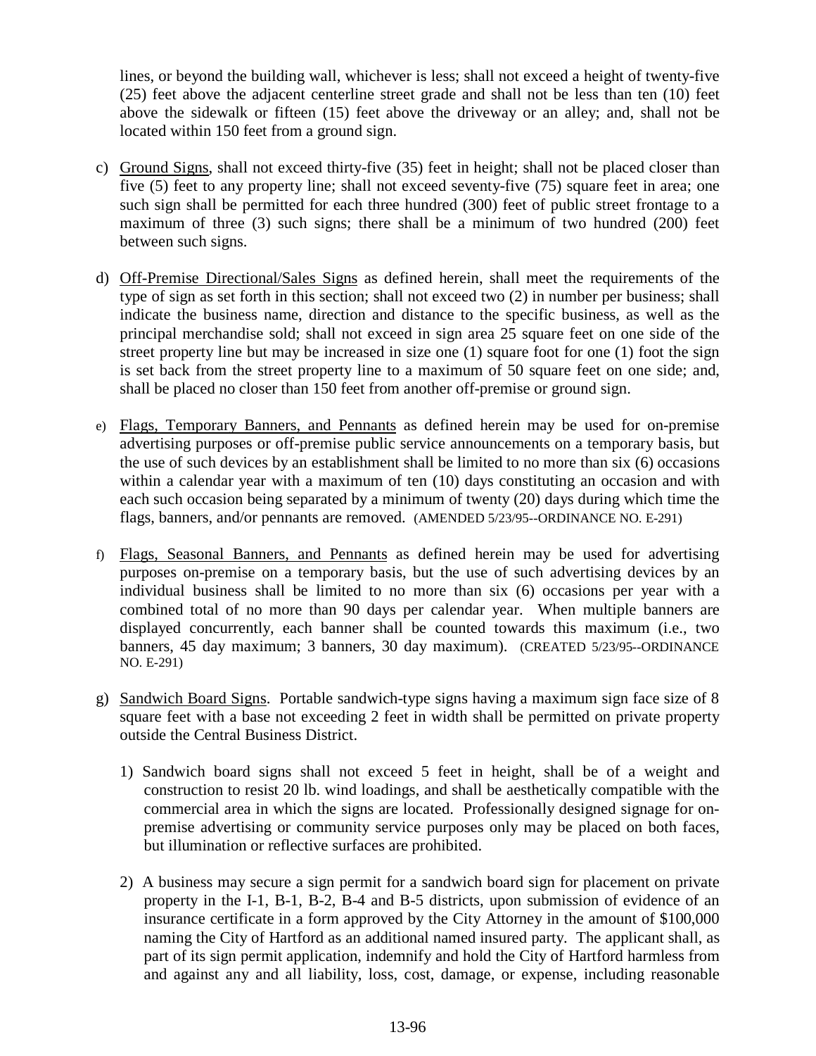lines, or beyond the building wall, whichever is less; shall not exceed a height of twenty-five (25) feet above the adjacent centerline street grade and shall not be less than ten (10) feet above the sidewalk or fifteen (15) feet above the driveway or an alley; and, shall not be located within 150 feet from a ground sign.

c) Ground Signs, shall not exceed thirty-five (35) feet in height; shall not be placed closer than five (5) feet to any property line; shall not exceed seventy-five (75) square feet in area; one such sign shall be permitted for each three hundred (300) feet of public street frontage to a maximum of three (3) such signs; there shall be a minimum of two hundred (200) feet between such signs.

d) Off-Premise Directional/Sales Signs as defined herein, shall meet the requirements of the type of sign as set forth in this section; shall not exceed two (2) in number per business; shall indicate the business name, direction and distance to the specific business, as well as the principal merchandise sold; shall not exceed in sign area 25 square feet on one side of the street property line but may be increased in size one (1) square foot for one (1) foot the sign is set back from the street property line to a maximum of 50 square feet on one side; and, shall be placed no closer than 150 feet from another off-premise or ground sign.

e) Flags, Temporary Banners, and Pennants as defined herein may be used for on-premise advertising purposes or off-premise public service announcements on a temporary basis, but the use of such devices by an establishment shall be limited to no more than six (6) occasions within a calendar year with a maximum of ten (10) days constituting an occasion and with each such occasion being separated by a minimum of twenty (20) days during which time the flags, banners, and/or pennants are removed. (AMENDED 5/23/95--ORDINANCE NO. E-291)

f) Flags, Seasonal Banners, and Pennants as defined herein may be used for advertising purposes on-premise on a temporary basis, but the use of such advertising devices by an individual business shall be limited to no more than six (6) occasions per year with a combined total of no more than 90 days per calendar year. When multiple banners are displayed concurrently, each banner shall be counted towards this maximum (i.e., two banners, 45 day maximum; 3 banners, 30 day maximum). (CREATED 5/23/95--ORDINANCE NO. E-291)

g) Sandwich Board Signs. Portable sandwich-type signs having a maximum sign face size of 8 square feet with a base not exceeding 2 feet in width shall be permitted on private property outside the Central Business District.

   1) Sandwich board signs shall not exceed 5 feet in height, shall be of a weight and construction to resist 20 lb. wind loadings, and shall be aesthetically compatible with the commercial area in which the signs are located. Professionally designed signage for on-premise advertising or community service purposes only may be placed on both faces, but illumination or reflective surfaces are prohibited.

   2) A business may secure a sign permit for a sandwich board sign for placement on private property in the I-1, B-1, B-2, B-4 and B-5 districts, upon submission of evidence of an insurance certificate in a form approved by the City Attorney in the amount of $100,000 naming the City of Hartford as an additional named insured party. The applicant shall, as part of its sign permit application, indemnify and hold the City of Hartford harmless from and against any and all liability, loss, cost, damage, or expense, including reasonable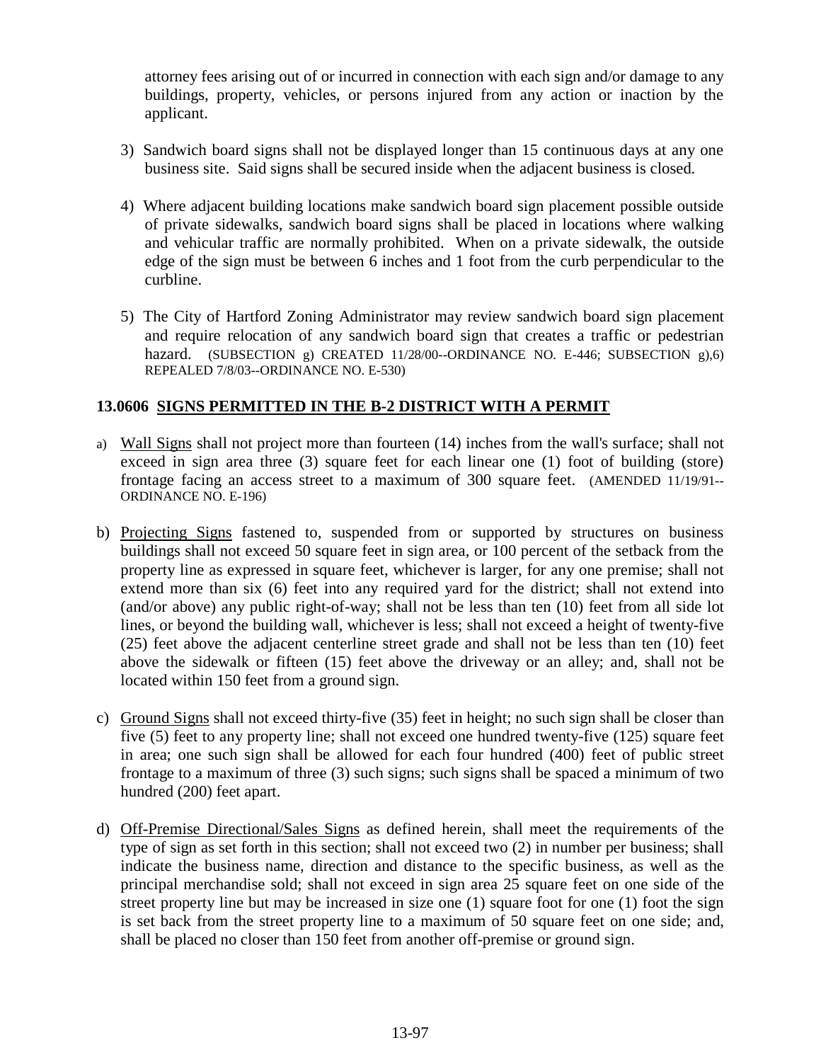attorney fees arising out of or incurred in connection with each sign and/or damage to any buildings, property, vehicles, or persons injured from any action or inaction by the applicant.

3) Sandwich board signs shall not be displayed longer than 15 continuous days at any one business site. Said signs shall be secured inside when the adjacent business is closed.

4) Where adjacent building locations make sandwich board sign placement possible outside of private sidewalks, sandwich board signs shall be placed in locations where walking and vehicular traffic are normally prohibited. When on a private sidewalk, the outside edge of the sign must be between 6 inches and 1 foot from the curb perpendicular to the curbline.

5) The City of Hartford Zoning Administrator may review sandwich board sign placement and require relocation of any sandwich board sign that creates a traffic or pedestrian hazard. (SUBSECTION g) CREATED 11/28/00--ORDINANCE NO. E-446; SUBSECTION g),6) REPEALED 7/8/03--ORDINANCE NO. E-530)

### 13.0606 SIGNS PERMITTED IN THE B-2 DISTRICT WITH A PERMIT

a) Wall Signs shall not project more than fourteen (14) inches from the wall's surface; shall not exceed in sign area three (3) square feet for each linear one (1) foot of building (store) frontage facing an access street to a maximum of 300 square feet. (AMENDED 11/19/91--ORDINANCE NO. E-196)

b) Projecting Signs fastened to, suspended from or supported by structures on business buildings shall not exceed 50 square feet in sign area, or 100 percent of the setback from the property line as expressed in square feet, whichever is larger, for any one premise; shall not extend more than six (6) feet into any required yard for the district; shall not extend into (and/or above) any public right-of-way; shall not be less than ten (10) feet from all side lot lines, or beyond the building wall, whichever is less; shall not exceed a height of twenty-five (25) feet above the adjacent centerline street grade and shall not be less than ten (10) feet above the sidewalk or fifteen (15) feet above the driveway or an alley; and, shall not be located within 150 feet from a ground sign.

c) Ground Signs shall not exceed thirty-five (35) feet in height; no such sign shall be closer than five (5) feet to any property line; shall not exceed one hundred twenty-five (125) square feet in area; one such sign shall be allowed for each four hundred (400) feet of public street frontage to a maximum of three (3) such signs; such signs shall be spaced a minimum of two hundred (200) feet apart.

d) Off-Premise Directional/Sales Signs as defined herein, shall meet the requirements of the type of sign as set forth in this section; shall not exceed two (2) in number per business; shall indicate the business name, direction and distance to the specific business, as well as the principal merchandise sold; shall not exceed in sign area 25 square feet on one side of the street property line but may be increased in size one (1) square foot for one (1) foot the sign is set back from the street property line to a maximum of 50 square feet on one side; and, shall be placed no closer than 150 feet from another off-premise or ground sign.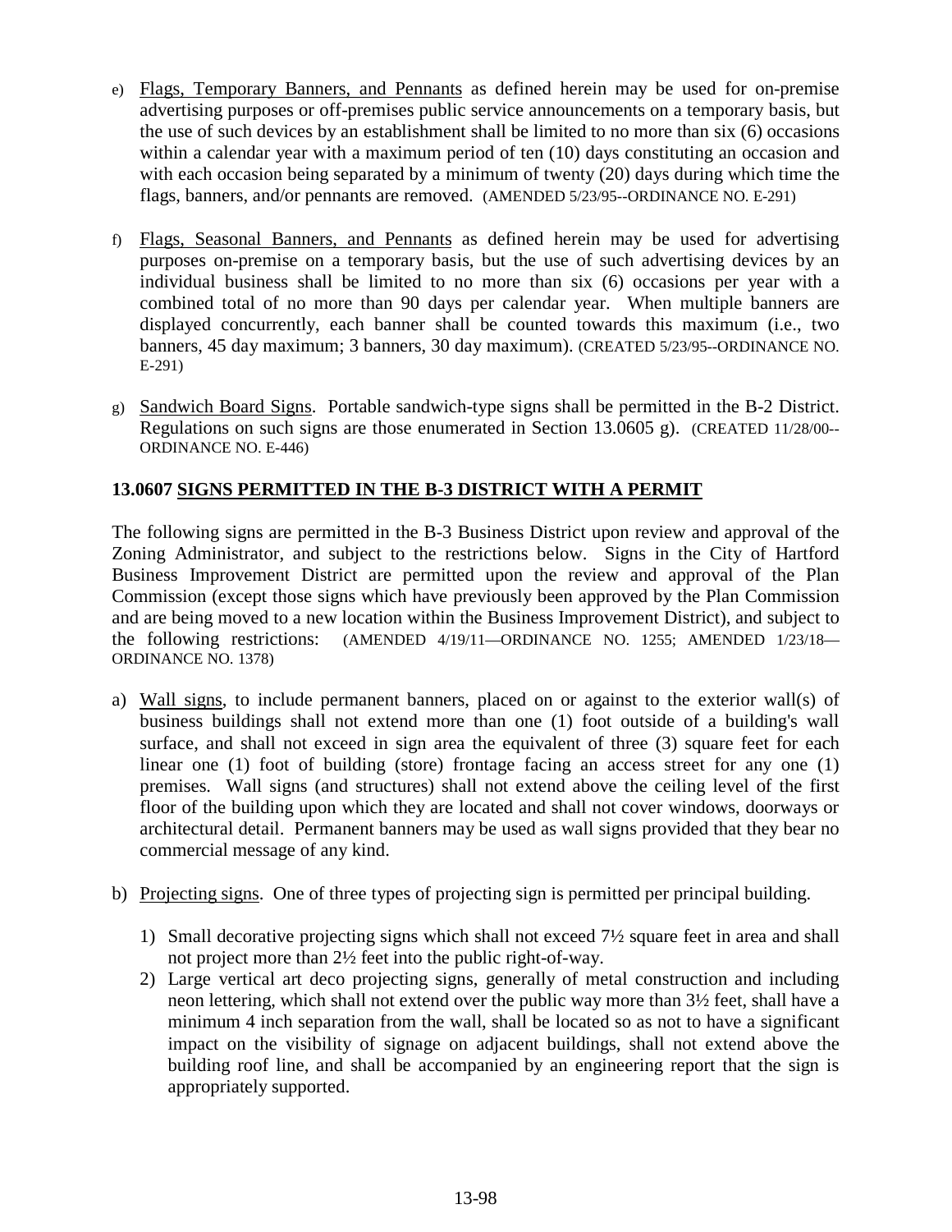e) Flags, Temporary Banners, and Pennants as defined herein may be used for on-premise advertising purposes or off-premises public service announcements on a temporary basis, but the use of such devices by an establishment shall be limited to no more than six (6) occasions within a calendar year with a maximum period of ten (10) days constituting an occasion and with each occasion being separated by a minimum of twenty (20) days during which time the flags, banners, and/or pennants are removed. (AMENDED 5/23/95--ORDINANCE NO. E-291)

f) Flags, Seasonal Banners, and Pennants as defined herein may be used for advertising purposes on-premise on a temporary basis, but the use of such advertising devices by an individual business shall be limited to no more than six (6) occasions per year with a combined total of no more than 90 days per calendar year. When multiple banners are displayed concurrently, each banner shall be counted towards this maximum (i.e., two banners, 45 day maximum; 3 banners, 30 day maximum). (CREATED 5/23/95--ORDINANCE NO. E-291)

g) Sandwich Board Signs. Portable sandwich-type signs shall be permitted in the B-2 District. Regulations on such signs are those enumerated in Section 13.0605 g). (CREATED 11/28/00--ORDINANCE NO. E-446)

## 13.0607 SIGNS PERMITTED IN THE B-3 DISTRICT WITH A PERMIT

The following signs are permitted in the B-3 Business District upon review and approval of the Zoning Administrator, and subject to the restrictions below. Signs in the City of Hartford Business Improvement District are permitted upon the review and approval of the Plan Commission (except those signs which have previously been approved by the Plan Commission and are being moved to a new location within the Business Improvement District), and subject to the following restrictions: (AMENDED 4/19/11—ORDINANCE NO. 1255; AMENDED 1/23/18—ORDINANCE NO. 1378)

a) Wall signs, to include permanent banners, placed on or against to the exterior wall(s) of business buildings shall not extend more than one (1) foot outside of a building's wall surface, and shall not exceed in sign area the equivalent of three (3) square feet for each linear one (1) foot of building (store) frontage facing an access street for any one (1) premises. Wall signs (and structures) shall not extend above the ceiling level of the first floor of the building upon which they are located and shall not cover windows, doorways or architectural detail. Permanent banners may be used as wall signs provided that they bear no commercial message of any kind.

b) Projecting signs. One of three types of projecting sign is permitted per principal building.

   1) Small decorative projecting signs which shall not exceed 7½ square feet in area and shall not project more than 2½ feet into the public right-of-way.
   2) Large vertical art deco projecting signs, generally of metal construction and including neon lettering, which shall not extend over the public way more than 3½ feet, shall have a minimum 4 inch separation from the wall, shall be located so as not to have a significant impact on the visibility of signage on adjacent buildings, shall not extend above the building roof line, and shall be accompanied by an engineering report that the sign is appropriately supported.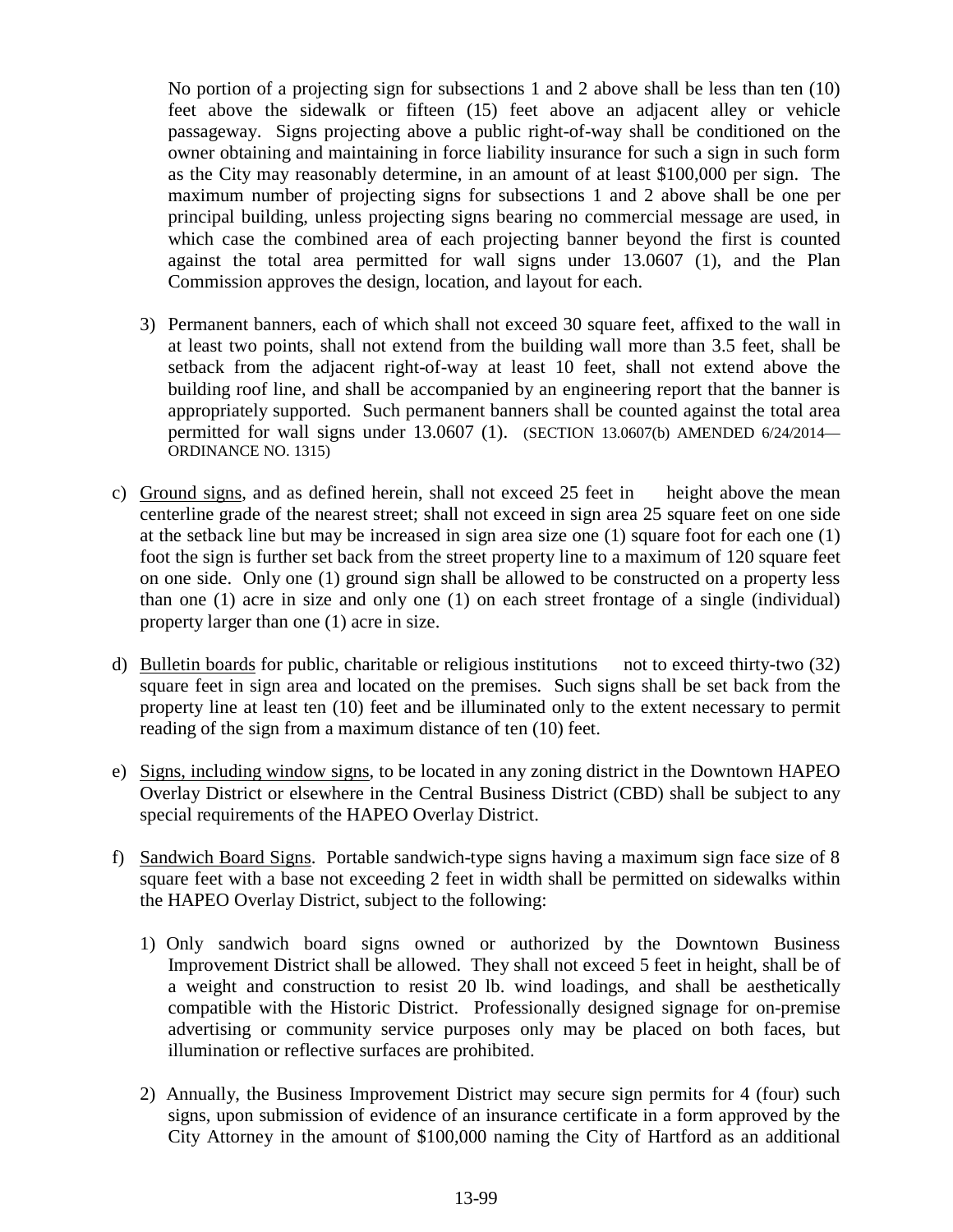No portion of a projecting sign for subsections 1 and 2 above shall be less than ten (10) feet above the sidewalk or fifteen (15) feet above an adjacent alley or vehicle passageway. Signs projecting above a public right-of-way shall be conditioned on the owner obtaining and maintaining in force liability insurance for such a sign in such form as the City may reasonably determine, in an amount of at least $100,000 per sign. The maximum number of projecting signs for subsections 1 and 2 above shall be one per principal building, unless projecting signs bearing no commercial message are used, in which case the combined area of each projecting banner beyond the first is counted against the total area permitted for wall signs under 13.0607 (1), and the Plan Commission approves the design, location, and layout for each.

3) Permanent banners, each of which shall not exceed 30 square feet, affixed to the wall in at least two points, shall not extend from the building wall more than 3.5 feet, shall be setback from the adjacent right-of-way at least 10 feet, shall not extend above the building roof line, and shall be accompanied by an engineering report that the banner is appropriately supported. Such permanent banners shall be counted against the total area permitted for wall signs under 13.0607 (1). (SECTION 13.0607(b) AMENDED 6/24/2014—ORDINANCE NO. 1315)

c) Ground signs, and as defined herein, shall not exceed 25 feet in height above the mean centerline grade of the nearest street; shall not exceed in sign area 25 square feet on one side at the setback line but may be increased in sign area size one (1) square foot for each one (1) foot the sign is further set back from the street property line to a maximum of 120 square feet on one side. Only one (1) ground sign shall be allowed to be constructed on a property less than one (1) acre in size and only one (1) on each street frontage of a single (individual) property larger than one (1) acre in size.

d) Bulletin boards for public, charitable or religious institutions not to exceed thirty-two (32) square feet in sign area and located on the premises. Such signs shall be set back from the property line at least ten (10) feet and be illuminated only to the extent necessary to permit reading of the sign from a maximum distance of ten (10) feet.

e) Signs, including window signs, to be located in any zoning district in the Downtown HAPEO Overlay District or elsewhere in the Central Business District (CBD) shall be subject to any special requirements of the HAPEO Overlay District.

f) Sandwich Board Signs. Portable sandwich-type signs having a maximum sign face size of 8 square feet with a base not exceeding 2 feet in width shall be permitted on sidewalks within the HAPEO Overlay District, subject to the following:

1) Only sandwich board signs owned or authorized by the Downtown Business Improvement District shall be allowed. They shall not exceed 5 feet in height, shall be of a weight and construction to resist 20 lb. wind loadings, and shall be aesthetically compatible with the Historic District. Professionally designed signage for on-premise advertising or community service purposes only may be placed on both faces, but illumination or reflective surfaces are prohibited.

2) Annually, the Business Improvement District may secure sign permits for 4 (four) such signs, upon submission of evidence of an insurance certificate in a form approved by the City Attorney in the amount of $100,000 naming the City of Hartford as an additional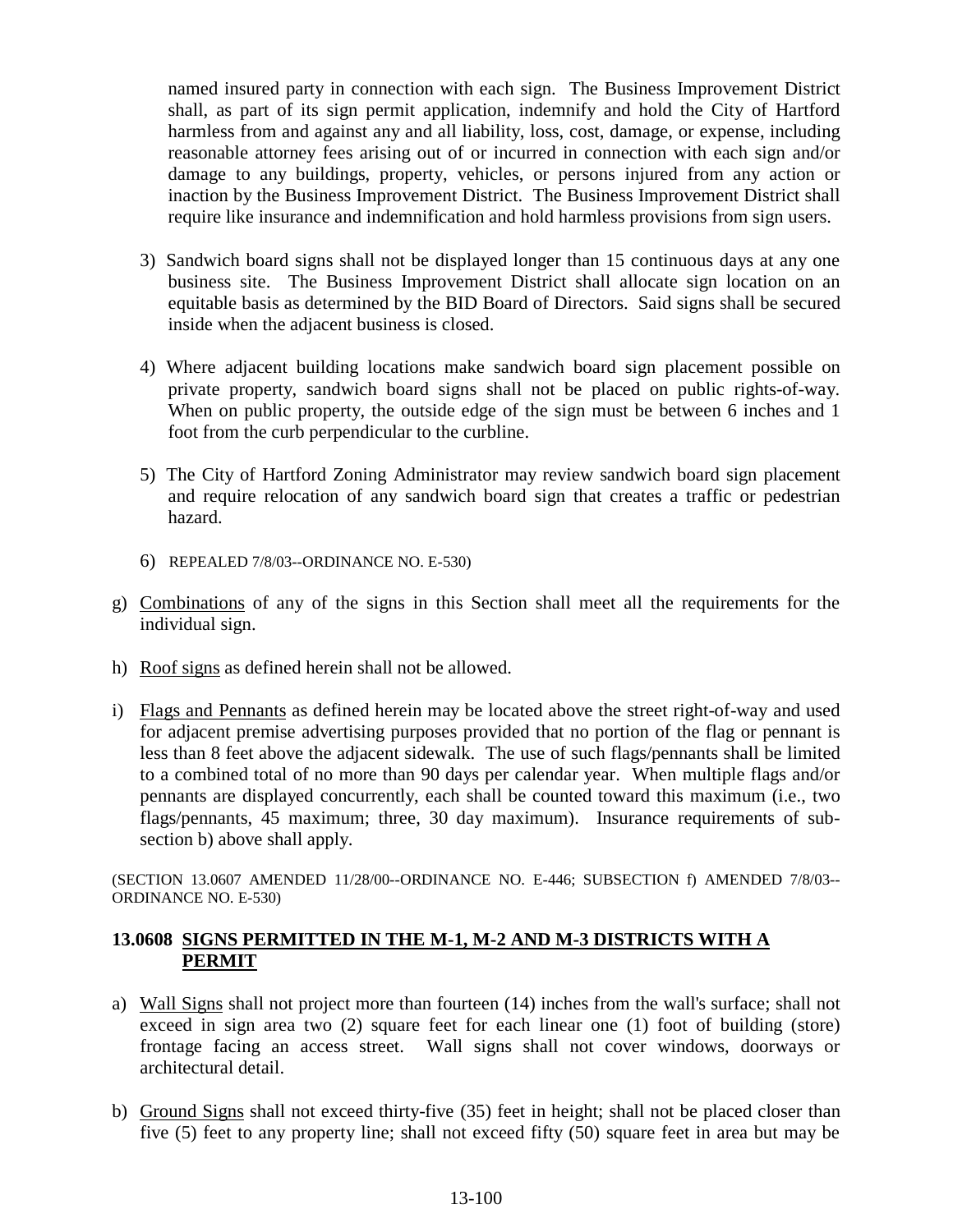named insured party in connection with each sign. The Business Improvement District shall, as part of its sign permit application, indemnify and hold the City of Hartford harmless from and against any and all liability, loss, cost, damage, or expense, including reasonable attorney fees arising out of or incurred in connection with each sign and/or damage to any buildings, property, vehicles, or persons injured from any action or inaction by the Business Improvement District. The Business Improvement District shall require like insurance and indemnification and hold harmless provisions from sign users.

3) Sandwich board signs shall not be displayed longer than 15 continuous days at any one business site. The Business Improvement District shall allocate sign location on an equitable basis as determined by the BID Board of Directors. Said signs shall be secured inside when the adjacent business is closed.

4) Where adjacent building locations make sandwich board sign placement possible on private property, sandwich board signs shall not be placed on public rights-of-way. When on public property, the outside edge of the sign must be between 6 inches and 1 foot from the curb perpendicular to the curbline.

5) The City of Hartford Zoning Administrator may review sandwich board sign placement and require relocation of any sandwich board sign that creates a traffic or pedestrian hazard.

6) REPEALED 7/8/03--ORDINANCE NO. E-530)

g) Combinations of any of the signs in this Section shall meet all the requirements for the individual sign.

h) Roof signs as defined herein shall not be allowed.

i) Flags and Pennants as defined herein may be located above the street right-of-way and used for adjacent premise advertising purposes provided that no portion of the flag or pennant is less than 8 feet above the adjacent sidewalk. The use of such flags/pennants shall be limited to a combined total of no more than 90 days per calendar year. When multiple flags and/or pennants are displayed concurrently, each shall be counted toward this maximum (i.e., two flags/pennants, 45 maximum; three, 30 day maximum). Insurance requirements of sub-section b) above shall apply.

(SECTION 13.0607 AMENDED 11/28/00--ORDINANCE NO. E-446; SUBSECTION f) AMENDED 7/8/03--ORDINANCE NO. E-530)

### 13.0608 SIGNS PERMITTED IN THE M-1, M-2 AND M-3 DISTRICTS WITH A PERMIT

a) Wall Signs shall not project more than fourteen (14) inches from the wall's surface; shall not exceed in sign area two (2) square feet for each linear one (1) foot of building (store) frontage facing an access street. Wall signs shall not cover windows, doorways or architectural detail.

b) Ground Signs shall not exceed thirty-five (35) feet in height; shall not be placed closer than five (5) feet to any property line; shall not exceed fifty (50) square feet in area but may be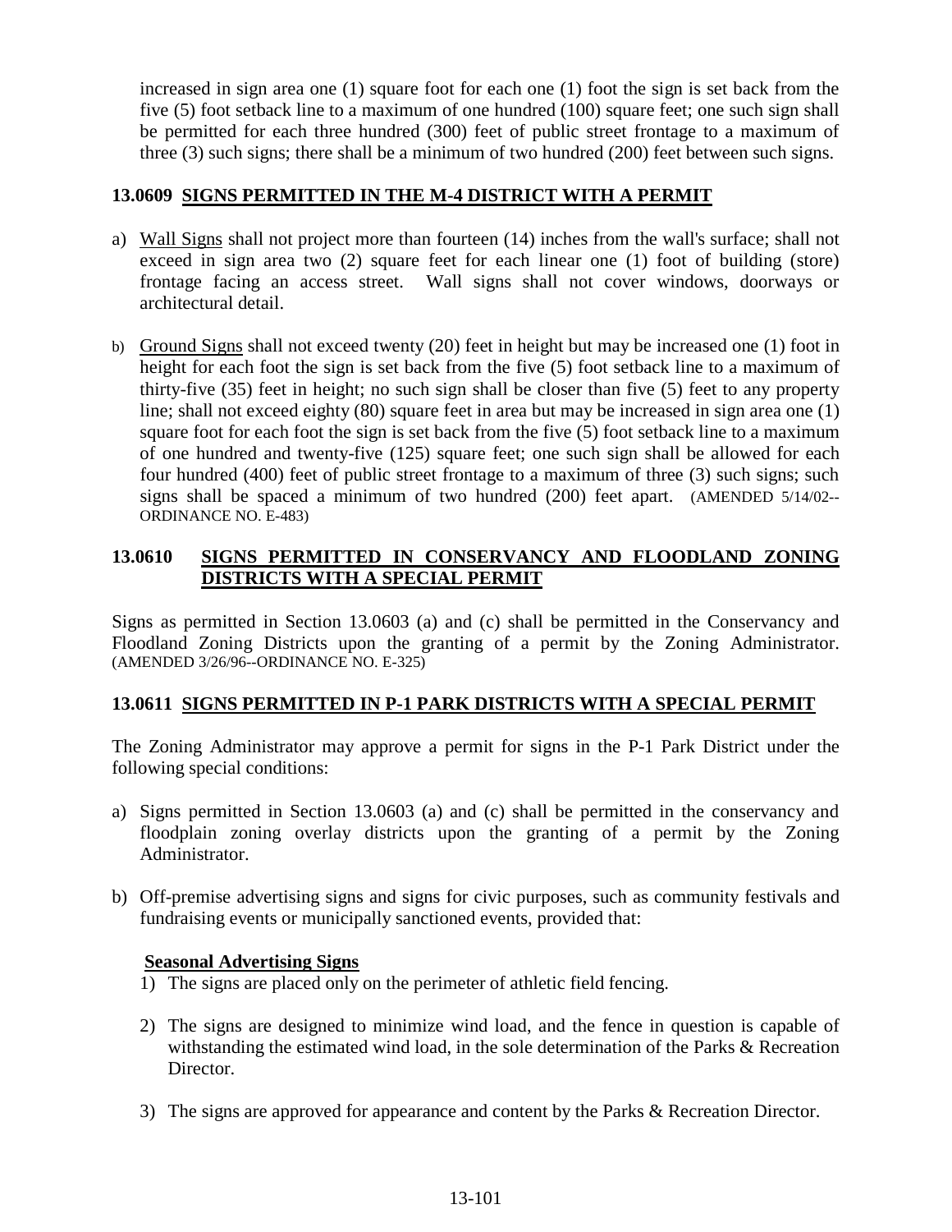increased in sign area one (1) square foot for each one (1) foot the sign is set back from the five (5) foot setback line to a maximum of one hundred (100) square feet; one such sign shall be permitted for each three hundred (300) feet of public street frontage to a maximum of three (3) such signs; there shall be a minimum of two hundred (200) feet between such signs.

## 13.0609 SIGNS PERMITTED IN THE M-4 DISTRICT WITH A PERMIT

a) Wall Signs shall not project more than fourteen (14) inches from the wall's surface; shall not exceed in sign area two (2) square feet for each linear one (1) foot of building (store) frontage facing an access street. Wall signs shall not cover windows, doorways or architectural detail.

b) Ground Signs shall not exceed twenty (20) feet in height but may be increased one (1) foot in height for each foot the sign is set back from the five (5) foot setback line to a maximum of thirty-five (35) feet in height; no such sign shall be closer than five (5) feet to any property line; shall not exceed eighty (80) square feet in area but may be increased in sign area one (1) square foot for each foot the sign is set back from the five (5) foot setback line to a maximum of one hundred and twenty-five (125) square feet; one such sign shall be allowed for each four hundred (400) feet of public street frontage to a maximum of three (3) such signs; such signs shall be spaced a minimum of two hundred (200) feet apart. (AMENDED 5/14/02--ORDINANCE NO. E-483)

## 13.0610 SIGNS PERMITTED IN CONSERVANCY AND FLOODLAND ZONING DISTRICTS WITH A SPECIAL PERMIT

Signs as permitted in Section 13.0603 (a) and (c) shall be permitted in the Conservancy and Floodland Zoning Districts upon the granting of a permit by the Zoning Administrator. (AMENDED 3/26/96--ORDINANCE NO. E-325)

## 13.0611 SIGNS PERMITTED IN P-1 PARK DISTRICTS WITH A SPECIAL PERMIT

The Zoning Administrator may approve a permit for signs in the P-1 Park District under the following special conditions:

a) Signs permitted in Section 13.0603 (a) and (c) shall be permitted in the conservancy and floodplain zoning overlay districts upon the granting of a permit by the Zoning Administrator.

b) Off-premise advertising signs and signs for civic purposes, such as community festivals and fundraising events or municipally sanctioned events, provided that:

**Seasonal Advertising Signs**

1) The signs are placed only on the perimeter of athletic field fencing.

2) The signs are designed to minimize wind load, and the fence in question is capable of withstanding the estimated wind load, in the sole determination of the Parks & Recreation Director.

3) The signs are approved for appearance and content by the Parks & Recreation Director.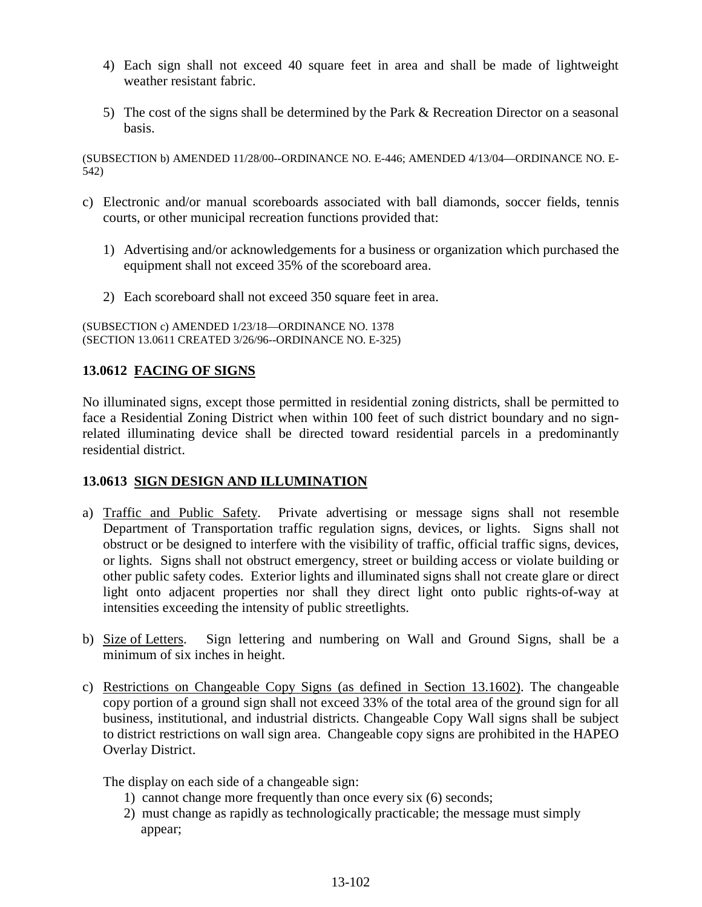4) Each sign shall not exceed 40 square feet in area and shall be made of lightweight weather resistant fabric.

5) The cost of the signs shall be determined by the Park & Recreation Director on a seasonal basis.

(SUBSECTION b) AMENDED 11/28/00--ORDINANCE NO. E-446; AMENDED 4/13/04—ORDINANCE NO. E-542)

c) Electronic and/or manual scoreboards associated with ball diamonds, soccer fields, tennis courts, or other municipal recreation functions provided that:

   1) Advertising and/or acknowledgements for a business or organization which purchased the equipment shall not exceed 35% of the scoreboard area.

   2) Each scoreboard shall not exceed 350 square feet in area.

(SUBSECTION c) AMENDED 1/23/18—ORDINANCE NO. 1378
(SECTION 13.0611 CREATED 3/26/96--ORDINANCE NO. E-325)

### 13.0612 FACING OF SIGNS

No illuminated signs, except those permitted in residential zoning districts, shall be permitted to face a Residential Zoning District when within 100 feet of such district boundary and no sign-related illuminating device shall be directed toward residential parcels in a predominantly residential district.

### 13.0613 SIGN DESIGN AND ILLUMINATION

a) Traffic and Public Safety. Private advertising or message signs shall not resemble Department of Transportation traffic regulation signs, devices, or lights. Signs shall not obstruct or be designed to interfere with the visibility of traffic, official traffic signs, devices, or lights. Signs shall not obstruct emergency, street or building access or violate building or other public safety codes. Exterior lights and illuminated signs shall not create glare or direct light onto adjacent properties nor shall they direct light onto public rights-of-way at intensities exceeding the intensity of public streetlights.

b) Size of Letters. Sign lettering and numbering on Wall and Ground Signs, shall be a minimum of six inches in height.

c) Restrictions on Changeable Copy Signs (as defined in Section 13.1602). The changeable copy portion of a ground sign shall not exceed 33% of the total area of the ground sign for all business, institutional, and industrial districts. Changeable Copy Wall signs shall be subject to district restrictions on wall sign area. Changeable copy signs are prohibited in the HAPEO Overlay District.

   The display on each side of a changeable sign:

   1) cannot change more frequently than once every six (6) seconds;
   2) must change as rapidly as technologically practicable; the message must simply appear;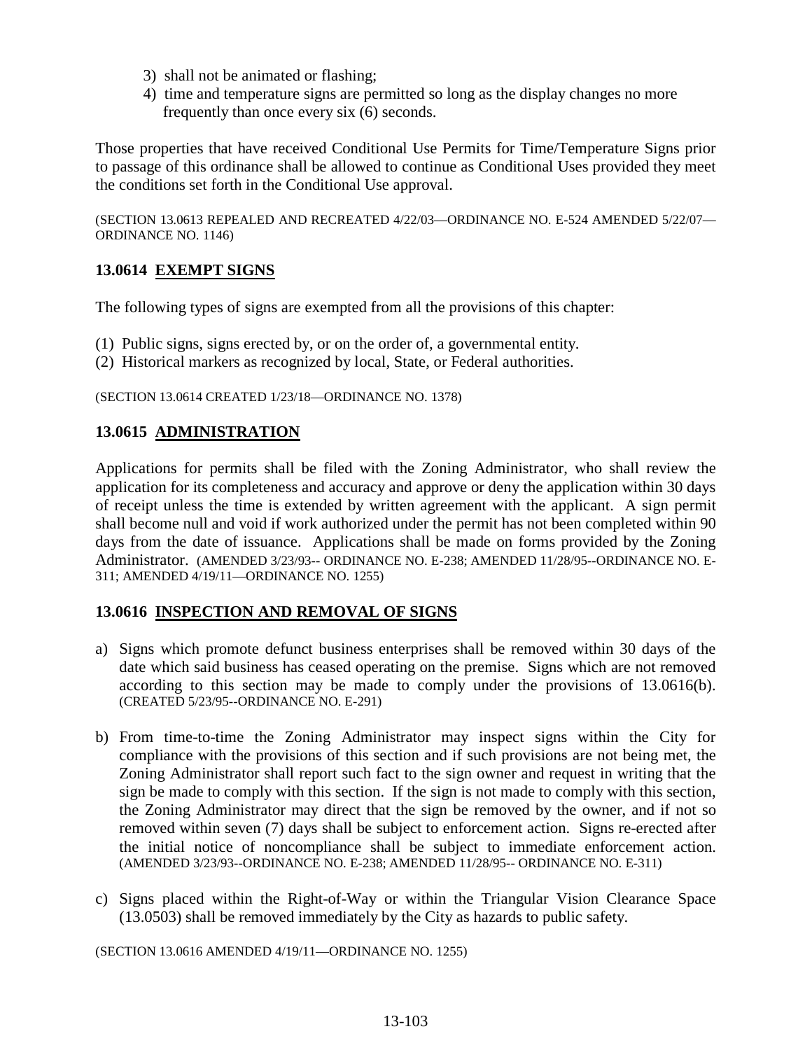3) shall not be animated or flashing;
4) time and temperature signs are permitted so long as the display changes no more frequently than once every six (6) seconds.

Those properties that have received Conditional Use Permits for Time/Temperature Signs prior to passage of this ordinance shall be allowed to continue as Conditional Uses provided they meet the conditions set forth in the Conditional Use approval.

(SECTION 13.0613 REPEALED AND RECREATED 4/22/03—ORDINANCE NO. E-524 AMENDED 5/22/07—ORDINANCE NO. 1146)

### 13.0614 EXEMPT SIGNS

The following types of signs are exempted from all the provisions of this chapter:

(1) Public signs, signs erected by, or on the order of, a governmental entity.
(2) Historical markers as recognized by local, State, or Federal authorities.

(SECTION 13.0614 CREATED 1/23/18—ORDINANCE NO. 1378)

### 13.0615 ADMINISTRATION

Applications for permits shall be filed with the Zoning Administrator, who shall review the application for its completeness and accuracy and approve or deny the application within 30 days of receipt unless the time is extended by written agreement with the applicant. A sign permit shall become null and void if work authorized under the permit has not been completed within 90 days from the date of issuance. Applications shall be made on forms provided by the Zoning Administrator. (AMENDED 3/23/93-- ORDINANCE NO. E-238; AMENDED 11/28/95--ORDINANCE NO. E-311; AMENDED 4/19/11—ORDINANCE NO. 1255)

### 13.0616 INSPECTION AND REMOVAL OF SIGNS

a) Signs which promote defunct business enterprises shall be removed within 30 days of the date which said business has ceased operating on the premise. Signs which are not removed according to this section may be made to comply under the provisions of 13.0616(b). (CREATED 5/23/95--ORDINANCE NO. E-291)

b) From time-to-time the Zoning Administrator may inspect signs within the City for compliance with the provisions of this section and if such provisions are not being met, the Zoning Administrator shall report such fact to the sign owner and request in writing that the sign be made to comply with this section. If the sign is not made to comply with this section, the Zoning Administrator may direct that the sign be removed by the owner, and if not so removed within seven (7) days shall be subject to enforcement action. Signs re-erected after the initial notice of noncompliance shall be subject to immediate enforcement action. (AMENDED 3/23/93--ORDINANCE NO. E-238; AMENDED 11/28/95-- ORDINANCE NO. E-311)

c) Signs placed within the Right-of-Way or within the Triangular Vision Clearance Space (13.0503) shall be removed immediately by the City as hazards to public safety.

(SECTION 13.0616 AMENDED 4/19/11—ORDINANCE NO. 1255)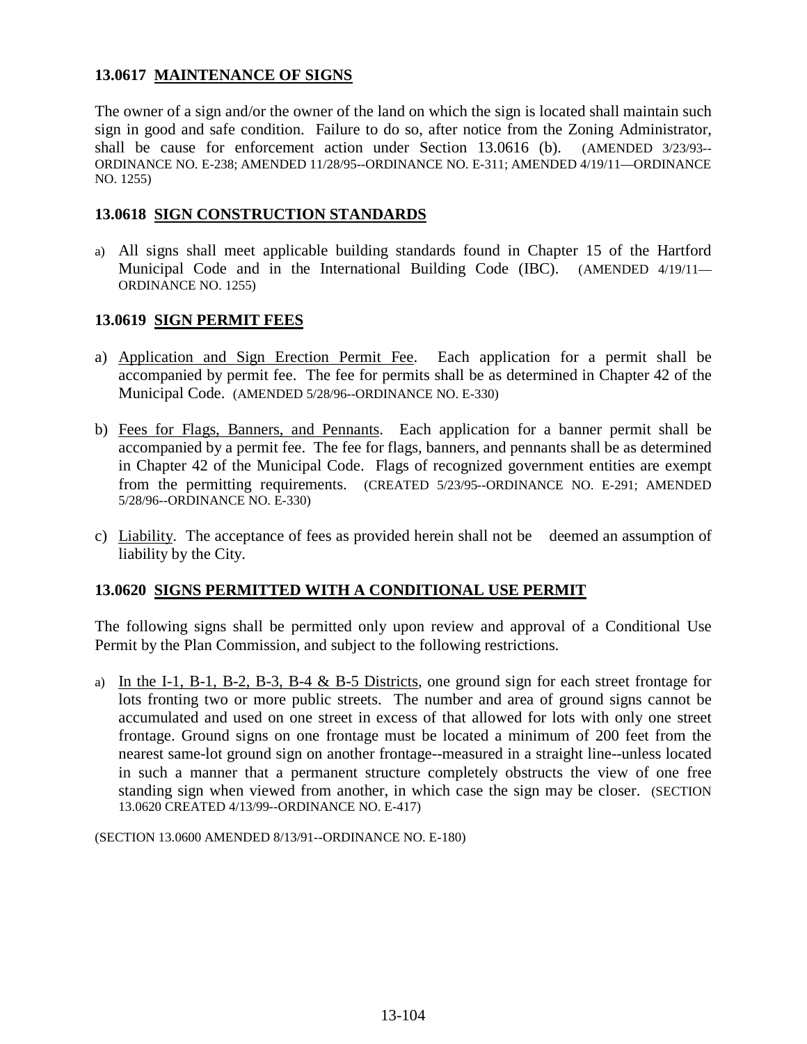### 13.0617 MAINTENANCE OF SIGNS

The owner of a sign and/or the owner of the land on which the sign is located shall maintain such sign in good and safe condition. Failure to do so, after notice from the Zoning Administrator, shall be cause for enforcement action under Section 13.0616 (b). (AMENDED 3/23/93--ORDINANCE NO. E-238; AMENDED 11/28/95--ORDINANCE NO. E-311; AMENDED 4/19/11—ORDINANCE NO. 1255)

### 13.0618 SIGN CONSTRUCTION STANDARDS

a) All signs shall meet applicable building standards found in Chapter 15 of the Hartford Municipal Code and in the International Building Code (IBC). (AMENDED 4/19/11—ORDINANCE NO. 1255)

### 13.0619 SIGN PERMIT FEES

a) Application and Sign Erection Permit Fee. Each application for a permit shall be accompanied by permit fee. The fee for permits shall be as determined in Chapter 42 of the Municipal Code. (AMENDED 5/28/96--ORDINANCE NO. E-330)

b) Fees for Flags, Banners, and Pennants. Each application for a banner permit shall be accompanied by a permit fee. The fee for flags, banners, and pennants shall be as determined in Chapter 42 of the Municipal Code. Flags of recognized government entities are exempt from the permitting requirements. (CREATED 5/23/95--ORDINANCE NO. E-291; AMENDED 5/28/96--ORDINANCE NO. E-330)

c) Liability. The acceptance of fees as provided herein shall not be deemed an assumption of liability by the City.

### 13.0620 SIGNS PERMITTED WITH A CONDITIONAL USE PERMIT

The following signs shall be permitted only upon review and approval of a Conditional Use Permit by the Plan Commission, and subject to the following restrictions.

a) In the I-1, B-1, B-2, B-3, B-4 & B-5 Districts, one ground sign for each street frontage for lots fronting two or more public streets. The number and area of ground signs cannot be accumulated and used on one street in excess of that allowed for lots with only one street frontage. Ground signs on one frontage must be located a minimum of 200 feet from the nearest same-lot ground sign on another frontage--measured in a straight line--unless located in such a manner that a permanent structure completely obstructs the view of one free standing sign when viewed from another, in which case the sign may be closer. (SECTION 13.0620 CREATED 4/13/99--ORDINANCE NO. E-417)

(SECTION 13.0600 AMENDED 8/13/91--ORDINANCE NO. E-180)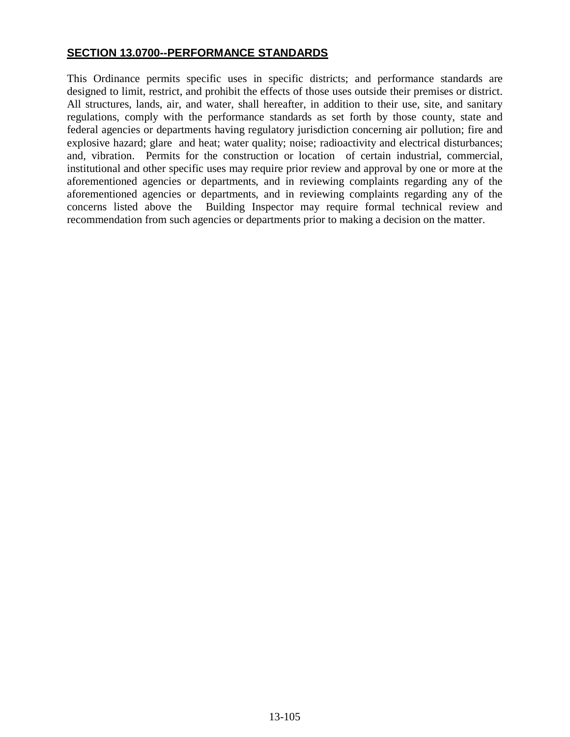## SECTION 13.0700--PERFORMANCE STANDARDS

This Ordinance permits specific uses in specific districts; and performance standards are designed to limit, restrict, and prohibit the effects of those uses outside their premises or district. All structures, lands, air, and water, shall hereafter, in addition to their use, site, and sanitary regulations, comply with the performance standards as set forth by those county, state and federal agencies or departments having regulatory jurisdiction concerning air pollution; fire and explosive hazard; glare and heat; water quality; noise; radioactivity and electrical disturbances; and, vibration. Permits for the construction or location of certain industrial, commercial, institutional and other specific uses may require prior review and approval by one or more at the aforementioned agencies or departments, and in reviewing complaints regarding any of the aforementioned agencies or departments, and in reviewing complaints regarding any of the concerns listed above the Building Inspector may require formal technical review and recommendation from such agencies or departments prior to making a decision on the matter.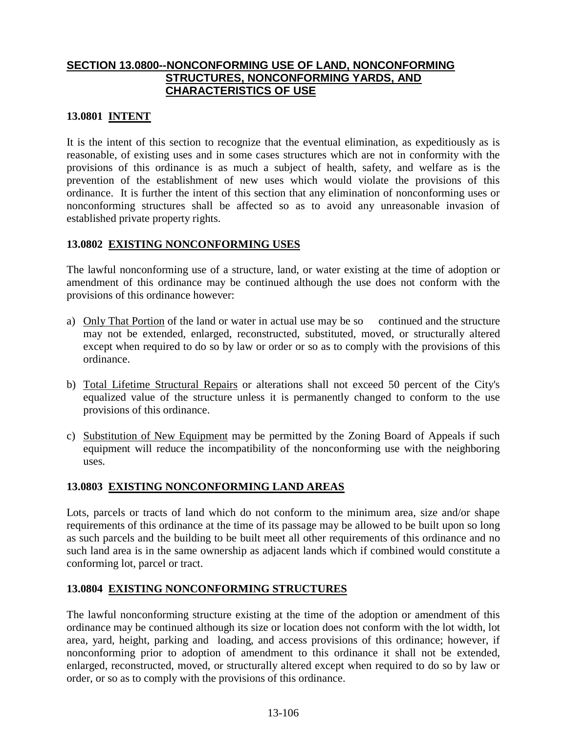## SECTION 13.0800--NONCONFORMING USE OF LAND, NONCONFORMING STRUCTURES, NONCONFORMING YARDS, AND CHARACTERISTICS OF USE

### 13.0801 INTENT

It is the intent of this section to recognize that the eventual elimination, as expeditiously as is reasonable, of existing uses and in some cases structures which are not in conformity with the provisions of this ordinance is as much a subject of health, safety, and welfare as is the prevention of the establishment of new uses which would violate the provisions of this ordinance. It is further the intent of this section that any elimination of nonconforming uses or nonconforming structures shall be affected so as to avoid any unreasonable invasion of established private property rights.

### 13.0802 EXISTING NONCONFORMING USES

The lawful nonconforming use of a structure, land, or water existing at the time of adoption or amendment of this ordinance may be continued although the use does not conform with the provisions of this ordinance however:

a) Only That Portion of the land or water in actual use may be so continued and the structure may not be extended, enlarged, reconstructed, substituted, moved, or structurally altered except when required to do so by law or order or so as to comply with the provisions of this ordinance.

b) Total Lifetime Structural Repairs or alterations shall not exceed 50 percent of the City's equalized value of the structure unless it is permanently changed to conform to the use provisions of this ordinance.

c) Substitution of New Equipment may be permitted by the Zoning Board of Appeals if such equipment will reduce the incompatibility of the nonconforming use with the neighboring uses.

### 13.0803 EXISTING NONCONFORMING LAND AREAS

Lots, parcels or tracts of land which do not conform to the minimum area, size and/or shape requirements of this ordinance at the time of its passage may be allowed to be built upon so long as such parcels and the building to be built meet all other requirements of this ordinance and no such land area is in the same ownership as adjacent lands which if combined would constitute a conforming lot, parcel or tract.

### 13.0804 EXISTING NONCONFORMING STRUCTURES

The lawful nonconforming structure existing at the time of the adoption or amendment of this ordinance may be continued although its size or location does not conform with the lot width, lot area, yard, height, parking and loading, and access provisions of this ordinance; however, if nonconforming prior to adoption of amendment to this ordinance it shall not be extended, enlarged, reconstructed, moved, or structurally altered except when required to do so by law or order, or so as to comply with the provisions of this ordinance.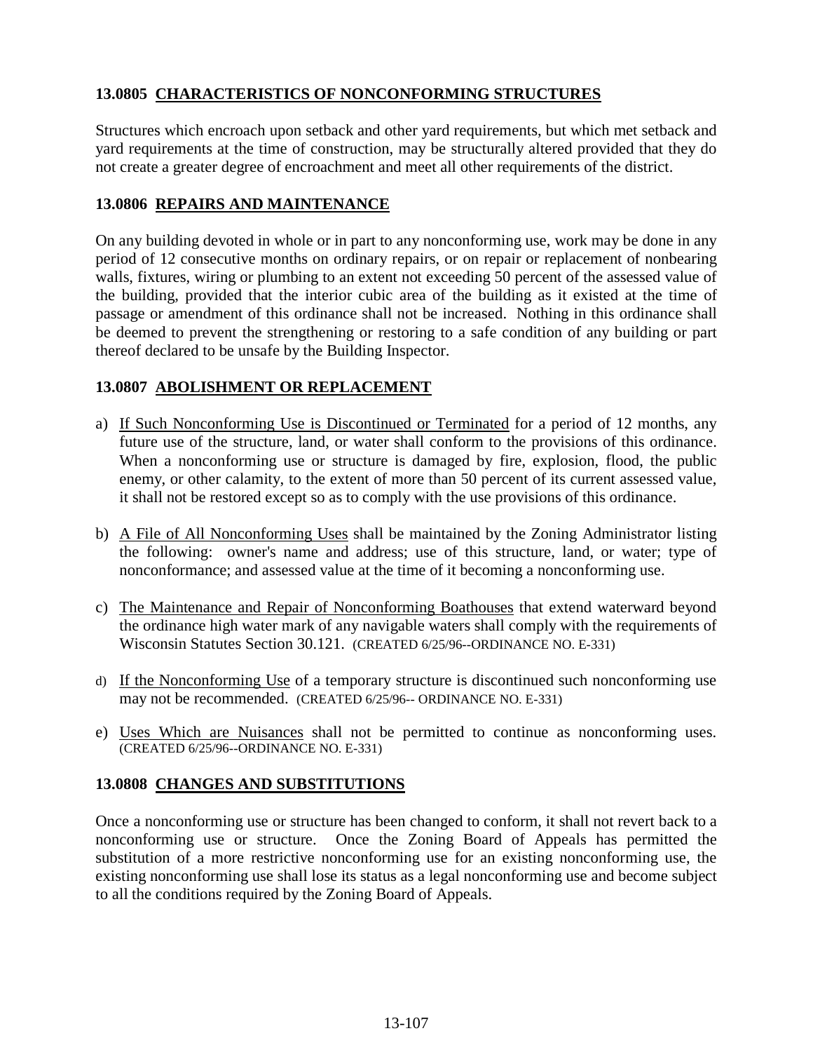### 13.0805 CHARACTERISTICS OF NONCONFORMING STRUCTURES

Structures which encroach upon setback and other yard requirements, but which met setback and yard requirements at the time of construction, may be structurally altered provided that they do not create a greater degree of encroachment and meet all other requirements of the district.

### 13.0806 REPAIRS AND MAINTENANCE

On any building devoted in whole or in part to any nonconforming use, work may be done in any period of 12 consecutive months on ordinary repairs, or on repair or replacement of nonbearing walls, fixtures, wiring or plumbing to an extent not exceeding 50 percent of the assessed value of the building, provided that the interior cubic area of the building as it existed at the time of passage or amendment of this ordinance shall not be increased. Nothing in this ordinance shall be deemed to prevent the strengthening or restoring to a safe condition of any building or part thereof declared to be unsafe by the Building Inspector.

### 13.0807 ABOLISHMENT OR REPLACEMENT

a) If Such Nonconforming Use is Discontinued or Terminated for a period of 12 months, any future use of the structure, land, or water shall conform to the provisions of this ordinance. When a nonconforming use or structure is damaged by fire, explosion, flood, the public enemy, or other calamity, to the extent of more than 50 percent of its current assessed value, it shall not be restored except so as to comply with the use provisions of this ordinance.

b) A File of All Nonconforming Uses shall be maintained by the Zoning Administrator listing the following: owner's name and address; use of this structure, land, or water; type of nonconformance; and assessed value at the time of it becoming a nonconforming use.

c) The Maintenance and Repair of Nonconforming Boathouses that extend waterward beyond the ordinance high water mark of any navigable waters shall comply with the requirements of Wisconsin Statutes Section 30.121. (CREATED 6/25/96--ORDINANCE NO. E-331)

d) If the Nonconforming Use of a temporary structure is discontinued such nonconforming use may not be recommended. (CREATED 6/25/96-- ORDINANCE NO. E-331)

e) Uses Which are Nuisances shall not be permitted to continue as nonconforming uses. (CREATED 6/25/96--ORDINANCE NO. E-331)

### 13.0808 CHANGES AND SUBSTITUTIONS

Once a nonconforming use or structure has been changed to conform, it shall not revert back to a nonconforming use or structure. Once the Zoning Board of Appeals has permitted the substitution of a more restrictive nonconforming use for an existing nonconforming use, the existing nonconforming use shall lose its status as a legal nonconforming use and become subject to all the conditions required by the Zoning Board of Appeals.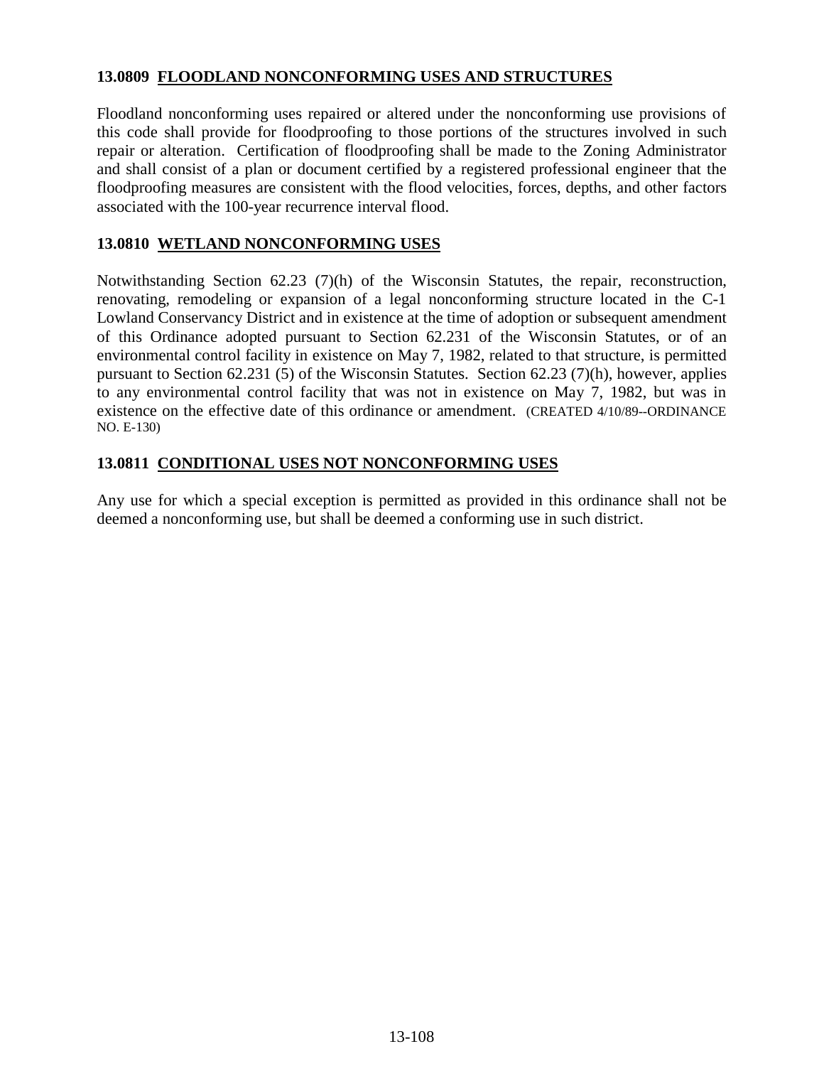### 13.0809 FLOODLAND NONCONFORMING USES AND STRUCTURES

Floodland nonconforming uses repaired or altered under the nonconforming use provisions of this code shall provide for floodproofing to those portions of the structures involved in such repair or alteration. Certification of floodproofing shall be made to the Zoning Administrator and shall consist of a plan or document certified by a registered professional engineer that the floodproofing measures are consistent with the flood velocities, forces, depths, and other factors associated with the 100-year recurrence interval flood.

### 13.0810 WETLAND NONCONFORMING USES

Notwithstanding Section 62.23 (7)(h) of the Wisconsin Statutes, the repair, reconstruction, renovating, remodeling or expansion of a legal nonconforming structure located in the C-1 Lowland Conservancy District and in existence at the time of adoption or subsequent amendment of this Ordinance adopted pursuant to Section 62.231 of the Wisconsin Statutes, or of an environmental control facility in existence on May 7, 1982, related to that structure, is permitted pursuant to Section 62.231 (5) of the Wisconsin Statutes. Section 62.23 (7)(h), however, applies to any environmental control facility that was not in existence on May 7, 1982, but was in existence on the effective date of this ordinance or amendment. (CREATED 4/10/89--ORDINANCE NO. E-130)

### 13.0811 CONDITIONAL USES NOT NONCONFORMING USES

Any use for which a special exception is permitted as provided in this ordinance shall not be deemed a nonconforming use, but shall be deemed a conforming use in such district.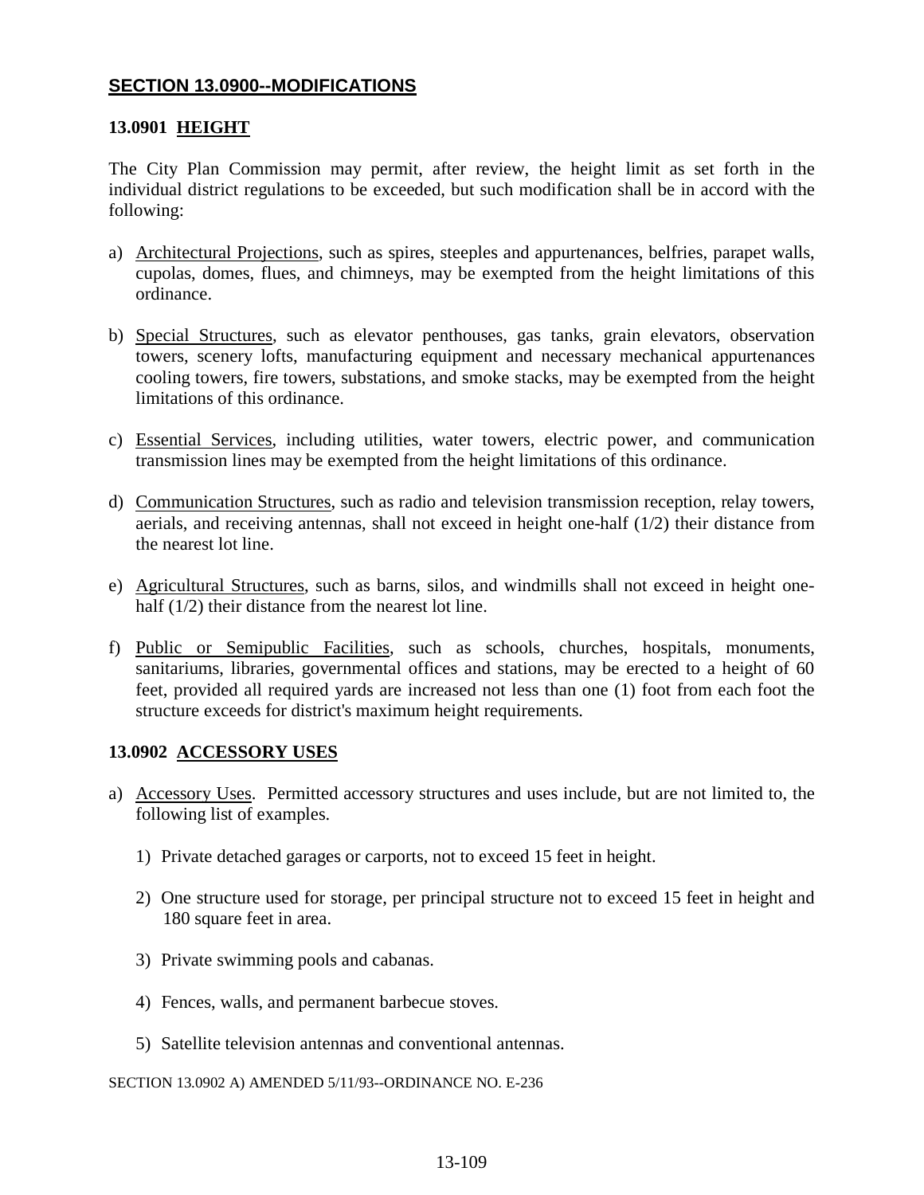## SECTION 13.0900--MODIFICATIONS

### 13.0901 HEIGHT

The City Plan Commission may permit, after review, the height limit as set forth in the individual district regulations to be exceeded, but such modification shall be in accord with the following:

a) Architectural Projections, such as spires, steeples and appurtenances, belfries, parapet walls, cupolas, domes, flues, and chimneys, may be exempted from the height limitations of this ordinance.

b) Special Structures, such as elevator penthouses, gas tanks, grain elevators, observation towers, scenery lofts, manufacturing equipment and necessary mechanical appurtenances cooling towers, fire towers, substations, and smoke stacks, may be exempted from the height limitations of this ordinance.

c) Essential Services, including utilities, water towers, electric power, and communication transmission lines may be exempted from the height limitations of this ordinance.

d) Communication Structures, such as radio and television transmission reception, relay towers, aerials, and receiving antennas, shall not exceed in height one-half (1/2) their distance from the nearest lot line.

e) Agricultural Structures, such as barns, silos, and windmills shall not exceed in height one-half (1/2) their distance from the nearest lot line.

f) Public or Semipublic Facilities, such as schools, churches, hospitals, monuments, sanitariums, libraries, governmental offices and stations, may be erected to a height of 60 feet, provided all required yards are increased not less than one (1) foot from each foot the structure exceeds for district's maximum height requirements.

### 13.0902 ACCESSORY USES

a) Accessory Uses. Permitted accessory structures and uses include, but are not limited to, the following list of examples.

   1) Private detached garages or carports, not to exceed 15 feet in height.

   2) One structure used for storage, per principal structure not to exceed 15 feet in height and 180 square feet in area.

   3) Private swimming pools and cabanas.

   4) Fences, walls, and permanent barbecue stoves.

   5) Satellite television antennas and conventional antennas.

SECTION 13.0902 A) AMENDED 5/11/93--ORDINANCE NO. E-236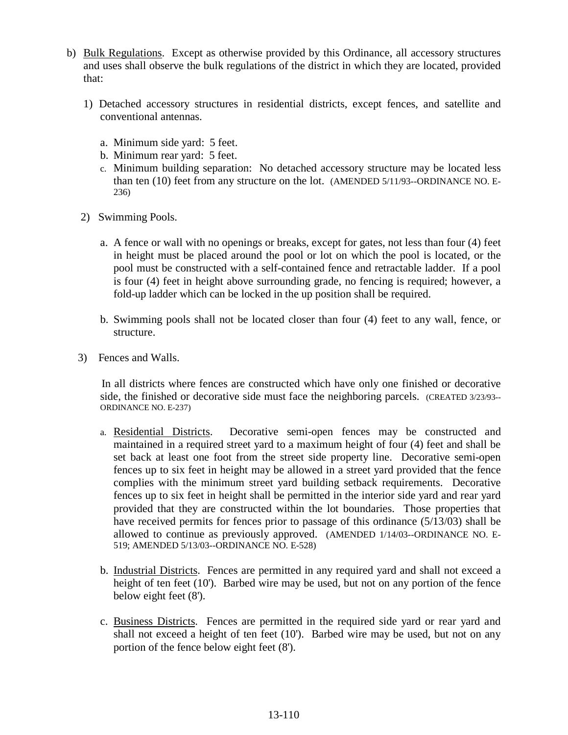b) Bulk Regulations. Except as otherwise provided by this Ordinance, all accessory structures and uses shall observe the bulk regulations of the district in which they are located, provided that:

   1) Detached accessory structures in residential districts, except fences, and satellite and conventional antennas.

      a. Minimum side yard: 5 feet.
      b. Minimum rear yard: 5 feet.
      c. Minimum building separation: No detached accessory structure may be located less than ten (10) feet from any structure on the lot. (AMENDED 5/11/93--ORDINANCE NO. E-236)

   2) Swimming Pools.

      a. A fence or wall with no openings or breaks, except for gates, not less than four (4) feet in height must be placed around the pool or lot on which the pool is located, or the pool must be constructed with a self-contained fence and retractable ladder. If a pool is four (4) feet in height above surrounding grade, no fencing is required; however, a fold-up ladder which can be locked in the up position shall be required.

      b. Swimming pools shall not be located closer than four (4) feet to any wall, fence, or structure.

   3) Fences and Walls.

      In all districts where fences are constructed which have only one finished or decorative side, the finished or decorative side must face the neighboring parcels. (CREATED 3/23/93--ORDINANCE NO. E-237)

      a. Residential Districts. Decorative semi-open fences may be constructed and maintained in a required street yard to a maximum height of four (4) feet and shall be set back at least one foot from the street side property line. Decorative semi-open fences up to six feet in height may be allowed in a street yard provided that the fence complies with the minimum street yard building setback requirements. Decorative fences up to six feet in height shall be permitted in the interior side yard and rear yard provided that they are constructed within the lot boundaries. Those properties that have received permits for fences prior to passage of this ordinance (5/13/03) shall be allowed to continue as previously approved. (AMENDED 1/14/03--ORDINANCE NO. E-519; AMENDED 5/13/03--ORDINANCE NO. E-528)

      b. Industrial Districts. Fences are permitted in any required yard and shall not exceed a height of ten feet (10'). Barbed wire may be used, but not on any portion of the fence below eight feet (8').

      c. Business Districts. Fences are permitted in the required side yard or rear yard and shall not exceed a height of ten feet (10'). Barbed wire may be used, but not on any portion of the fence below eight feet (8').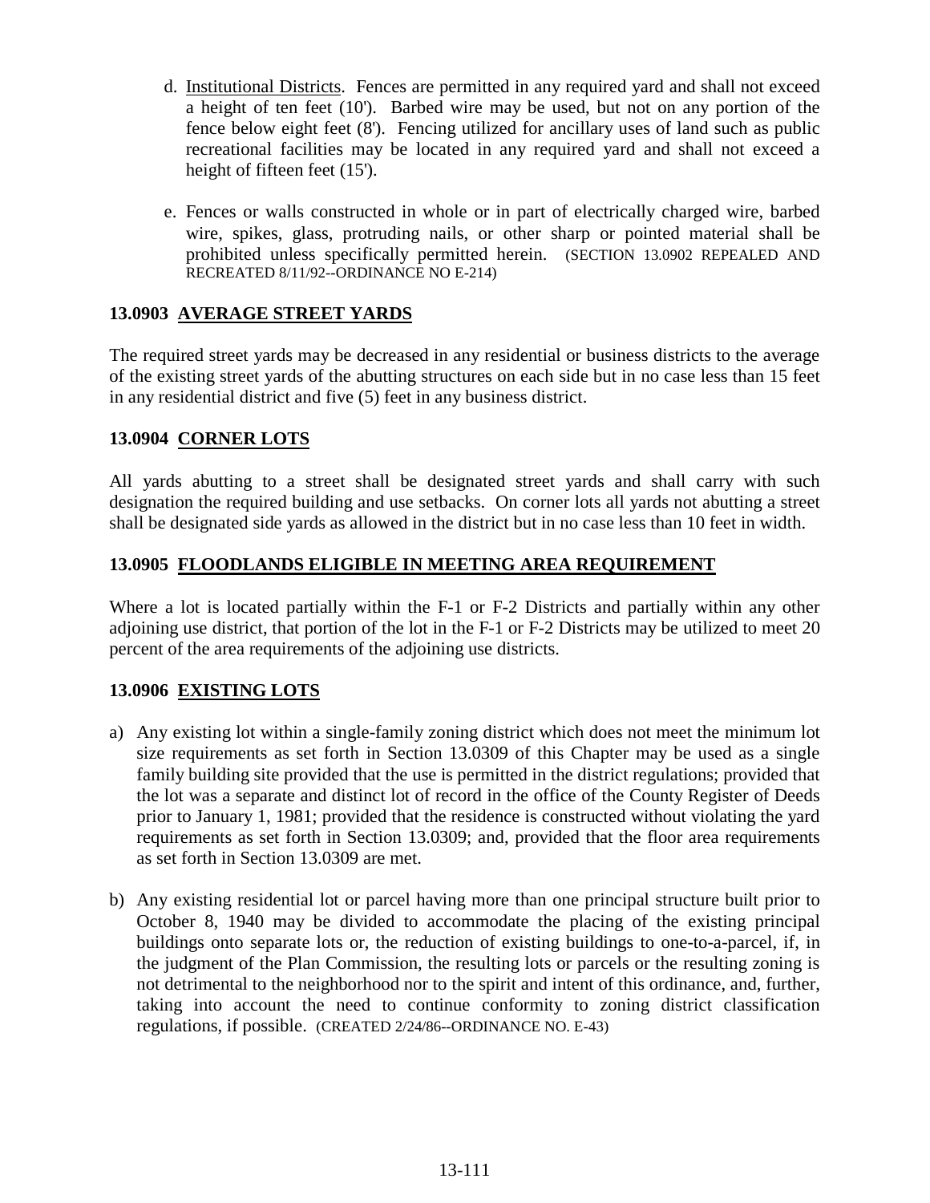d. Institutional Districts. Fences are permitted in any required yard and shall not exceed a height of ten feet (10'). Barbed wire may be used, but not on any portion of the fence below eight feet (8'). Fencing utilized for ancillary uses of land such as public recreational facilities may be located in any required yard and shall not exceed a height of fifteen feet (15').

e. Fences or walls constructed in whole or in part of electrically charged wire, barbed wire, spikes, glass, protruding nails, or other sharp or pointed material shall be prohibited unless specifically permitted herein. (SECTION 13.0902 REPEALED AND RECREATED 8/11/92--ORDINANCE NO E-214)

### 13.0903 AVERAGE STREET YARDS

The required street yards may be decreased in any residential or business districts to the average of the existing street yards of the abutting structures on each side but in no case less than 15 feet in any residential district and five (5) feet in any business district.

### 13.0904 CORNER LOTS

All yards abutting to a street shall be designated street yards and shall carry with such designation the required building and use setbacks. On corner lots all yards not abutting a street shall be designated side yards as allowed in the district but in no case less than 10 feet in width.

### 13.0905 FLOODLANDS ELIGIBLE IN MEETING AREA REQUIREMENT

Where a lot is located partially within the F-1 or F-2 Districts and partially within any other adjoining use district, that portion of the lot in the F-1 or F-2 Districts may be utilized to meet 20 percent of the area requirements of the adjoining use districts.

### 13.0906 EXISTING LOTS

a) Any existing lot within a single-family zoning district which does not meet the minimum lot size requirements as set forth in Section 13.0309 of this Chapter may be used as a single family building site provided that the use is permitted in the district regulations; provided that the lot was a separate and distinct lot of record in the office of the County Register of Deeds prior to January 1, 1981; provided that the residence is constructed without violating the yard requirements as set forth in Section 13.0309; and, provided that the floor area requirements as set forth in Section 13.0309 are met.

b) Any existing residential lot or parcel having more than one principal structure built prior to October 8, 1940 may be divided to accommodate the placing of the existing principal buildings onto separate lots or, the reduction of existing buildings to one-to-a-parcel, if, in the judgment of the Plan Commission, the resulting lots or parcels or the resulting zoning is not detrimental to the neighborhood nor to the spirit and intent of this ordinance, and, further, taking into account the need to continue conformity to zoning district classification regulations, if possible. (CREATED 2/24/86--ORDINANCE NO. E-43)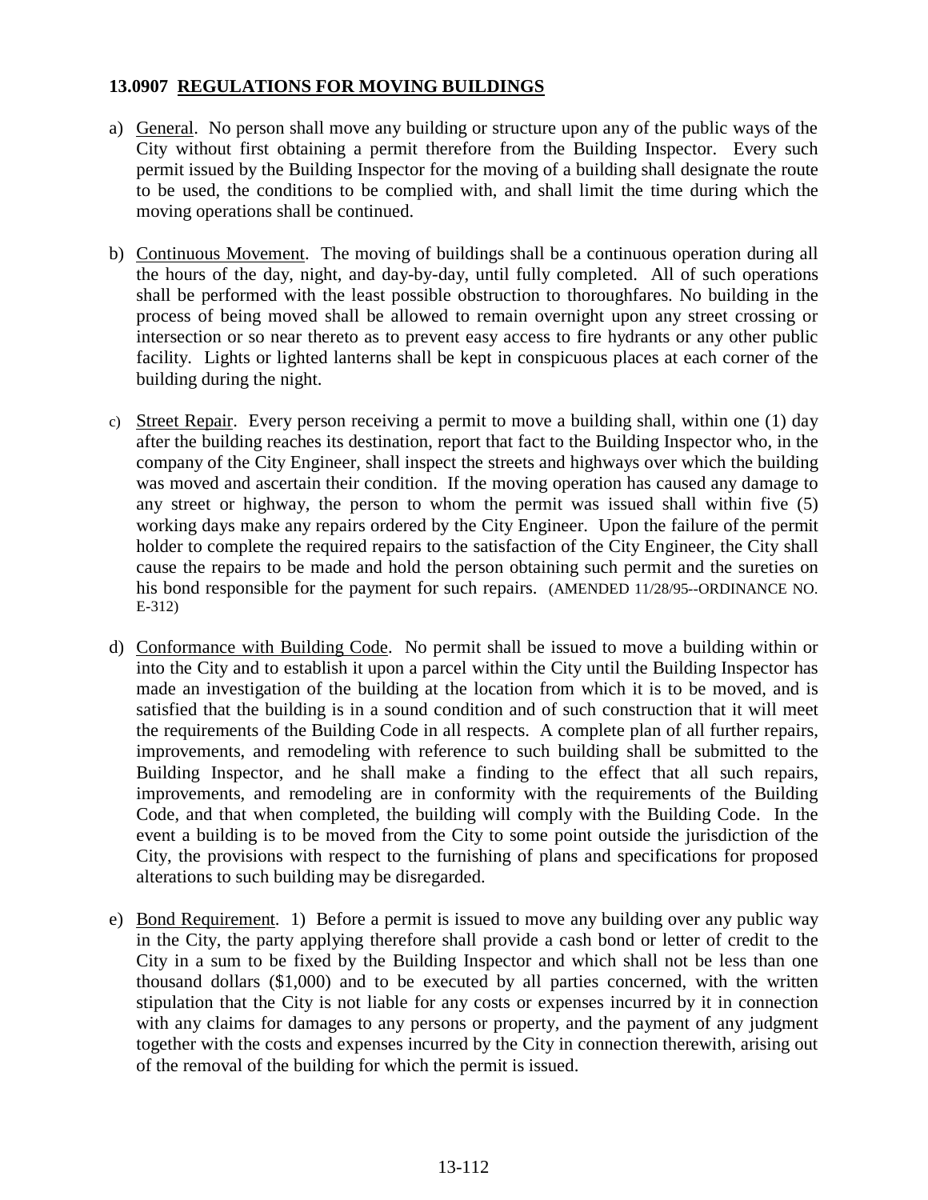### 13.0907 REGULATIONS FOR MOVING BUILDINGS

a) General. No person shall move any building or structure upon any of the public ways of the City without first obtaining a permit therefore from the Building Inspector. Every such permit issued by the Building Inspector for the moving of a building shall designate the route to be used, the conditions to be complied with, and shall limit the time during which the moving operations shall be continued.

b) Continuous Movement. The moving of buildings shall be a continuous operation during all the hours of the day, night, and day-by-day, until fully completed. All of such operations shall be performed with the least possible obstruction to thoroughfares. No building in the process of being moved shall be allowed to remain overnight upon any street crossing or intersection or so near thereto as to prevent easy access to fire hydrants or any other public facility. Lights or lighted lanterns shall be kept in conspicuous places at each corner of the building during the night.

c) Street Repair. Every person receiving a permit to move a building shall, within one (1) day after the building reaches its destination, report that fact to the Building Inspector who, in the company of the City Engineer, shall inspect the streets and highways over which the building was moved and ascertain their condition. If the moving operation has caused any damage to any street or highway, the person to whom the permit was issued shall within five (5) working days make any repairs ordered by the City Engineer. Upon the failure of the permit holder to complete the required repairs to the satisfaction of the City Engineer, the City shall cause the repairs to be made and hold the person obtaining such permit and the sureties on his bond responsible for the payment for such repairs. (AMENDED 11/28/95--ORDINANCE NO. E-312)

d) Conformance with Building Code. No permit shall be issued to move a building within or into the City and to establish it upon a parcel within the City until the Building Inspector has made an investigation of the building at the location from which it is to be moved, and is satisfied that the building is in a sound condition and of such construction that it will meet the requirements of the Building Code in all respects. A complete plan of all further repairs, improvements, and remodeling with reference to such building shall be submitted to the Building Inspector, and he shall make a finding to the effect that all such repairs, improvements, and remodeling are in conformity with the requirements of the Building Code, and that when completed, the building will comply with the Building Code. In the event a building is to be moved from the City to some point outside the jurisdiction of the City, the provisions with respect to the furnishing of plans and specifications for proposed alterations to such building may be disregarded.

e) Bond Requirement. 1) Before a permit is issued to move any building over any public way in the City, the party applying therefore shall provide a cash bond or letter of credit to the City in a sum to be fixed by the Building Inspector and which shall not be less than one thousand dollars ($1,000) and to be executed by all parties concerned, with the written stipulation that the City is not liable for any costs or expenses incurred by it in connection with any claims for damages to any persons or property, and the payment of any judgment together with the costs and expenses incurred by the City in connection therewith, arising out of the removal of the building for which the permit is issued.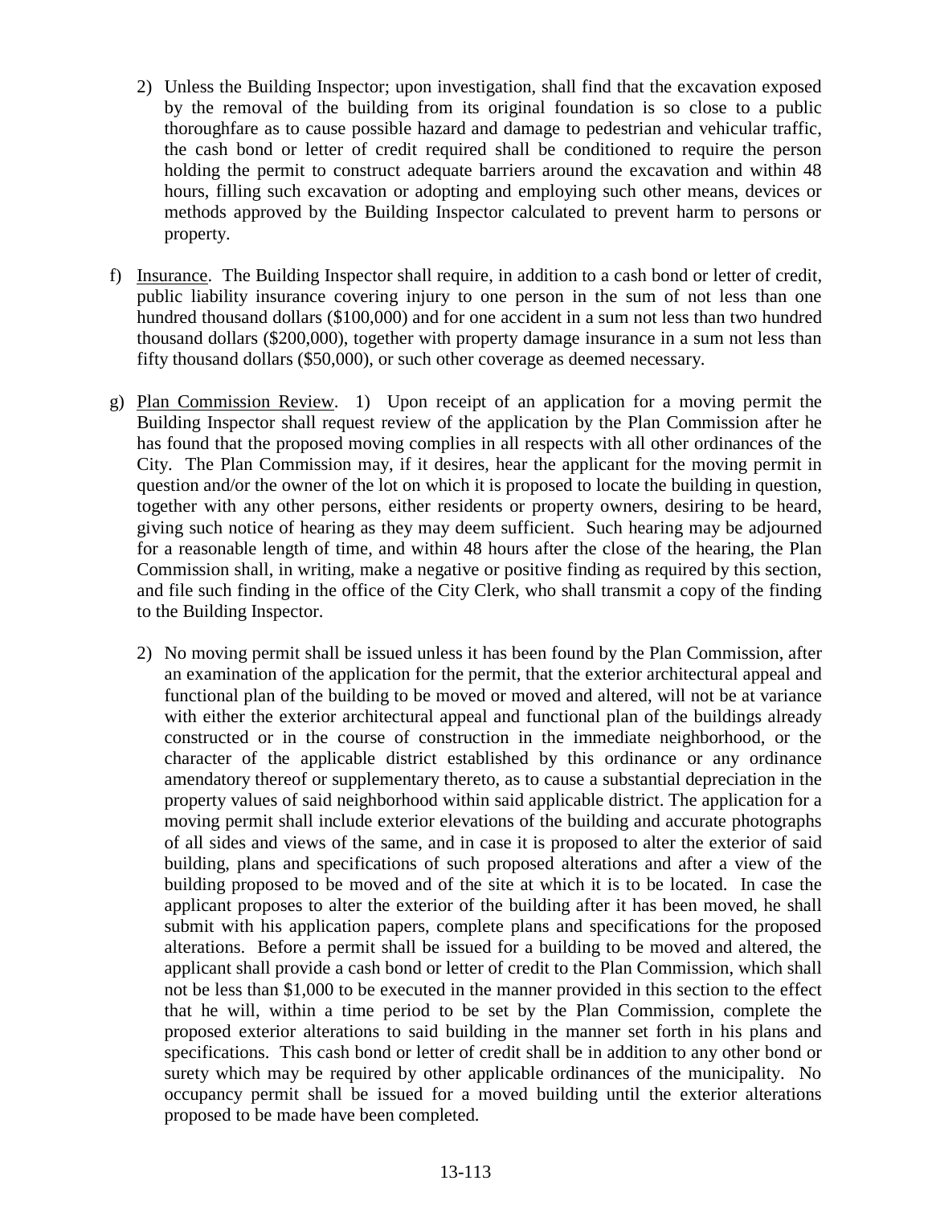2) Unless the Building Inspector; upon investigation, shall find that the excavation exposed by the removal of the building from its original foundation is so close to a public thoroughfare as to cause possible hazard and damage to pedestrian and vehicular traffic, the cash bond or letter of credit required shall be conditioned to require the person holding the permit to construct adequate barriers around the excavation and within 48 hours, filling such excavation or adopting and employing such other means, devices or methods approved by the Building Inspector calculated to prevent harm to persons or property.

f) Insurance. The Building Inspector shall require, in addition to a cash bond or letter of credit, public liability insurance covering injury to one person in the sum of not less than one hundred thousand dollars ($100,000) and for one accident in a sum not less than two hundred thousand dollars ($200,000), together with property damage insurance in a sum not less than fifty thousand dollars ($50,000), or such other coverage as deemed necessary.

g) Plan Commission Review. 1) Upon receipt of an application for a moving permit the Building Inspector shall request review of the application by the Plan Commission after he has found that the proposed moving complies in all respects with all other ordinances of the City. The Plan Commission may, if it desires, hear the applicant for the moving permit in question and/or the owner of the lot on which it is proposed to locate the building in question, together with any other persons, either residents or property owners, desiring to be heard, giving such notice of hearing as they may deem sufficient. Such hearing may be adjourned for a reasonable length of time, and within 48 hours after the close of the hearing, the Plan Commission shall, in writing, make a negative or positive finding as required by this section, and file such finding in the office of the City Clerk, who shall transmit a copy of the finding to the Building Inspector.

2) No moving permit shall be issued unless it has been found by the Plan Commission, after an examination of the application for the permit, that the exterior architectural appeal and functional plan of the building to be moved or moved and altered, will not be at variance with either the exterior architectural appeal and functional plan of the buildings already constructed or in the course of construction in the immediate neighborhood, or the character of the applicable district established by this ordinance or any ordinance amendatory thereof or supplementary thereto, as to cause a substantial depreciation in the property values of said neighborhood within said applicable district. The application for a moving permit shall include exterior elevations of the building and accurate photographs of all sides and views of the same, and in case it is proposed to alter the exterior of said building, plans and specifications of such proposed alterations and after a view of the building proposed to be moved and of the site at which it is to be located. In case the applicant proposes to alter the exterior of the building after it has been moved, he shall submit with his application papers, complete plans and specifications for the proposed alterations. Before a permit shall be issued for a building to be moved and altered, the applicant shall provide a cash bond or letter of credit to the Plan Commission, which shall not be less than $1,000 to be executed in the manner provided in this section to the effect that he will, within a time period to be set by the Plan Commission, complete the proposed exterior alterations to said building in the manner set forth in his plans and specifications. This cash bond or letter of credit shall be in addition to any other bond or surety which may be required by other applicable ordinances of the municipality. No occupancy permit shall be issued for a moved building until the exterior alterations proposed to be made have been completed.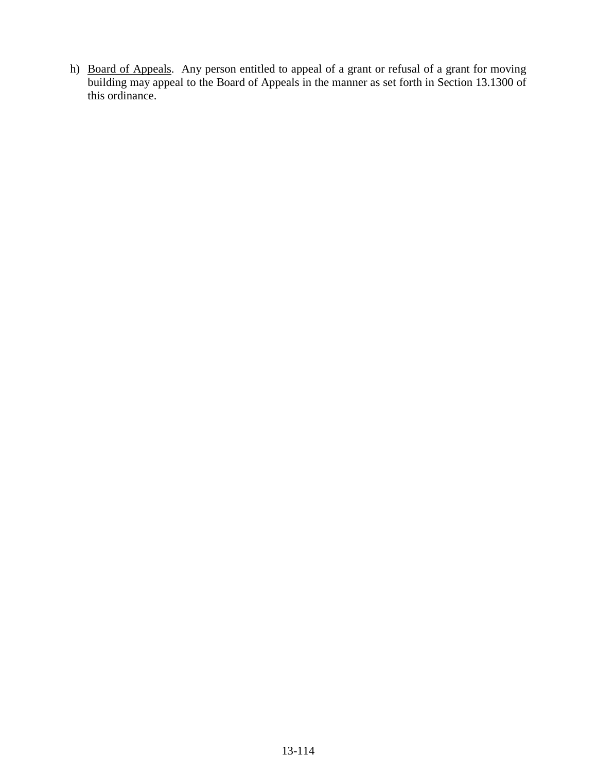h) Board of Appeals. Any person entitled to appeal of a grant or refusal of a grant for moving building may appeal to the Board of Appeals in the manner as set forth in Section 13.1300 of this ordinance.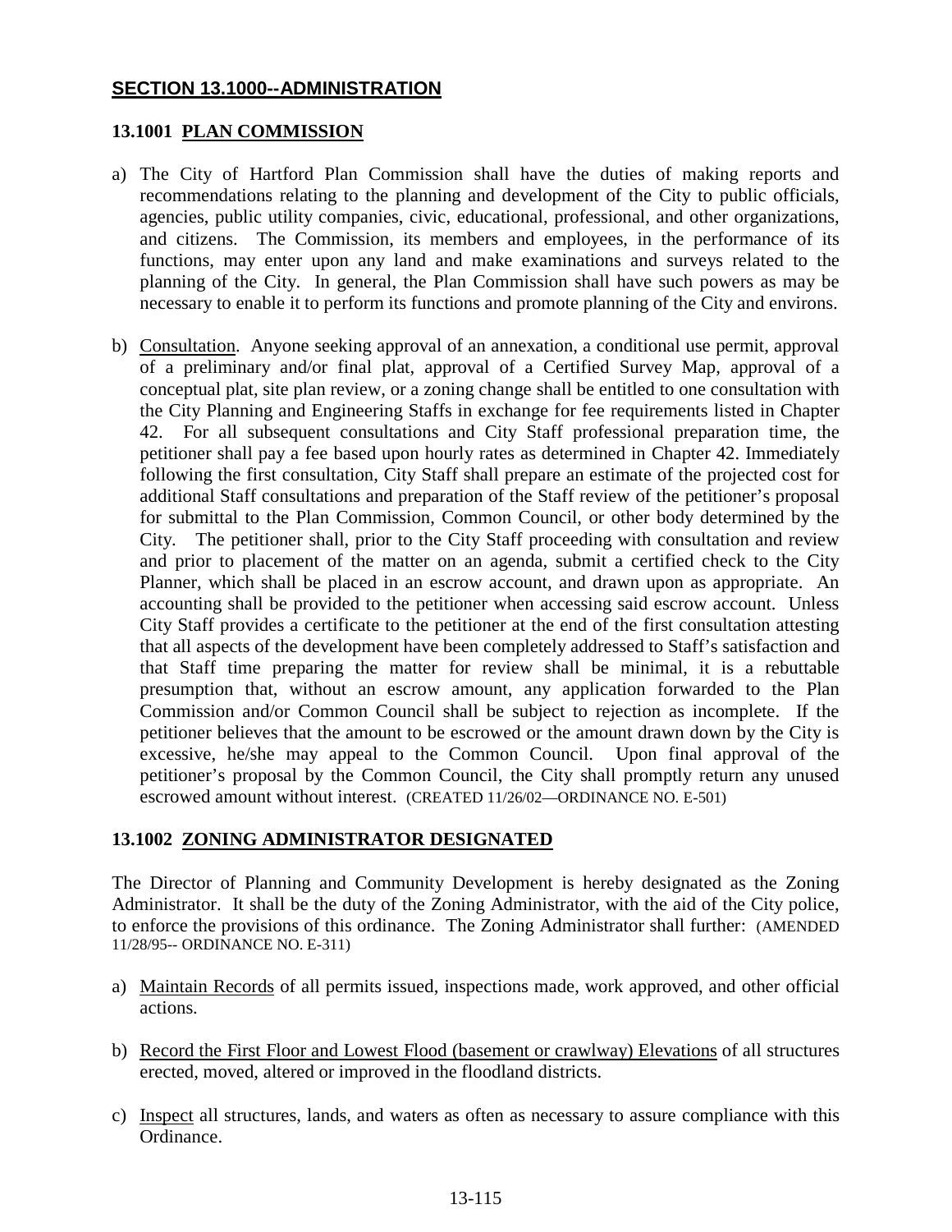## SECTION 13.1000--ADMINISTRATION

### 13.1001 PLAN COMMISSION

a) The City of Hartford Plan Commission shall have the duties of making reports and recommendations relating to the planning and development of the City to public officials, agencies, public utility companies, civic, educational, professional, and other organizations, and citizens. The Commission, its members and employees, in the performance of its functions, may enter upon any land and make examinations and surveys related to the planning of the City. In general, the Plan Commission shall have such powers as may be necessary to enable it to perform its functions and promote planning of the City and environs.

b) Consultation. Anyone seeking approval of an annexation, a conditional use permit, approval of a preliminary and/or final plat, approval of a Certified Survey Map, approval of a conceptual plat, site plan review, or a zoning change shall be entitled to one consultation with the City Planning and Engineering Staffs in exchange for fee requirements listed in Chapter 42. For all subsequent consultations and City Staff professional preparation time, the petitioner shall pay a fee based upon hourly rates as determined in Chapter 42. Immediately following the first consultation, City Staff shall prepare an estimate of the projected cost for additional Staff consultations and preparation of the Staff review of the petitioner's proposal for submittal to the Plan Commission, Common Council, or other body determined by the City. The petitioner shall, prior to the City Staff proceeding with consultation and review and prior to placement of the matter on an agenda, submit a certified check to the City Planner, which shall be placed in an escrow account, and drawn upon as appropriate. An accounting shall be provided to the petitioner when accessing said escrow account. Unless City Staff provides a certificate to the petitioner at the end of the first consultation attesting that all aspects of the development have been completely addressed to Staff's satisfaction and that Staff time preparing the matter for review shall be minimal, it is a rebuttable presumption that, without an escrow amount, any application forwarded to the Plan Commission and/or Common Council shall be subject to rejection as incomplete. If the petitioner believes that the amount to be escrowed or the amount drawn down by the City is excessive, he/she may appeal to the Common Council. Upon final approval of the petitioner's proposal by the Common Council, the City shall promptly return any unused escrowed amount without interest. (CREATED 11/26/02—ORDINANCE NO. E-501)

### 13.1002 ZONING ADMINISTRATOR DESIGNATED

The Director of Planning and Community Development is hereby designated as the Zoning Administrator. It shall be the duty of the Zoning Administrator, with the aid of the City police, to enforce the provisions of this ordinance. The Zoning Administrator shall further: (AMENDED 11/28/95-- ORDINANCE NO. E-311)

a) Maintain Records of all permits issued, inspections made, work approved, and other official actions.

b) Record the First Floor and Lowest Flood (basement or crawlway) Elevations of all structures erected, moved, altered or improved in the floodland districts.

c) Inspect all structures, lands, and waters as often as necessary to assure compliance with this Ordinance.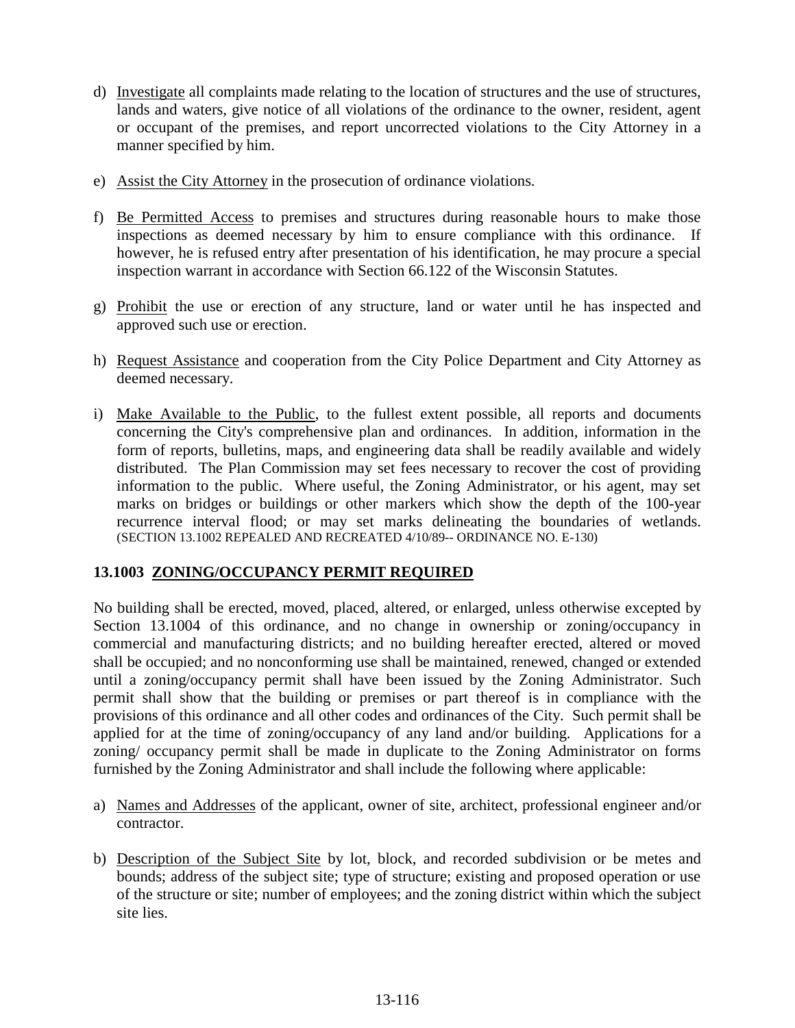d) Investigate all complaints made relating to the location of structures and the use of structures, lands and waters, give notice of all violations of the ordinance to the owner, resident, agent or occupant of the premises, and report uncorrected violations to the City Attorney in a manner specified by him.

e) Assist the City Attorney in the prosecution of ordinance violations.

f) Be Permitted Access to premises and structures during reasonable hours to make those inspections as deemed necessary by him to ensure compliance with this ordinance. If however, he is refused entry after presentation of his identification, he may procure a special inspection warrant in accordance with Section 66.122 of the Wisconsin Statutes.

g) Prohibit the use or erection of any structure, land or water until he has inspected and approved such use or erection.

h) Request Assistance and cooperation from the City Police Department and City Attorney as deemed necessary.

i) Make Available to the Public, to the fullest extent possible, all reports and documents concerning the City's comprehensive plan and ordinances. In addition, information in the form of reports, bulletins, maps, and engineering data shall be readily available and widely distributed. The Plan Commission may set fees necessary to recover the cost of providing information to the public. Where useful, the Zoning Administrator, or his agent, may set marks on bridges or buildings or other markers which show the depth of the 100-year recurrence interval flood; or may set marks delineating the boundaries of wetlands. (SECTION 13.1002 REPEALED AND RECREATED 4/10/89-- ORDINANCE NO. E-130)

### 13.1003 ZONING/OCCUPANCY PERMIT REQUIRED

No building shall be erected, moved, placed, altered, or enlarged, unless otherwise excepted by Section 13.1004 of this ordinance, and no change in ownership or zoning/occupancy in commercial and manufacturing districts; and no building hereafter erected, altered or moved shall be occupied; and no nonconforming use shall be maintained, renewed, changed or extended until a zoning/occupancy permit shall have been issued by the Zoning Administrator. Such permit shall show that the building or premises or part thereof is in compliance with the provisions of this ordinance and all other codes and ordinances of the City. Such permit shall be applied for at the time of zoning/occupancy of any land and/or building. Applications for a zoning/ occupancy permit shall be made in duplicate to the Zoning Administrator on forms furnished by the Zoning Administrator and shall include the following where applicable:

a) Names and Addresses of the applicant, owner of site, architect, professional engineer and/or contractor.

b) Description of the Subject Site by lot, block, and recorded subdivision or be metes and bounds; address of the subject site; type of structure; existing and proposed operation or use of the structure or site; number of employees; and the zoning district within which the subject site lies.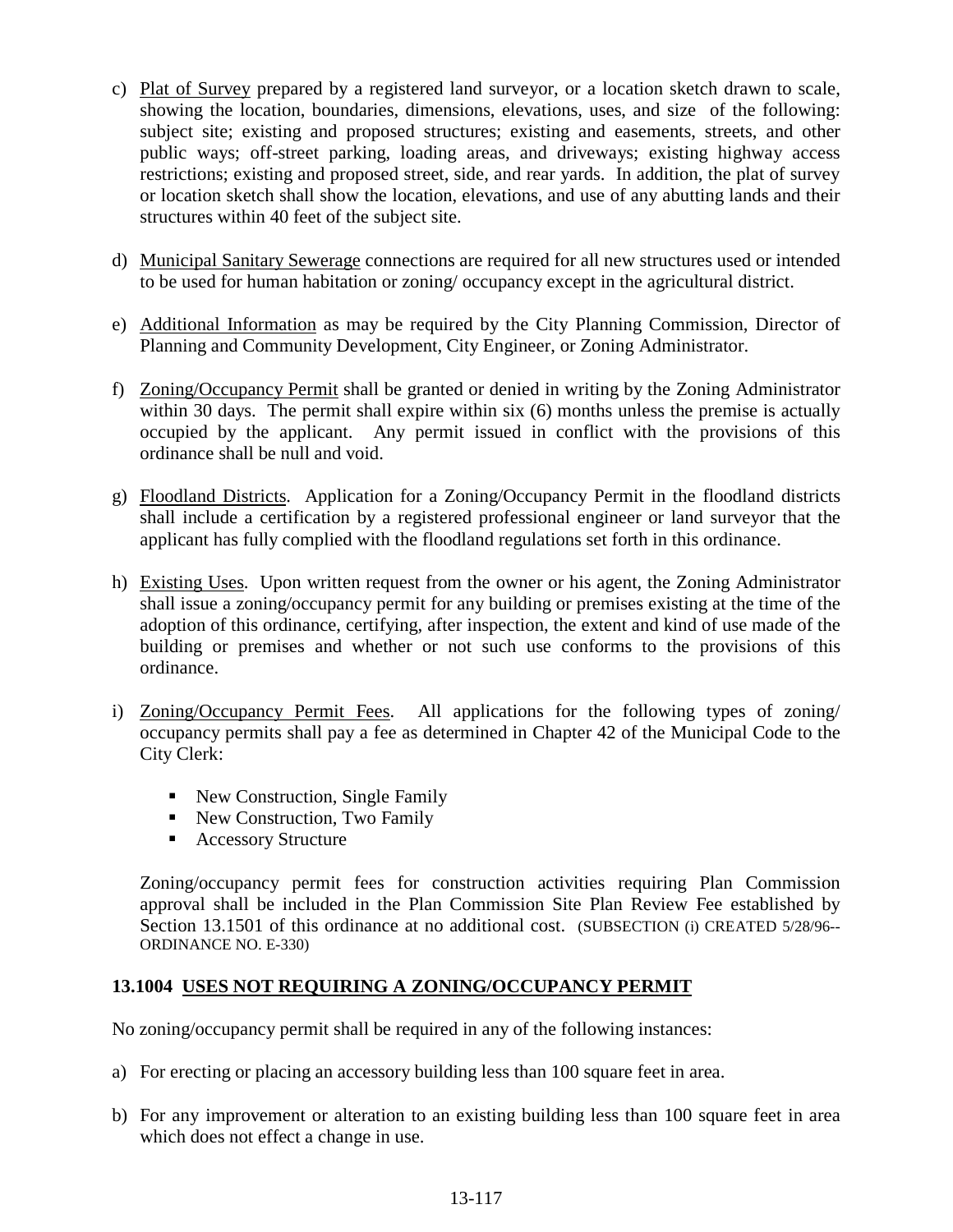c) Plat of Survey prepared by a registered land surveyor, or a location sketch drawn to scale, showing the location, boundaries, dimensions, elevations, uses, and size of the following: subject site; existing and proposed structures; existing and easements, streets, and other public ways; off-street parking, loading areas, and driveways; existing highway access restrictions; existing and proposed street, side, and rear yards. In addition, the plat of survey or location sketch shall show the location, elevations, and use of any abutting lands and their structures within 40 feet of the subject site.

d) Municipal Sanitary Sewerage connections are required for all new structures used or intended to be used for human habitation or zoning/ occupancy except in the agricultural district.

e) Additional Information as may be required by the City Planning Commission, Director of Planning and Community Development, City Engineer, or Zoning Administrator.

f) Zoning/Occupancy Permit shall be granted or denied in writing by the Zoning Administrator within 30 days. The permit shall expire within six (6) months unless the premise is actually occupied by the applicant. Any permit issued in conflict with the provisions of this ordinance shall be null and void.

g) Floodland Districts. Application for a Zoning/Occupancy Permit in the floodland districts shall include a certification by a registered professional engineer or land surveyor that the applicant has fully complied with the floodland regulations set forth in this ordinance.

h) Existing Uses. Upon written request from the owner or his agent, the Zoning Administrator shall issue a zoning/occupancy permit for any building or premises existing at the time of the adoption of this ordinance, certifying, after inspection, the extent and kind of use made of the building or premises and whether or not such use conforms to the provisions of this ordinance.

i) Zoning/Occupancy Permit Fees. All applications for the following types of zoning/ occupancy permits shall pay a fee as determined in Chapter 42 of the Municipal Code to the City Clerk:

   - New Construction, Single Family
   - New Construction, Two Family
   - Accessory Structure

   Zoning/occupancy permit fees for construction activities requiring Plan Commission approval shall be included in the Plan Commission Site Plan Review Fee established by Section 13.1501 of this ordinance at no additional cost. (SUBSECTION (i) CREATED 5/28/96-- ORDINANCE NO. E-330)

**13.1004 USES NOT REQUIRING A ZONING/OCCUPANCY PERMIT**

No zoning/occupancy permit shall be required in any of the following instances:

a) For erecting or placing an accessory building less than 100 square feet in area.

b) For any improvement or alteration to an existing building less than 100 square feet in area which does not effect a change in use.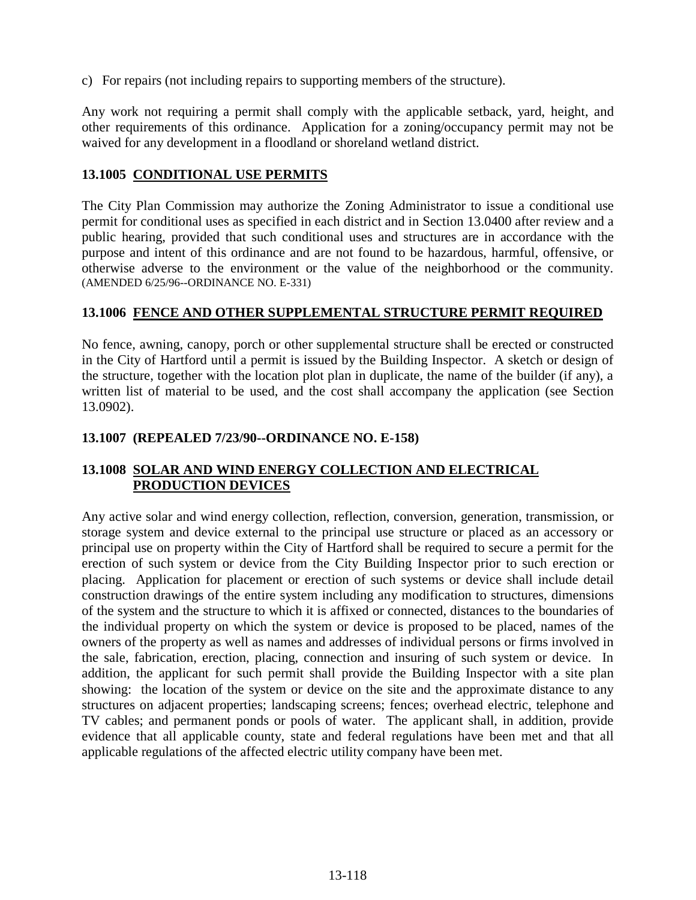c) For repairs (not including repairs to supporting members of the structure).

Any work not requiring a permit shall comply with the applicable setback, yard, height, and other requirements of this ordinance. Application for a zoning/occupancy permit may not be waived for any development in a floodland or shoreland wetland district.

### 13.1005 CONDITIONAL USE PERMITS

The City Plan Commission may authorize the Zoning Administrator to issue a conditional use permit for conditional uses as specified in each district and in Section 13.0400 after review and a public hearing, provided that such conditional uses and structures are in accordance with the purpose and intent of this ordinance and are not found to be hazardous, harmful, offensive, or otherwise adverse to the environment or the value of the neighborhood or the community. (AMENDED 6/25/96--ORDINANCE NO. E-331)

### 13.1006 FENCE AND OTHER SUPPLEMENTAL STRUCTURE PERMIT REQUIRED

No fence, awning, canopy, porch or other supplemental structure shall be erected or constructed in the City of Hartford until a permit is issued by the Building Inspector. A sketch or design of the structure, together with the location plot plan in duplicate, the name of the builder (if any), a written list of material to be used, and the cost shall accompany the application (see Section 13.0902).

### 13.1007 (REPEALED 7/23/90--ORDINANCE NO. E-158)

### 13.1008 SOLAR AND WIND ENERGY COLLECTION AND ELECTRICAL PRODUCTION DEVICES

Any active solar and wind energy collection, reflection, conversion, generation, transmission, or storage system and device external to the principal use structure or placed as an accessory or principal use on property within the City of Hartford shall be required to secure a permit for the erection of such system or device from the City Building Inspector prior to such erection or placing. Application for placement or erection of such systems or device shall include detail construction drawings of the entire system including any modification to structures, dimensions of the system and the structure to which it is affixed or connected, distances to the boundaries of the individual property on which the system or device is proposed to be placed, names of the owners of the property as well as names and addresses of individual persons or firms involved in the sale, fabrication, erection, placing, connection and insuring of such system or device. In addition, the applicant for such permit shall provide the Building Inspector with a site plan showing: the location of the system or device on the site and the approximate distance to any structures on adjacent properties; landscaping screens; fences; overhead electric, telephone and TV cables; and permanent ponds or pools of water. The applicant shall, in addition, provide evidence that all applicable county, state and federal regulations have been met and that all applicable regulations of the affected electric utility company have been met.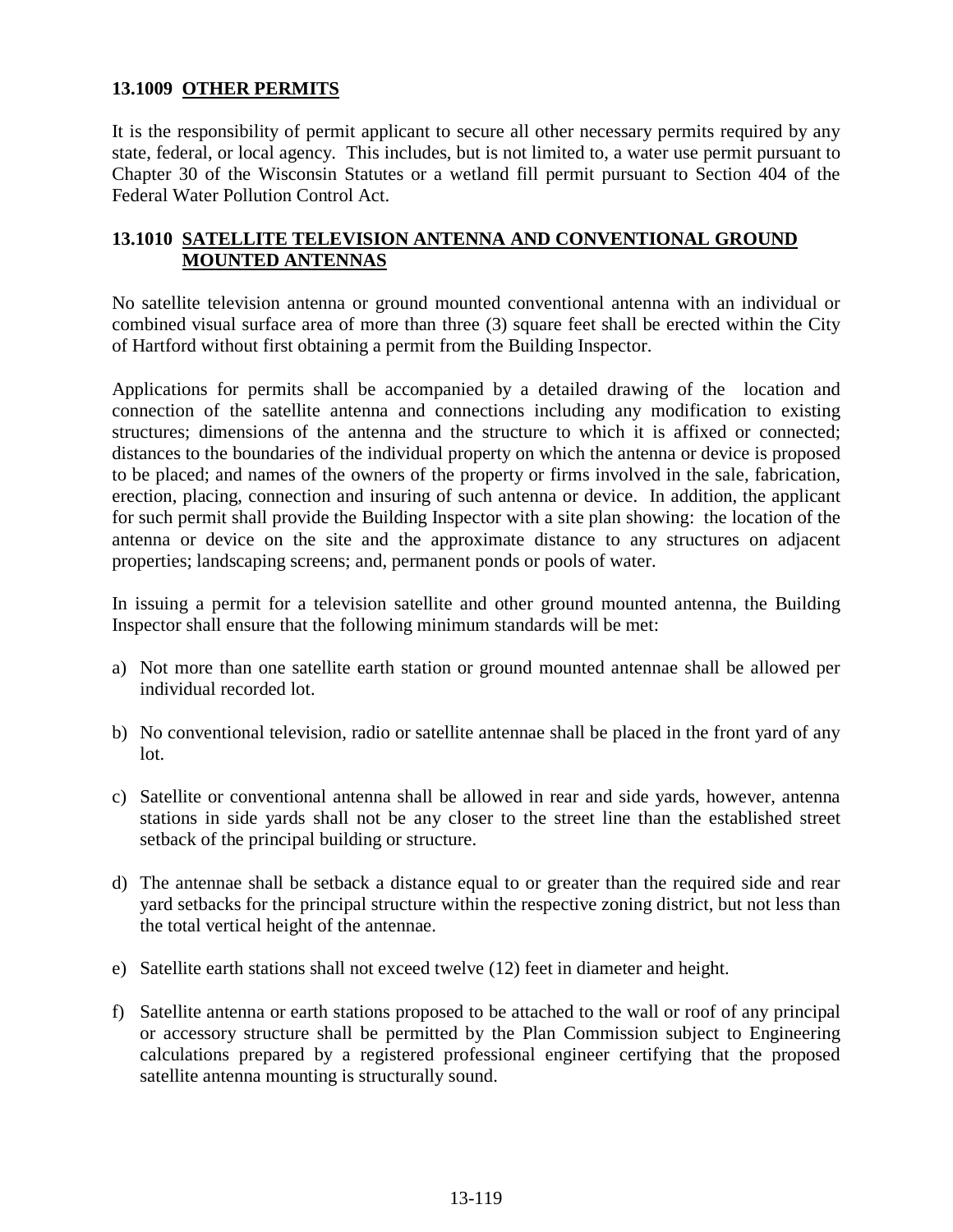### 13.1009 OTHER PERMITS

It is the responsibility of permit applicant to secure all other necessary permits required by any state, federal, or local agency. This includes, but is not limited to, a water use permit pursuant to Chapter 30 of the Wisconsin Statutes or a wetland fill permit pursuant to Section 404 of the Federal Water Pollution Control Act.

### 13.1010 SATELLITE TELEVISION ANTENNA AND CONVENTIONAL GROUND MOUNTED ANTENNAS

No satellite television antenna or ground mounted conventional antenna with an individual or combined visual surface area of more than three (3) square feet shall be erected within the City of Hartford without first obtaining a permit from the Building Inspector.

Applications for permits shall be accompanied by a detailed drawing of the location and connection of the satellite antenna and connections including any modification to existing structures; dimensions of the antenna and the structure to which it is affixed or connected; distances to the boundaries of the individual property on which the antenna or device is proposed to be placed; and names of the owners of the property or firms involved in the sale, fabrication, erection, placing, connection and insuring of such antenna or device. In addition, the applicant for such permit shall provide the Building Inspector with a site plan showing: the location of the antenna or device on the site and the approximate distance to any structures on adjacent properties; landscaping screens; and, permanent ponds or pools of water.

In issuing a permit for a television satellite and other ground mounted antenna, the Building Inspector shall ensure that the following minimum standards will be met:

a) Not more than one satellite earth station or ground mounted antennae shall be allowed per individual recorded lot.

b) No conventional television, radio or satellite antennae shall be placed in the front yard of any lot.

c) Satellite or conventional antenna shall be allowed in rear and side yards, however, antenna stations in side yards shall not be any closer to the street line than the established street setback of the principal building or structure.

d) The antennae shall be setback a distance equal to or greater than the required side and rear yard setbacks for the principal structure within the respective zoning district, but not less than the total vertical height of the antennae.

e) Satellite earth stations shall not exceed twelve (12) feet in diameter and height.

f) Satellite antenna or earth stations proposed to be attached to the wall or roof of any principal or accessory structure shall be permitted by the Plan Commission subject to Engineering calculations prepared by a registered professional engineer certifying that the proposed satellite antenna mounting is structurally sound.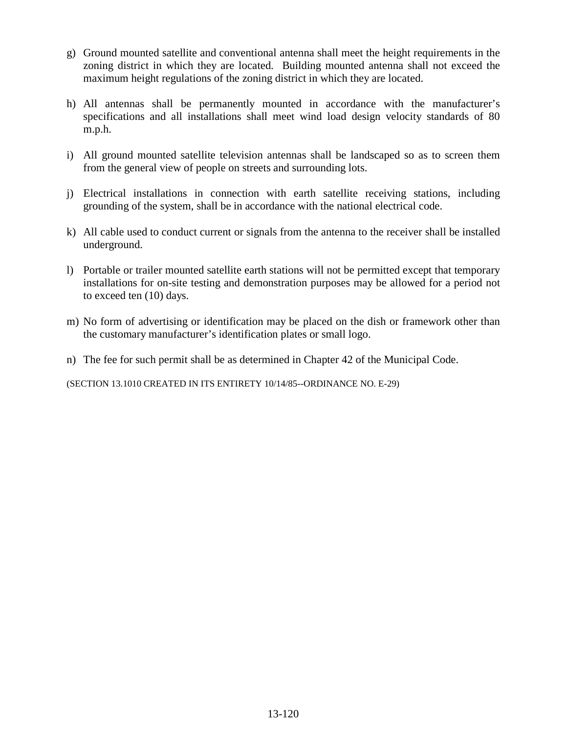g) Ground mounted satellite and conventional antenna shall meet the height requirements in the zoning district in which they are located. Building mounted antenna shall not exceed the maximum height regulations of the zoning district in which they are located.

h) All antennas shall be permanently mounted in accordance with the manufacturer's specifications and all installations shall meet wind load design velocity standards of 80 m.p.h.

i) All ground mounted satellite television antennas shall be landscaped so as to screen them from the general view of people on streets and surrounding lots.

j) Electrical installations in connection with earth satellite receiving stations, including grounding of the system, shall be in accordance with the national electrical code.

k) All cable used to conduct current or signals from the antenna to the receiver shall be installed underground.

l) Portable or trailer mounted satellite earth stations will not be permitted except that temporary installations for on-site testing and demonstration purposes may be allowed for a period not to exceed ten (10) days.

m) No form of advertising or identification may be placed on the dish or framework other than the customary manufacturer's identification plates or small logo.

n) The fee for such permit shall be as determined in Chapter 42 of the Municipal Code.

(SECTION 13.1010 CREATED IN ITS ENTIRETY 10/14/85--ORDINANCE NO. E-29)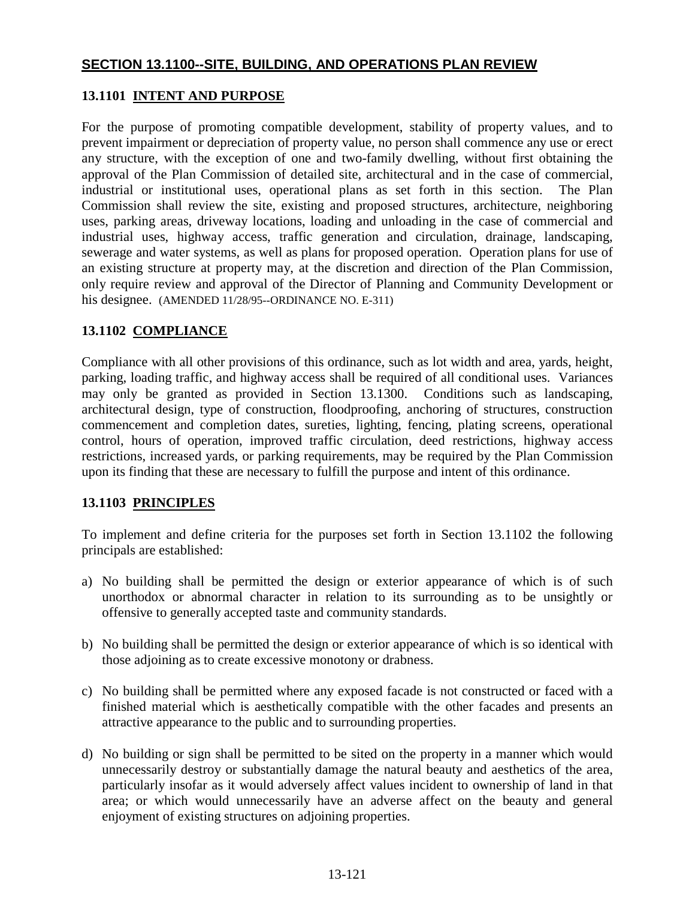## SECTION 13.1100--SITE, BUILDING, AND OPERATIONS PLAN REVIEW

### 13.1101 INTENT AND PURPOSE

For the purpose of promoting compatible development, stability of property values, and to prevent impairment or depreciation of property value, no person shall commence any use or erect any structure, with the exception of one and two-family dwelling, without first obtaining the approval of the Plan Commission of detailed site, architectural and in the case of commercial, industrial or institutional uses, operational plans as set forth in this section. The Plan Commission shall review the site, existing and proposed structures, architecture, neighboring uses, parking areas, driveway locations, loading and unloading in the case of commercial and industrial uses, highway access, traffic generation and circulation, drainage, landscaping, sewerage and water systems, as well as plans for proposed operation. Operation plans for use of an existing structure at property may, at the discretion and direction of the Plan Commission, only require review and approval of the Director of Planning and Community Development or his designee. (AMENDED 11/28/95--ORDINANCE NO. E-311)

### 13.1102 COMPLIANCE

Compliance with all other provisions of this ordinance, such as lot width and area, yards, height, parking, loading traffic, and highway access shall be required of all conditional uses. Variances may only be granted as provided in Section 13.1300. Conditions such as landscaping, architectural design, type of construction, floodproofing, anchoring of structures, construction commencement and completion dates, sureties, lighting, fencing, plating screens, operational control, hours of operation, improved traffic circulation, deed restrictions, highway access restrictions, increased yards, or parking requirements, may be required by the Plan Commission upon its finding that these are necessary to fulfill the purpose and intent of this ordinance.

### 13.1103 PRINCIPLES

To implement and define criteria for the purposes set forth in Section 13.1102 the following principals are established:

a) No building shall be permitted the design or exterior appearance of which is of such unorthodox or abnormal character in relation to its surrounding as to be unsightly or offensive to generally accepted taste and community standards.

b) No building shall be permitted the design or exterior appearance of which is so identical with those adjoining as to create excessive monotony or drabness.

c) No building shall be permitted where any exposed facade is not constructed or faced with a finished material which is aesthetically compatible with the other facades and presents an attractive appearance to the public and to surrounding properties.

d) No building or sign shall be permitted to be sited on the property in a manner which would unnecessarily destroy or substantially damage the natural beauty and aesthetics of the area, particularly insofar as it would adversely affect values incident to ownership of land in that area; or which would unnecessarily have an adverse affect on the beauty and general enjoyment of existing structures on adjoining properties.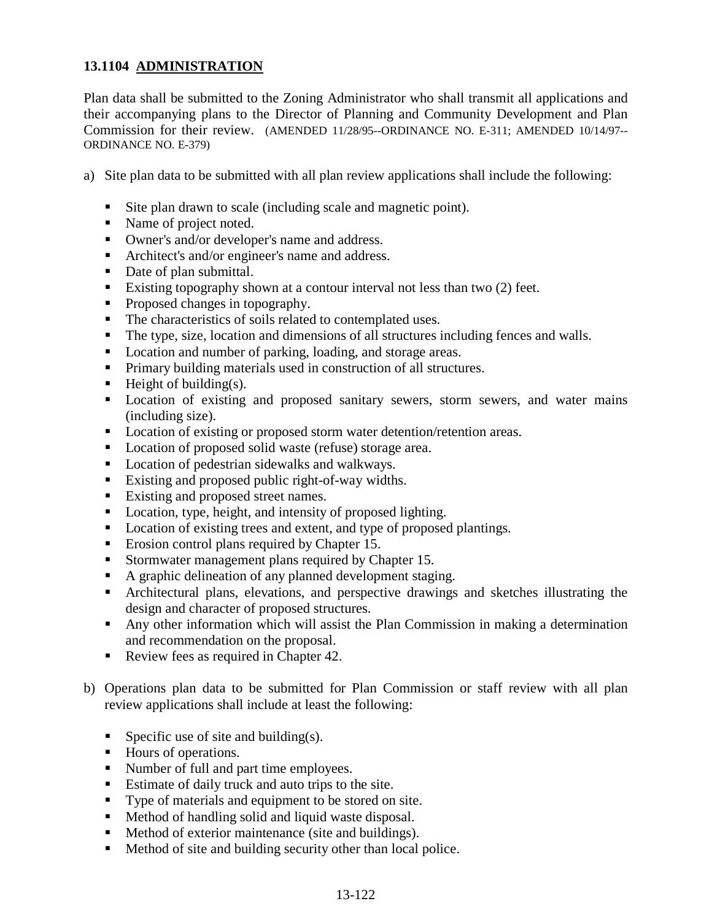## 13.1104 ADMINISTRATION

Plan data shall be submitted to the Zoning Administrator who shall transmit all applications and their accompanying plans to the Director of Planning and Community Development and Plan Commission for their review. (AMENDED 11/28/95--ORDINANCE NO. E-311; AMENDED 10/14/97--ORDINANCE NO. E-379)

a) Site plan data to be submitted with all plan review applications shall include the following:

- Site plan drawn to scale (including scale and magnetic point).
- Name of project noted.
- Owner's and/or developer's name and address.
- Architect's and/or engineer's name and address.
- Date of plan submittal.
- Existing topography shown at a contour interval not less than two (2) feet.
- Proposed changes in topography.
- The characteristics of soils related to contemplated uses.
- The type, size, location and dimensions of all structures including fences and walls.
- Location and number of parking, loading, and storage areas.
- Primary building materials used in construction of all structures.
- Height of building(s).
- Location of existing and proposed sanitary sewers, storm sewers, and water mains (including size).
- Location of existing or proposed storm water detention/retention areas.
- Location of proposed solid waste (refuse) storage area.
- Location of pedestrian sidewalks and walkways.
- Existing and proposed public right-of-way widths.
- Existing and proposed street names.
- Location, type, height, and intensity of proposed lighting.
- Location of existing trees and extent, and type of proposed plantings.
- Erosion control plans required by Chapter 15.
- Stormwater management plans required by Chapter 15.
- A graphic delineation of any planned development staging.
- Architectural plans, elevations, and perspective drawings and sketches illustrating the design and character of proposed structures.
- Any other information which will assist the Plan Commission in making a determination and recommendation on the proposal.
- Review fees as required in Chapter 42.

b) Operations plan data to be submitted for Plan Commission or staff review with all plan review applications shall include at least the following:

- Specific use of site and building(s).
- Hours of operations.
- Number of full and part time employees.
- Estimate of daily truck and auto trips to the site.
- Type of materials and equipment to be stored on site.
- Method of handling solid and liquid waste disposal.
- Method of exterior maintenance (site and buildings).
- Method of site and building security other than local police.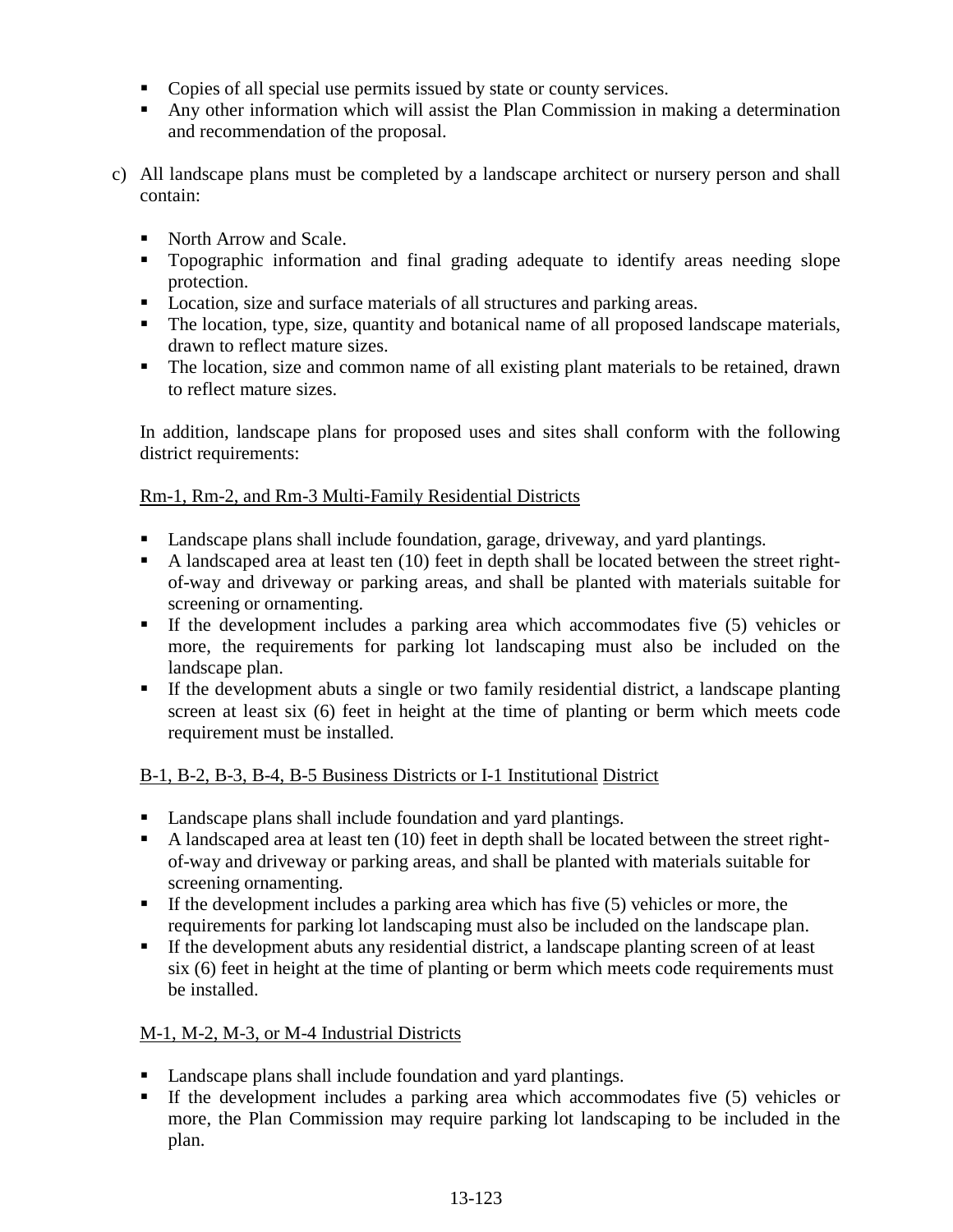- Copies of all special use permits issued by state or county services.
- Any other information which will assist the Plan Commission in making a determination and recommendation of the proposal.

c) All landscape plans must be completed by a landscape architect or nursery person and shall contain:

   - North Arrow and Scale.
   - Topographic information and final grading adequate to identify areas needing slope protection.
   - Location, size and surface materials of all structures and parking areas.
   - The location, type, size, quantity and botanical name of all proposed landscape materials, drawn to reflect mature sizes.
   - The location, size and common name of all existing plant materials to be retained, drawn to reflect mature sizes.

   In addition, landscape plans for proposed uses and sites shall conform with the following district requirements:

   <u>Rm-1, Rm-2, and Rm-3 Multi-Family Residential Districts</u>

   - Landscape plans shall include foundation, garage, driveway, and yard plantings.
   - A landscaped area at least ten (10) feet in depth shall be located between the street right-of-way and driveway or parking areas, and shall be planted with materials suitable for screening or ornamenting.
   - If the development includes a parking area which accommodates five (5) vehicles or more, the requirements for parking lot landscaping must also be included on the landscape plan.
   - If the development abuts a single or two family residential district, a landscape planting screen at least six (6) feet in height at the time of planting or berm which meets code requirement must be installed.

   <u>B-1, B-2, B-3, B-4, B-5 Business Districts or I-1 Institutional District</u>

   - Landscape plans shall include foundation and yard plantings.
   - A landscaped area at least ten (10) feet in depth shall be located between the street right-of-way and driveway or parking areas, and shall be planted with materials suitable for screening ornamenting.
   - If the development includes a parking area which has five (5) vehicles or more, the requirements for parking lot landscaping must also be included on the landscape plan.
   - If the development abuts any residential district, a landscape planting screen of at least six (6) feet in height at the time of planting or berm which meets code requirements must be installed.

   <u>M-1, M-2, M-3, or M-4 Industrial Districts</u>

   - Landscape plans shall include foundation and yard plantings.
   - If the development includes a parking area which accommodates five (5) vehicles or more, the Plan Commission may require parking lot landscaping to be included in the plan.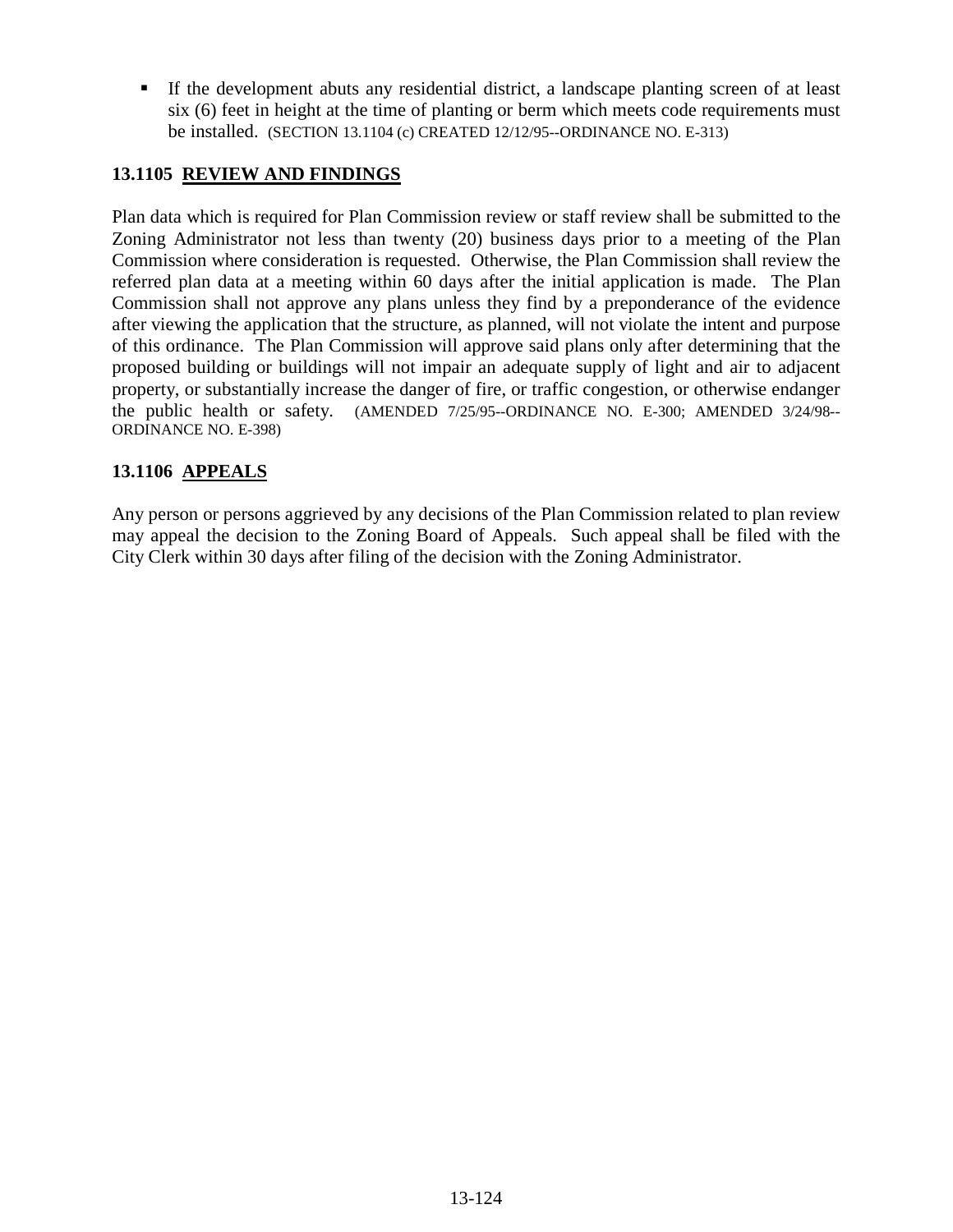- If the development abuts any residential district, a landscape planting screen of at least six (6) feet in height at the time of planting or berm which meets code requirements must be installed. (SECTION 13.1104 (c) CREATED 12/12/95--ORDINANCE NO. E-313)

### 13.1105 REVIEW AND FINDINGS

Plan data which is required for Plan Commission review or staff review shall be submitted to the Zoning Administrator not less than twenty (20) business days prior to a meeting of the Plan Commission where consideration is requested. Otherwise, the Plan Commission shall review the referred plan data at a meeting within 60 days after the initial application is made. The Plan Commission shall not approve any plans unless they find by a preponderance of the evidence after viewing the application that the structure, as planned, will not violate the intent and purpose of this ordinance. The Plan Commission will approve said plans only after determining that the proposed building or buildings will not impair an adequate supply of light and air to adjacent property, or substantially increase the danger of fire, or traffic congestion, or otherwise endanger the public health or safety. (AMENDED 7/25/95--ORDINANCE NO. E-300; AMENDED 3/24/98--ORDINANCE NO. E-398)

### 13.1106 APPEALS

Any person or persons aggrieved by any decisions of the Plan Commission related to plan review may appeal the decision to the Zoning Board of Appeals. Such appeal shall be filed with the City Clerk within 30 days after filing of the decision with the Zoning Administrator.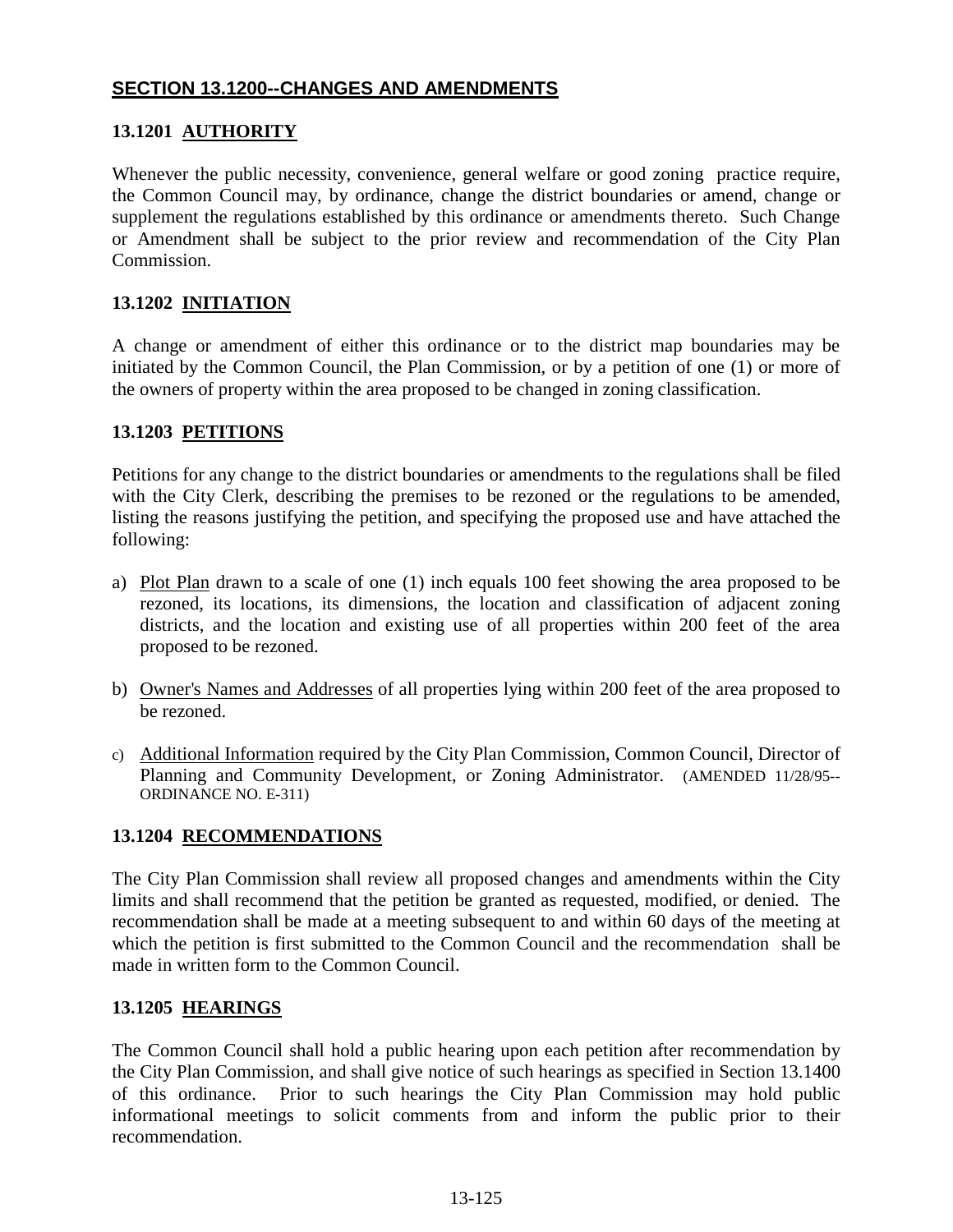## SECTION 13.1200--CHANGES AND AMENDMENTS

### 13.1201 AUTHORITY

Whenever the public necessity, convenience, general welfare or good zoning practice require, the Common Council may, by ordinance, change the district boundaries or amend, change or supplement the regulations established by this ordinance or amendments thereto. Such Change or Amendment shall be subject to the prior review and recommendation of the City Plan Commission.

### 13.1202 INITIATION

A change or amendment of either this ordinance or to the district map boundaries may be initiated by the Common Council, the Plan Commission, or by a petition of one (1) or more of the owners of property within the area proposed to be changed in zoning classification.

### 13.1203 PETITIONS

Petitions for any change to the district boundaries or amendments to the regulations shall be filed with the City Clerk, describing the premises to be rezoned or the regulations to be amended, listing the reasons justifying the petition, and specifying the proposed use and have attached the following:

a) Plot Plan drawn to a scale of one (1) inch equals 100 feet showing the area proposed to be rezoned, its locations, its dimensions, the location and classification of adjacent zoning districts, and the location and existing use of all properties within 200 feet of the area proposed to be rezoned.

b) Owner's Names and Addresses of all properties lying within 200 feet of the area proposed to be rezoned.

c) Additional Information required by the City Plan Commission, Common Council, Director of Planning and Community Development, or Zoning Administrator. (AMENDED 11/28/95--ORDINANCE NO. E-311)

### 13.1204 RECOMMENDATIONS

The City Plan Commission shall review all proposed changes and amendments within the City limits and shall recommend that the petition be granted as requested, modified, or denied. The recommendation shall be made at a meeting subsequent to and within 60 days of the meeting at which the petition is first submitted to the Common Council and the recommendation shall be made in written form to the Common Council.

### 13.1205 HEARINGS

The Common Council shall hold a public hearing upon each petition after recommendation by the City Plan Commission, and shall give notice of such hearings as specified in Section 13.1400 of this ordinance. Prior to such hearings the City Plan Commission may hold public informational meetings to solicit comments from and inform the public prior to their recommendation.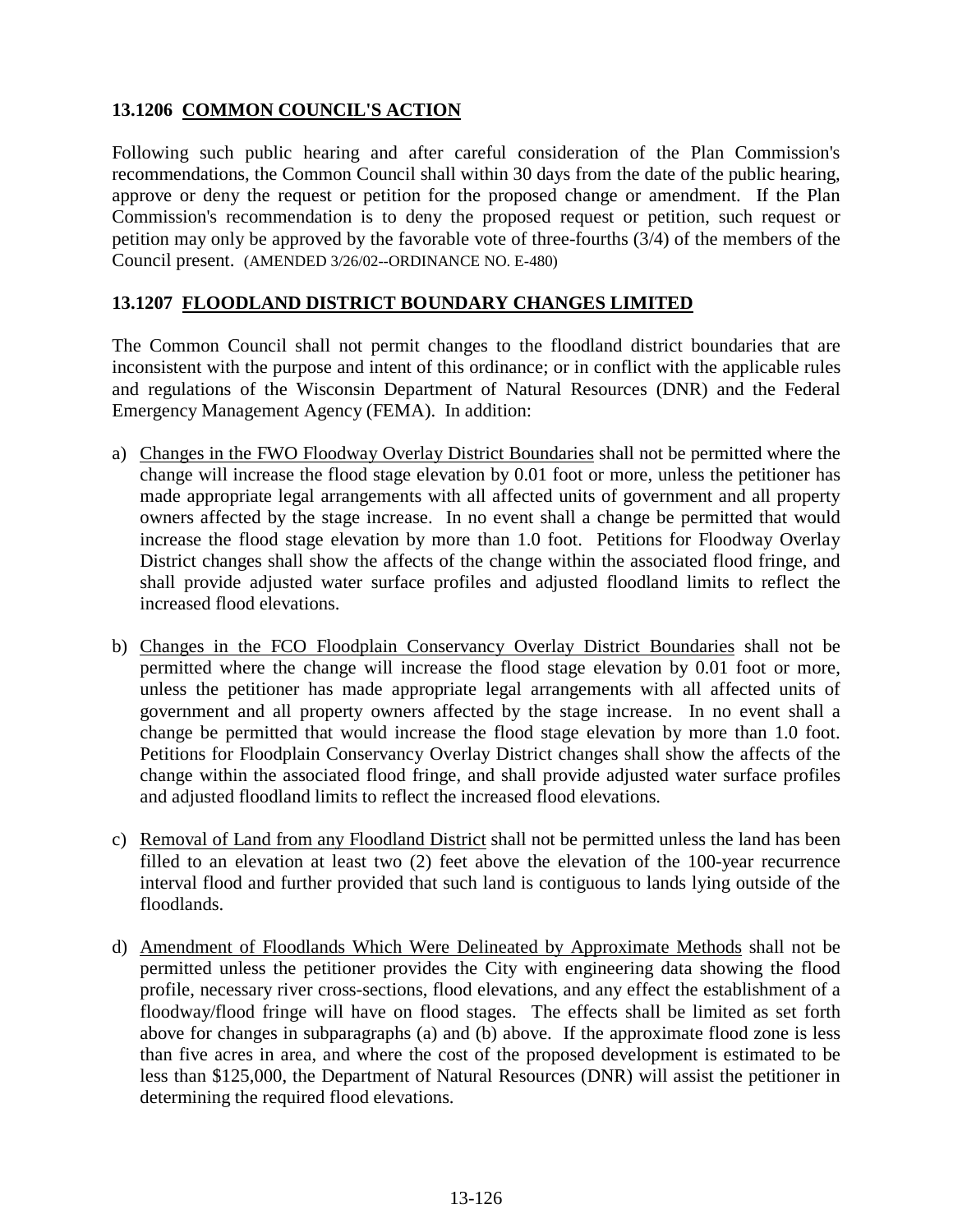## 13.1206 COMMON COUNCIL'S ACTION

Following such public hearing and after careful consideration of the Plan Commission's recommendations, the Common Council shall within 30 days from the date of the public hearing, approve or deny the request or petition for the proposed change or amendment. If the Plan Commission's recommendation is to deny the proposed request or petition, such request or petition may only be approved by the favorable vote of three-fourths (3/4) of the members of the Council present. (AMENDED 3/26/02--ORDINANCE NO. E-480)

## 13.1207 FLOODLAND DISTRICT BOUNDARY CHANGES LIMITED

The Common Council shall not permit changes to the floodland district boundaries that are inconsistent with the purpose and intent of this ordinance; or in conflict with the applicable rules and regulations of the Wisconsin Department of Natural Resources (DNR) and the Federal Emergency Management Agency (FEMA). In addition:

a) Changes in the FWO Floodway Overlay District Boundaries shall not be permitted where the change will increase the flood stage elevation by 0.01 foot or more, unless the petitioner has made appropriate legal arrangements with all affected units of government and all property owners affected by the stage increase. In no event shall a change be permitted that would increase the flood stage elevation by more than 1.0 foot. Petitions for Floodway Overlay District changes shall show the affects of the change within the associated flood fringe, and shall provide adjusted water surface profiles and adjusted floodland limits to reflect the increased flood elevations.

b) Changes in the FCO Floodplain Conservancy Overlay District Boundaries shall not be permitted where the change will increase the flood stage elevation by 0.01 foot or more, unless the petitioner has made appropriate legal arrangements with all affected units of government and all property owners affected by the stage increase. In no event shall a change be permitted that would increase the flood stage elevation by more than 1.0 foot. Petitions for Floodplain Conservancy Overlay District changes shall show the affects of the change within the associated flood fringe, and shall provide adjusted water surface profiles and adjusted floodland limits to reflect the increased flood elevations.

c) Removal of Land from any Floodland District shall not be permitted unless the land has been filled to an elevation at least two (2) feet above the elevation of the 100-year recurrence interval flood and further provided that such land is contiguous to lands lying outside of the floodlands.

d) Amendment of Floodlands Which Were Delineated by Approximate Methods shall not be permitted unless the petitioner provides the City with engineering data showing the flood profile, necessary river cross-sections, flood elevations, and any effect the establishment of a floodway/flood fringe will have on flood stages. The effects shall be limited as set forth above for changes in subparagraphs (a) and (b) above. If the approximate flood zone is less than five acres in area, and where the cost of the proposed development is estimated to be less than $125,000, the Department of Natural Resources (DNR) will assist the petitioner in determining the required flood elevations.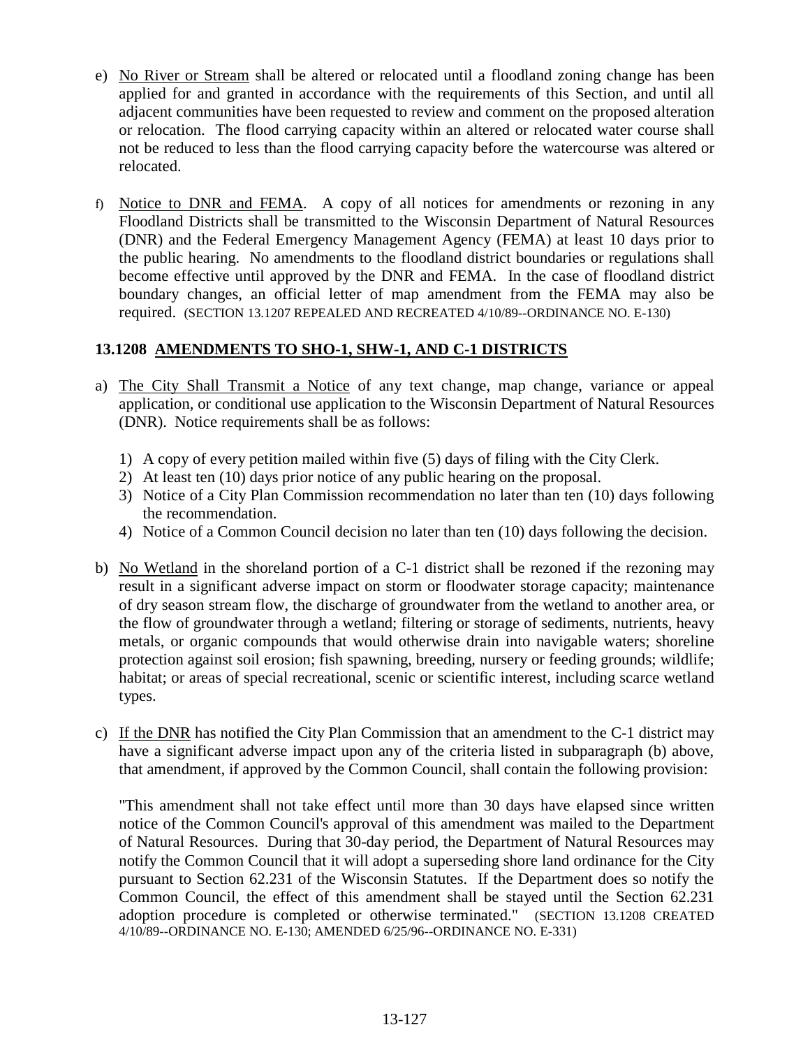e) No River or Stream shall be altered or relocated until a floodland zoning change has been applied for and granted in accordance with the requirements of this Section, and until all adjacent communities have been requested to review and comment on the proposed alteration or relocation. The flood carrying capacity within an altered or relocated water course shall not be reduced to less than the flood carrying capacity before the watercourse was altered or relocated.

f) Notice to DNR and FEMA. A copy of all notices for amendments or rezoning in any Floodland Districts shall be transmitted to the Wisconsin Department of Natural Resources (DNR) and the Federal Emergency Management Agency (FEMA) at least 10 days prior to the public hearing. No amendments to the floodland district boundaries or regulations shall become effective until approved by the DNR and FEMA. In the case of floodland district boundary changes, an official letter of map amendment from the FEMA may also be required. (SECTION 13.1207 REPEALED AND RECREATED 4/10/89--ORDINANCE NO. E-130)

### 13.1208 AMENDMENTS TO SHO-1, SHW-1, AND C-1 DISTRICTS

a) The City Shall Transmit a Notice of any text change, map change, variance or appeal application, or conditional use application to the Wisconsin Department of Natural Resources (DNR). Notice requirements shall be as follows:

   1) A copy of every petition mailed within five (5) days of filing with the City Clerk.
   2) At least ten (10) days prior notice of any public hearing on the proposal.
   3) Notice of a City Plan Commission recommendation no later than ten (10) days following the recommendation.
   4) Notice of a Common Council decision no later than ten (10) days following the decision.

b) No Wetland in the shoreland portion of a C-1 district shall be rezoned if the rezoning may result in a significant adverse impact on storm or floodwater storage capacity; maintenance of dry season stream flow, the discharge of groundwater from the wetland to another area, or the flow of groundwater through a wetland; filtering or storage of sediments, nutrients, heavy metals, or organic compounds that would otherwise drain into navigable waters; shoreline protection against soil erosion; fish spawning, breeding, nursery or feeding grounds; wildlife; habitat; or areas of special recreational, scenic or scientific interest, including scarce wetland types.

c) If the DNR has notified the City Plan Commission that an amendment to the C-1 district may have a significant adverse impact upon any of the criteria listed in subparagraph (b) above, that amendment, if approved by the Common Council, shall contain the following provision:

   "This amendment shall not take effect until more than 30 days have elapsed since written notice of the Common Council's approval of this amendment was mailed to the Department of Natural Resources. During that 30-day period, the Department of Natural Resources may notify the Common Council that it will adopt a superseding shore land ordinance for the City pursuant to Section 62.231 of the Wisconsin Statutes. If the Department does so notify the Common Council, the effect of this amendment shall be stayed until the Section 62.231 adoption procedure is completed or otherwise terminated." (SECTION 13.1208 CREATED 4/10/89--ORDINANCE NO. E-130; AMENDED 6/25/96--ORDINANCE NO. E-331)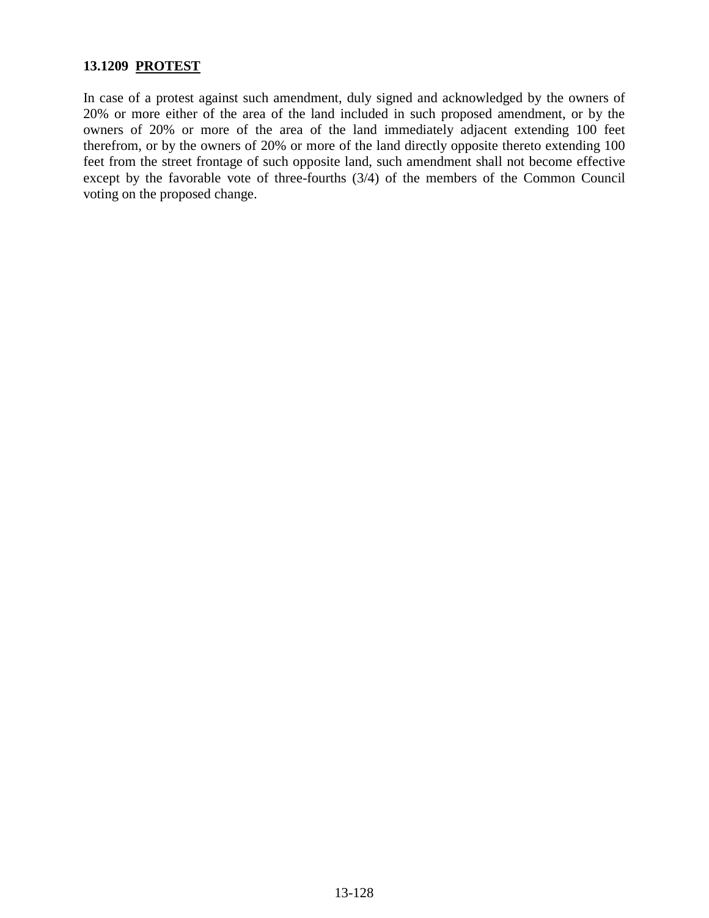### 13.1209 <u>PROTEST</u>

In case of a protest against such amendment, duly signed and acknowledged by the owners of 20% or more either of the area of the land included in such proposed amendment, or by the owners of 20% or more of the area of the land immediately adjacent extending 100 feet therefrom, or by the owners of 20% or more of the land directly opposite thereto extending 100 feet from the street frontage of such opposite land, such amendment shall not become effective except by the favorable vote of three-fourths (3/4) of the members of the Common Council voting on the proposed change.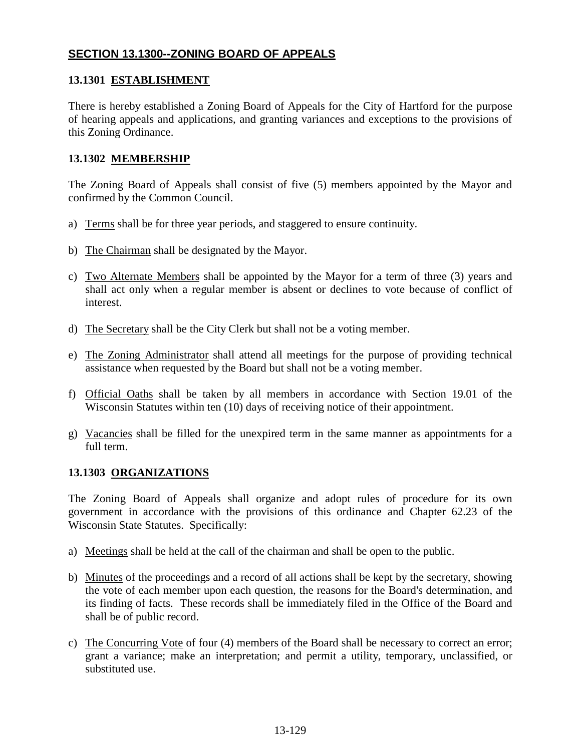## SECTION 13.1300--ZONING BOARD OF APPEALS

### 13.1301 ESTABLISHMENT

There is hereby established a Zoning Board of Appeals for the City of Hartford for the purpose of hearing appeals and applications, and granting variances and exceptions to the provisions of this Zoning Ordinance.

### 13.1302 MEMBERSHIP

The Zoning Board of Appeals shall consist of five (5) members appointed by the Mayor and confirmed by the Common Council.

a) Terms shall be for three year periods, and staggered to ensure continuity.

b) The Chairman shall be designated by the Mayor.

c) Two Alternate Members shall be appointed by the Mayor for a term of three (3) years and shall act only when a regular member is absent or declines to vote because of conflict of interest.

d) The Secretary shall be the City Clerk but shall not be a voting member.

e) The Zoning Administrator shall attend all meetings for the purpose of providing technical assistance when requested by the Board but shall not be a voting member.

f) Official Oaths shall be taken by all members in accordance with Section 19.01 of the Wisconsin Statutes within ten (10) days of receiving notice of their appointment.

g) Vacancies shall be filled for the unexpired term in the same manner as appointments for a full term.

### 13.1303 ORGANIZATIONS

The Zoning Board of Appeals shall organize and adopt rules of procedure for its own government in accordance with the provisions of this ordinance and Chapter 62.23 of the Wisconsin State Statutes. Specifically:

a) Meetings shall be held at the call of the chairman and shall be open to the public.

b) Minutes of the proceedings and a record of all actions shall be kept by the secretary, showing the vote of each member upon each question, the reasons for the Board's determination, and its finding of facts. These records shall be immediately filed in the Office of the Board and shall be of public record.

c) The Concurring Vote of four (4) members of the Board shall be necessary to correct an error; grant a variance; make an interpretation; and permit a utility, temporary, unclassified, or substituted use.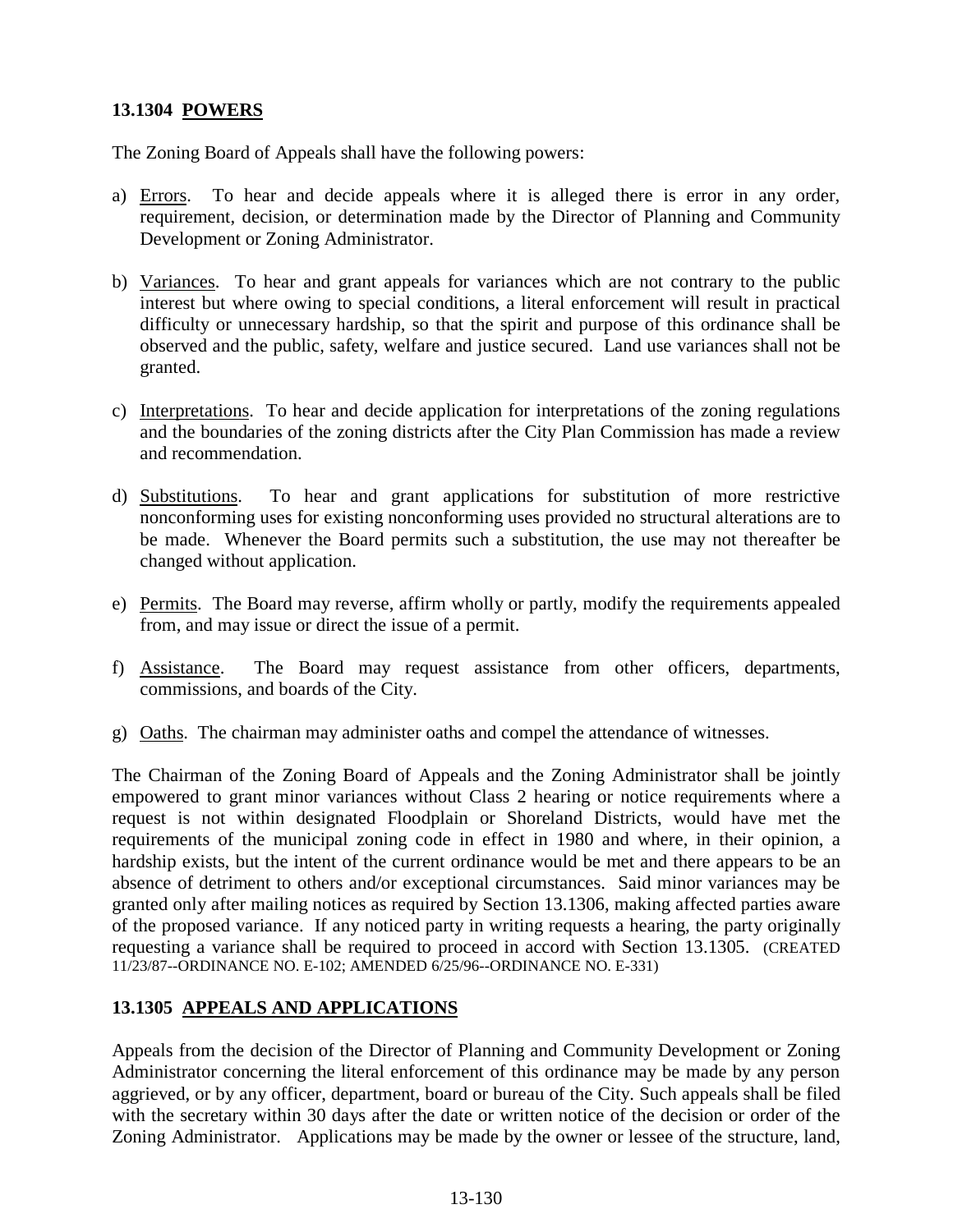### 13.1304 **POWERS**

The Zoning Board of Appeals shall have the following powers:

a) Errors. To hear and decide appeals where it is alleged there is error in any order, requirement, decision, or determination made by the Director of Planning and Community Development or Zoning Administrator.

b) Variances. To hear and grant appeals for variances which are not contrary to the public interest but where owing to special conditions, a literal enforcement will result in practical difficulty or unnecessary hardship, so that the spirit and purpose of this ordinance shall be observed and the public, safety, welfare and justice secured. Land use variances shall not be granted.

c) Interpretations. To hear and decide application for interpretations of the zoning regulations and the boundaries of the zoning districts after the City Plan Commission has made a review and recommendation.

d) Substitutions. To hear and grant applications for substitution of more restrictive nonconforming uses for existing nonconforming uses provided no structural alterations are to be made. Whenever the Board permits such a substitution, the use may not thereafter be changed without application.

e) Permits. The Board may reverse, affirm wholly or partly, modify the requirements appealed from, and may issue or direct the issue of a permit.

f) Assistance. The Board may request assistance from other officers, departments, commissions, and boards of the City.

g) Oaths. The chairman may administer oaths and compel the attendance of witnesses.

The Chairman of the Zoning Board of Appeals and the Zoning Administrator shall be jointly empowered to grant minor variances without Class 2 hearing or notice requirements where a request is not within designated Floodplain or Shoreland Districts, would have met the requirements of the municipal zoning code in effect in 1980 and where, in their opinion, a hardship exists, but the intent of the current ordinance would be met and there appears to be an absence of detriment to others and/or exceptional circumstances. Said minor variances may be granted only after mailing notices as required by Section 13.1306, making affected parties aware of the proposed variance. If any noticed party in writing requests a hearing, the party originally requesting a variance shall be required to proceed in accord with Section 13.1305. (CREATED 11/23/87--ORDINANCE NO. E-102; AMENDED 6/25/96--ORDINANCE NO. E-331)

### 13.1305 **APPEALS AND APPLICATIONS**

Appeals from the decision of the Director of Planning and Community Development or Zoning Administrator concerning the literal enforcement of this ordinance may be made by any person aggrieved, or by any officer, department, board or bureau of the City. Such appeals shall be filed with the secretary within 30 days after the date or written notice of the decision or order of the Zoning Administrator. Applications may be made by the owner or lessee of the structure, land,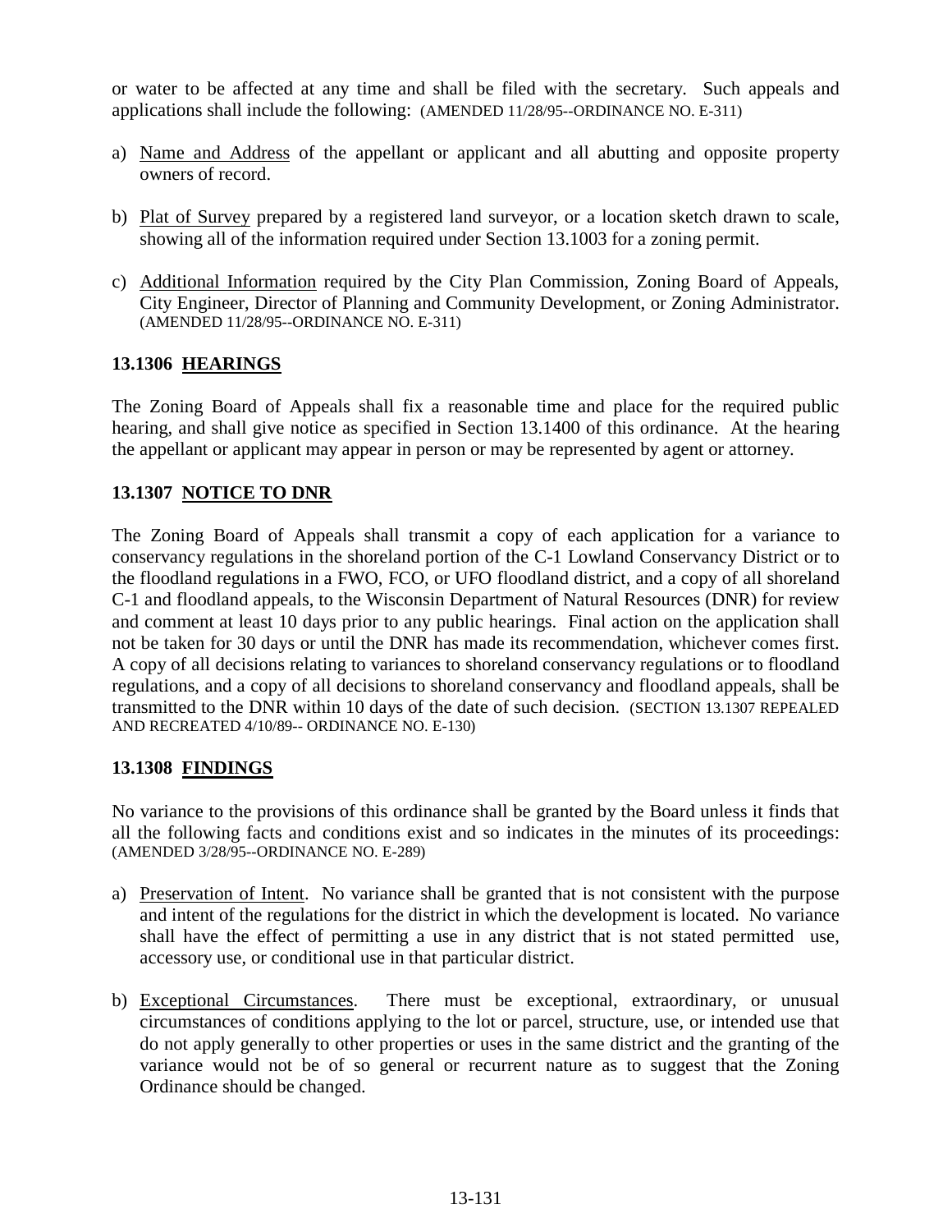or water to be affected at any time and shall be filed with the secretary. Such appeals and applications shall include the following: (AMENDED 11/28/95--ORDINANCE NO. E-311)

a) Name and Address of the appellant or applicant and all abutting and opposite property owners of record.

b) Plat of Survey prepared by a registered land surveyor, or a location sketch drawn to scale, showing all of the information required under Section 13.1003 for a zoning permit.

c) Additional Information required by the City Plan Commission, Zoning Board of Appeals, City Engineer, Director of Planning and Community Development, or Zoning Administrator. (AMENDED 11/28/95--ORDINANCE NO. E-311)

### 13.1306 HEARINGS

The Zoning Board of Appeals shall fix a reasonable time and place for the required public hearing, and shall give notice as specified in Section 13.1400 of this ordinance. At the hearing the appellant or applicant may appear in person or may be represented by agent or attorney.

### 13.1307 NOTICE TO DNR

The Zoning Board of Appeals shall transmit a copy of each application for a variance to conservancy regulations in the shoreland portion of the C-1 Lowland Conservancy District or to the floodland regulations in a FWO, FCO, or UFO floodland district, and a copy of all shoreland C-1 and floodland appeals, to the Wisconsin Department of Natural Resources (DNR) for review and comment at least 10 days prior to any public hearings. Final action on the application shall not be taken for 30 days or until the DNR has made its recommendation, whichever comes first. A copy of all decisions relating to variances to shoreland conservancy regulations or to floodland regulations, and a copy of all decisions to shoreland conservancy and floodland appeals, shall be transmitted to the DNR within 10 days of the date of such decision. (SECTION 13.1307 REPEALED AND RECREATED 4/10/89-- ORDINANCE NO. E-130)

### 13.1308 FINDINGS

No variance to the provisions of this ordinance shall be granted by the Board unless it finds that all the following facts and conditions exist and so indicates in the minutes of its proceedings: (AMENDED 3/28/95--ORDINANCE NO. E-289)

a) Preservation of Intent. No variance shall be granted that is not consistent with the purpose and intent of the regulations for the district in which the development is located. No variance shall have the effect of permitting a use in any district that is not stated permitted use, accessory use, or conditional use in that particular district.

b) Exceptional Circumstances. There must be exceptional, extraordinary, or unusual circumstances of conditions applying to the lot or parcel, structure, use, or intended use that do not apply generally to other properties or uses in the same district and the granting of the variance would not be of so general or recurrent nature as to suggest that the Zoning Ordinance should be changed.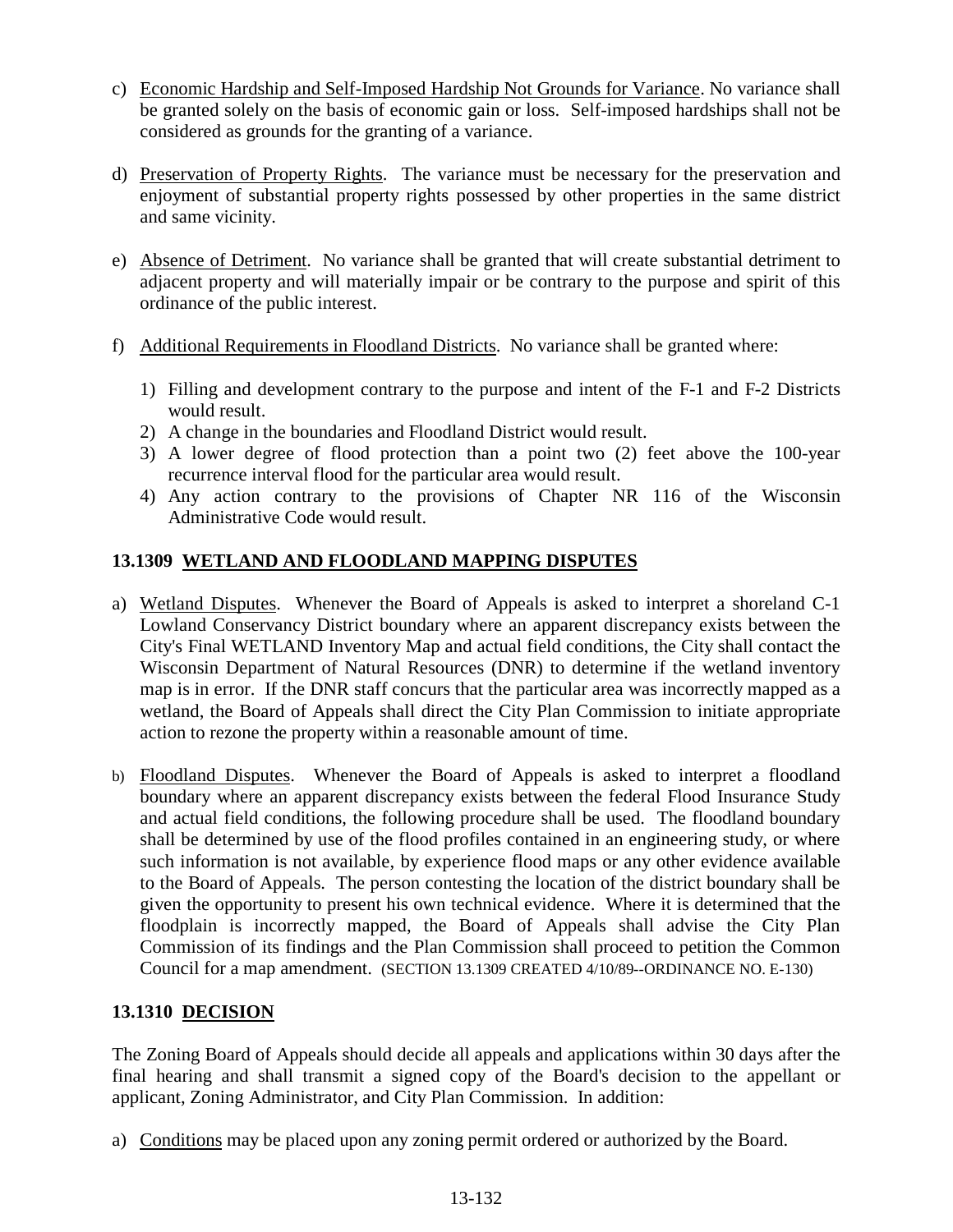c) Economic Hardship and Self-Imposed Hardship Not Grounds for Variance. No variance shall be granted solely on the basis of economic gain or loss. Self-imposed hardships shall not be considered as grounds for the granting of a variance.

d) Preservation of Property Rights. The variance must be necessary for the preservation and enjoyment of substantial property rights possessed by other properties in the same district and same vicinity.

e) Absence of Detriment. No variance shall be granted that will create substantial detriment to adjacent property and will materially impair or be contrary to the purpose and spirit of this ordinance of the public interest.

f) Additional Requirements in Floodland Districts. No variance shall be granted where:

   1) Filling and development contrary to the purpose and intent of the F-1 and F-2 Districts would result.
   2) A change in the boundaries and Floodland District would result.
   3) A lower degree of flood protection than a point two (2) feet above the 100-year recurrence interval flood for the particular area would result.
   4) Any action contrary to the provisions of Chapter NR 116 of the Wisconsin Administrative Code would result.

## 13.1309 WETLAND AND FLOODLAND MAPPING DISPUTES

a) Wetland Disputes. Whenever the Board of Appeals is asked to interpret a shoreland C-1 Lowland Conservancy District boundary where an apparent discrepancy exists between the City's Final WETLAND Inventory Map and actual field conditions, the City shall contact the Wisconsin Department of Natural Resources (DNR) to determine if the wetland inventory map is in error. If the DNR staff concurs that the particular area was incorrectly mapped as a wetland, the Board of Appeals shall direct the City Plan Commission to initiate appropriate action to rezone the property within a reasonable amount of time.

b) Floodland Disputes. Whenever the Board of Appeals is asked to interpret a floodland boundary where an apparent discrepancy exists between the federal Flood Insurance Study and actual field conditions, the following procedure shall be used. The floodland boundary shall be determined by use of the flood profiles contained in an engineering study, or where such information is not available, by experience flood maps or any other evidence available to the Board of Appeals. The person contesting the location of the district boundary shall be given the opportunity to present his own technical evidence. Where it is determined that the floodplain is incorrectly mapped, the Board of Appeals shall advise the City Plan Commission of its findings and the Plan Commission shall proceed to petition the Common Council for a map amendment. (SECTION 13.1309 CREATED 4/10/89--ORDINANCE NO. E-130)

## 13.1310 DECISION

The Zoning Board of Appeals should decide all appeals and applications within 30 days after the final hearing and shall transmit a signed copy of the Board's decision to the appellant or applicant, Zoning Administrator, and City Plan Commission. In addition:

a) Conditions may be placed upon any zoning permit ordered or authorized by the Board.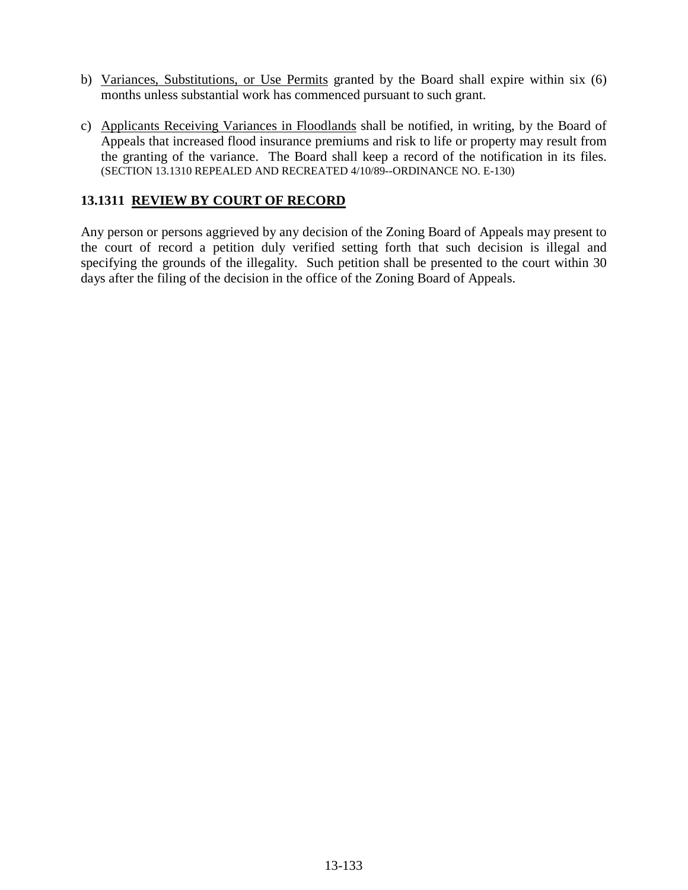b) Variances, Substitutions, or Use Permits granted by the Board shall expire within six (6) months unless substantial work has commenced pursuant to such grant.

c) Applicants Receiving Variances in Floodlands shall be notified, in writing, by the Board of Appeals that increased flood insurance premiums and risk to life or property may result from the granting of the variance. The Board shall keep a record of the notification in its files. (SECTION 13.1310 REPEALED AND RECREATED 4/10/89--ORDINANCE NO. E-130)

### 13.1311 REVIEW BY COURT OF RECORD

Any person or persons aggrieved by any decision of the Zoning Board of Appeals may present to the court of record a petition duly verified setting forth that such decision is illegal and specifying the grounds of the illegality. Such petition shall be presented to the court within 30 days after the filing of the decision in the office of the Zoning Board of Appeals.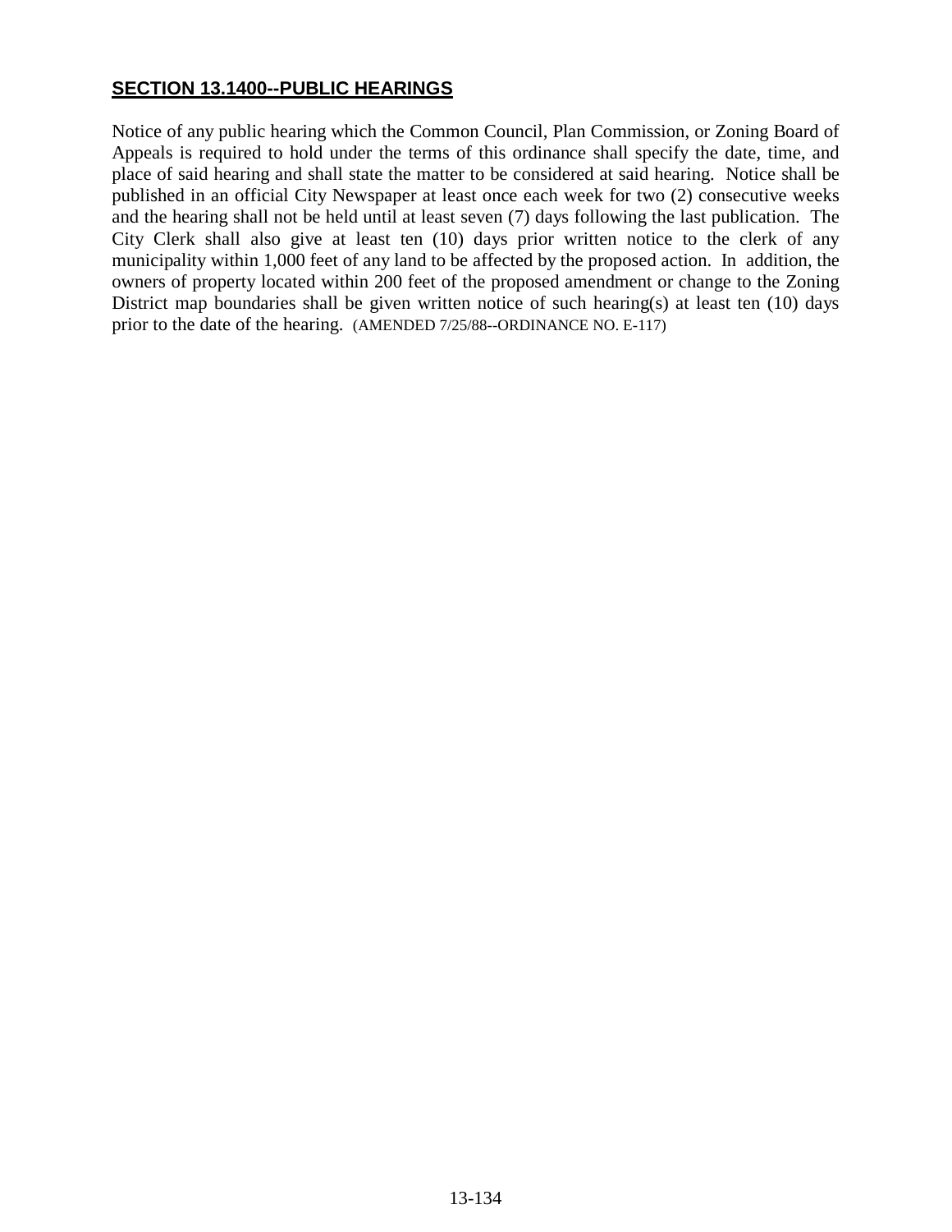## **SECTION 13.1400--PUBLIC HEARINGS**

Notice of any public hearing which the Common Council, Plan Commission, or Zoning Board of Appeals is required to hold under the terms of this ordinance shall specify the date, time, and place of said hearing and shall state the matter to be considered at said hearing. Notice shall be published in an official City Newspaper at least once each week for two (2) consecutive weeks and the hearing shall not be held until at least seven (7) days following the last publication. The City Clerk shall also give at least ten (10) days prior written notice to the clerk of any municipality within 1,000 feet of any land to be affected by the proposed action. In addition, the owners of property located within 200 feet of the proposed amendment or change to the Zoning District map boundaries shall be given written notice of such hearing(s) at least ten (10) days prior to the date of the hearing. (AMENDED 7/25/88--ORDINANCE NO. E-117)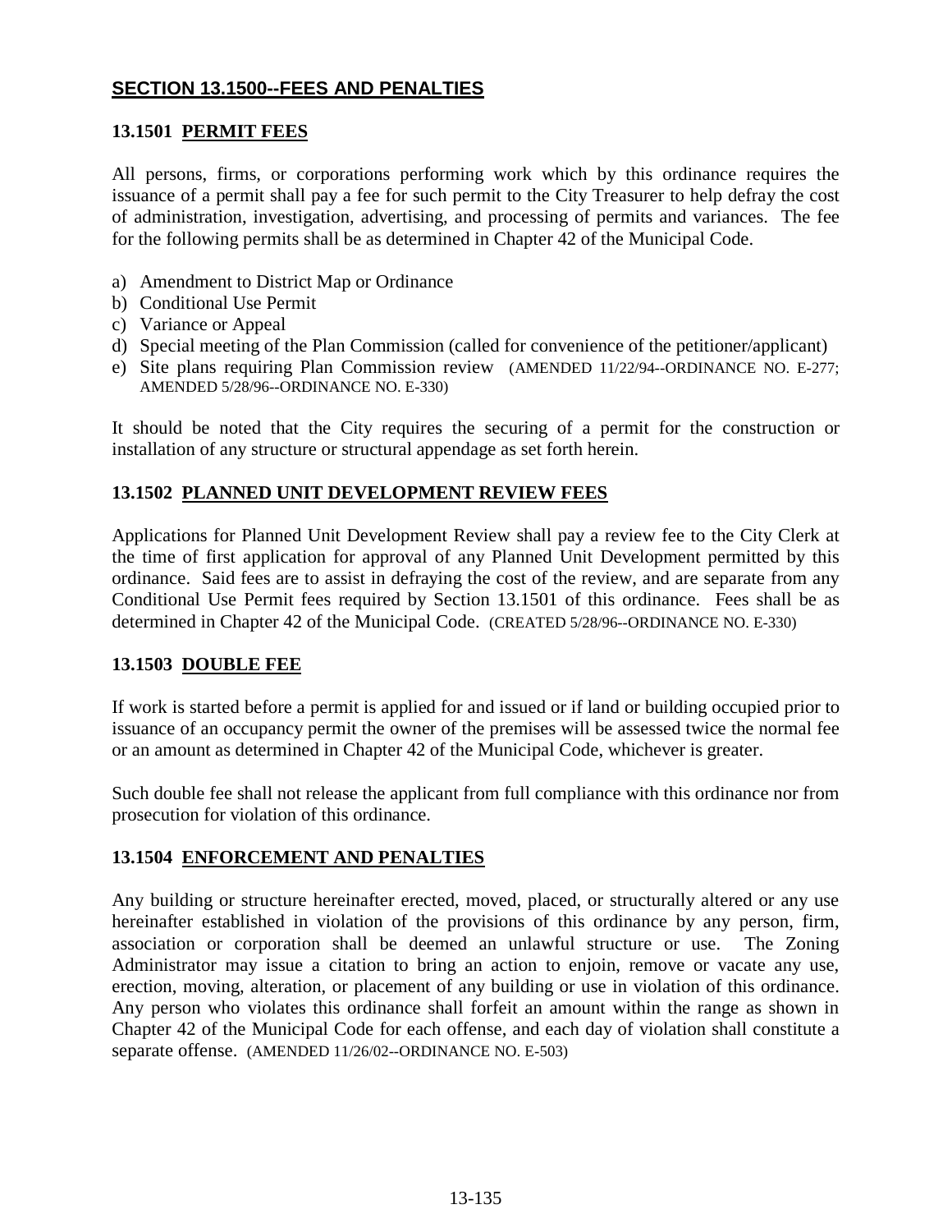## SECTION 13.1500--FEES AND PENALTIES

### 13.1501 PERMIT FEES

All persons, firms, or corporations performing work which by this ordinance requires the issuance of a permit shall pay a fee for such permit to the City Treasurer to help defray the cost of administration, investigation, advertising, and processing of permits and variances. The fee for the following permits shall be as determined in Chapter 42 of the Municipal Code.

a) Amendment to District Map or Ordinance
b) Conditional Use Permit
c) Variance or Appeal
d) Special meeting of the Plan Commission (called for convenience of the petitioner/applicant)
e) Site plans requiring Plan Commission review (AMENDED 11/22/94--ORDINANCE NO. E-277; AMENDED 5/28/96--ORDINANCE NO. E-330)

It should be noted that the City requires the securing of a permit for the construction or installation of any structure or structural appendage as set forth herein.

### 13.1502 PLANNED UNIT DEVELOPMENT REVIEW FEES

Applications for Planned Unit Development Review shall pay a review fee to the City Clerk at the time of first application for approval of any Planned Unit Development permitted by this ordinance. Said fees are to assist in defraying the cost of the review, and are separate from any Conditional Use Permit fees required by Section 13.1501 of this ordinance. Fees shall be as determined in Chapter 42 of the Municipal Code. (CREATED 5/28/96--ORDINANCE NO. E-330)

### 13.1503 DOUBLE FEE

If work is started before a permit is applied for and issued or if land or building occupied prior to issuance of an occupancy permit the owner of the premises will be assessed twice the normal fee or an amount as determined in Chapter 42 of the Municipal Code, whichever is greater.

Such double fee shall not release the applicant from full compliance with this ordinance nor from prosecution for violation of this ordinance.

### 13.1504 ENFORCEMENT AND PENALTIES

Any building or structure hereinafter erected, moved, placed, or structurally altered or any use hereinafter established in violation of the provisions of this ordinance by any person, firm, association or corporation shall be deemed an unlawful structure or use. The Zoning Administrator may issue a citation to bring an action to enjoin, remove or vacate any use, erection, moving, alteration, or placement of any building or use in violation of this ordinance. Any person who violates this ordinance shall forfeit an amount within the range as shown in Chapter 42 of the Municipal Code for each offense, and each day of violation shall constitute a separate offense. (AMENDED 11/26/02--ORDINANCE NO. E-503)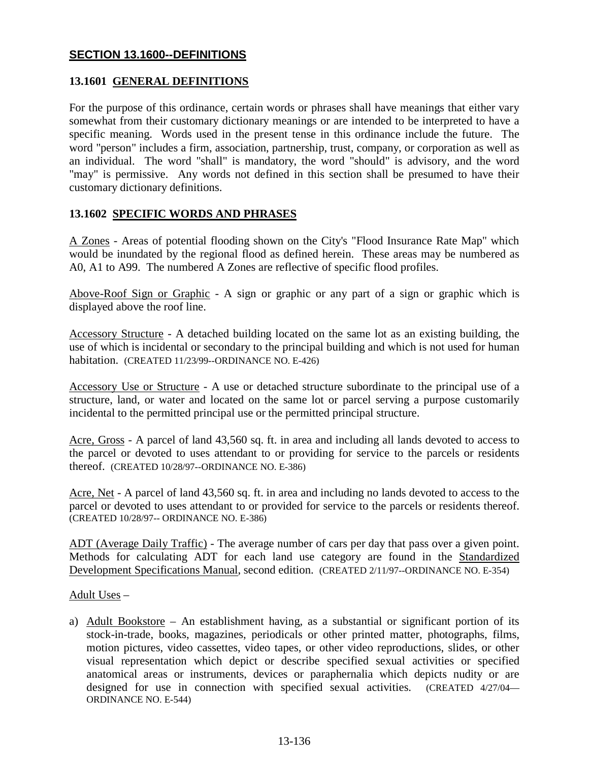## SECTION 13.1600--DEFINITIONS

### 13.1601 GENERAL DEFINITIONS

For the purpose of this ordinance, certain words or phrases shall have meanings that either vary somewhat from their customary dictionary meanings or are intended to be interpreted to have a specific meaning. Words used in the present tense in this ordinance include the future. The word "person" includes a firm, association, partnership, trust, company, or corporation as well as an individual. The word "shall" is mandatory, the word "should" is advisory, and the word "may" is permissive. Any words not defined in this section shall be presumed to have their customary dictionary definitions.

### 13.1602 SPECIFIC WORDS AND PHRASES

A Zones - Areas of potential flooding shown on the City's "Flood Insurance Rate Map" which would be inundated by the regional flood as defined herein. These areas may be numbered as A0, A1 to A99. The numbered A Zones are reflective of specific flood profiles.

Above-Roof Sign or Graphic - A sign or graphic or any part of a sign or graphic which is displayed above the roof line.

Accessory Structure - A detached building located on the same lot as an existing building, the use of which is incidental or secondary to the principal building and which is not used for human habitation. (CREATED 11/23/99--ORDINANCE NO. E-426)

Accessory Use or Structure - A use or detached structure subordinate to the principal use of a structure, land, or water and located on the same lot or parcel serving a purpose customarily incidental to the permitted principal use or the permitted principal structure.

Acre, Gross - A parcel of land 43,560 sq. ft. in area and including all lands devoted to access to the parcel or devoted to uses attendant to or providing for service to the parcels or residents thereof. (CREATED 10/28/97--ORDINANCE NO. E-386)

Acre, Net - A parcel of land 43,560 sq. ft. in area and including no lands devoted to access to the parcel or devoted to uses attendant to or provided for service to the parcels or residents thereof. (CREATED 10/28/97-- ORDINANCE NO. E-386)

ADT (Average Daily Traffic) - The average number of cars per day that pass over a given point. Methods for calculating ADT for each land use category are found in the Standardized Development Specifications Manual, second edition. (CREATED 2/11/97--ORDINANCE NO. E-354)

Adult Uses –

a) Adult Bookstore – An establishment having, as a substantial or significant portion of its stock-in-trade, books, magazines, periodicals or other printed matter, photographs, films, motion pictures, video cassettes, video tapes, or other video reproductions, slides, or other visual representation which depict or describe specified sexual activities or specified anatomical areas or instruments, devices or paraphernalia which depicts nudity or are designed for use in connection with specified sexual activities. (CREATED 4/27/04—ORDINANCE NO. E-544)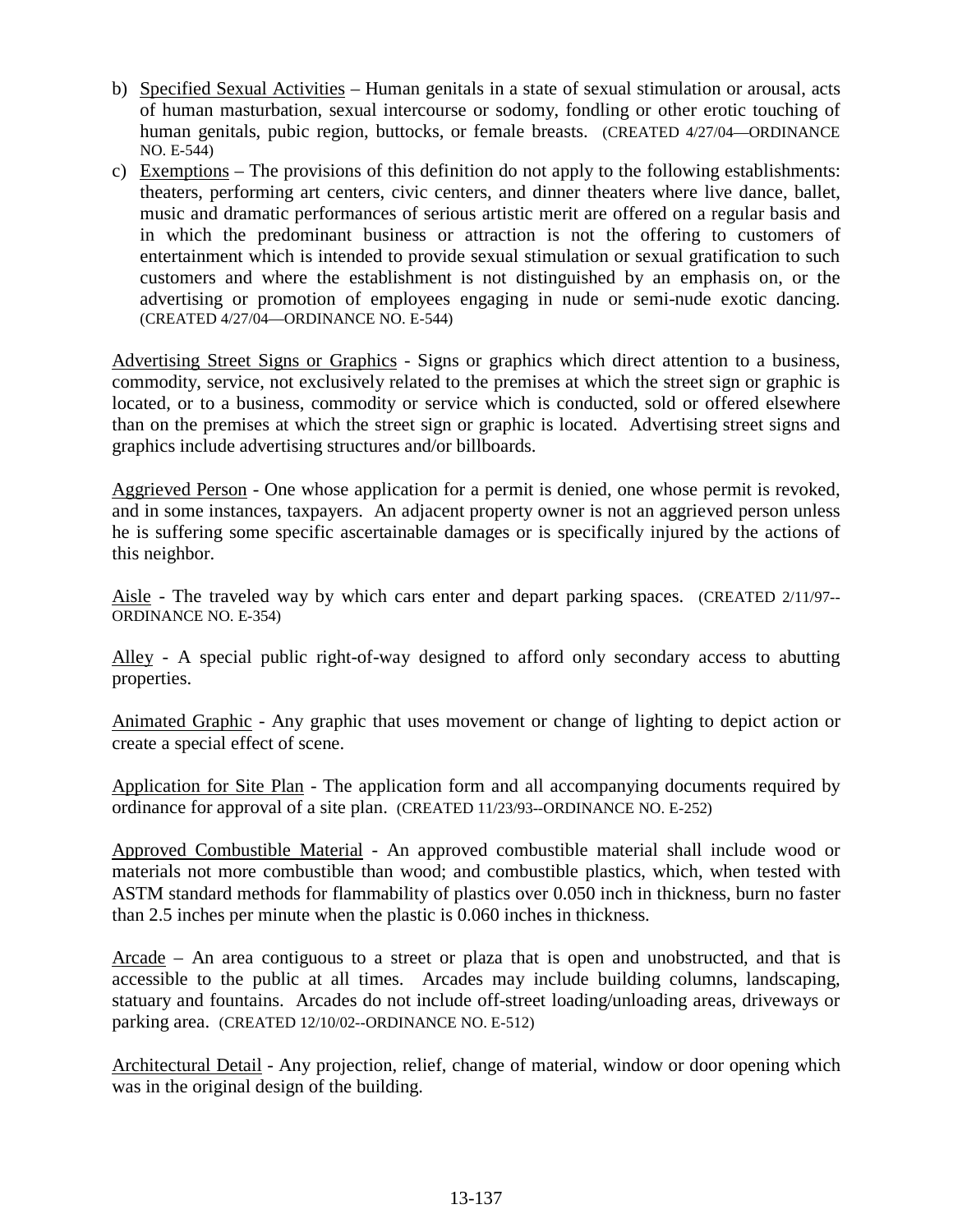b) Specified Sexual Activities – Human genitals in a state of sexual stimulation or arousal, acts of human masturbation, sexual intercourse or sodomy, fondling or other erotic touching of human genitals, pubic region, buttocks, or female breasts. (CREATED 4/27/04—ORDINANCE NO. E-544)

c) Exemptions – The provisions of this definition do not apply to the following establishments: theaters, performing art centers, civic centers, and dinner theaters where live dance, ballet, music and dramatic performances of serious artistic merit are offered on a regular basis and in which the predominant business or attraction is not the offering to customers of entertainment which is intended to provide sexual stimulation or sexual gratification to such customers and where the establishment is not distinguished by an emphasis on, or the advertising or promotion of employees engaging in nude or semi-nude exotic dancing. (CREATED 4/27/04—ORDINANCE NO. E-544)

Advertising Street Signs or Graphics - Signs or graphics which direct attention to a business, commodity, service, not exclusively related to the premises at which the street sign or graphic is located, or to a business, commodity or service which is conducted, sold or offered elsewhere than on the premises at which the street sign or graphic is located. Advertising street signs and graphics include advertising structures and/or billboards.

Aggrieved Person - One whose application for a permit is denied, one whose permit is revoked, and in some instances, taxpayers. An adjacent property owner is not an aggrieved person unless he is suffering some specific ascertainable damages or is specifically injured by the actions of this neighbor.

Aisle - The traveled way by which cars enter and depart parking spaces. (CREATED 2/11/97--ORDINANCE NO. E-354)

Alley - A special public right-of-way designed to afford only secondary access to abutting properties.

Animated Graphic - Any graphic that uses movement or change of lighting to depict action or create a special effect of scene.

Application for Site Plan - The application form and all accompanying documents required by ordinance for approval of a site plan. (CREATED 11/23/93--ORDINANCE NO. E-252)

Approved Combustible Material - An approved combustible material shall include wood or materials not more combustible than wood; and combustible plastics, which, when tested with ASTM standard methods for flammability of plastics over 0.050 inch in thickness, burn no faster than 2.5 inches per minute when the plastic is 0.060 inches in thickness.

Arcade – An area contiguous to a street or plaza that is open and unobstructed, and that is accessible to the public at all times. Arcades may include building columns, landscaping, statuary and fountains. Arcades do not include off-street loading/unloading areas, driveways or parking area. (CREATED 12/10/02--ORDINANCE NO. E-512)

Architectural Detail - Any projection, relief, change of material, window or door opening which was in the original design of the building.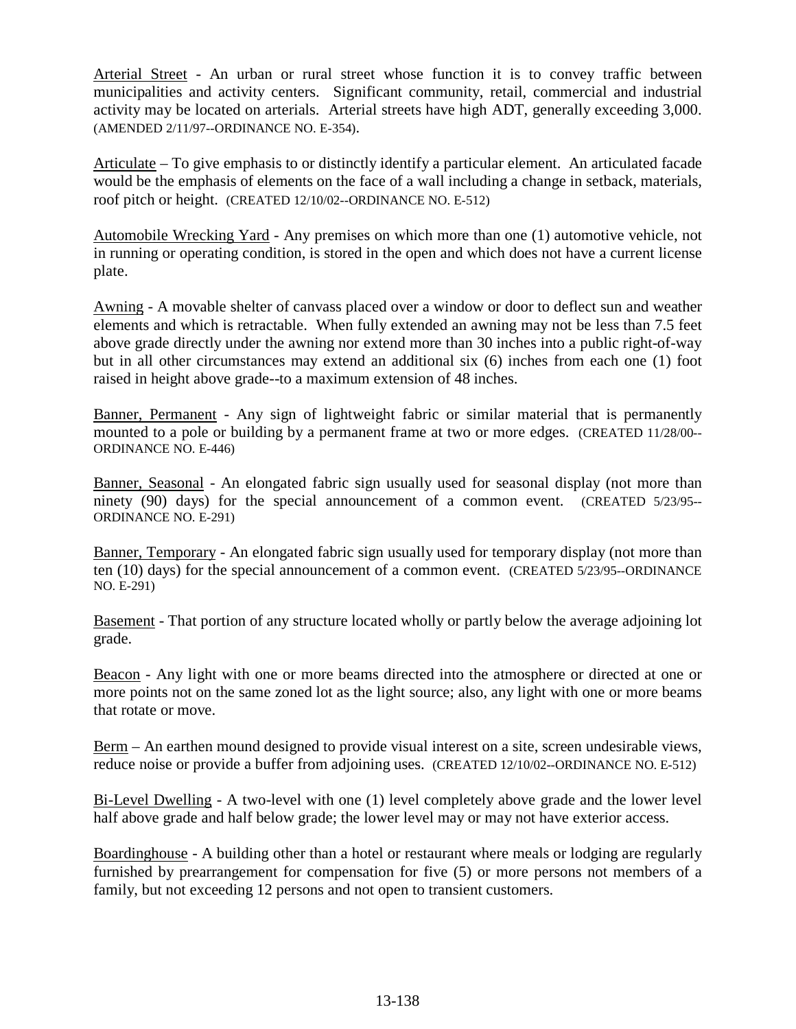Arterial Street - An urban or rural street whose function it is to convey traffic between municipalities and activity centers. Significant community, retail, commercial and industrial activity may be located on arterials. Arterial streets have high ADT, generally exceeding 3,000. (AMENDED 2/11/97--ORDINANCE NO. E-354).

Articulate – To give emphasis to or distinctly identify a particular element. An articulated facade would be the emphasis of elements on the face of a wall including a change in setback, materials, roof pitch or height. (CREATED 12/10/02--ORDINANCE NO. E-512)

Automobile Wrecking Yard - Any premises on which more than one (1) automotive vehicle, not in running or operating condition, is stored in the open and which does not have a current license plate.

Awning - A movable shelter of canvass placed over a window or door to deflect sun and weather elements and which is retractable. When fully extended an awning may not be less than 7.5 feet above grade directly under the awning nor extend more than 30 inches into a public right-of-way but in all other circumstances may extend an additional six (6) inches from each one (1) foot raised in height above grade--to a maximum extension of 48 inches.

Banner, Permanent - Any sign of lightweight fabric or similar material that is permanently mounted to a pole or building by a permanent frame at two or more edges. (CREATED 11/28/00--ORDINANCE NO. E-446)

Banner, Seasonal - An elongated fabric sign usually used for seasonal display (not more than ninety (90) days) for the special announcement of a common event. (CREATED 5/23/95--ORDINANCE NO. E-291)

Banner, Temporary - An elongated fabric sign usually used for temporary display (not more than ten (10) days) for the special announcement of a common event. (CREATED 5/23/95--ORDINANCE NO. E-291)

Basement - That portion of any structure located wholly or partly below the average adjoining lot grade.

Beacon - Any light with one or more beams directed into the atmosphere or directed at one or more points not on the same zoned lot as the light source; also, any light with one or more beams that rotate or move.

Berm – An earthen mound designed to provide visual interest on a site, screen undesirable views, reduce noise or provide a buffer from adjoining uses. (CREATED 12/10/02--ORDINANCE NO. E-512)

Bi-Level Dwelling - A two-level with one (1) level completely above grade and the lower level half above grade and half below grade; the lower level may or may not have exterior access.

Boardinghouse - A building other than a hotel or restaurant where meals or lodging are regularly furnished by prearrangement for compensation for five (5) or more persons not members of a family, but not exceeding 12 persons and not open to transient customers.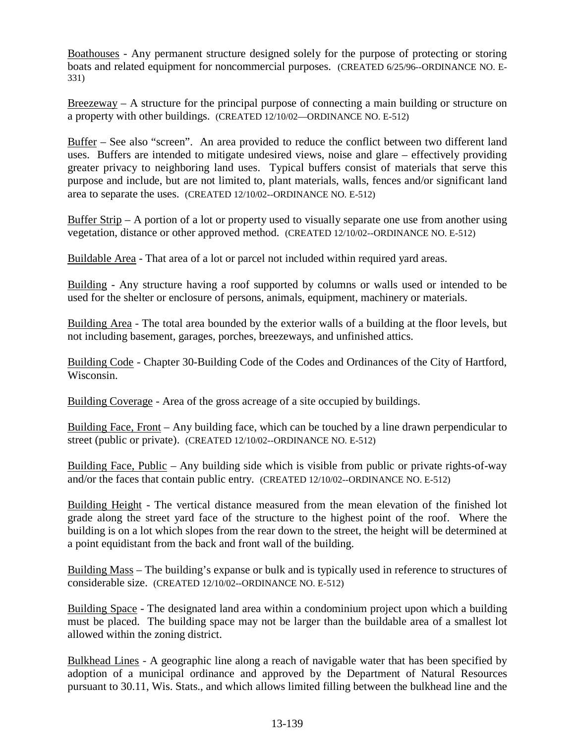Boathouses - Any permanent structure designed solely for the purpose of protecting or storing boats and related equipment for noncommercial purposes. (CREATED 6/25/96--ORDINANCE NO. E-331)

Breezeway – A structure for the principal purpose of connecting a main building or structure on a property with other buildings. (CREATED 12/10/02—ORDINANCE NO. E-512)

Buffer – See also "screen". An area provided to reduce the conflict between two different land uses. Buffers are intended to mitigate undesired views, noise and glare – effectively providing greater privacy to neighboring land uses. Typical buffers consist of materials that serve this purpose and include, but are not limited to, plant materials, walls, fences and/or significant land area to separate the uses. (CREATED 12/10/02--ORDINANCE NO. E-512)

Buffer Strip – A portion of a lot or property used to visually separate one use from another using vegetation, distance or other approved method. (CREATED 12/10/02--ORDINANCE NO. E-512)

Buildable Area - That area of a lot or parcel not included within required yard areas.

Building - Any structure having a roof supported by columns or walls used or intended to be used for the shelter or enclosure of persons, animals, equipment, machinery or materials.

Building Area - The total area bounded by the exterior walls of a building at the floor levels, but not including basement, garages, porches, breezeways, and unfinished attics.

Building Code - Chapter 30-Building Code of the Codes and Ordinances of the City of Hartford, Wisconsin.

Building Coverage - Area of the gross acreage of a site occupied by buildings.

Building Face, Front – Any building face, which can be touched by a line drawn perpendicular to street (public or private). (CREATED 12/10/02--ORDINANCE NO. E-512)

Building Face, Public – Any building side which is visible from public or private rights-of-way and/or the faces that contain public entry. (CREATED 12/10/02--ORDINANCE NO. E-512)

Building Height - The vertical distance measured from the mean elevation of the finished lot grade along the street yard face of the structure to the highest point of the roof. Where the building is on a lot which slopes from the rear down to the street, the height will be determined at a point equidistant from the back and front wall of the building.

Building Mass – The building's expanse or bulk and is typically used in reference to structures of considerable size. (CREATED 12/10/02--ORDINANCE NO. E-512)

Building Space - The designated land area within a condominium project upon which a building must be placed. The building space may not be larger than the buildable area of a smallest lot allowed within the zoning district.

Bulkhead Lines - A geographic line along a reach of navigable water that has been specified by adoption of a municipal ordinance and approved by the Department of Natural Resources pursuant to 30.11, Wis. Stats., and which allows limited filling between the bulkhead line and the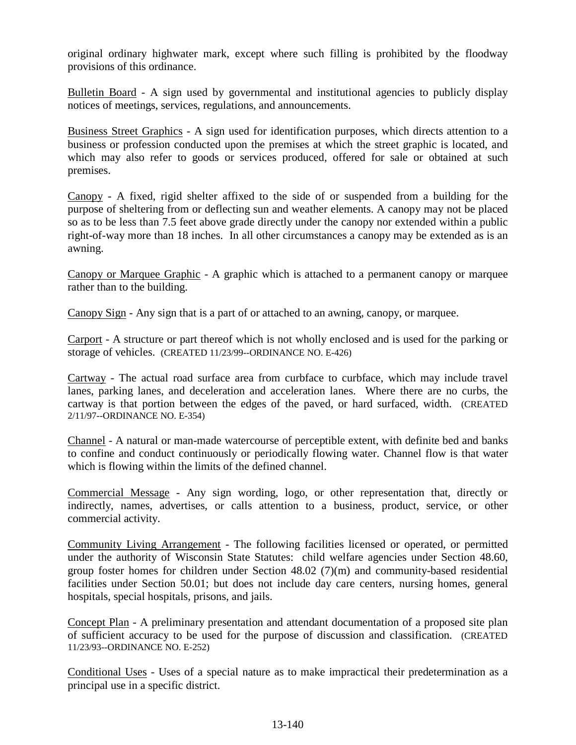original ordinary highwater mark, except where such filling is prohibited by the floodway provisions of this ordinance.

Bulletin Board - A sign used by governmental and institutional agencies to publicly display notices of meetings, services, regulations, and announcements.

Business Street Graphics - A sign used for identification purposes, which directs attention to a business or profession conducted upon the premises at which the street graphic is located, and which may also refer to goods or services produced, offered for sale or obtained at such premises.

Canopy - A fixed, rigid shelter affixed to the side of or suspended from a building for the purpose of sheltering from or deflecting sun and weather elements. A canopy may not be placed so as to be less than 7.5 feet above grade directly under the canopy nor extended within a public right-of-way more than 18 inches. In all other circumstances a canopy may be extended as is an awning.

Canopy or Marquee Graphic - A graphic which is attached to a permanent canopy or marquee rather than to the building.

Canopy Sign - Any sign that is a part of or attached to an awning, canopy, or marquee.

Carport - A structure or part thereof which is not wholly enclosed and is used for the parking or storage of vehicles. (CREATED 11/23/99--ORDINANCE NO. E-426)

Cartway - The actual road surface area from curbface to curbface, which may include travel lanes, parking lanes, and deceleration and acceleration lanes. Where there are no curbs, the cartway is that portion between the edges of the paved, or hard surfaced, width. (CREATED 2/11/97--ORDINANCE NO. E-354)

Channel - A natural or man-made watercourse of perceptible extent, with definite bed and banks to confine and conduct continuously or periodically flowing water. Channel flow is that water which is flowing within the limits of the defined channel.

Commercial Message - Any sign wording, logo, or other representation that, directly or indirectly, names, advertises, or calls attention to a business, product, service, or other commercial activity.

Community Living Arrangement - The following facilities licensed or operated, or permitted under the authority of Wisconsin State Statutes: child welfare agencies under Section 48.60, group foster homes for children under Section 48.02 (7)(m) and community-based residential facilities under Section 50.01; but does not include day care centers, nursing homes, general hospitals, special hospitals, prisons, and jails.

Concept Plan - A preliminary presentation and attendant documentation of a proposed site plan of sufficient accuracy to be used for the purpose of discussion and classification. (CREATED 11/23/93--ORDINANCE NO. E-252)

Conditional Uses - Uses of a special nature as to make impractical their predetermination as a principal use in a specific district.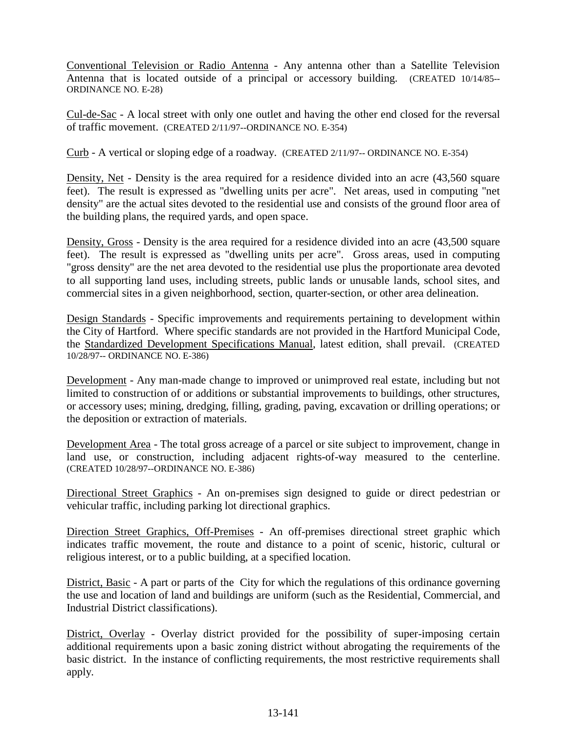Conventional Television or Radio Antenna - Any antenna other than a Satellite Television Antenna that is located outside of a principal or accessory building. (CREATED 10/14/85--ORDINANCE NO. E-28)

Cul-de-Sac - A local street with only one outlet and having the other end closed for the reversal of traffic movement. (CREATED 2/11/97--ORDINANCE NO. E-354)

Curb - A vertical or sloping edge of a roadway. (CREATED 2/11/97-- ORDINANCE NO. E-354)

Density, Net - Density is the area required for a residence divided into an acre (43,560 square feet). The result is expressed as "dwelling units per acre". Net areas, used in computing "net density" are the actual sites devoted to the residential use and consists of the ground floor area of the building plans, the required yards, and open space.

Density, Gross - Density is the area required for a residence divided into an acre (43,500 square feet). The result is expressed as "dwelling units per acre". Gross areas, used in computing "gross density" are the net area devoted to the residential use plus the proportionate area devoted to all supporting land uses, including streets, public lands or unusable lands, school sites, and commercial sites in a given neighborhood, section, quarter-section, or other area delineation.

Design Standards - Specific improvements and requirements pertaining to development within the City of Hartford. Where specific standards are not provided in the Hartford Municipal Code, the Standardized Development Specifications Manual, latest edition, shall prevail. (CREATED 10/28/97-- ORDINANCE NO. E-386)

Development - Any man-made change to improved or unimproved real estate, including but not limited to construction of or additions or substantial improvements to buildings, other structures, or accessory uses; mining, dredging, filling, grading, paving, excavation or drilling operations; or the deposition or extraction of materials.

Development Area - The total gross acreage of a parcel or site subject to improvement, change in land use, or construction, including adjacent rights-of-way measured to the centerline. (CREATED 10/28/97--ORDINANCE NO. E-386)

Directional Street Graphics - An on-premises sign designed to guide or direct pedestrian or vehicular traffic, including parking lot directional graphics.

Direction Street Graphics, Off-Premises - An off-premises directional street graphic which indicates traffic movement, the route and distance to a point of scenic, historic, cultural or religious interest, or to a public building, at a specified location.

District, Basic - A part or parts of the City for which the regulations of this ordinance governing the use and location of land and buildings are uniform (such as the Residential, Commercial, and Industrial District classifications).

District, Overlay - Overlay district provided for the possibility of super-imposing certain additional requirements upon a basic zoning district without abrogating the requirements of the basic district. In the instance of conflicting requirements, the most restrictive requirements shall apply.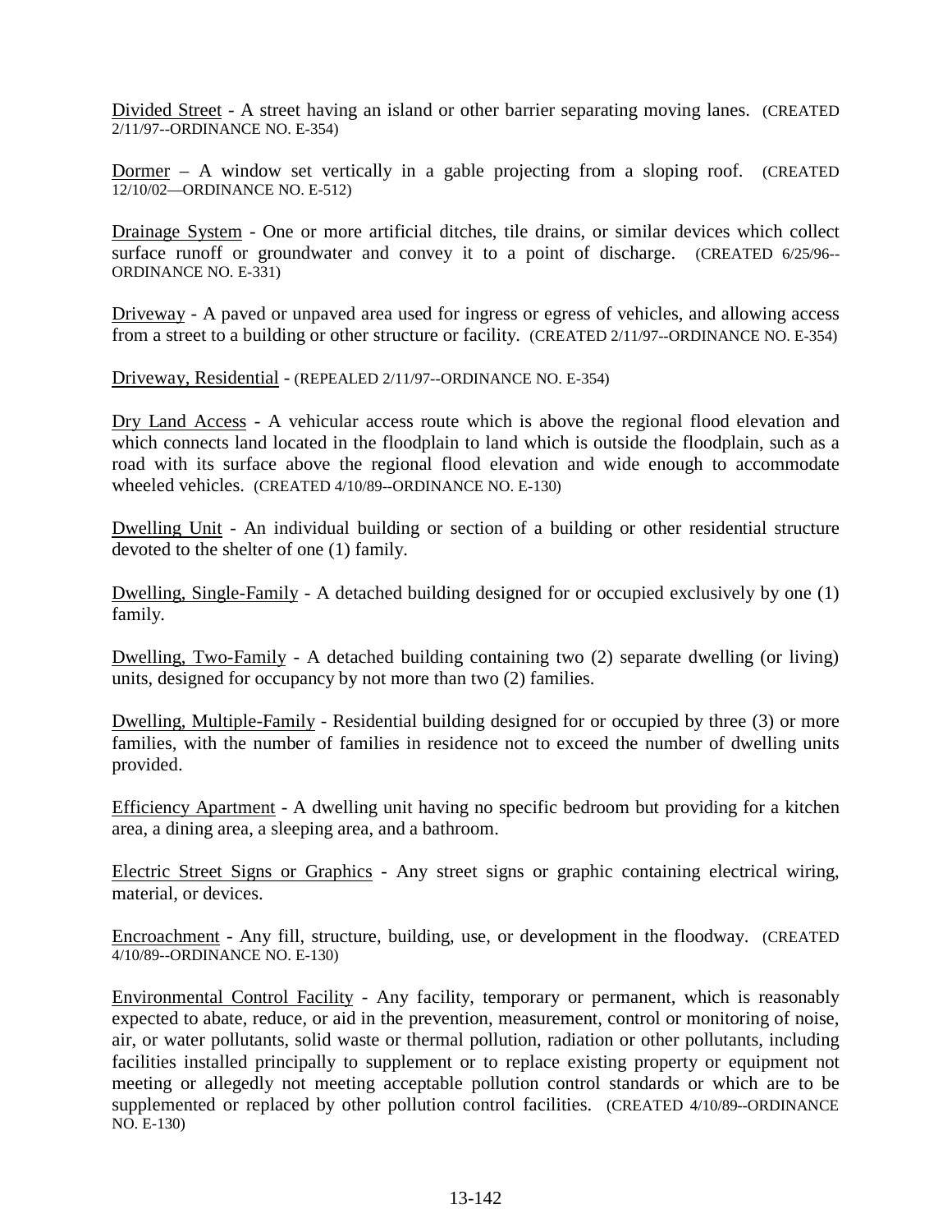<u>Divided Street</u> - A street having an island or other barrier separating moving lanes. (CREATED 2/11/97--ORDINANCE NO. E-354)

<u>Dormer</u> – A window set vertically in a gable projecting from a sloping roof. (CREATED 12/10/02—ORDINANCE NO. E-512)

<u>Drainage System</u> - One or more artificial ditches, tile drains, or similar devices which collect surface runoff or groundwater and convey it to a point of discharge. (CREATED 6/25/96--ORDINANCE NO. E-331)

<u>Driveway</u> - A paved or unpaved area used for ingress or egress of vehicles, and allowing access from a street to a building or other structure or facility. (CREATED 2/11/97--ORDINANCE NO. E-354)

<u>Driveway, Residential</u> - (REPEALED 2/11/97--ORDINANCE NO. E-354)

<u>Dry Land Access</u> - A vehicular access route which is above the regional flood elevation and which connects land located in the floodplain to land which is outside the floodplain, such as a road with its surface above the regional flood elevation and wide enough to accommodate wheeled vehicles. (CREATED 4/10/89--ORDINANCE NO. E-130)

<u>Dwelling Unit</u> - An individual building or section of a building or other residential structure devoted to the shelter of one (1) family.

<u>Dwelling, Single-Family</u> - A detached building designed for or occupied exclusively by one (1) family.

<u>Dwelling, Two-Family</u> - A detached building containing two (2) separate dwelling (or living) units, designed for occupancy by not more than two (2) families.

<u>Dwelling, Multiple-Family</u> - Residential building designed for or occupied by three (3) or more families, with the number of families in residence not to exceed the number of dwelling units provided.

<u>Efficiency Apartment</u> - A dwelling unit having no specific bedroom but providing for a kitchen area, a dining area, a sleeping area, and a bathroom.

<u>Electric Street Signs or Graphics</u> - Any street signs or graphic containing electrical wiring, material, or devices.

<u>Encroachment</u> - Any fill, structure, building, use, or development in the floodway. (CREATED 4/10/89--ORDINANCE NO. E-130)

<u>Environmental Control Facility</u> - Any facility, temporary or permanent, which is reasonably expected to abate, reduce, or aid in the prevention, measurement, control or monitoring of noise, air, or water pollutants, solid waste or thermal pollution, radiation or other pollutants, including facilities installed principally to supplement or to replace existing property or equipment not meeting or allegedly not meeting acceptable pollution control standards or which are to be supplemented or replaced by other pollution control facilities. (CREATED 4/10/89--ORDINANCE NO. E-130)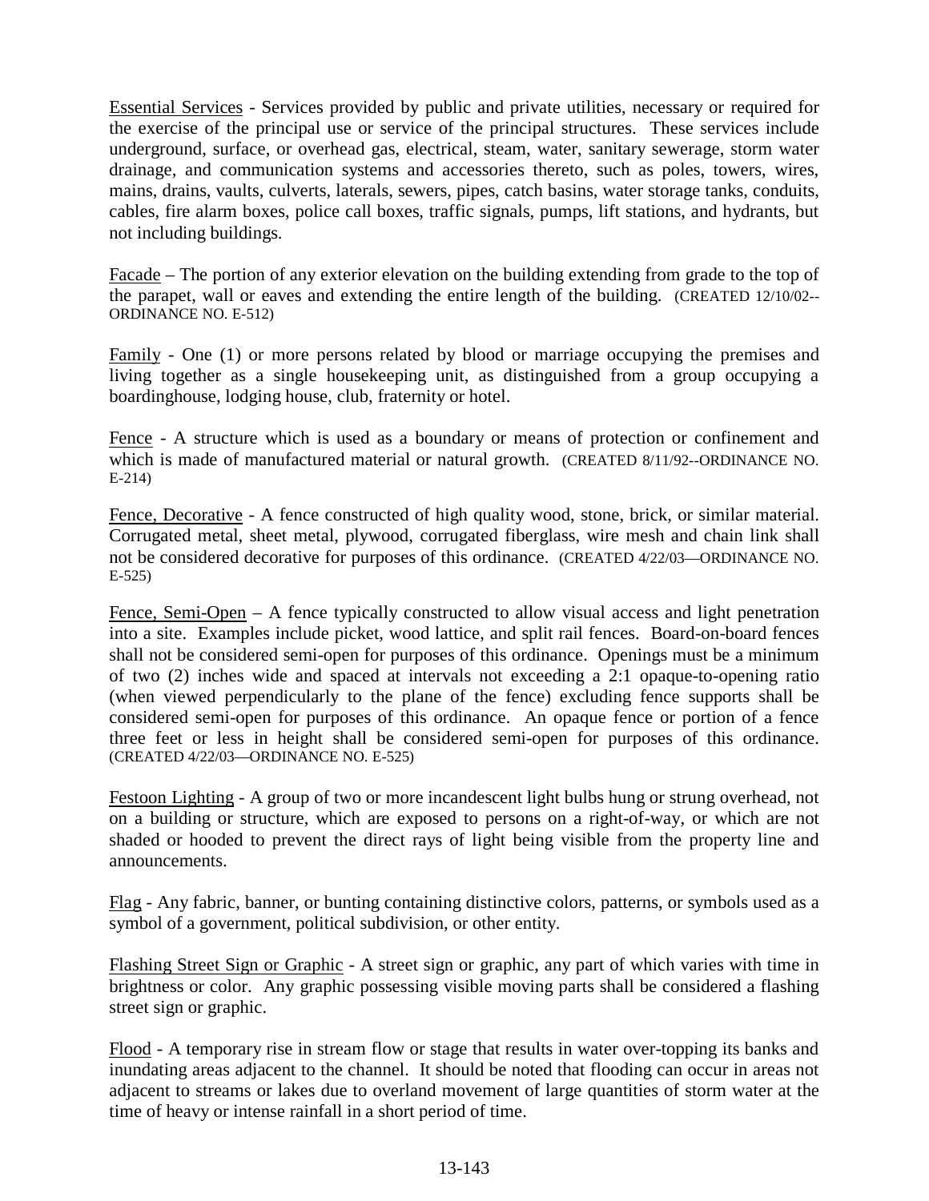Essential Services - Services provided by public and private utilities, necessary or required for the exercise of the principal use or service of the principal structures. These services include underground, surface, or overhead gas, electrical, steam, water, sanitary sewerage, storm water drainage, and communication systems and accessories thereto, such as poles, towers, wires, mains, drains, vaults, culverts, laterals, sewers, pipes, catch basins, water storage tanks, conduits, cables, fire alarm boxes, police call boxes, traffic signals, pumps, lift stations, and hydrants, but not including buildings.

Facade – The portion of any exterior elevation on the building extending from grade to the top of the parapet, wall or eaves and extending the entire length of the building. (CREATED 12/10/02--ORDINANCE NO. E-512)

Family - One (1) or more persons related by blood or marriage occupying the premises and living together as a single housekeeping unit, as distinguished from a group occupying a boardinghouse, lodging house, club, fraternity or hotel.

Fence - A structure which is used as a boundary or means of protection or confinement and which is made of manufactured material or natural growth. (CREATED 8/11/92--ORDINANCE NO. E-214)

Fence, Decorative - A fence constructed of high quality wood, stone, brick, or similar material. Corrugated metal, sheet metal, plywood, corrugated fiberglass, wire mesh and chain link shall not be considered decorative for purposes of this ordinance. (CREATED 4/22/03—ORDINANCE NO. E-525)

Fence, Semi-Open – A fence typically constructed to allow visual access and light penetration into a site. Examples include picket, wood lattice, and split rail fences. Board-on-board fences shall not be considered semi-open for purposes of this ordinance. Openings must be a minimum of two (2) inches wide and spaced at intervals not exceeding a 2:1 opaque-to-opening ratio (when viewed perpendicularly to the plane of the fence) excluding fence supports shall be considered semi-open for purposes of this ordinance. An opaque fence or portion of a fence three feet or less in height shall be considered semi-open for purposes of this ordinance. (CREATED 4/22/03—ORDINANCE NO. E-525)

Festoon Lighting - A group of two or more incandescent light bulbs hung or strung overhead, not on a building or structure, which are exposed to persons on a right-of-way, or which are not shaded or hooded to prevent the direct rays of light being visible from the property line and announcements.

Flag - Any fabric, banner, or bunting containing distinctive colors, patterns, or symbols used as a symbol of a government, political subdivision, or other entity.

Flashing Street Sign or Graphic - A street sign or graphic, any part of which varies with time in brightness or color. Any graphic possessing visible moving parts shall be considered a flashing street sign or graphic.

Flood - A temporary rise in stream flow or stage that results in water over-topping its banks and inundating areas adjacent to the channel. It should be noted that flooding can occur in areas not adjacent to streams or lakes due to overland movement of large quantities of storm water at the time of heavy or intense rainfall in a short period of time.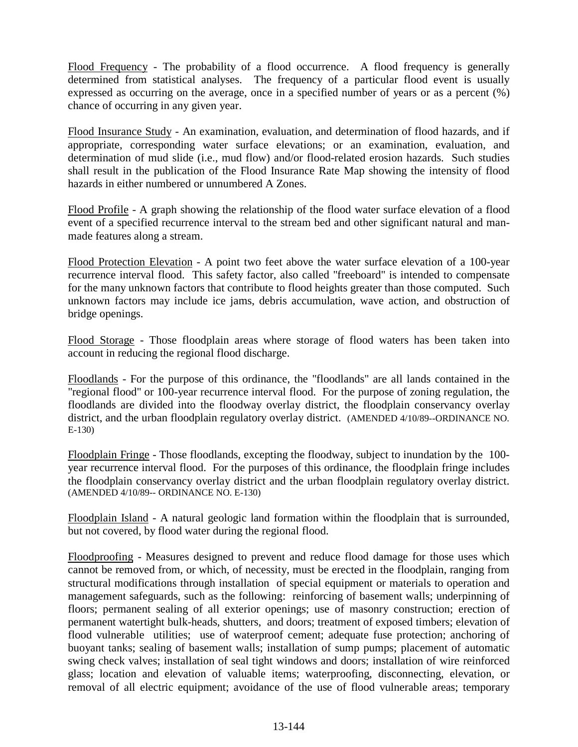<u>Flood Frequency</u> - The probability of a flood occurrence. A flood frequency is generally determined from statistical analyses. The frequency of a particular flood event is usually expressed as occurring on the average, once in a specified number of years or as a percent (%) chance of occurring in any given year.

<u>Flood Insurance Study</u> - An examination, evaluation, and determination of flood hazards, and if appropriate, corresponding water surface elevations; or an examination, evaluation, and determination of mud slide (i.e., mud flow) and/or flood-related erosion hazards. Such studies shall result in the publication of the Flood Insurance Rate Map showing the intensity of flood hazards in either numbered or unnumbered A Zones.

<u>Flood Profile</u> - A graph showing the relationship of the flood water surface elevation of a flood event of a specified recurrence interval to the stream bed and other significant natural and man-made features along a stream.

<u>Flood Protection Elevation</u> - A point two feet above the water surface elevation of a 100-year recurrence interval flood. This safety factor, also called "freeboard" is intended to compensate for the many unknown factors that contribute to flood heights greater than those computed. Such unknown factors may include ice jams, debris accumulation, wave action, and obstruction of bridge openings.

<u>Flood Storage</u> - Those floodplain areas where storage of flood waters has been taken into account in reducing the regional flood discharge.

<u>Floodlands</u> - For the purpose of this ordinance, the "floodlands" are all lands contained in the "regional flood" or 100-year recurrence interval flood. For the purpose of zoning regulation, the floodlands are divided into the floodway overlay district, the floodplain conservancy overlay district, and the urban floodplain regulatory overlay district. (AMENDED 4/10/89--ORDINANCE NO. E-130)

<u>Floodplain Fringe</u> - Those floodlands, excepting the floodway, subject to inundation by the 100-year recurrence interval flood. For the purposes of this ordinance, the floodplain fringe includes the floodplain conservancy overlay district and the urban floodplain regulatory overlay district. (AMENDED 4/10/89-- ORDINANCE NO. E-130)

<u>Floodplain Island</u> - A natural geologic land formation within the floodplain that is surrounded, but not covered, by flood water during the regional flood.

<u>Floodproofing</u> - Measures designed to prevent and reduce flood damage for those uses which cannot be removed from, or which, of necessity, must be erected in the floodplain, ranging from structural modifications through installation of special equipment or materials to operation and management safeguards, such as the following: reinforcing of basement walls; underpinning of floors; permanent sealing of all exterior openings; use of masonry construction; erection of permanent watertight bulk-heads, shutters, and doors; treatment of exposed timbers; elevation of flood vulnerable utilities; use of waterproof cement; adequate fuse protection; anchoring of buoyant tanks; sealing of basement walls; installation of sump pumps; placement of automatic swing check valves; installation of seal tight windows and doors; installation of wire reinforced glass; location and elevation of valuable items; waterproofing, disconnecting, elevation, or removal of all electric equipment; avoidance of the use of flood vulnerable areas; temporary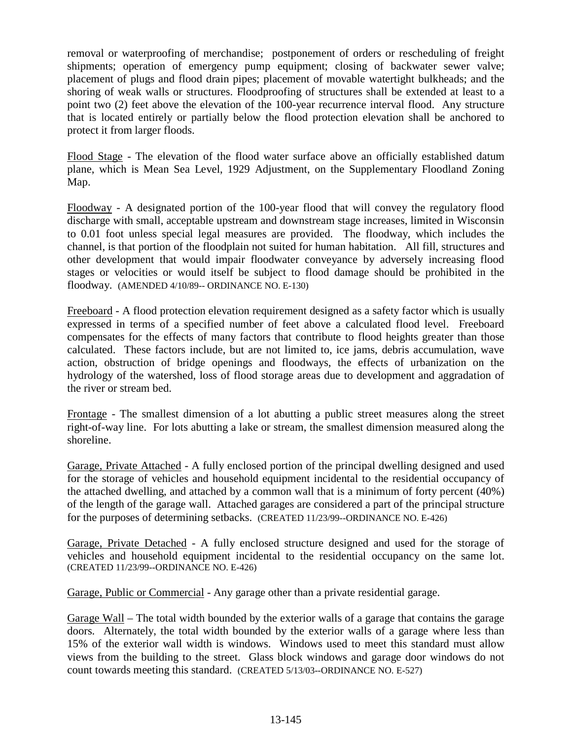removal or waterproofing of merchandise; postponement of orders or rescheduling of freight shipments; operation of emergency pump equipment; closing of backwater sewer valve; placement of plugs and flood drain pipes; placement of movable watertight bulkheads; and the shoring of weak walls or structures. Floodproofing of structures shall be extended at least to a point two (2) feet above the elevation of the 100-year recurrence interval flood. Any structure that is located entirely or partially below the flood protection elevation shall be anchored to protect it from larger floods.

Flood Stage - The elevation of the flood water surface above an officially established datum plane, which is Mean Sea Level, 1929 Adjustment, on the Supplementary Floodland Zoning Map.

Floodway - A designated portion of the 100-year flood that will convey the regulatory flood discharge with small, acceptable upstream and downstream stage increases, limited in Wisconsin to 0.01 foot unless special legal measures are provided. The floodway, which includes the channel, is that portion of the floodplain not suited for human habitation. All fill, structures and other development that would impair floodwater conveyance by adversely increasing flood stages or velocities or would itself be subject to flood damage should be prohibited in the floodway. (AMENDED 4/10/89-- ORDINANCE NO. E-130)

Freeboard - A flood protection elevation requirement designed as a safety factor which is usually expressed in terms of a specified number of feet above a calculated flood level. Freeboard compensates for the effects of many factors that contribute to flood heights greater than those calculated. These factors include, but are not limited to, ice jams, debris accumulation, wave action, obstruction of bridge openings and floodways, the effects of urbanization on the hydrology of the watershed, loss of flood storage areas due to development and aggradation of the river or stream bed.

Frontage - The smallest dimension of a lot abutting a public street measures along the street right-of-way line. For lots abutting a lake or stream, the smallest dimension measured along the shoreline.

Garage, Private Attached - A fully enclosed portion of the principal dwelling designed and used for the storage of vehicles and household equipment incidental to the residential occupancy of the attached dwelling, and attached by a common wall that is a minimum of forty percent (40%) of the length of the garage wall. Attached garages are considered a part of the principal structure for the purposes of determining setbacks. (CREATED 11/23/99--ORDINANCE NO. E-426)

Garage, Private Detached - A fully enclosed structure designed and used for the storage of vehicles and household equipment incidental to the residential occupancy on the same lot. (CREATED 11/23/99--ORDINANCE NO. E-426)

Garage, Public or Commercial - Any garage other than a private residential garage.

Garage Wall – The total width bounded by the exterior walls of a garage that contains the garage doors. Alternately, the total width bounded by the exterior walls of a garage where less than 15% of the exterior wall width is windows. Windows used to meet this standard must allow views from the building to the street. Glass block windows and garage door windows do not count towards meeting this standard. (CREATED 5/13/03--ORDINANCE NO. E-527)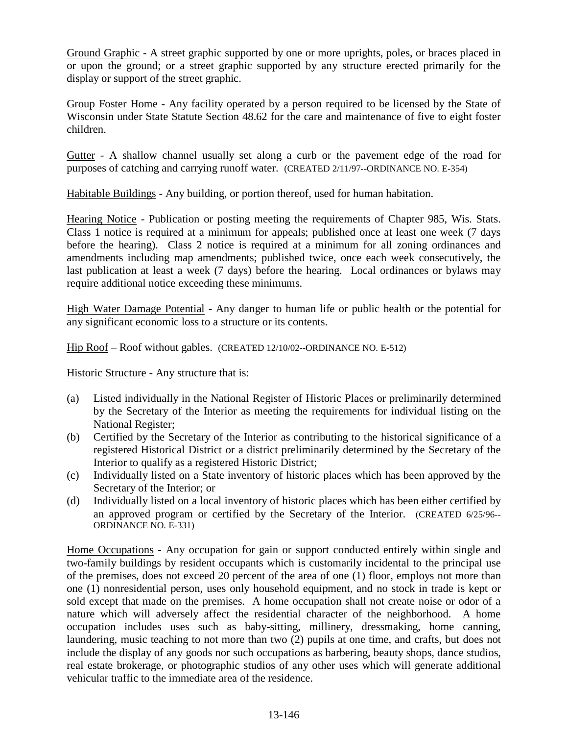Ground Graphic - A street graphic supported by one or more uprights, poles, or braces placed in or upon the ground; or a street graphic supported by any structure erected primarily for the display or support of the street graphic.

Group Foster Home - Any facility operated by a person required to be licensed by the State of Wisconsin under State Statute Section 48.62 for the care and maintenance of five to eight foster children.

Gutter - A shallow channel usually set along a curb or the pavement edge of the road for purposes of catching and carrying runoff water. (CREATED 2/11/97--ORDINANCE NO. E-354)

Habitable Buildings - Any building, or portion thereof, used for human habitation.

Hearing Notice - Publication or posting meeting the requirements of Chapter 985, Wis. Stats. Class 1 notice is required at a minimum for appeals; published once at least one week (7 days before the hearing). Class 2 notice is required at a minimum for all zoning ordinances and amendments including map amendments; published twice, once each week consecutively, the last publication at least a week (7 days) before the hearing. Local ordinances or bylaws may require additional notice exceeding these minimums.

High Water Damage Potential - Any danger to human life or public health or the potential for any significant economic loss to a structure or its contents.

Hip Roof – Roof without gables. (CREATED 12/10/02--ORDINANCE NO. E-512)

Historic Structure - Any structure that is:

(a) Listed individually in the National Register of Historic Places or preliminarily determined by the Secretary of the Interior as meeting the requirements for individual listing on the National Register;
(b) Certified by the Secretary of the Interior as contributing to the historical significance of a registered Historical District or a district preliminarily determined by the Secretary of the Interior to qualify as a registered Historic District;
(c) Individually listed on a State inventory of historic places which has been approved by the Secretary of the Interior; or
(d) Individually listed on a local inventory of historic places which has been either certified by an approved program or certified by the Secretary of the Interior. (CREATED 6/25/96--ORDINANCE NO. E-331)

Home Occupations - Any occupation for gain or support conducted entirely within single and two-family buildings by resident occupants which is customarily incidental to the principal use of the premises, does not exceed 20 percent of the area of one (1) floor, employs not more than one (1) nonresidential person, uses only household equipment, and no stock in trade is kept or sold except that made on the premises. A home occupation shall not create noise or odor of a nature which will adversely affect the residential character of the neighborhood. A home occupation includes uses such as baby-sitting, millinery, dressmaking, home canning, laundering, music teaching to not more than two (2) pupils at one time, and crafts, but does not include the display of any goods nor such occupations as barbering, beauty shops, dance studios, real estate brokerage, or photographic studios of any other uses which will generate additional vehicular traffic to the immediate area of the residence.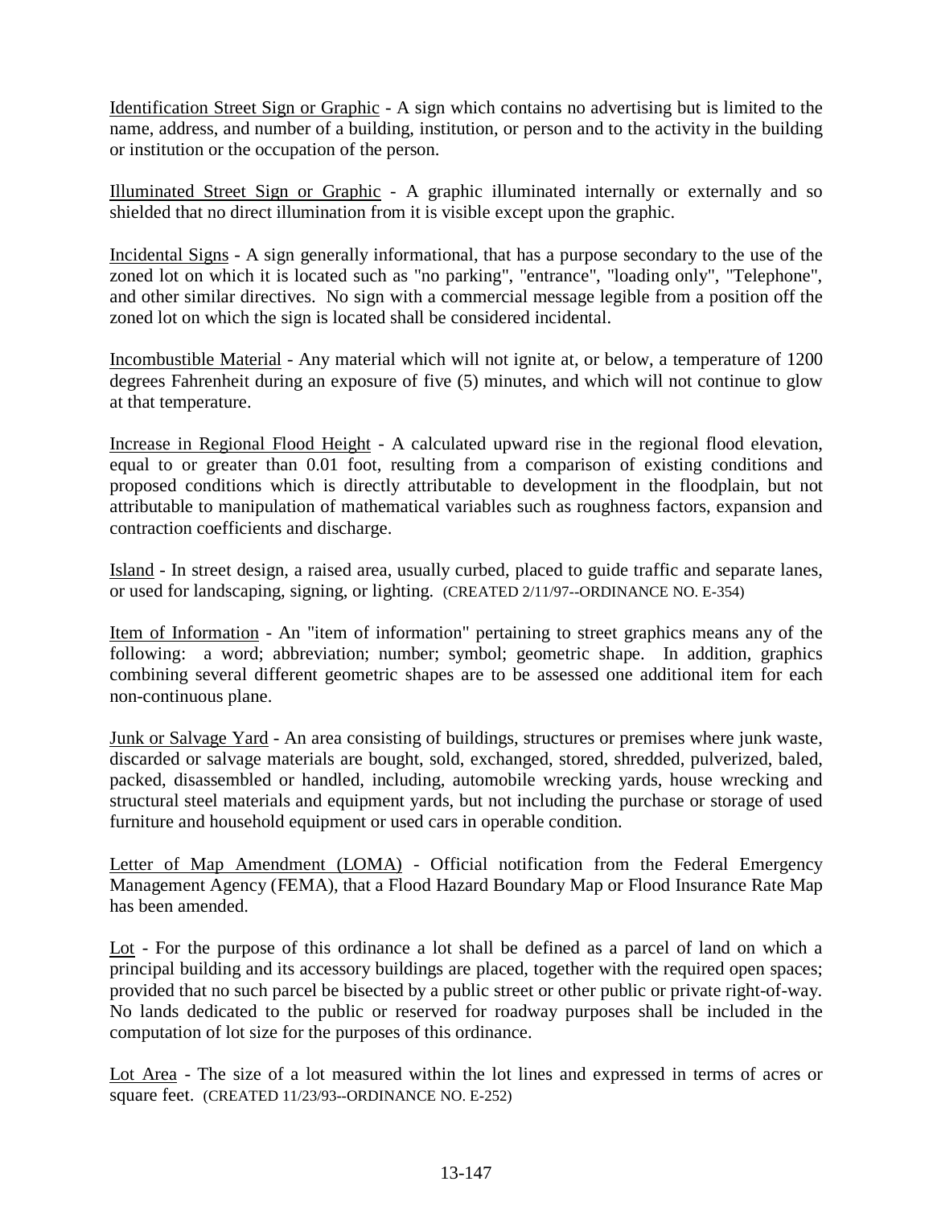<u>Identification Street Sign or Graphic</u> - A sign which contains no advertising but is limited to the name, address, and number of a building, institution, or person and to the activity in the building or institution or the occupation of the person.

<u>Illuminated Street Sign or Graphic</u> - A graphic illuminated internally or externally and so shielded that no direct illumination from it is visible except upon the graphic.

<u>Incidental Signs</u> - A sign generally informational, that has a purpose secondary to the use of the zoned lot on which it is located such as "no parking", "entrance", "loading only", "Telephone", and other similar directives. No sign with a commercial message legible from a position off the zoned lot on which the sign is located shall be considered incidental.

<u>Incombustible Material</u> - Any material which will not ignite at, or below, a temperature of 1200 degrees Fahrenheit during an exposure of five (5) minutes, and which will not continue to glow at that temperature.

<u>Increase in Regional Flood Height</u> - A calculated upward rise in the regional flood elevation, equal to or greater than 0.01 foot, resulting from a comparison of existing conditions and proposed conditions which is directly attributable to development in the floodplain, but not attributable to manipulation of mathematical variables such as roughness factors, expansion and contraction coefficients and discharge.

<u>Island</u> - In street design, a raised area, usually curbed, placed to guide traffic and separate lanes, or used for landscaping, signing, or lighting. (CREATED 2/11/97--ORDINANCE NO. E-354)

<u>Item of Information</u> - An "item of information" pertaining to street graphics means any of the following: a word; abbreviation; number; symbol; geometric shape. In addition, graphics combining several different geometric shapes are to be assessed one additional item for each non-continuous plane.

<u>Junk or Salvage Yard</u> - An area consisting of buildings, structures or premises where junk waste, discarded or salvage materials are bought, sold, exchanged, stored, shredded, pulverized, baled, packed, disassembled or handled, including, automobile wrecking yards, house wrecking and structural steel materials and equipment yards, but not including the purchase or storage of used furniture and household equipment or used cars in operable condition.

<u>Letter of Map Amendment (LOMA)</u> - Official notification from the Federal Emergency Management Agency (FEMA), that a Flood Hazard Boundary Map or Flood Insurance Rate Map has been amended.

<u>Lot</u> - For the purpose of this ordinance a lot shall be defined as a parcel of land on which a principal building and its accessory buildings are placed, together with the required open spaces; provided that no such parcel be bisected by a public street or other public or private right-of-way. No lands dedicated to the public or reserved for roadway purposes shall be included in the computation of lot size for the purposes of this ordinance.

<u>Lot Area</u> - The size of a lot measured within the lot lines and expressed in terms of acres or square feet. (CREATED 11/23/93--ORDINANCE NO. E-252)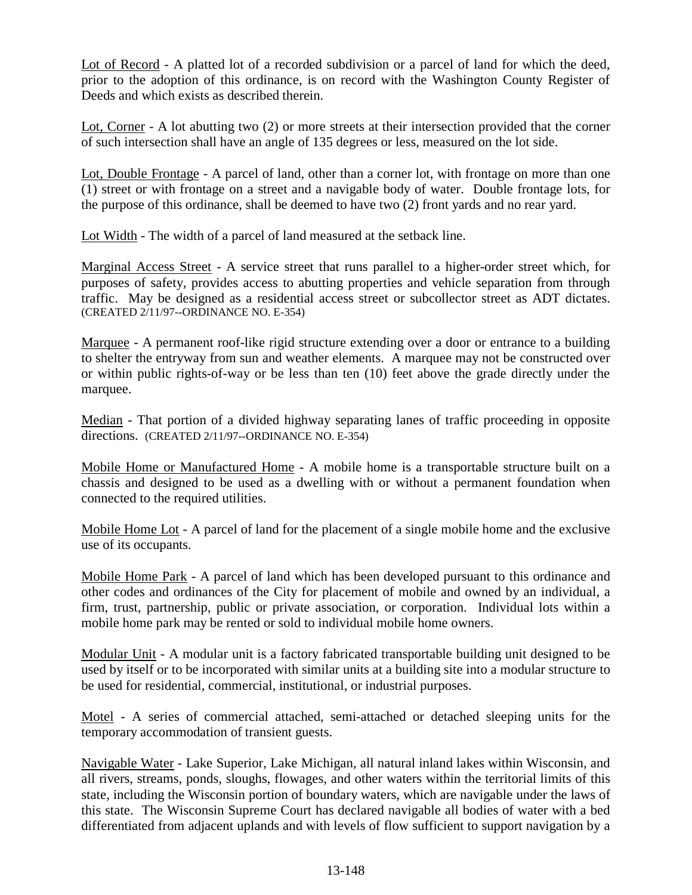Lot of Record - A platted lot of a recorded subdivision or a parcel of land for which the deed, prior to the adoption of this ordinance, is on record with the Washington County Register of Deeds and which exists as described therein.

Lot, Corner - A lot abutting two (2) or more streets at their intersection provided that the corner of such intersection shall have an angle of 135 degrees or less, measured on the lot side.

Lot, Double Frontage - A parcel of land, other than a corner lot, with frontage on more than one (1) street or with frontage on a street and a navigable body of water. Double frontage lots, for the purpose of this ordinance, shall be deemed to have two (2) front yards and no rear yard.

Lot Width - The width of a parcel of land measured at the setback line.

Marginal Access Street - A service street that runs parallel to a higher-order street which, for purposes of safety, provides access to abutting properties and vehicle separation from through traffic. May be designed as a residential access street or subcollector street as ADT dictates. (CREATED 2/11/97--ORDINANCE NO. E-354)

Marquee - A permanent roof-like rigid structure extending over a door or entrance to a building to shelter the entryway from sun and weather elements. A marquee may not be constructed over or within public rights-of-way or be less than ten (10) feet above the grade directly under the marquee.

Median - That portion of a divided highway separating lanes of traffic proceeding in opposite directions. (CREATED 2/11/97--ORDINANCE NO. E-354)

Mobile Home or Manufactured Home - A mobile home is a transportable structure built on a chassis and designed to be used as a dwelling with or without a permanent foundation when connected to the required utilities.

Mobile Home Lot - A parcel of land for the placement of a single mobile home and the exclusive use of its occupants.

Mobile Home Park - A parcel of land which has been developed pursuant to this ordinance and other codes and ordinances of the City for placement of mobile and owned by an individual, a firm, trust, partnership, public or private association, or corporation. Individual lots within a mobile home park may be rented or sold to individual mobile home owners.

Modular Unit - A modular unit is a factory fabricated transportable building unit designed to be used by itself or to be incorporated with similar units at a building site into a modular structure to be used for residential, commercial, institutional, or industrial purposes.

Motel - A series of commercial attached, semi-attached or detached sleeping units for the temporary accommodation of transient guests.

Navigable Water - Lake Superior, Lake Michigan, all natural inland lakes within Wisconsin, and all rivers, streams, ponds, sloughs, flowages, and other waters within the territorial limits of this state, including the Wisconsin portion of boundary waters, which are navigable under the laws of this state. The Wisconsin Supreme Court has declared navigable all bodies of water with a bed differentiated from adjacent uplands and with levels of flow sufficient to support navigation by a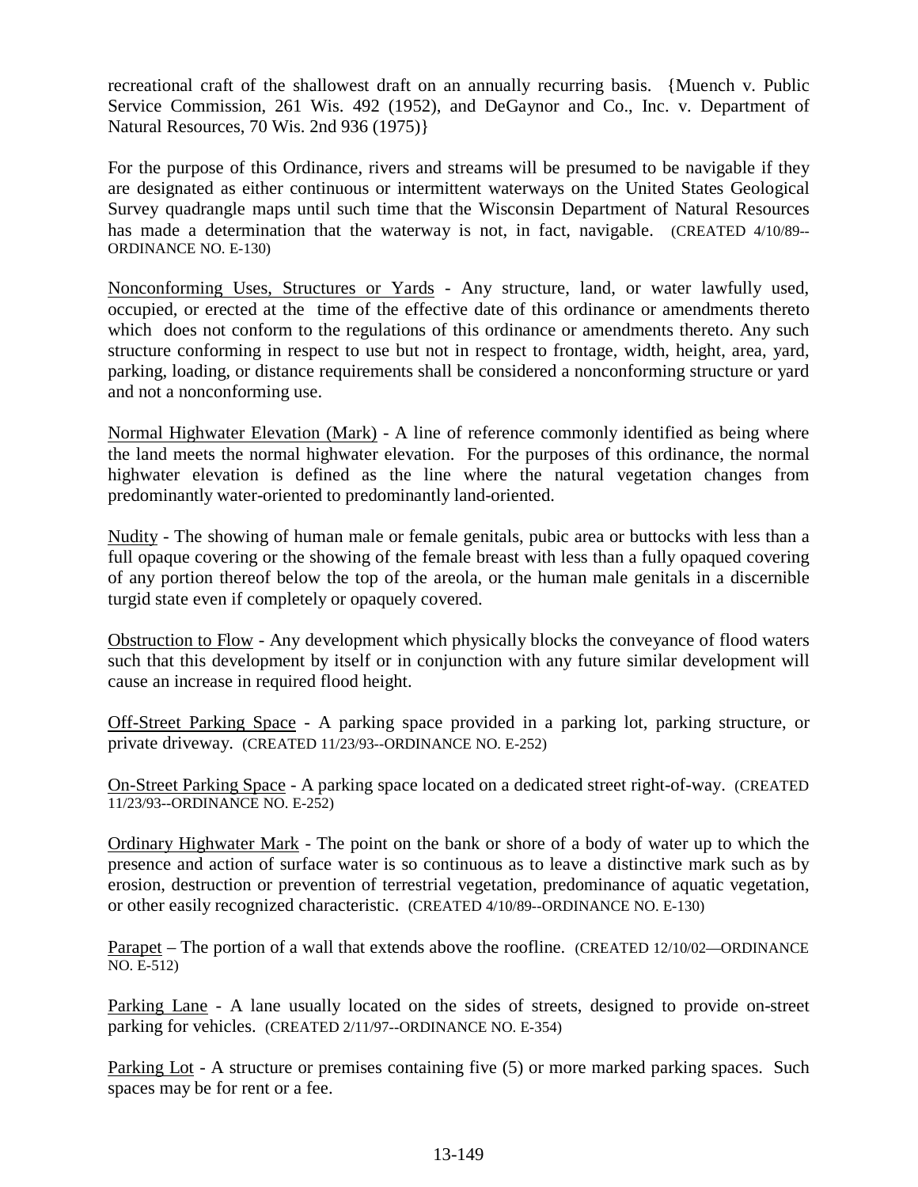recreational craft of the shallowest draft on an annually recurring basis. {Muench v. Public Service Commission, 261 Wis. 492 (1952), and DeGaynor and Co., Inc. v. Department of Natural Resources, 70 Wis. 2nd 936 (1975)}

For the purpose of this Ordinance, rivers and streams will be presumed to be navigable if they are designated as either continuous or intermittent waterways on the United States Geological Survey quadrangle maps until such time that the Wisconsin Department of Natural Resources has made a determination that the waterway is not, in fact, navigable. (CREATED 4/10/89--ORDINANCE NO. E-130)

Nonconforming Uses, Structures or Yards - Any structure, land, or water lawfully used, occupied, or erected at the time of the effective date of this ordinance or amendments thereto which does not conform to the regulations of this ordinance or amendments thereto. Any such structure conforming in respect to use but not in respect to frontage, width, height, area, yard, parking, loading, or distance requirements shall be considered a nonconforming structure or yard and not a nonconforming use.

Normal Highwater Elevation (Mark) - A line of reference commonly identified as being where the land meets the normal highwater elevation. For the purposes of this ordinance, the normal highwater elevation is defined as the line where the natural vegetation changes from predominantly water-oriented to predominantly land-oriented.

Nudity - The showing of human male or female genitals, pubic area or buttocks with less than a full opaque covering or the showing of the female breast with less than a fully opaqued covering of any portion thereof below the top of the areola, or the human male genitals in a discernible turgid state even if completely or opaquely covered.

Obstruction to Flow - Any development which physically blocks the conveyance of flood waters such that this development by itself or in conjunction with any future similar development will cause an increase in required flood height.

Off-Street Parking Space - A parking space provided in a parking lot, parking structure, or private driveway. (CREATED 11/23/93--ORDINANCE NO. E-252)

On-Street Parking Space - A parking space located on a dedicated street right-of-way. (CREATED 11/23/93--ORDINANCE NO. E-252)

Ordinary Highwater Mark - The point on the bank or shore of a body of water up to which the presence and action of surface water is so continuous as to leave a distinctive mark such as by erosion, destruction or prevention of terrestrial vegetation, predominance of aquatic vegetation, or other easily recognized characteristic. (CREATED 4/10/89--ORDINANCE NO. E-130)

Parapet – The portion of a wall that extends above the roofline. (CREATED 12/10/02—ORDINANCE NO. E-512)

Parking Lane - A lane usually located on the sides of streets, designed to provide on-street parking for vehicles. (CREATED 2/11/97--ORDINANCE NO. E-354)

Parking Lot - A structure or premises containing five (5) or more marked parking spaces. Such spaces may be for rent or a fee.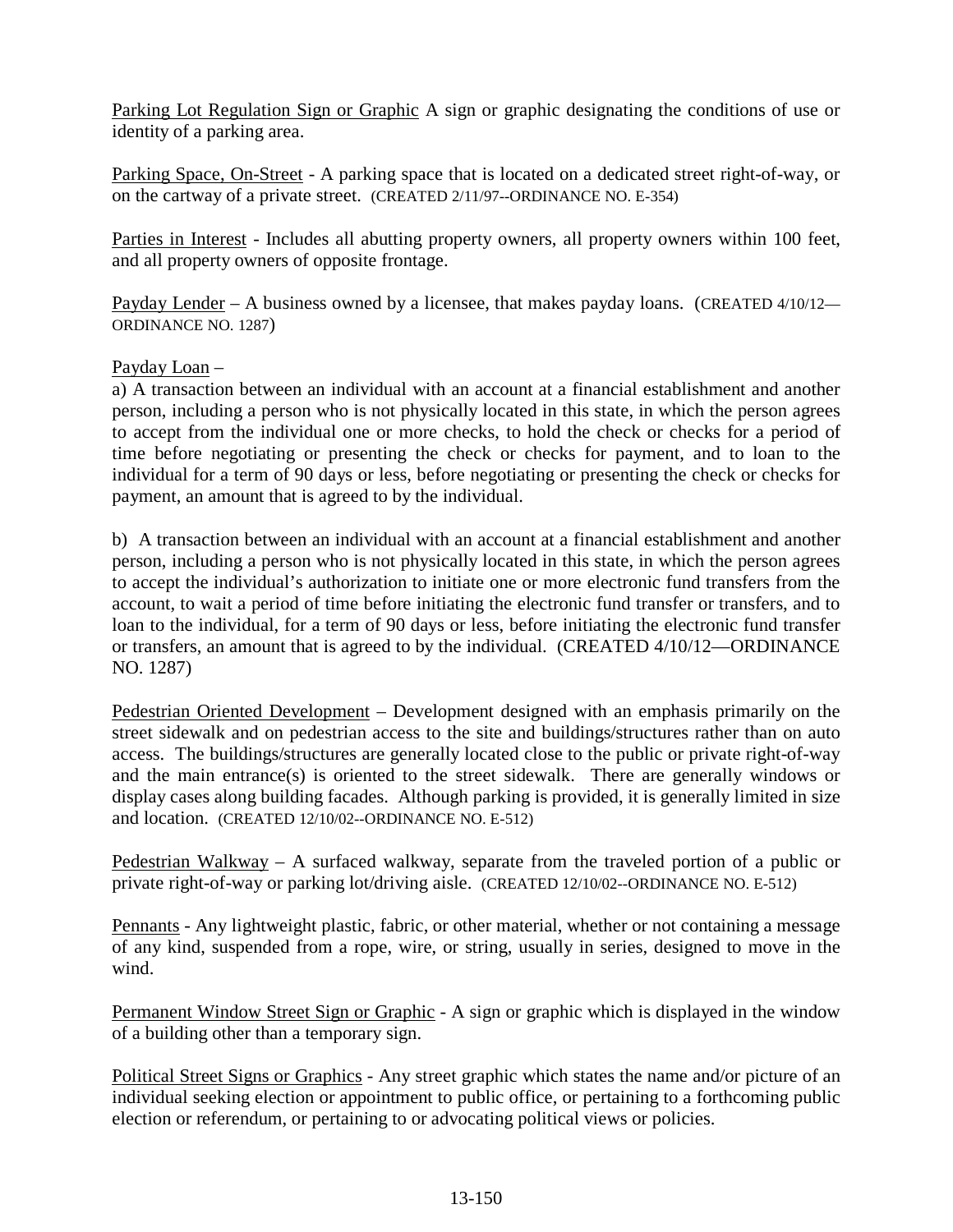Parking Lot Regulation Sign or Graphic A sign or graphic designating the conditions of use or identity of a parking area.

Parking Space, On-Street - A parking space that is located on a dedicated street right-of-way, or on the cartway of a private street. (CREATED 2/11/97--ORDINANCE NO. E-354)

Parties in Interest - Includes all abutting property owners, all property owners within 100 feet, and all property owners of opposite frontage.

Payday Lender – A business owned by a licensee, that makes payday loans. (CREATED 4/10/12—ORDINANCE NO. 1287)

Payday Loan –

a) A transaction between an individual with an account at a financial establishment and another person, including a person who is not physically located in this state, in which the person agrees to accept from the individual one or more checks, to hold the check or checks for a period of time before negotiating or presenting the check or checks for payment, and to loan to the individual for a term of 90 days or less, before negotiating or presenting the check or checks for payment, an amount that is agreed to by the individual.

b) A transaction between an individual with an account at a financial establishment and another person, including a person who is not physically located in this state, in which the person agrees to accept the individual's authorization to initiate one or more electronic fund transfers from the account, to wait a period of time before initiating the electronic fund transfer or transfers, and to loan to the individual, for a term of 90 days or less, before initiating the electronic fund transfer or transfers, an amount that is agreed to by the individual. (CREATED 4/10/12—ORDINANCE NO. 1287)

Pedestrian Oriented Development – Development designed with an emphasis primarily on the street sidewalk and on pedestrian access to the site and buildings/structures rather than on auto access. The buildings/structures are generally located close to the public or private right-of-way and the main entrance(s) is oriented to the street sidewalk. There are generally windows or display cases along building facades. Although parking is provided, it is generally limited in size and location. (CREATED 12/10/02--ORDINANCE NO. E-512)

Pedestrian Walkway – A surfaced walkway, separate from the traveled portion of a public or private right-of-way or parking lot/driving aisle. (CREATED 12/10/02--ORDINANCE NO. E-512)

Pennants - Any lightweight plastic, fabric, or other material, whether or not containing a message of any kind, suspended from a rope, wire, or string, usually in series, designed to move in the wind.

Permanent Window Street Sign or Graphic - A sign or graphic which is displayed in the window of a building other than a temporary sign.

Political Street Signs or Graphics - Any street graphic which states the name and/or picture of an individual seeking election or appointment to public office, or pertaining to a forthcoming public election or referendum, or pertaining to or advocating political views or policies.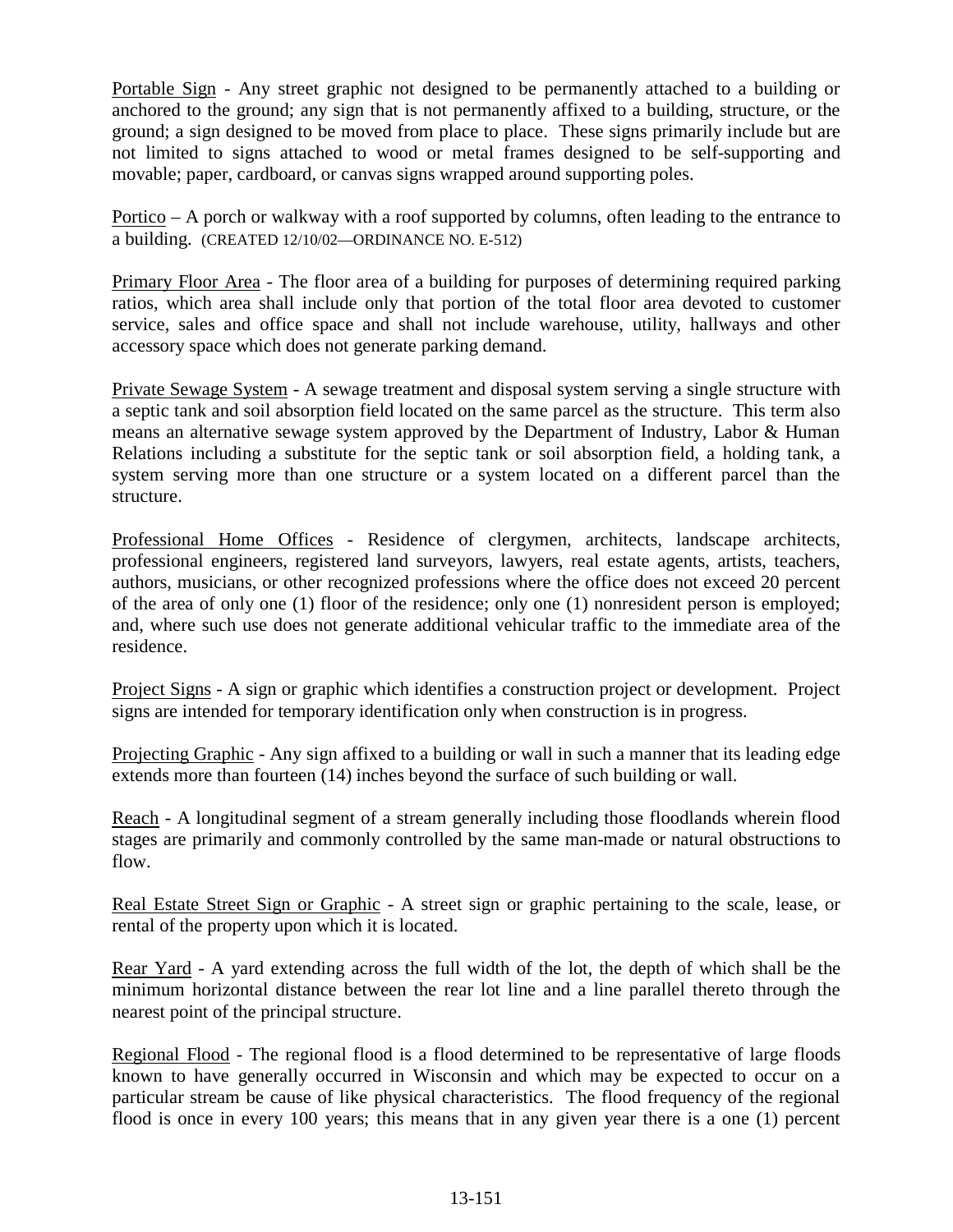Portable Sign - Any street graphic not designed to be permanently attached to a building or anchored to the ground; any sign that is not permanently affixed to a building, structure, or the ground; a sign designed to be moved from place to place. These signs primarily include but are not limited to signs attached to wood or metal frames designed to be self-supporting and movable; paper, cardboard, or canvas signs wrapped around supporting poles.

Portico – A porch or walkway with a roof supported by columns, often leading to the entrance to a building. (CREATED 12/10/02—ORDINANCE NO. E-512)

Primary Floor Area - The floor area of a building for purposes of determining required parking ratios, which area shall include only that portion of the total floor area devoted to customer service, sales and office space and shall not include warehouse, utility, hallways and other accessory space which does not generate parking demand.

Private Sewage System - A sewage treatment and disposal system serving a single structure with a septic tank and soil absorption field located on the same parcel as the structure. This term also means an alternative sewage system approved by the Department of Industry, Labor & Human Relations including a substitute for the septic tank or soil absorption field, a holding tank, a system serving more than one structure or a system located on a different parcel than the structure.

Professional Home Offices - Residence of clergymen, architects, landscape architects, professional engineers, registered land surveyors, lawyers, real estate agents, artists, teachers, authors, musicians, or other recognized professions where the office does not exceed 20 percent of the area of only one (1) floor of the residence; only one (1) nonresident person is employed; and, where such use does not generate additional vehicular traffic to the immediate area of the residence.

Project Signs - A sign or graphic which identifies a construction project or development. Project signs are intended for temporary identification only when construction is in progress.

Projecting Graphic - Any sign affixed to a building or wall in such a manner that its leading edge extends more than fourteen (14) inches beyond the surface of such building or wall.

Reach - A longitudinal segment of a stream generally including those floodlands wherein flood stages are primarily and commonly controlled by the same man-made or natural obstructions to flow.

Real Estate Street Sign or Graphic - A street sign or graphic pertaining to the scale, lease, or rental of the property upon which it is located.

Rear Yard - A yard extending across the full width of the lot, the depth of which shall be the minimum horizontal distance between the rear lot line and a line parallel thereto through the nearest point of the principal structure.

Regional Flood - The regional flood is a flood determined to be representative of large floods known to have generally occurred in Wisconsin and which may be expected to occur on a particular stream be cause of like physical characteristics. The flood frequency of the regional flood is once in every 100 years; this means that in any given year there is a one (1) percent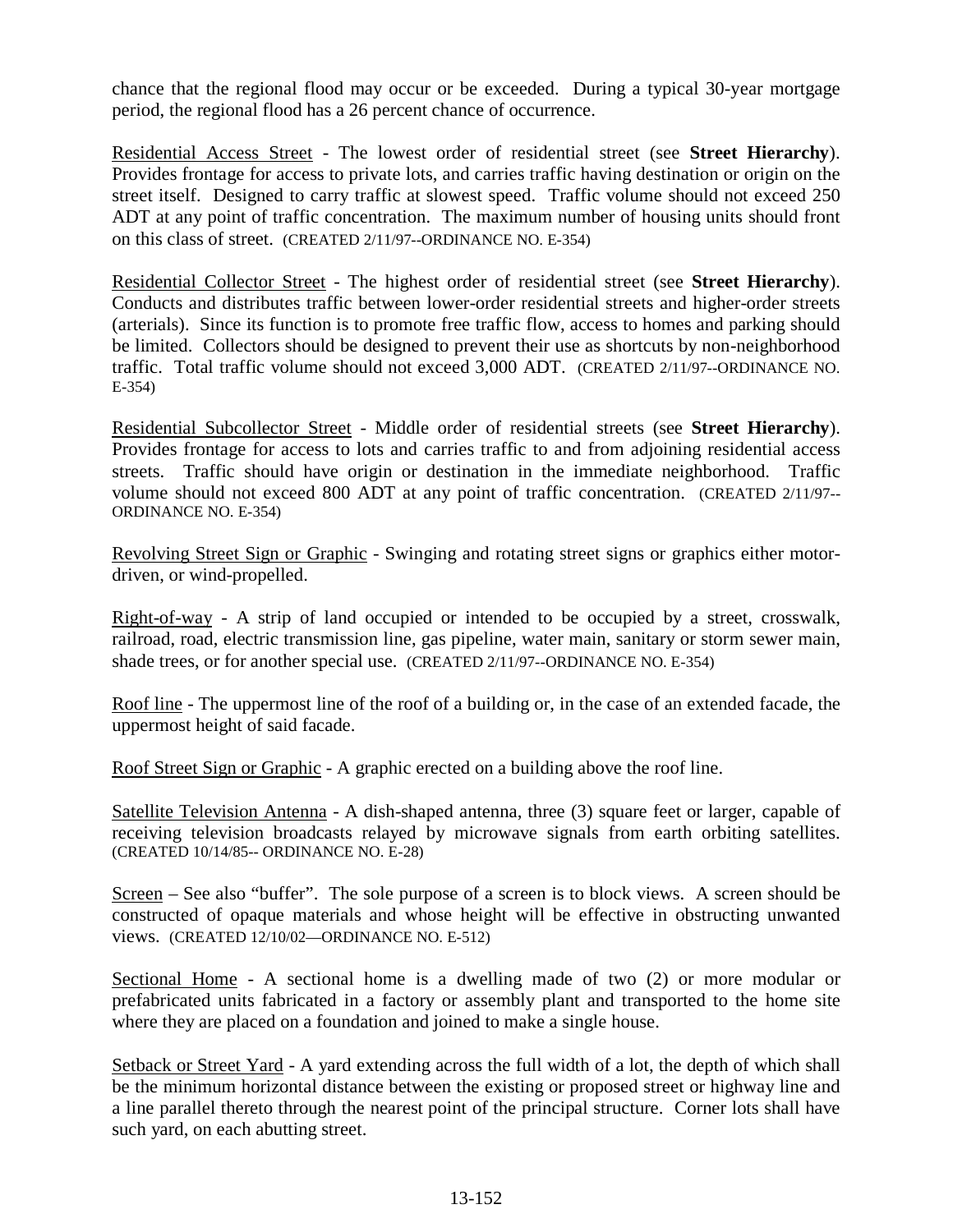chance that the regional flood may occur or be exceeded. During a typical 30-year mortgage period, the regional flood has a 26 percent chance of occurrence.

<u>Residential Access Street</u> - The lowest order of residential street (see **Street Hierarchy**). Provides frontage for access to private lots, and carries traffic having destination or origin on the street itself. Designed to carry traffic at slowest speed. Traffic volume should not exceed 250 ADT at any point of traffic concentration. The maximum number of housing units should front on this class of street. (CREATED 2/11/97--ORDINANCE NO. E-354)

<u>Residential Collector Street</u> - The highest order of residential street (see **Street Hierarchy**). Conducts and distributes traffic between lower-order residential streets and higher-order streets (arterials). Since its function is to promote free traffic flow, access to homes and parking should be limited. Collectors should be designed to prevent their use as shortcuts by non-neighborhood traffic. Total traffic volume should not exceed 3,000 ADT. (CREATED 2/11/97--ORDINANCE NO. E-354)

<u>Residential Subcollector Street</u> - Middle order of residential streets (see **Street Hierarchy**). Provides frontage for access to lots and carries traffic to and from adjoining residential access streets. Traffic should have origin or destination in the immediate neighborhood. Traffic volume should not exceed 800 ADT at any point of traffic concentration. (CREATED 2/11/97--ORDINANCE NO. E-354)

<u>Revolving Street Sign or Graphic</u> - Swinging and rotating street signs or graphics either motor-driven, or wind-propelled.

<u>Right-of-way</u> - A strip of land occupied or intended to be occupied by a street, crosswalk, railroad, road, electric transmission line, gas pipeline, water main, sanitary or storm sewer main, shade trees, or for another special use. (CREATED 2/11/97--ORDINANCE NO. E-354)

<u>Roof line</u> - The uppermost line of the roof of a building or, in the case of an extended facade, the uppermost height of said facade.

<u>Roof Street Sign or Graphic</u> - A graphic erected on a building above the roof line.

<u>Satellite Television Antenna</u> - A dish-shaped antenna, three (3) square feet or larger, capable of receiving television broadcasts relayed by microwave signals from earth orbiting satellites. (CREATED 10/14/85-- ORDINANCE NO. E-28)

<u>Screen</u> – See also "buffer". The sole purpose of a screen is to block views. A screen should be constructed of opaque materials and whose height will be effective in obstructing unwanted views. (CREATED 12/10/02—ORDINANCE NO. E-512)

<u>Sectional Home</u> - A sectional home is a dwelling made of two (2) or more modular or prefabricated units fabricated in a factory or assembly plant and transported to the home site where they are placed on a foundation and joined to make a single house.

<u>Setback or Street Yard</u> - A yard extending across the full width of a lot, the depth of which shall be the minimum horizontal distance between the existing or proposed street or highway line and a line parallel thereto through the nearest point of the principal structure. Corner lots shall have such yard, on each abutting street.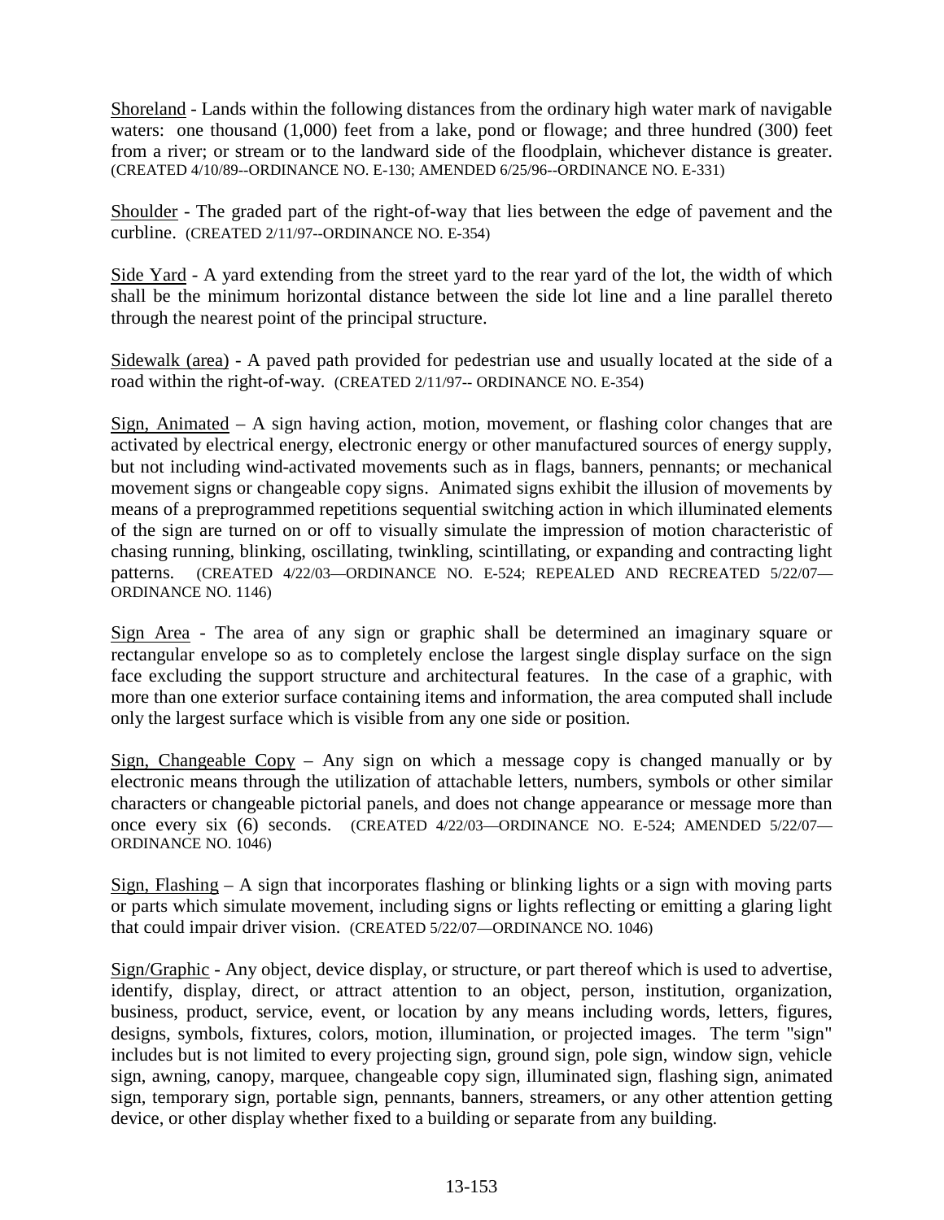Shoreland - Lands within the following distances from the ordinary high water mark of navigable waters: one thousand (1,000) feet from a lake, pond or flowage; and three hundred (300) feet from a river; or stream or to the landward side of the floodplain, whichever distance is greater. (CREATED 4/10/89--ORDINANCE NO. E-130; AMENDED 6/25/96--ORDINANCE NO. E-331)

Shoulder - The graded part of the right-of-way that lies between the edge of pavement and the curbline. (CREATED 2/11/97--ORDINANCE NO. E-354)

Side Yard - A yard extending from the street yard to the rear yard of the lot, the width of which shall be the minimum horizontal distance between the side lot line and a line parallel thereto through the nearest point of the principal structure.

Sidewalk (area) - A paved path provided for pedestrian use and usually located at the side of a road within the right-of-way. (CREATED 2/11/97-- ORDINANCE NO. E-354)

Sign, Animated – A sign having action, motion, movement, or flashing color changes that are activated by electrical energy, electronic energy or other manufactured sources of energy supply, but not including wind-activated movements such as in flags, banners, pennants; or mechanical movement signs or changeable copy signs. Animated signs exhibit the illusion of movements by means of a preprogrammed repetitions sequential switching action in which illuminated elements of the sign are turned on or off to visually simulate the impression of motion characteristic of chasing running, blinking, oscillating, twinkling, scintillating, or expanding and contracting light patterns. (CREATED 4/22/03—ORDINANCE NO. E-524; REPEALED AND RECREATED 5/22/07—ORDINANCE NO. 1146)

Sign Area - The area of any sign or graphic shall be determined an imaginary square or rectangular envelope so as to completely enclose the largest single display surface on the sign face excluding the support structure and architectural features. In the case of a graphic, with more than one exterior surface containing items and information, the area computed shall include only the largest surface which is visible from any one side or position.

Sign, Changeable Copy – Any sign on which a message copy is changed manually or by electronic means through the utilization of attachable letters, numbers, symbols or other similar characters or changeable pictorial panels, and does not change appearance or message more than once every six (6) seconds. (CREATED 4/22/03—ORDINANCE NO. E-524; AMENDED 5/22/07—ORDINANCE NO. 1046)

Sign, Flashing – A sign that incorporates flashing or blinking lights or a sign with moving parts or parts which simulate movement, including signs or lights reflecting or emitting a glaring light that could impair driver vision. (CREATED 5/22/07—ORDINANCE NO. 1046)

Sign/Graphic - Any object, device display, or structure, or part thereof which is used to advertise, identify, display, direct, or attract attention to an object, person, institution, organization, business, product, service, event, or location by any means including words, letters, figures, designs, symbols, fixtures, colors, motion, illumination, or projected images. The term "sign" includes but is not limited to every projecting sign, ground sign, pole sign, window sign, vehicle sign, awning, canopy, marquee, changeable copy sign, illuminated sign, flashing sign, animated sign, temporary sign, portable sign, pennants, banners, streamers, or any other attention getting device, or other display whether fixed to a building or separate from any building.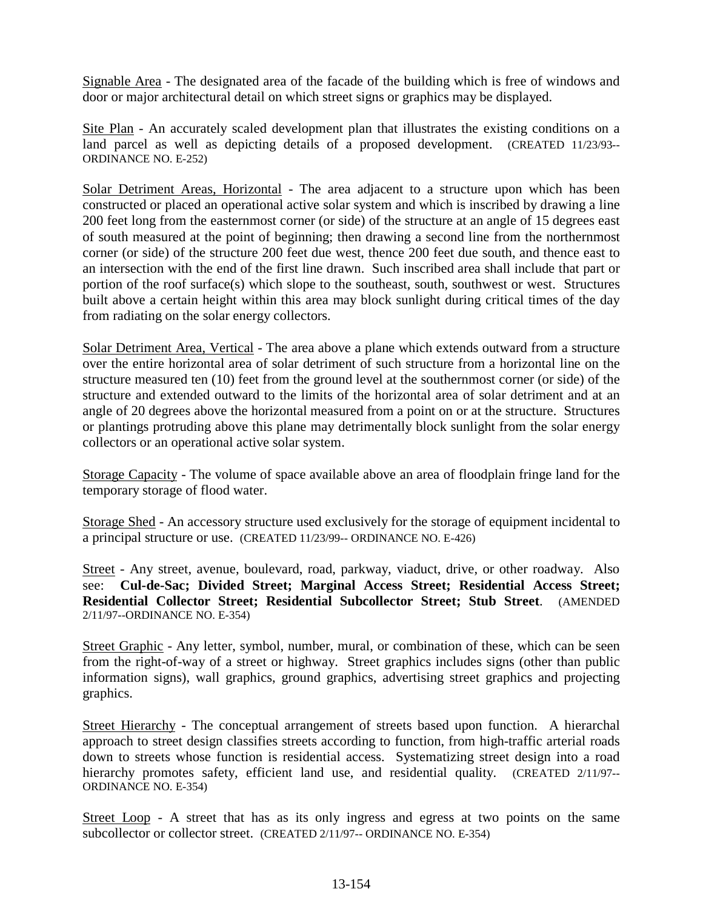Signable Area - The designated area of the facade of the building which is free of windows and door or major architectural detail on which street signs or graphics may be displayed.

Site Plan - An accurately scaled development plan that illustrates the existing conditions on a land parcel as well as depicting details of a proposed development. (CREATED 11/23/93-- ORDINANCE NO. E-252)

Solar Detriment Areas, Horizontal - The area adjacent to a structure upon which has been constructed or placed an operational active solar system and which is inscribed by drawing a line 200 feet long from the easternmost corner (or side) of the structure at an angle of 15 degrees east of south measured at the point of beginning; then drawing a second line from the northernmost corner (or side) of the structure 200 feet due west, thence 200 feet due south, and thence east to an intersection with the end of the first line drawn. Such inscribed area shall include that part or portion of the roof surface(s) which slope to the southeast, south, southwest or west. Structures built above a certain height within this area may block sunlight during critical times of the day from radiating on the solar energy collectors.

Solar Detriment Area, Vertical - The area above a plane which extends outward from a structure over the entire horizontal area of solar detriment of such structure from a horizontal line on the structure measured ten (10) feet from the ground level at the southernmost corner (or side) of the structure and extended outward to the limits of the horizontal area of solar detriment and at an angle of 20 degrees above the horizontal measured from a point on or at the structure. Structures or plantings protruding above this plane may detrimentally block sunlight from the solar energy collectors or an operational active solar system.

Storage Capacity - The volume of space available above an area of floodplain fringe land for the temporary storage of flood water.

Storage Shed - An accessory structure used exclusively for the storage of equipment incidental to a principal structure or use. (CREATED 11/23/99-- ORDINANCE NO. E-426)

Street - Any street, avenue, boulevard, road, parkway, viaduct, drive, or other roadway. Also see: **Cul-de-Sac; Divided Street; Marginal Access Street; Residential Access Street; Residential Collector Street; Residential Subcollector Street; Stub Street**. (AMENDED 2/11/97--ORDINANCE NO. E-354)

Street Graphic - Any letter, symbol, number, mural, or combination of these, which can be seen from the right-of-way of a street or highway. Street graphics includes signs (other than public information signs), wall graphics, ground graphics, advertising street graphics and projecting graphics.

Street Hierarchy - The conceptual arrangement of streets based upon function. A hierarchal approach to street design classifies streets according to function, from high-traffic arterial roads down to streets whose function is residential access. Systematizing street design into a road hierarchy promotes safety, efficient land use, and residential quality. (CREATED 2/11/97-- ORDINANCE NO. E-354)

Street Loop - A street that has as its only ingress and egress at two points on the same subcollector or collector street. (CREATED 2/11/97-- ORDINANCE NO. E-354)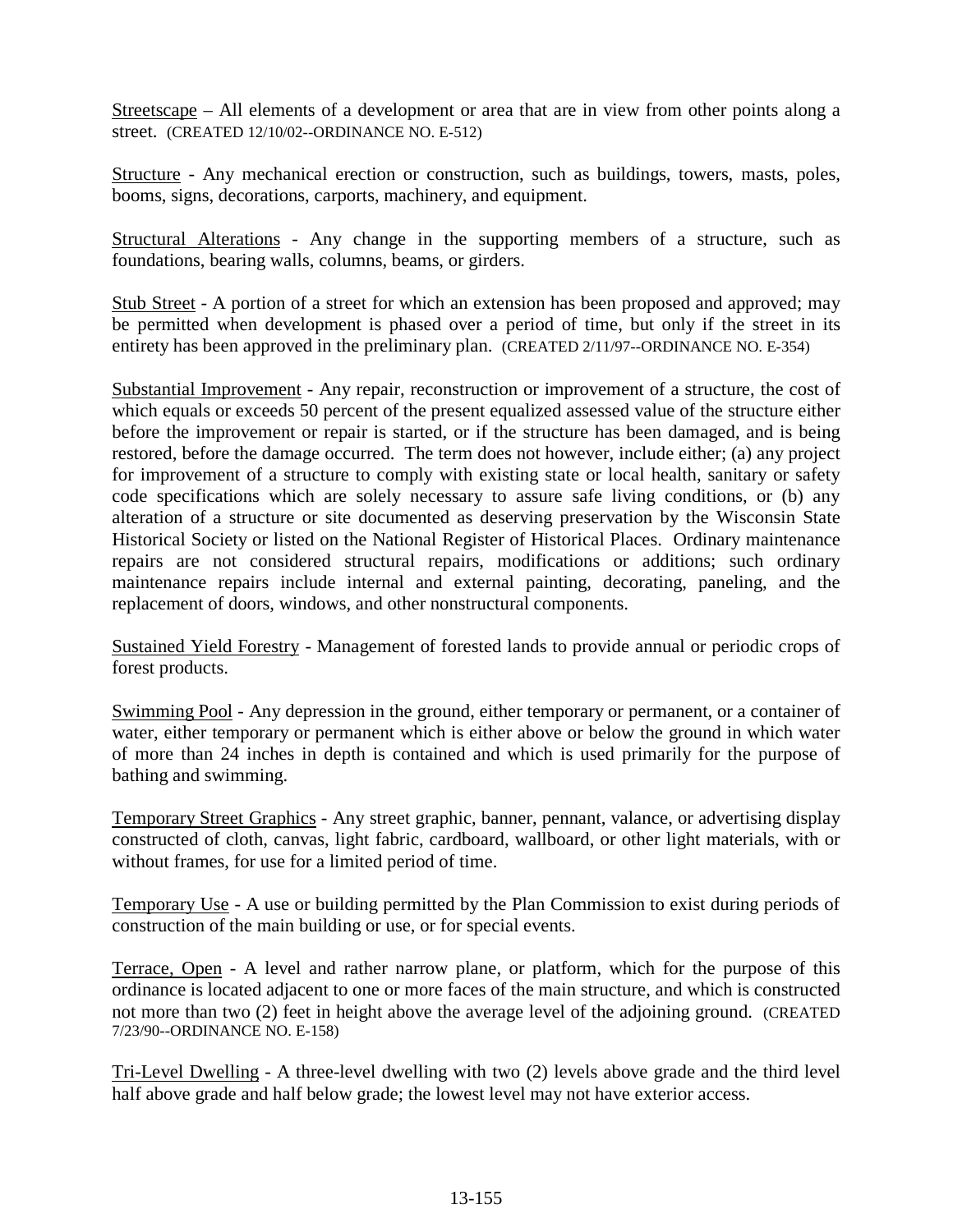Streetscape – All elements of a development or area that are in view from other points along a street. (CREATED 12/10/02--ORDINANCE NO. E-512)

Structure - Any mechanical erection or construction, such as buildings, towers, masts, poles, booms, signs, decorations, carports, machinery, and equipment.

Structural Alterations - Any change in the supporting members of a structure, such as foundations, bearing walls, columns, beams, or girders.

Stub Street - A portion of a street for which an extension has been proposed and approved; may be permitted when development is phased over a period of time, but only if the street in its entirety has been approved in the preliminary plan. (CREATED 2/11/97--ORDINANCE NO. E-354)

Substantial Improvement - Any repair, reconstruction or improvement of a structure, the cost of which equals or exceeds 50 percent of the present equalized assessed value of the structure either before the improvement or repair is started, or if the structure has been damaged, and is being restored, before the damage occurred. The term does not however, include either; (a) any project for improvement of a structure to comply with existing state or local health, sanitary or safety code specifications which are solely necessary to assure safe living conditions, or (b) any alteration of a structure or site documented as deserving preservation by the Wisconsin State Historical Society or listed on the National Register of Historical Places. Ordinary maintenance repairs are not considered structural repairs, modifications or additions; such ordinary maintenance repairs include internal and external painting, decorating, paneling, and the replacement of doors, windows, and other nonstructural components.

Sustained Yield Forestry - Management of forested lands to provide annual or periodic crops of forest products.

Swimming Pool - Any depression in the ground, either temporary or permanent, or a container of water, either temporary or permanent which is either above or below the ground in which water of more than 24 inches in depth is contained and which is used primarily for the purpose of bathing and swimming.

Temporary Street Graphics - Any street graphic, banner, pennant, valance, or advertising display constructed of cloth, canvas, light fabric, cardboard, wallboard, or other light materials, with or without frames, for use for a limited period of time.

Temporary Use - A use or building permitted by the Plan Commission to exist during periods of construction of the main building or use, or for special events.

Terrace, Open - A level and rather narrow plane, or platform, which for the purpose of this ordinance is located adjacent to one or more faces of the main structure, and which is constructed not more than two (2) feet in height above the average level of the adjoining ground. (CREATED 7/23/90--ORDINANCE NO. E-158)

Tri-Level Dwelling - A three-level dwelling with two (2) levels above grade and the third level half above grade and half below grade; the lowest level may not have exterior access.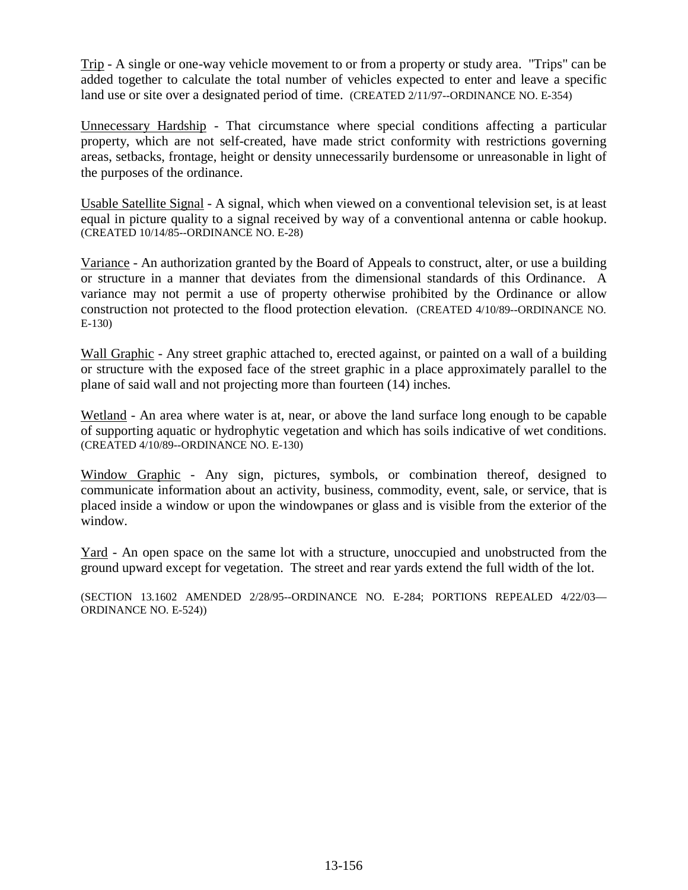<u>Trip</u> - A single or one-way vehicle movement to or from a property or study area. "Trips" can be added together to calculate the total number of vehicles expected to enter and leave a specific land use or site over a designated period of time. (CREATED 2/11/97--ORDINANCE NO. E-354)

<u>Unnecessary Hardship</u> - That circumstance where special conditions affecting a particular property, which are not self-created, have made strict conformity with restrictions governing areas, setbacks, frontage, height or density unnecessarily burdensome or unreasonable in light of the purposes of the ordinance.

<u>Usable Satellite Signal</u> - A signal, which when viewed on a conventional television set, is at least equal in picture quality to a signal received by way of a conventional antenna or cable hookup. (CREATED 10/14/85--ORDINANCE NO. E-28)

<u>Variance</u> - An authorization granted by the Board of Appeals to construct, alter, or use a building or structure in a manner that deviates from the dimensional standards of this Ordinance. A variance may not permit a use of property otherwise prohibited by the Ordinance or allow construction not protected to the flood protection elevation. (CREATED 4/10/89--ORDINANCE NO. E-130)

<u>Wall Graphic</u> - Any street graphic attached to, erected against, or painted on a wall of a building or structure with the exposed face of the street graphic in a place approximately parallel to the plane of said wall and not projecting more than fourteen (14) inches.

<u>Wetland</u> - An area where water is at, near, or above the land surface long enough to be capable of supporting aquatic or hydrophytic vegetation and which has soils indicative of wet conditions. (CREATED 4/10/89--ORDINANCE NO. E-130)

<u>Window Graphic</u> - Any sign, pictures, symbols, or combination thereof, designed to communicate information about an activity, business, commodity, event, sale, or service, that is placed inside a window or upon the windowpanes or glass and is visible from the exterior of the window.

<u>Yard</u> - An open space on the same lot with a structure, unoccupied and unobstructed from the ground upward except for vegetation. The street and rear yards extend the full width of the lot.

(SECTION 13.1602 AMENDED 2/28/95--ORDINANCE NO. E-284; PORTIONS REPEALED 4/22/03—ORDINANCE NO. E-524))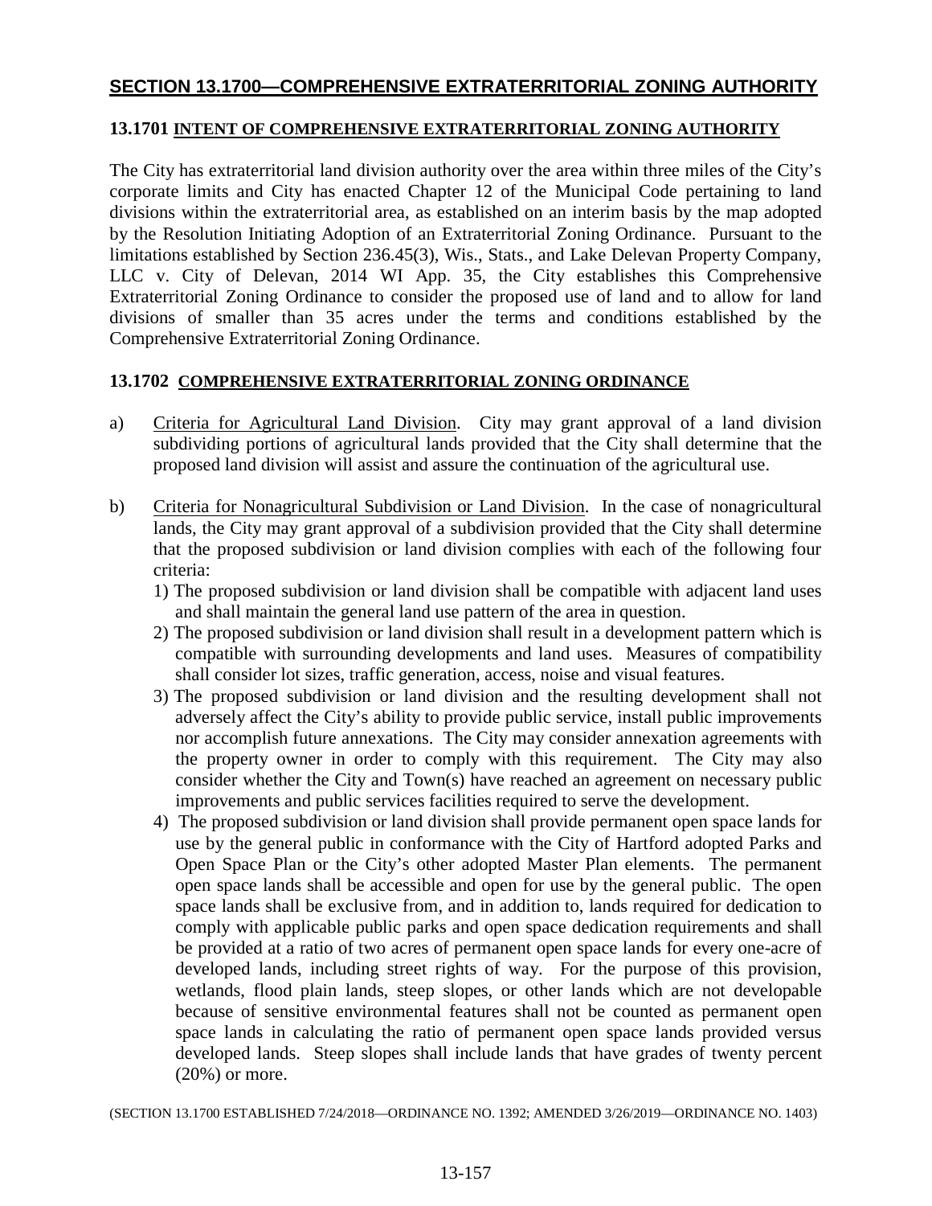## SECTION 13.1700—COMPREHENSIVE EXTRATERRITORIAL ZONING AUTHORITY

### 13.1701 INTENT OF COMPREHENSIVE EXTRATERRITORIAL ZONING AUTHORITY

The City has extraterritorial land division authority over the area within three miles of the City's corporate limits and City has enacted Chapter 12 of the Municipal Code pertaining to land divisions within the extraterritorial area, as established on an interim basis by the map adopted by the Resolution Initiating Adoption of an Extraterritorial Zoning Ordinance. Pursuant to the limitations established by Section 236.45(3), Wis., Stats., and Lake Delevan Property Company, LLC v. City of Delevan, 2014 WI App. 35, the City establishes this Comprehensive Extraterritorial Zoning Ordinance to consider the proposed use of land and to allow for land divisions of smaller than 35 acres under the terms and conditions established by the Comprehensive Extraterritorial Zoning Ordinance.

### 13.1702 COMPREHENSIVE EXTRATERRITORIAL ZONING ORDINANCE

a) Criteria for Agricultural Land Division. City may grant approval of a land division subdividing portions of agricultural lands provided that the City shall determine that the proposed land division will assist and assure the continuation of the agricultural use.

b) Criteria for Nonagricultural Subdivision or Land Division. In the case of nonagricultural lands, the City may grant approval of a subdivision provided that the City shall determine that the proposed subdivision or land division complies with each of the following four criteria:

   1) The proposed subdivision or land division shall be compatible with adjacent land uses and shall maintain the general land use pattern of the area in question.
   2) The proposed subdivision or land division shall result in a development pattern which is compatible with surrounding developments and land uses. Measures of compatibility shall consider lot sizes, traffic generation, access, noise and visual features.
   3) The proposed subdivision or land division and the resulting development shall not adversely affect the City's ability to provide public service, install public improvements nor accomplish future annexations. The City may consider annexation agreements with the property owner in order to comply with this requirement. The City may also consider whether the City and Town(s) have reached an agreement on necessary public improvements and public services facilities required to serve the development.
   4) The proposed subdivision or land division shall provide permanent open space lands for use by the general public in conformance with the City of Hartford adopted Parks and Open Space Plan or the City's other adopted Master Plan elements. The permanent open space lands shall be accessible and open for use by the general public. The open space lands shall be exclusive from, and in addition to, lands required for dedication to comply with applicable public parks and open space dedication requirements and shall be provided at a ratio of two acres of permanent open space lands for every one-acre of developed lands, including street rights of way. For the purpose of this provision, wetlands, flood plain lands, steep slopes, or other lands which are not developable because of sensitive environmental features shall not be counted as permanent open space lands in calculating the ratio of permanent open space lands provided versus developed lands. Steep slopes shall include lands that have grades of twenty percent (20%) or more.

(SECTION 13.1700 ESTABLISHED 7/24/2018—ORDINANCE NO. 1392; AMENDED 3/26/2019—ORDINANCE NO. 1403)